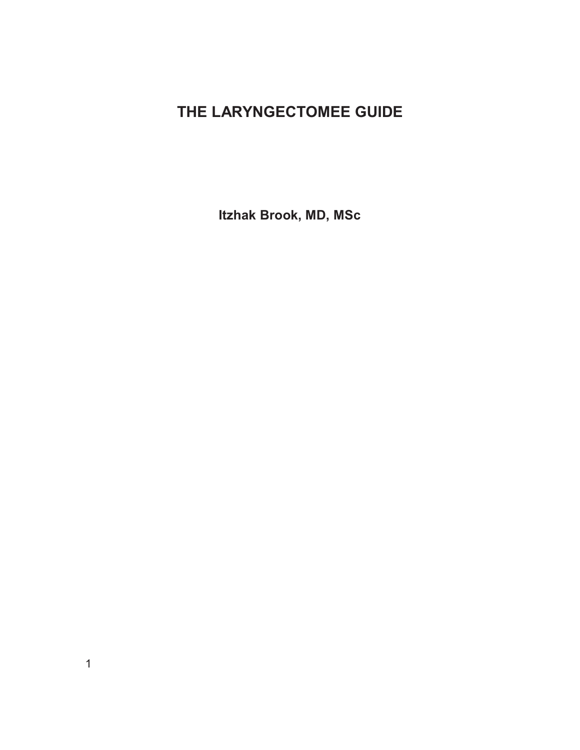# THE LARYNGECTOMEE GUIDE

**Itzhak Brook, MD, MSc**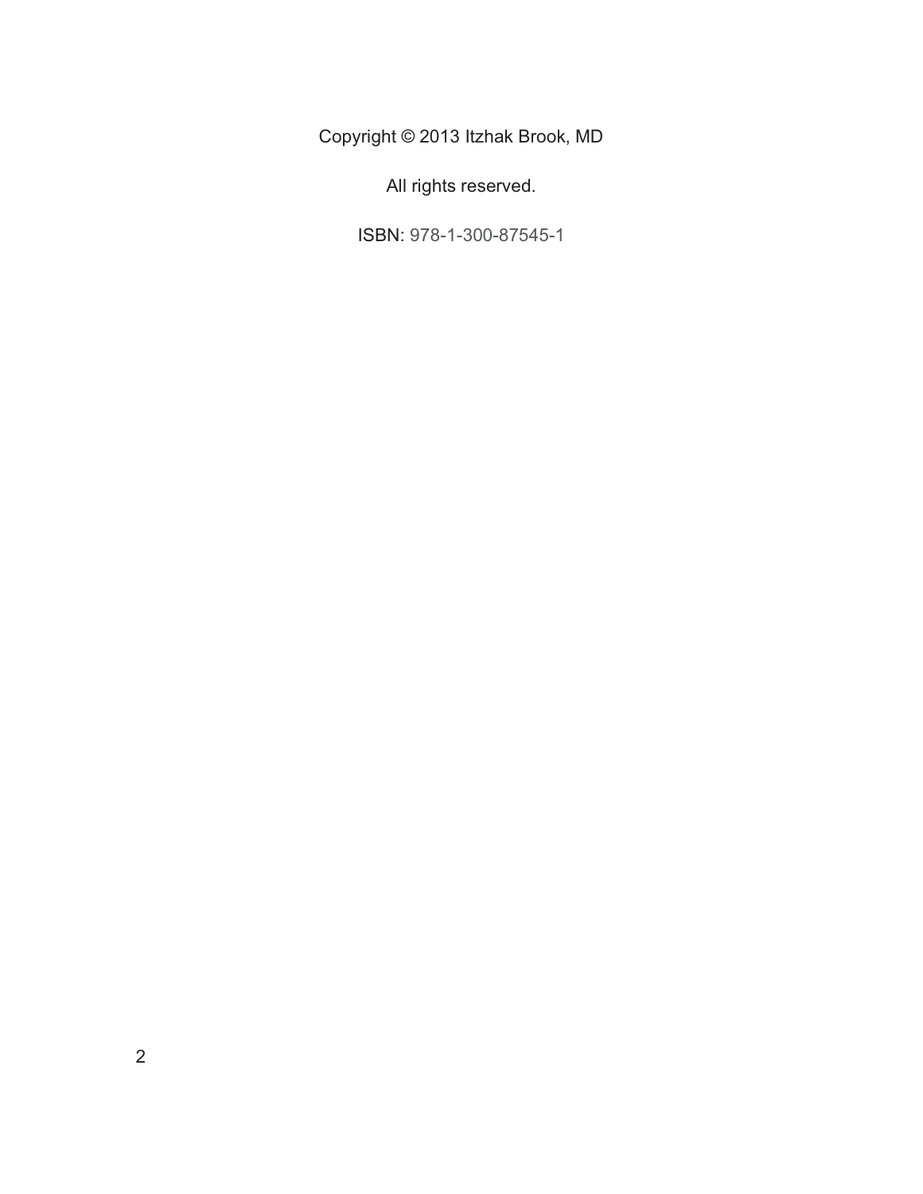Copyright © 2013 Itzhak Brook, MD

All rights reserved.

ISBN: 978-1-300-87545-1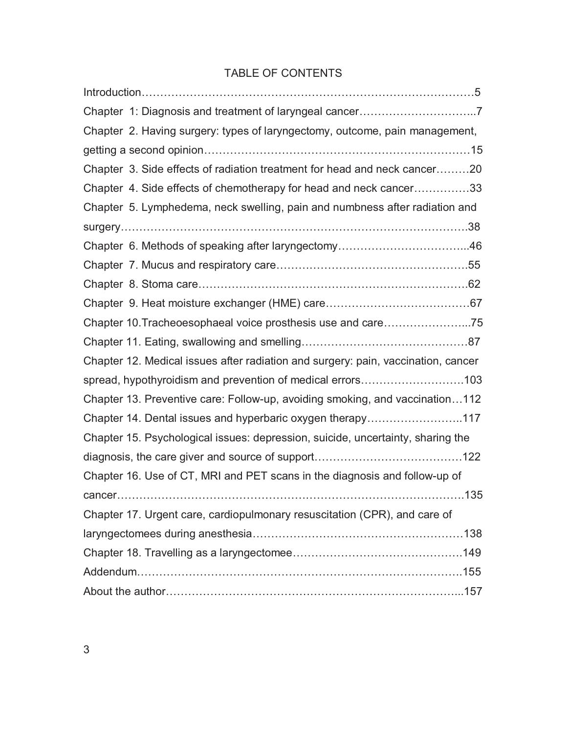# TABLE OF CONTENTS

Introduction……………………………………………………………………………5

Chapter 1: Diagnosis and treatment of laryngeal cancer…………………………...7

Chapter 2. Having surgery: types of laryngectomy, outcome, pain management, getting a second opinion………………………………………………………………15

Chapter 3. Side effects of radiation treatment for head and neck cancer………20

Chapter 4. Side effects of chemotherapy for head and neck cancer……………33

Chapter 5. Lymphedema, neck swelling, pain and numbness after radiation and surgery……………………………………………………………………………….38

Chapter 6. Methods of speaking after laryngectomy……………………………...46

Chapter 7. Mucus and respiratory care……………………………………………55

Chapter 8. Stoma care………………………………………………………………62

Chapter 9. Heat moisture exchanger (HME) care…………………………………67

Chapter 10.Tracheoesophaeal voice prosthesis use and care…………………...75

Chapter 11. Eating, swallowing and smelling………………………………………87

Chapter 12. Medical issues after radiation and surgery: pain, vaccination, cancer spread, hypothyroidism and prevention of medical errors……………………….103

Chapter 13. Preventive care: Follow-up, avoiding smoking, and vaccination…112

Chapter 14. Dental issues and hyperbaric oxygen therapy……………………..117

Chapter 15. Psychological issues: depression, suicide, uncertainty, sharing the diagnosis, the care giver and source of support…………………………………122

Chapter 16. Use of CT, MRI and PET scans in the diagnosis and follow-up of cancer……………………………………………………………………………….135

Chapter 17. Urgent care, cardiopulmonary resuscitation (CPR), and care of laryngectomees during anesthesia…………………………………………………138

Chapter 18. Travelling as a laryngectomee………………………………………149

Addendum……………………………………………………………………………155

About the author……………………………………………………………………...157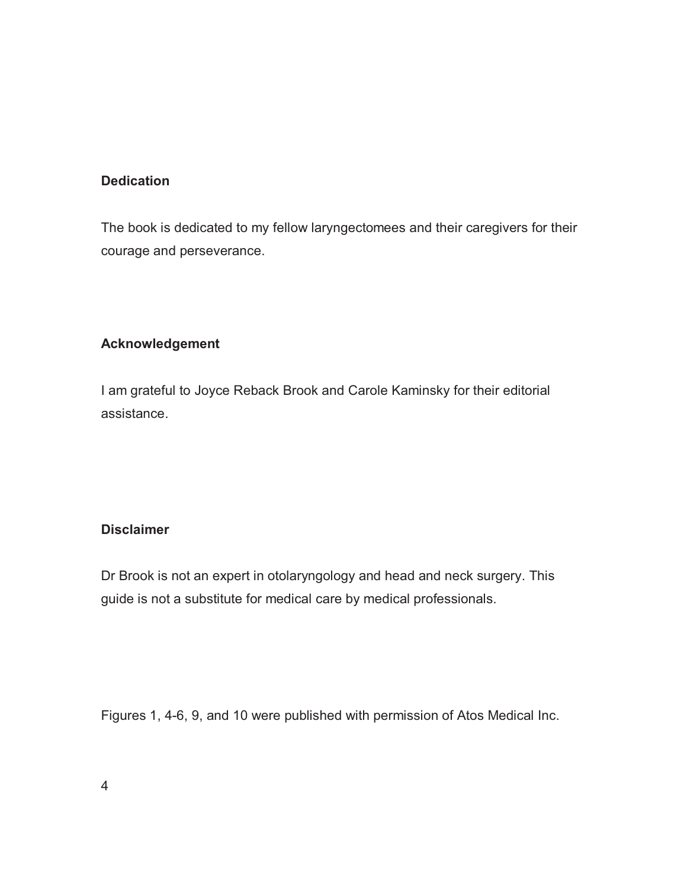## Dedication

The book is dedicated to my fellow laryngectomees and their caregivers for their courage and perseverance.

## Acknowledgement

I am grateful to Joyce Reback Brook and Carole Kaminsky for their editorial assistance.

## Disclaimer

Dr Brook is not an expert in otolaryngology and head and neck surgery. This guide is not a substitute for medical care by medical professionals.

Figures 1, 4-6, 9, and 10 were published with permission of Atos Medical Inc.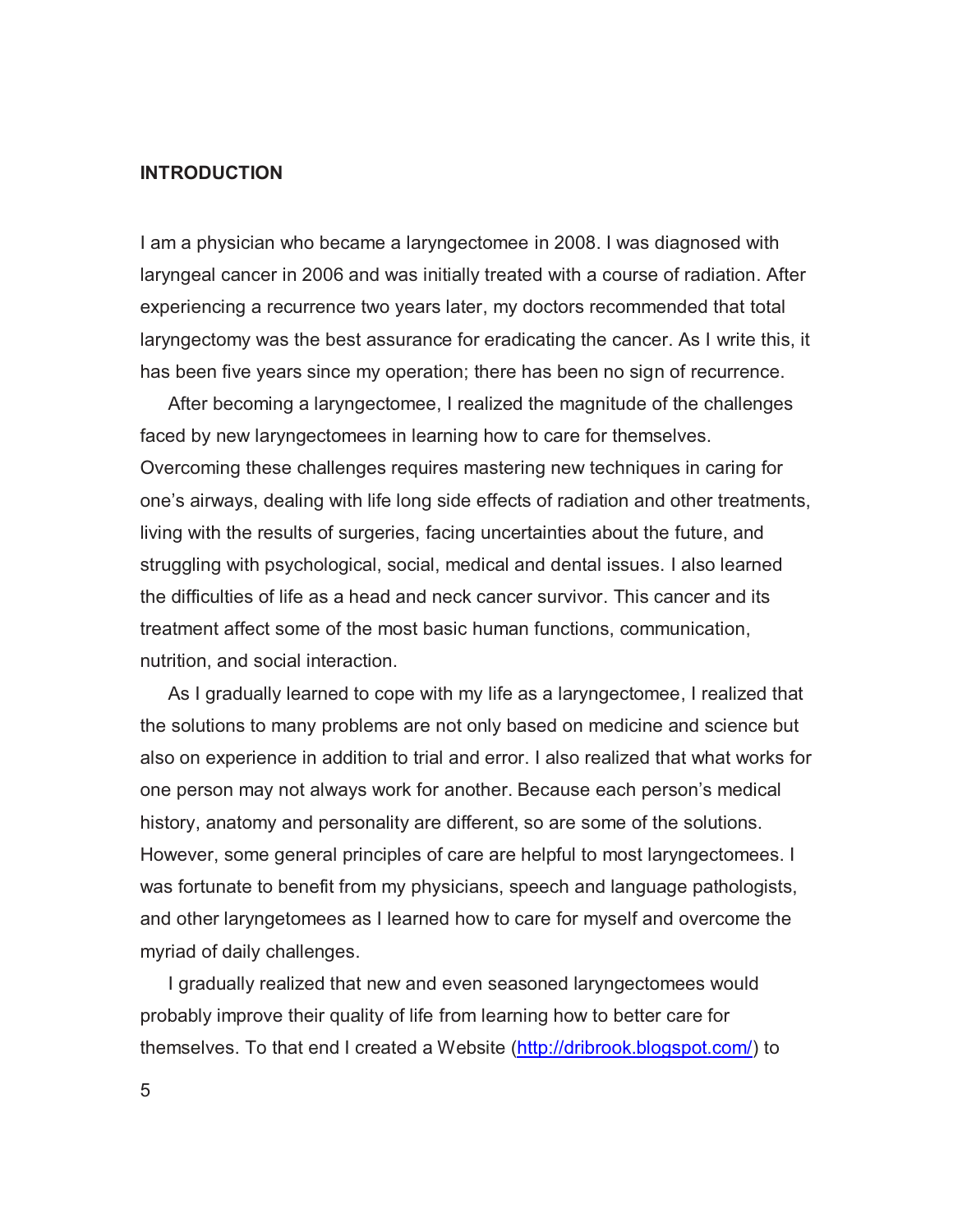## INTRODUCTION

I am a physician who became a laryngectomee in 2008. I was diagnosed with laryngeal cancer in 2006 and was initially treated with a course of radiation. After experiencing a recurrence two years later, my doctors recommended that total laryngectomy was the best assurance for eradicating the cancer. As I write this, it has been five years since my operation; there has been no sign of recurrence.

After becoming a laryngectomee, I realized the magnitude of the challenges faced by new laryngectomees in learning how to care for themselves. Overcoming these challenges requires mastering new techniques in caring for one's airways, dealing with life long side effects of radiation and other treatments, living with the results of surgeries, facing uncertainties about the future, and struggling with psychological, social, medical and dental issues. I also learned the difficulties of life as a head and neck cancer survivor. This cancer and its treatment affect some of the most basic human functions, communication, nutrition, and social interaction.

As I gradually learned to cope with my life as a laryngectomee, I realized that the solutions to many problems are not only based on medicine and science but also on experience in addition to trial and error. I also realized that what works for one person may not always work for another. Because each person's medical history, anatomy and personality are different, so are some of the solutions. However, some general principles of care are helpful to most laryngectomees. I was fortunate to benefit from my physicians, speech and language pathologists, and other laryngetomees as I learned how to care for myself and overcome the myriad of daily challenges.

I gradually realized that new and even seasoned laryngectomees would probably improve their quality of life from learning how to better care for themselves. To that end I created a Website (http://dribrook.blogspot.com/) to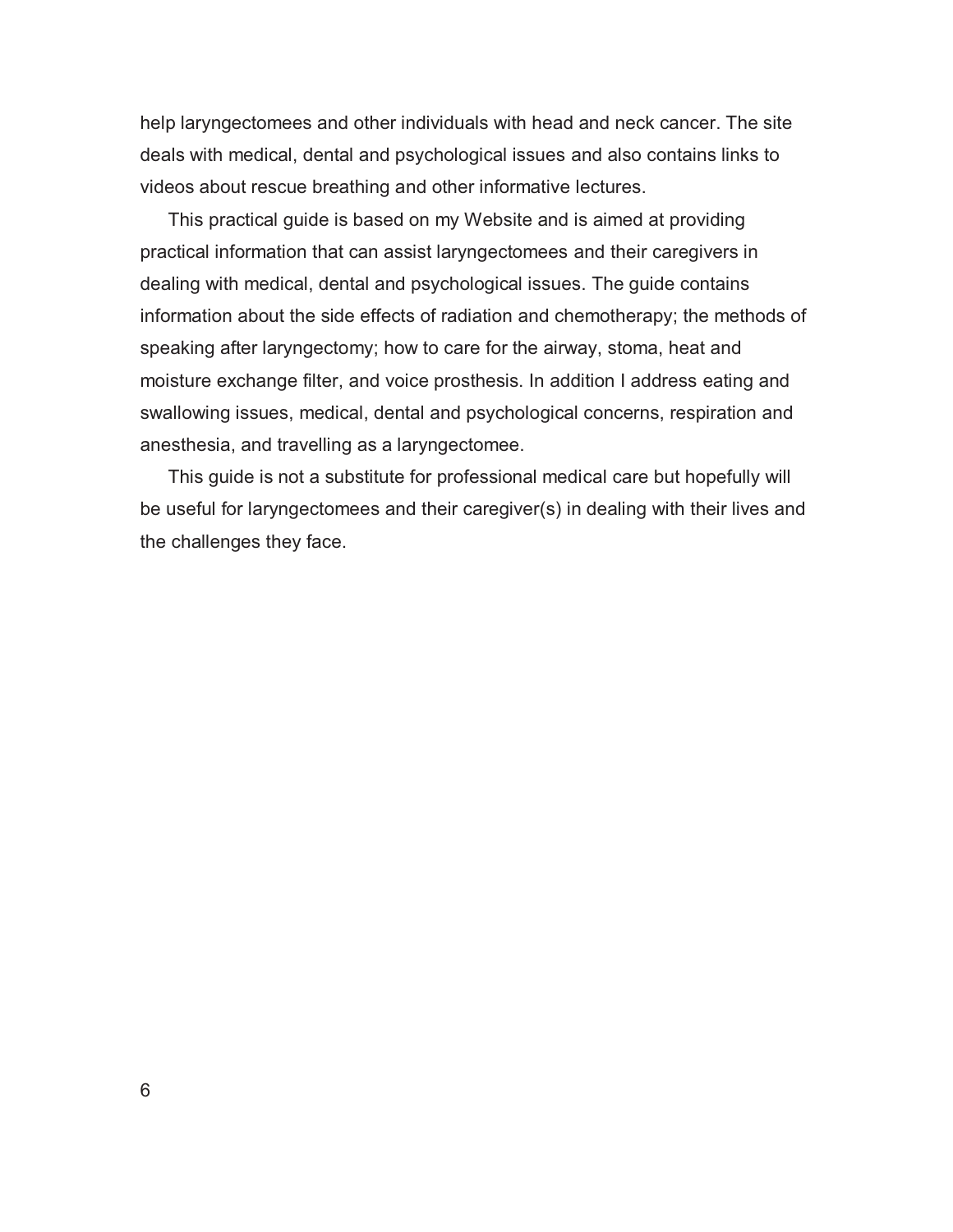help laryngectomees and other individuals with head and neck cancer. The site deals with medical, dental and psychological issues and also contains links to videos about rescue breathing and other informative lectures.

This practical guide is based on my Website and is aimed at providing practical information that can assist laryngectomees and their caregivers in dealing with medical, dental and psychological issues. The guide contains information about the side effects of radiation and chemotherapy; the methods of speaking after laryngectomy; how to care for the airway, stoma, heat and moisture exchange filter, and voice prosthesis. In addition I address eating and swallowing issues, medical, dental and psychological concerns, respiration and anesthesia, and travelling as a laryngectomee.

This guide is not a substitute for professional medical care but hopefully will be useful for laryngectomees and their caregiver(s) in dealing with their lives and the challenges they face.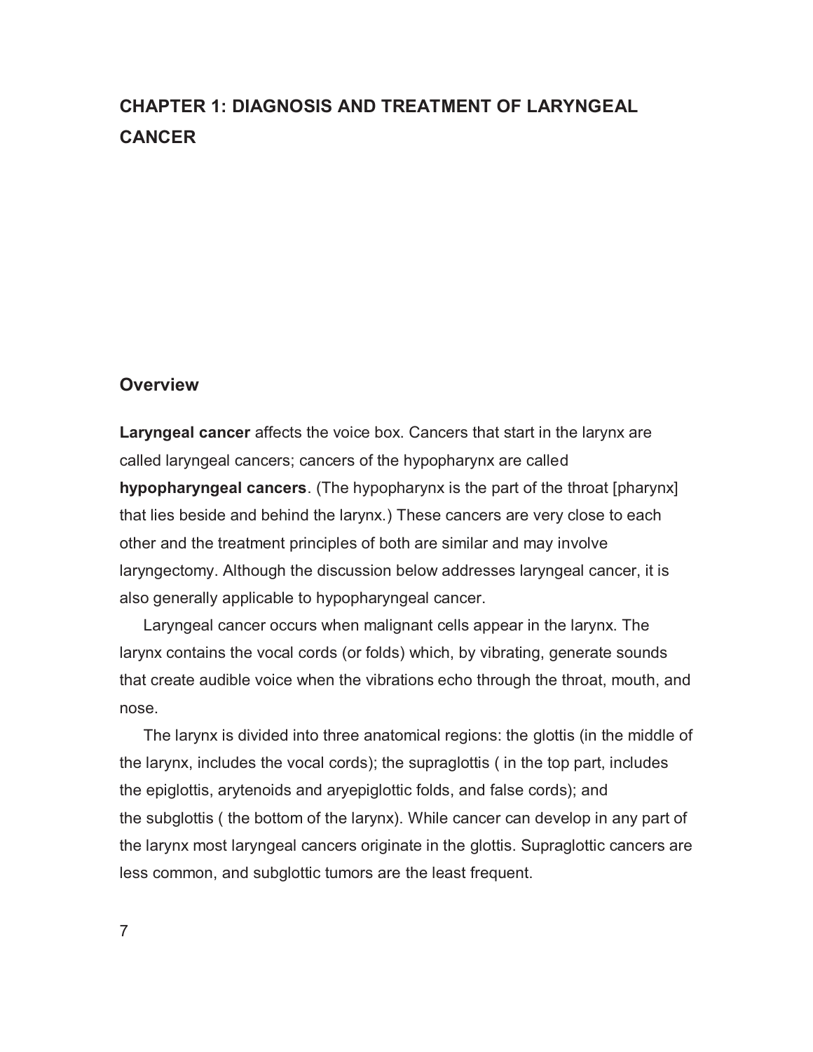# CHAPTER 1: DIAGNOSIS AND TREATMENT OF LARYNGEAL CANCER

## Overview

**Laryngeal cancer** affects the voice box. Cancers that start in the larynx are called laryngeal cancers; cancers of the hypopharynx are called **hypopharyngeal cancers**. (The hypopharynx is the part of the throat [pharynx] that lies beside and behind the larynx.) These cancers are very close to each other and the treatment principles of both are similar and may involve laryngectomy. Although the discussion below addresses laryngeal cancer, it is also generally applicable to hypopharyngeal cancer.

Laryngeal cancer occurs when malignant cells appear in the larynx. The larynx contains the vocal cords (or folds) which, by vibrating, generate sounds that create audible voice when the vibrations echo through the throat, mouth, and nose.

The larynx is divided into three anatomical regions: the glottis (in the middle of the larynx, includes the vocal cords); the supraglottis ( in the top part, includes the epiglottis, arytenoids and aryepiglottic folds, and false cords); and the subglottis ( the bottom of the larynx). While cancer can develop in any part of the larynx most laryngeal cancers originate in the glottis. Supraglottic cancers are less common, and subglottic tumors are the least frequent.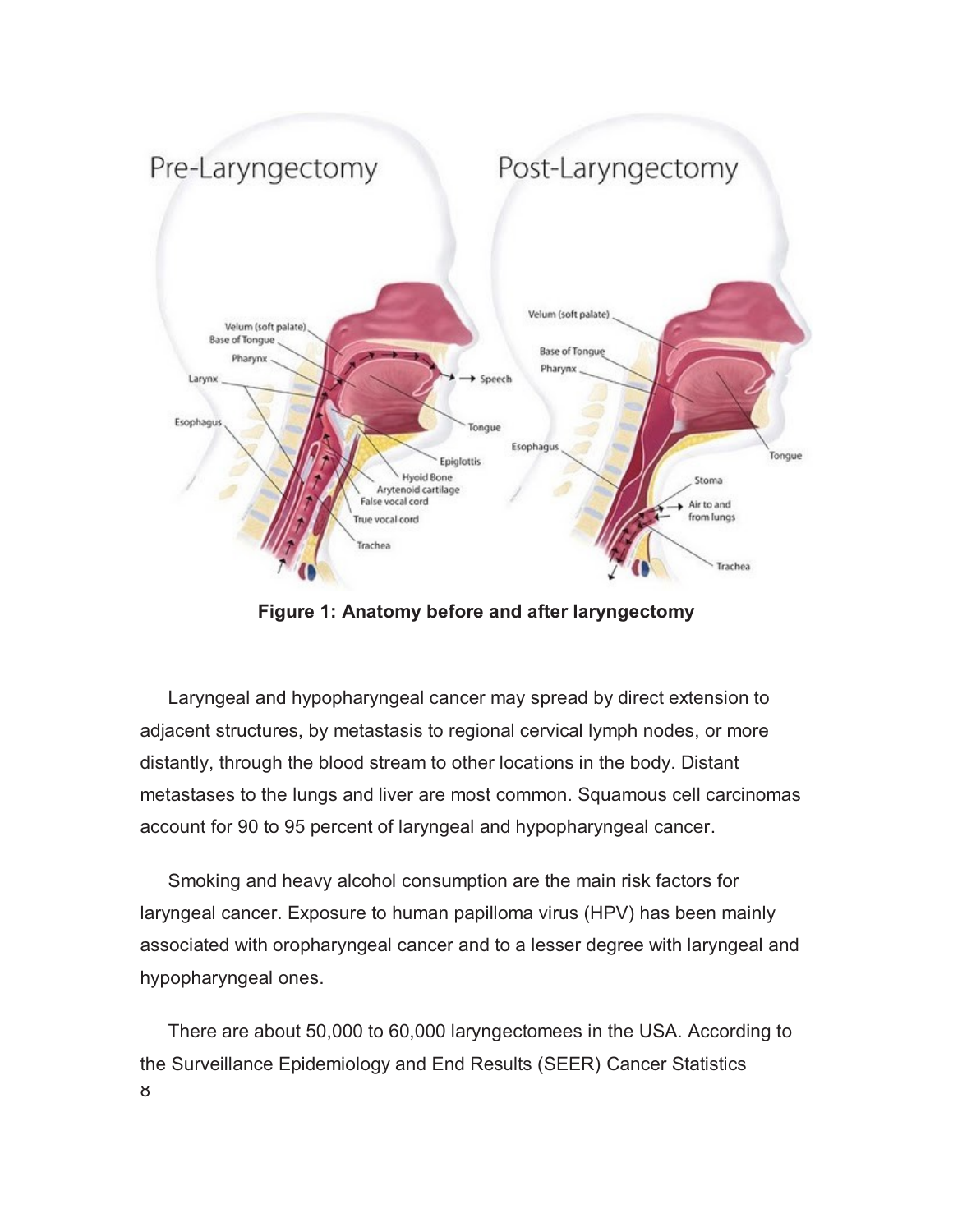**Figure 1: Anatomy before and after laryngectomy**

Laryngeal and hypopharyngeal cancer may spread by direct extension to adjacent structures, by metastasis to regional cervical lymph nodes, or more distantly, through the blood stream to other locations in the body. Distant metastases to the lungs and liver are most common. Squamous cell carcinomas account for 90 to 95 percent of laryngeal and hypopharyngeal cancer.

Smoking and heavy alcohol consumption are the main risk factors for laryngeal cancer. Exposure to human papilloma virus (HPV) has been mainly associated with oropharyngeal cancer and to a lesser degree with laryngeal and hypopharyngeal ones.

There are about 50,000 to 60,000 laryngectomees in the USA. According to the Surveillance Epidemiology and End Results (SEER) Cancer Statistics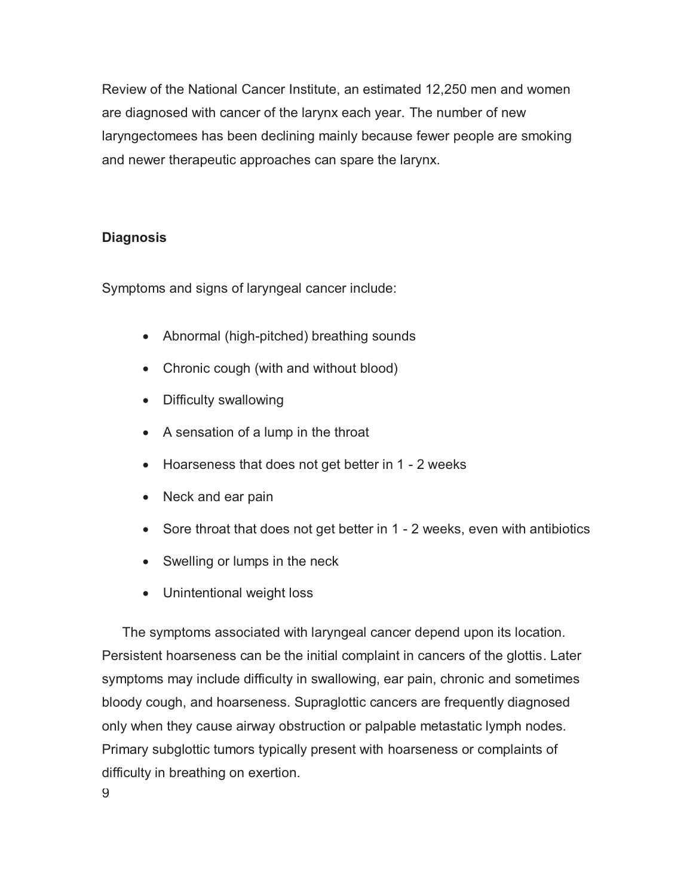Review of the National Cancer Institute, an estimated 12,250 men and women are diagnosed with cancer of the larynx each year. The number of new laryngectomees has been declining mainly because fewer people are smoking and newer therapeutic approaches can spare the larynx.

**Diagnosis**

Symptoms and signs of laryngeal cancer include:

- Abnormal (high-pitched) breathing sounds
- Chronic cough (with and without blood)
- Difficulty swallowing
- A sensation of a lump in the throat
- Hoarseness that does not get better in 1 - 2 weeks
- Neck and ear pain
- Sore throat that does not get better in 1 - 2 weeks, even with antibiotics
- Swelling or lumps in the neck
- Unintentional weight loss

The symptoms associated with laryngeal cancer depend upon its location. Persistent hoarseness can be the initial complaint in cancers of the glottis. Later symptoms may include difficulty in swallowing, ear pain, chronic and sometimes bloody cough, and hoarseness. Supraglottic cancers are frequently diagnosed only when they cause airway obstruction or palpable metastatic lymph nodes. Primary subglottic tumors typically present with hoarseness or complaints of difficulty in breathing on exertion.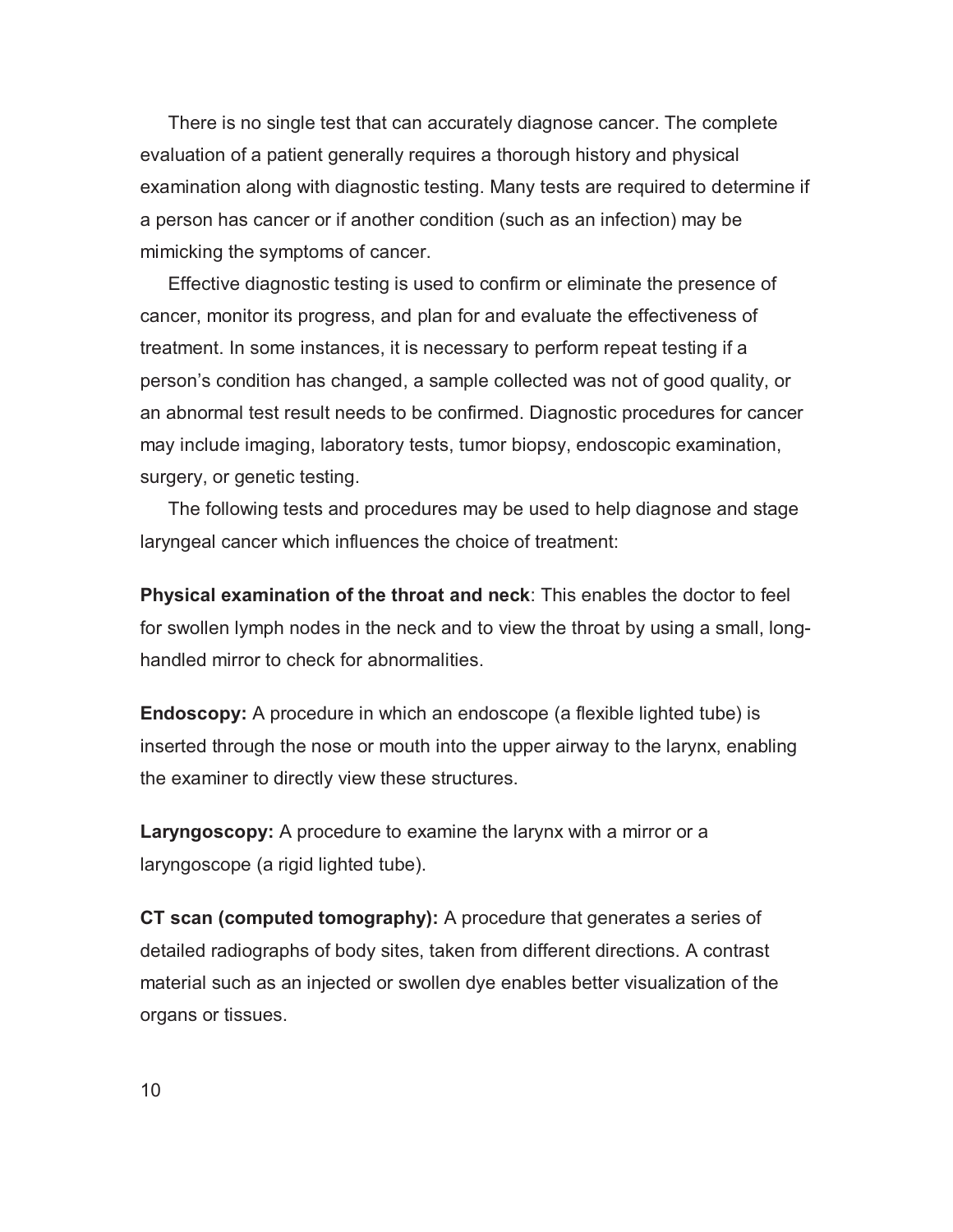There is no single test that can accurately diagnose cancer. The complete evaluation of a patient generally requires a thorough history and physical examination along with diagnostic testing. Many tests are required to determine if a person has cancer or if another condition (such as an infection) may be mimicking the symptoms of cancer.

Effective diagnostic testing is used to confirm or eliminate the presence of cancer, monitor its progress, and plan for and evaluate the effectiveness of treatment. In some instances, it is necessary to perform repeat testing if a person's condition has changed, a sample collected was not of good quality, or an abnormal test result needs to be confirmed. Diagnostic procedures for cancer may include imaging, laboratory tests, tumor biopsy, endoscopic examination, surgery, or genetic testing.

The following tests and procedures may be used to help diagnose and stage laryngeal cancer which influences the choice of treatment:

**Physical examination of the throat and neck**: This enables the doctor to feel for swollen lymph nodes in the neck and to view the throat by using a small, long-handled mirror to check for abnormalities.

**Endoscopy:** A procedure in which an endoscope (a flexible lighted tube) is inserted through the nose or mouth into the upper airway to the larynx, enabling the examiner to directly view these structures.

**Laryngoscopy:** A procedure to examine the larynx with a mirror or a laryngoscope (a rigid lighted tube).

**CT scan (computed tomography):** A procedure that generates a series of detailed radiographs of body sites, taken from different directions. A contrast material such as an injected or swollen dye enables better visualization of the organs or tissues.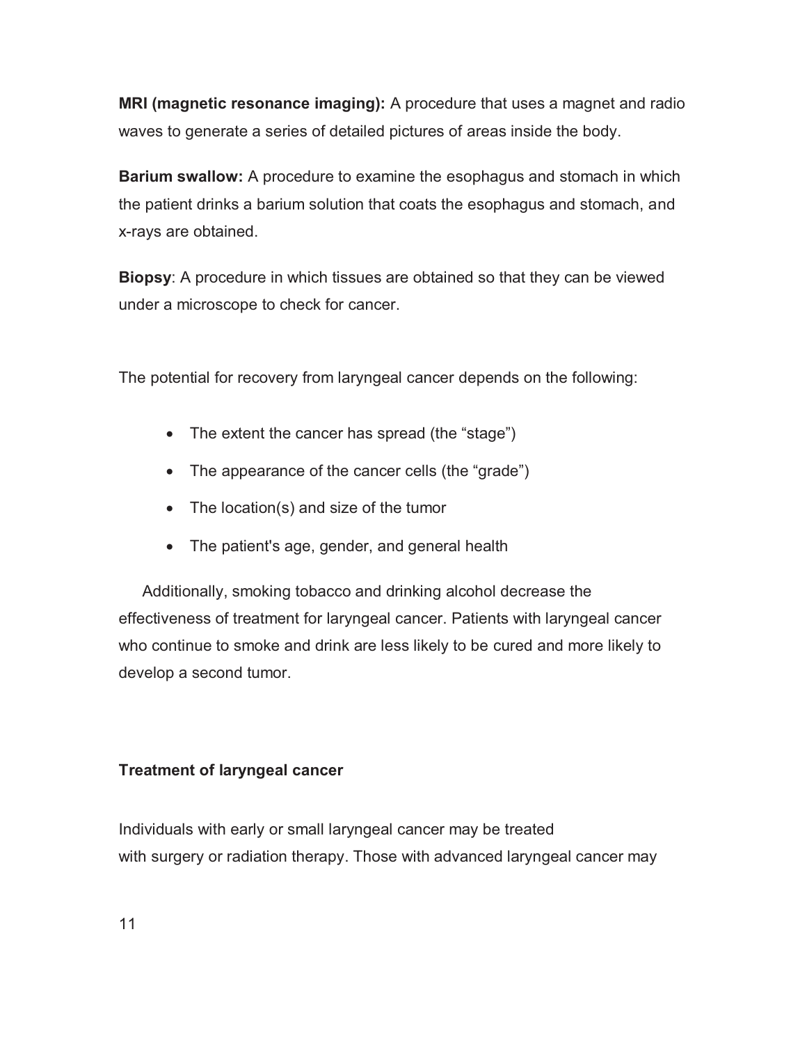**MRI (magnetic resonance imaging):** A procedure that uses a magnet and radio waves to generate a series of detailed pictures of areas inside the body.

**Barium swallow:** A procedure to examine the esophagus and stomach in which the patient drinks a barium solution that coats the esophagus and stomach, and x-rays are obtained.

**Biopsy**: A procedure in which tissues are obtained so that they can be viewed under a microscope to check for cancer.

The potential for recovery from laryngeal cancer depends on the following:

- The extent the cancer has spread (the "stage")
- The appearance of the cancer cells (the "grade")
- The location(s) and size of the tumor
- The patient's age, gender, and general health

Additionally, smoking tobacco and drinking alcohol decrease the effectiveness of treatment for laryngeal cancer. Patients with laryngeal cancer who continue to smoke and drink are less likely to be cured and more likely to develop a second tumor.

**Treatment of laryngeal cancer**

Individuals with early or small laryngeal cancer may be treated with surgery or radiation therapy. Those with advanced laryngeal cancer may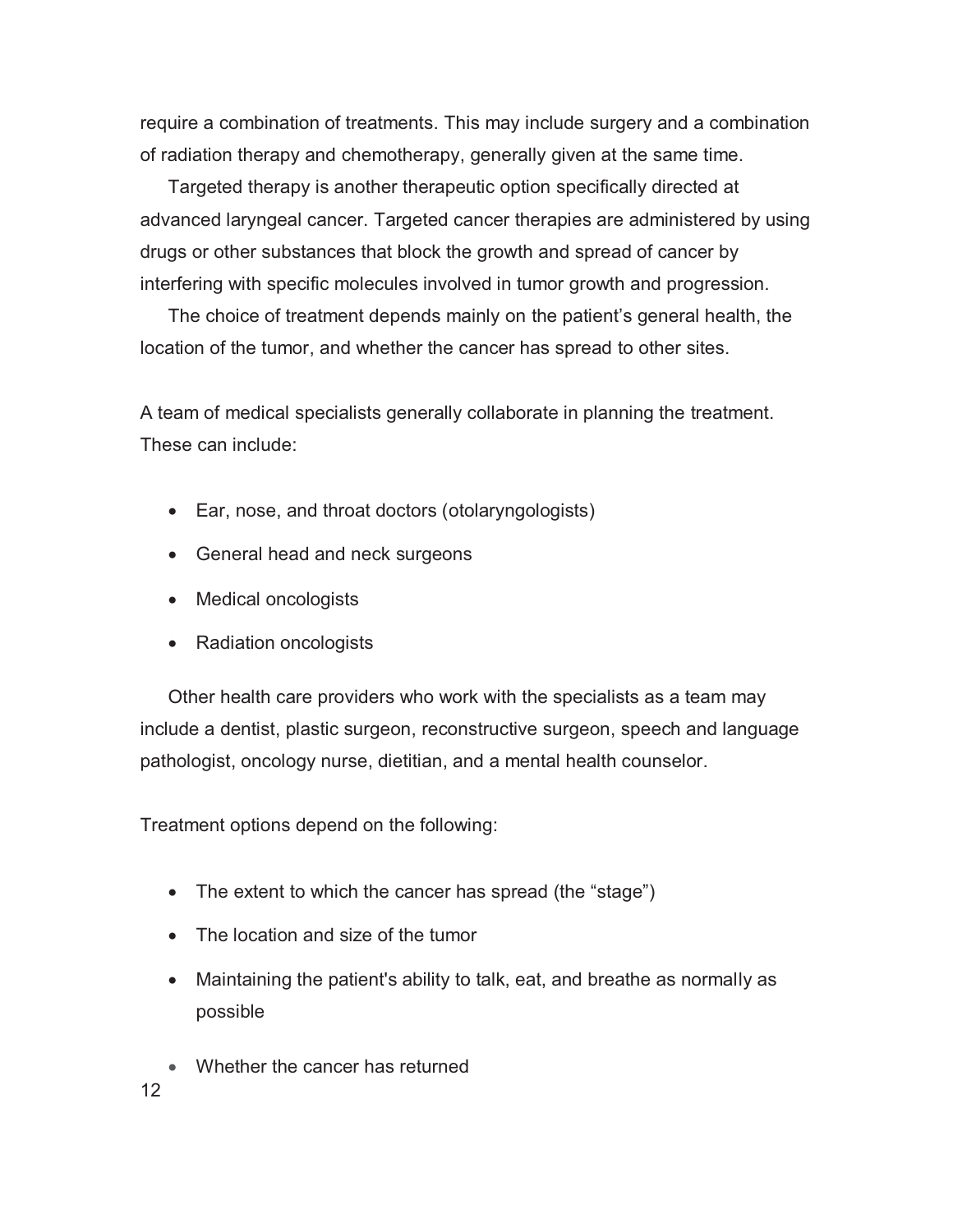require a combination of treatments. This may include surgery and a combination of radiation therapy and chemotherapy, generally given at the same time.

Targeted therapy is another therapeutic option specifically directed at advanced laryngeal cancer. Targeted cancer therapies are administered by using drugs or other substances that block the growth and spread of cancer by interfering with specific molecules involved in tumor growth and progression.

The choice of treatment depends mainly on the patient's general health, the location of the tumor, and whether the cancer has spread to other sites.

A team of medical specialists generally collaborate in planning the treatment. These can include:

- Ear, nose, and throat doctors (otolaryngologists)
- General head and neck surgeons
- Medical oncologists
- Radiation oncologists

Other health care providers who work with the specialists as a team may include a dentist, plastic surgeon, reconstructive surgeon, speech and language pathologist, oncology nurse, dietitian, and a mental health counselor.

Treatment options depend on the following:

- The extent to which the cancer has spread (the "stage")
- The location and size of the tumor
- Maintaining the patient's ability to talk, eat, and breathe as normally as possible
- Whether the cancer has returned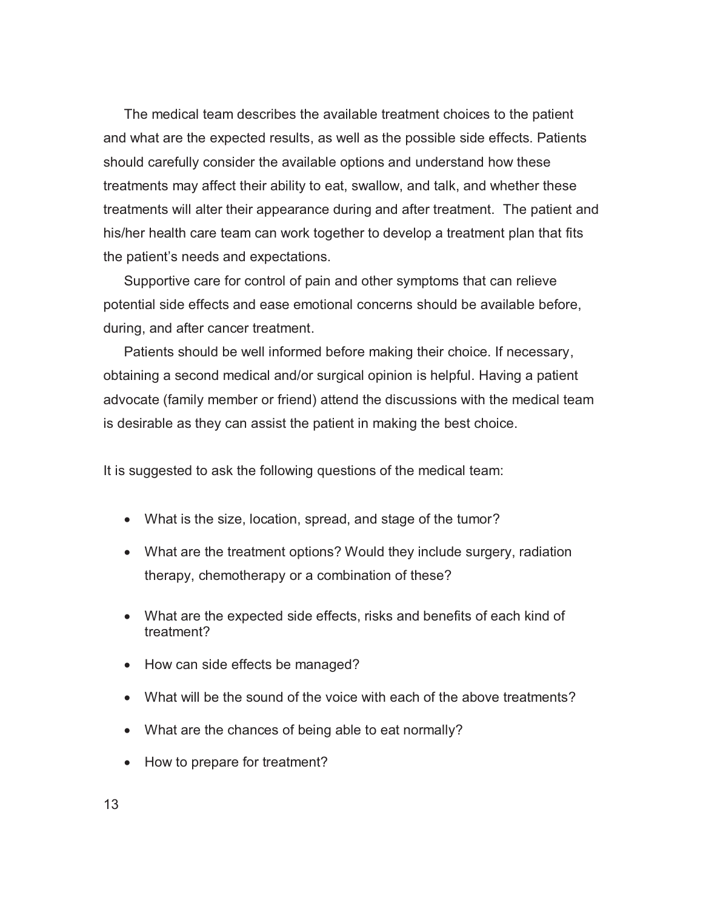The medical team describes the available treatment choices to the patient and what are the expected results, as well as the possible side effects. Patients should carefully consider the available options and understand how these treatments may affect their ability to eat, swallow, and talk, and whether these treatments will alter their appearance during and after treatment. The patient and his/her health care team can work together to develop a treatment plan that fits the patient's needs and expectations.

Supportive care for control of pain and other symptoms that can relieve potential side effects and ease emotional concerns should be available before, during, and after cancer treatment.

Patients should be well informed before making their choice. If necessary, obtaining a second medical and/or surgical opinion is helpful. Having a patient advocate (family member or friend) attend the discussions with the medical team is desirable as they can assist the patient in making the best choice.

It is suggested to ask the following questions of the medical team:

- What is the size, location, spread, and stage of the tumor?
- What are the treatment options? Would they include surgery, radiation therapy, chemotherapy or a combination of these?
- What are the expected side effects, risks and benefits of each kind of treatment?
- How can side effects be managed?
- What will be the sound of the voice with each of the above treatments?
- What are the chances of being able to eat normally?
- How to prepare for treatment?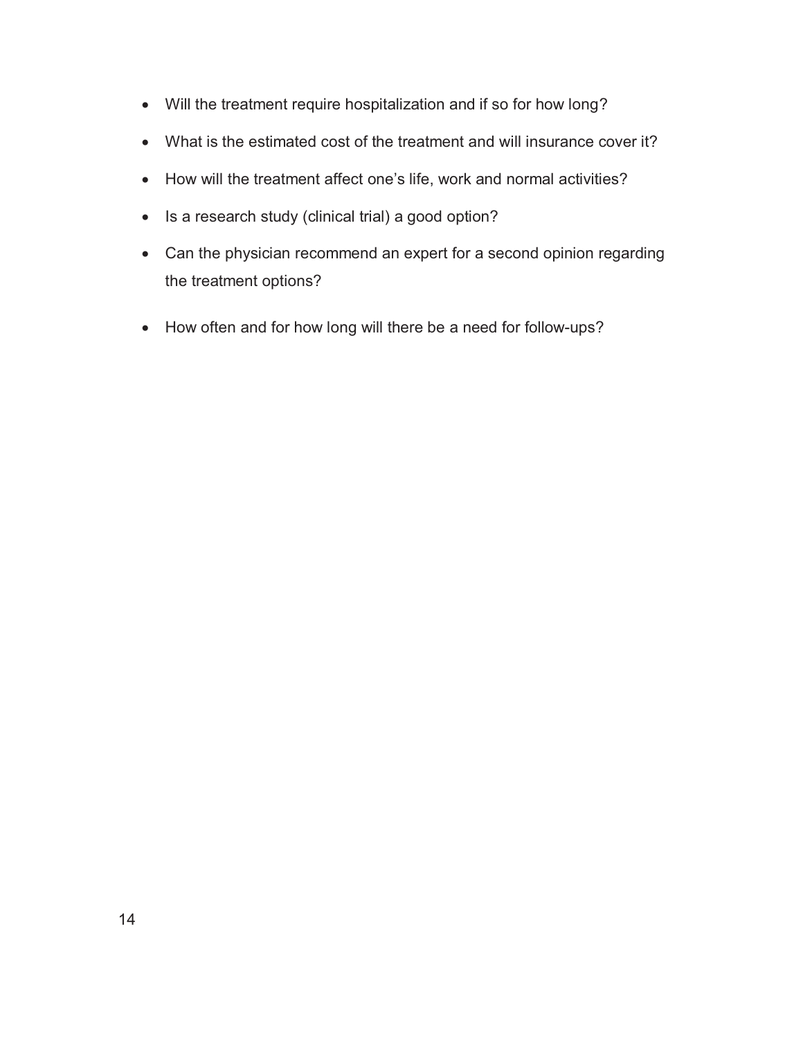- Will the treatment require hospitalization and if so for how long?
- What is the estimated cost of the treatment and will insurance cover it?
- How will the treatment affect one's life, work and normal activities?
- Is a research study (clinical trial) a good option?
- Can the physician recommend an expert for a second opinion regarding the treatment options?
- How often and for how long will there be a need for follow-ups?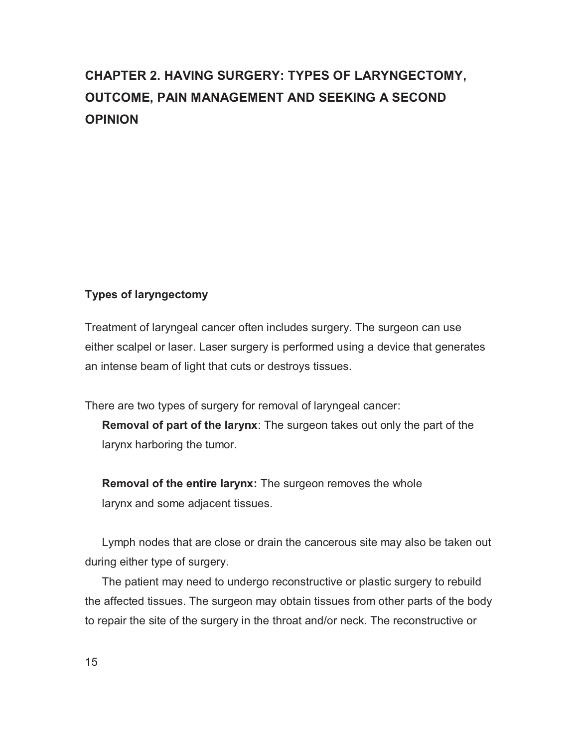# CHAPTER 2. HAVING SURGERY: TYPES OF LARYNGECTOMY, OUTCOME, PAIN MANAGEMENT AND SEEKING A SECOND OPINION

## Types of laryngectomy

Treatment of laryngeal cancer often includes surgery. The surgeon can use either scalpel or laser. Laser surgery is performed using a device that generates an intense beam of light that cuts or destroys tissues.

There are two types of surgery for removal of laryngeal cancer:

**Removal of part of the larynx**: The surgeon takes out only the part of the larynx harboring the tumor.

**Removal of the entire larynx:** The surgeon removes the whole larynx and some adjacent tissues.

Lymph nodes that are close or drain the cancerous site may also be taken out during either type of surgery.

The patient may need to undergo reconstructive or plastic surgery to rebuild the affected tissues. The surgeon may obtain tissues from other parts of the body to repair the site of the surgery in the throat and/or neck. The reconstructive or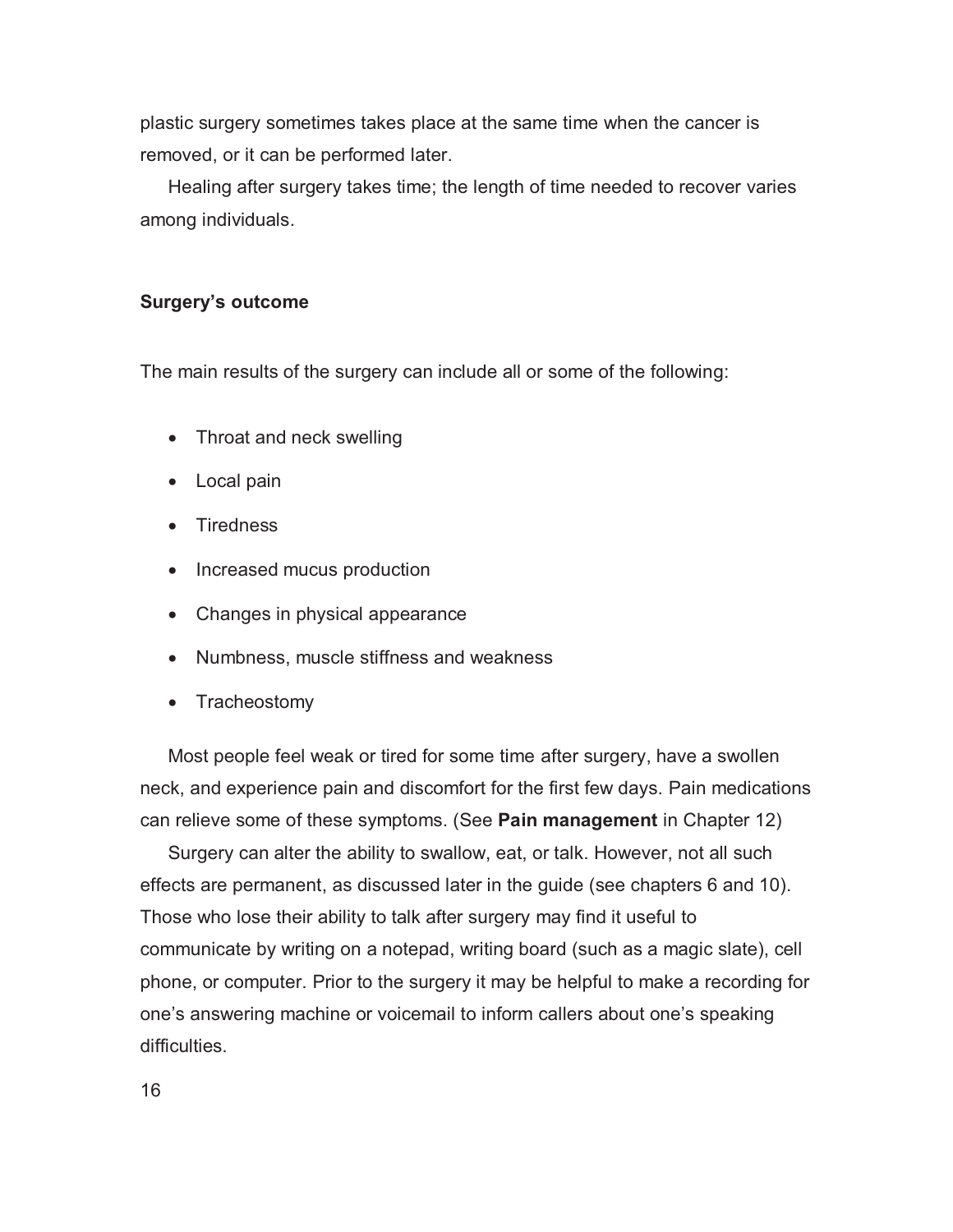plastic surgery sometimes takes place at the same time when the cancer is removed, or it can be performed later.

Healing after surgery takes time; the length of time needed to recover varies among individuals.

### Surgery's outcome

The main results of the surgery can include all or some of the following:

- Throat and neck swelling
- Local pain
- Tiredness
- Increased mucus production
- Changes in physical appearance
- Numbness, muscle stiffness and weakness
- Tracheostomy

Most people feel weak or tired for some time after surgery, have a swollen neck, and experience pain and discomfort for the first few days. Pain medications can relieve some of these symptoms. (See **Pain management** in Chapter 12)

Surgery can alter the ability to swallow, eat, or talk. However, not all such effects are permanent, as discussed later in the guide (see chapters 6 and 10). Those who lose their ability to talk after surgery may find it useful to communicate by writing on a notepad, writing board (such as a magic slate), cell phone, or computer. Prior to the surgery it may be helpful to make a recording for one's answering machine or voicemail to inform callers about one's speaking difficulties.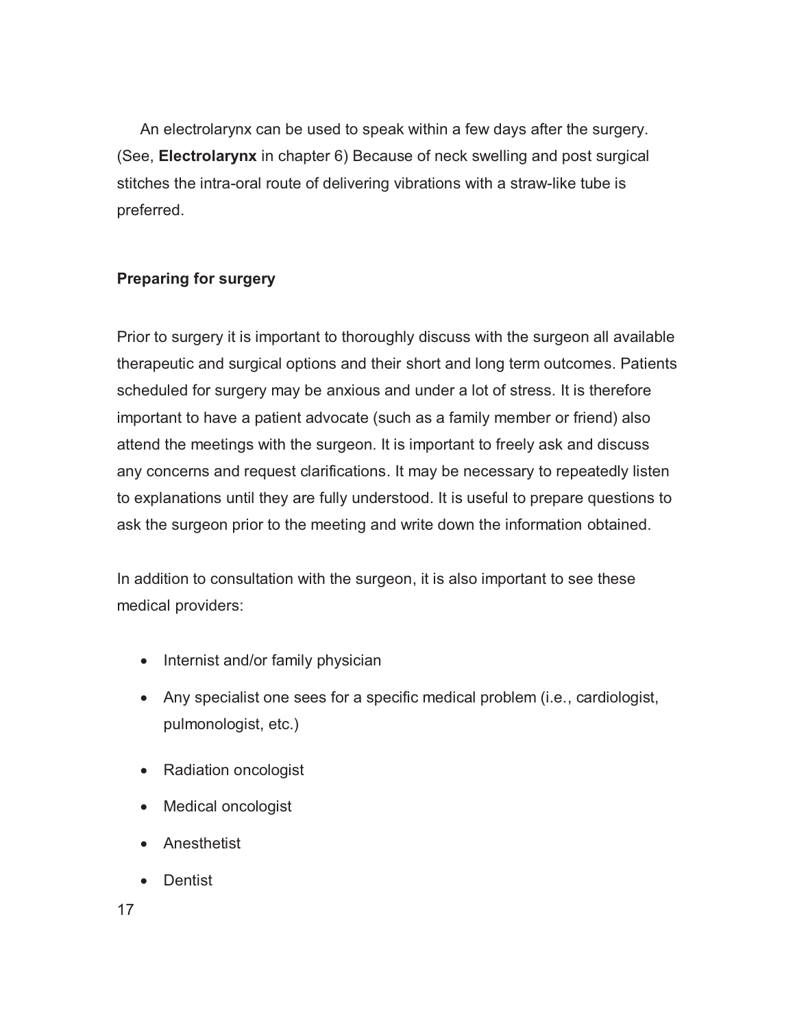An electrolarynx can be used to speak within a few days after the surgery. (See, **Electrolarynx** in chapter 6) Because of neck swelling and post surgical stitches the intra-oral route of delivering vibrations with a straw-like tube is preferred.

**Preparing for surgery**

Prior to surgery it is important to thoroughly discuss with the surgeon all available therapeutic and surgical options and their short and long term outcomes. Patients scheduled for surgery may be anxious and under a lot of stress. It is therefore important to have a patient advocate (such as a family member or friend) also attend the meetings with the surgeon. It is important to freely ask and discuss any concerns and request clarifications. It may be necessary to repeatedly listen to explanations until they are fully understood. It is useful to prepare questions to ask the surgeon prior to the meeting and write down the information obtained.

In addition to consultation with the surgeon, it is also important to see these medical providers:

- Internist and/or family physician
- Any specialist one sees for a specific medical problem (i.e., cardiologist, pulmonologist, etc.)
- Radiation oncologist
- Medical oncologist
- Anesthetist
- Dentist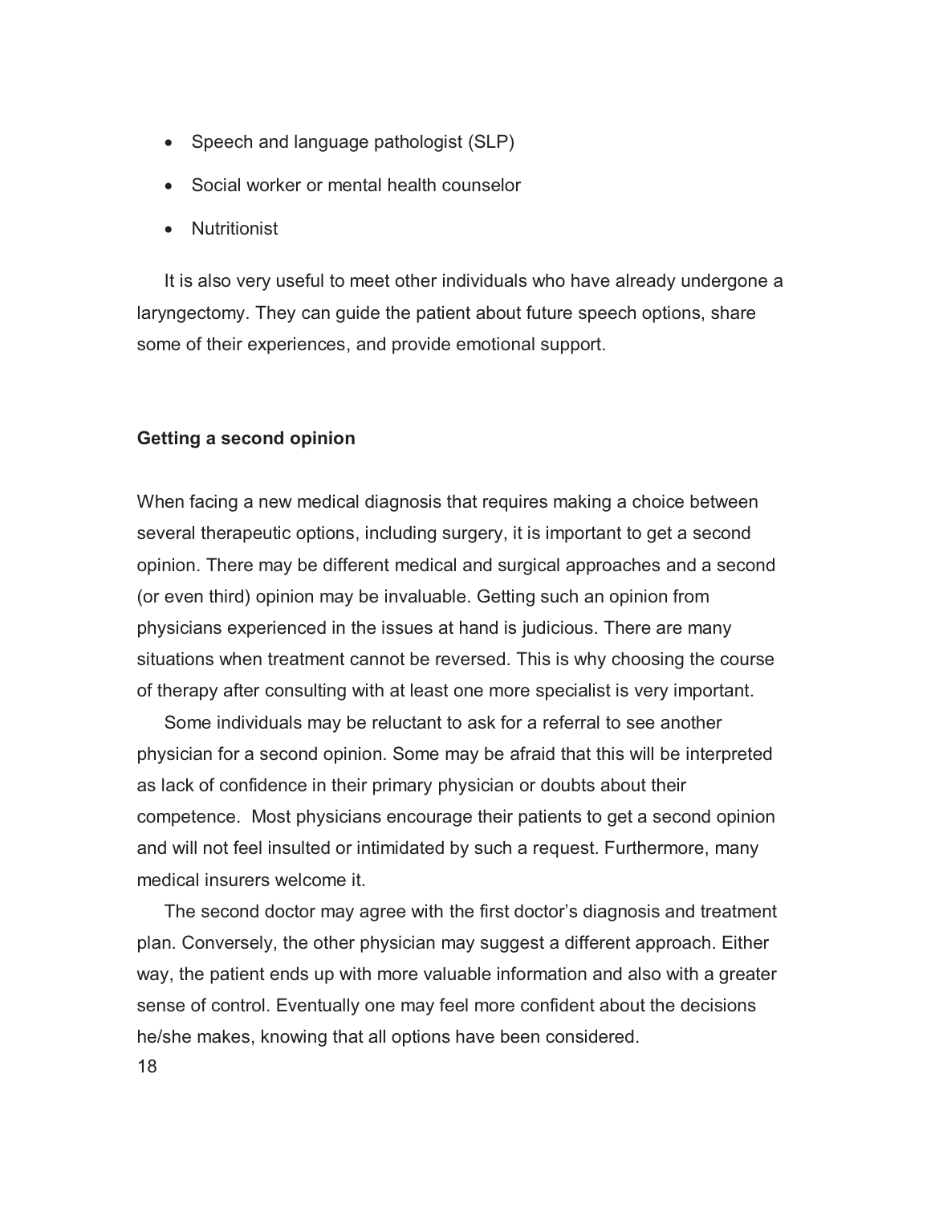- Speech and language pathologist (SLP)
- Social worker or mental health counselor
- Nutritionist

It is also very useful to meet other individuals who have already undergone a laryngectomy. They can guide the patient about future speech options, share some of their experiences, and provide emotional support.

### Getting a second opinion

When facing a new medical diagnosis that requires making a choice between several therapeutic options, including surgery, it is important to get a second opinion. There may be different medical and surgical approaches and a second (or even third) opinion may be invaluable. Getting such an opinion from physicians experienced in the issues at hand is judicious. There are many situations when treatment cannot be reversed. This is why choosing the course of therapy after consulting with at least one more specialist is very important.

Some individuals may be reluctant to ask for a referral to see another physician for a second opinion. Some may be afraid that this will be interpreted as lack of confidence in their primary physician or doubts about their competence. Most physicians encourage their patients to get a second opinion and will not feel insulted or intimidated by such a request. Furthermore, many medical insurers welcome it.

The second doctor may agree with the first doctor's diagnosis and treatment plan. Conversely, the other physician may suggest a different approach. Either way, the patient ends up with more valuable information and also with a greater sense of control. Eventually one may feel more confident about the decisions he/she makes, knowing that all options have been considered.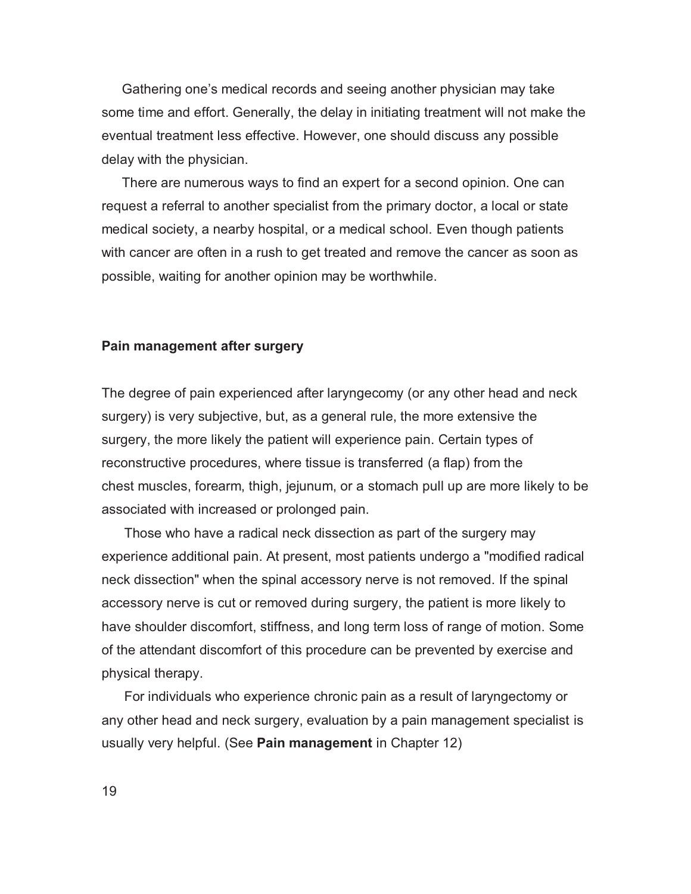Gathering one's medical records and seeing another physician may take some time and effort. Generally, the delay in initiating treatment will not make the eventual treatment less effective. However, one should discuss any possible delay with the physician.

There are numerous ways to find an expert for a second opinion. One can request a referral to another specialist from the primary doctor, a local or state medical society, a nearby hospital, or a medical school. Even though patients with cancer are often in a rush to get treated and remove the cancer as soon as possible, waiting for another opinion may be worthwhile.

**Pain management after surgery**

The degree of pain experienced after laryngecomy (or any other head and neck surgery) is very subjective, but, as a general rule, the more extensive the surgery, the more likely the patient will experience pain. Certain types of reconstructive procedures, where tissue is transferred (a flap) from the chest muscles, forearm, thigh, jejunum, or a stomach pull up are more likely to be associated with increased or prolonged pain.

Those who have a radical neck dissection as part of the surgery may experience additional pain. At present, most patients undergo a "modified radical neck dissection" when the spinal accessory nerve is not removed. If the spinal accessory nerve is cut or removed during surgery, the patient is more likely to have shoulder discomfort, stiffness, and long term loss of range of motion. Some of the attendant discomfort of this procedure can be prevented by exercise and physical therapy.

For individuals who experience chronic pain as a result of laryngectomy or any other head and neck surgery, evaluation by a pain management specialist is usually very helpful. (See **Pain management** in Chapter 12)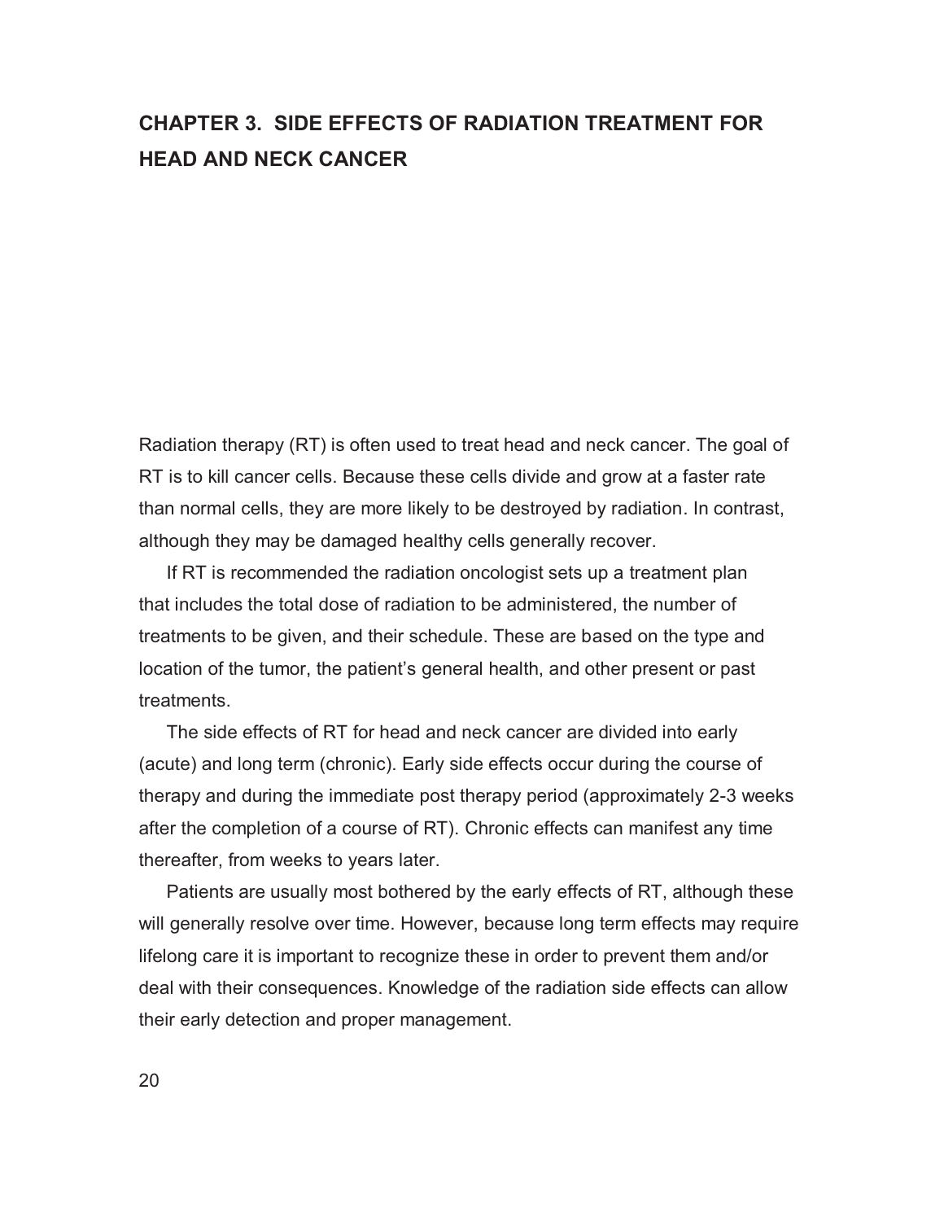# CHAPTER 3. SIDE EFFECTS OF RADIATION TREATMENT FOR HEAD AND NECK CANCER

Radiation therapy (RT) is often used to treat head and neck cancer. The goal of RT is to kill cancer cells. Because these cells divide and grow at a faster rate than normal cells, they are more likely to be destroyed by radiation. In contrast, although they may be damaged healthy cells generally recover.

If RT is recommended the radiation oncologist sets up a treatment plan that includes the total dose of radiation to be administered, the number of treatments to be given, and their schedule. These are based on the type and location of the tumor, the patient's general health, and other present or past treatments.

The side effects of RT for head and neck cancer are divided into early (acute) and long term (chronic). Early side effects occur during the course of therapy and during the immediate post therapy period (approximately 2-3 weeks after the completion of a course of RT). Chronic effects can manifest any time thereafter, from weeks to years later.

Patients are usually most bothered by the early effects of RT, although these will generally resolve over time. However, because long term effects may require lifelong care it is important to recognize these in order to prevent them and/or deal with their consequences. Knowledge of the radiation side effects can allow their early detection and proper management.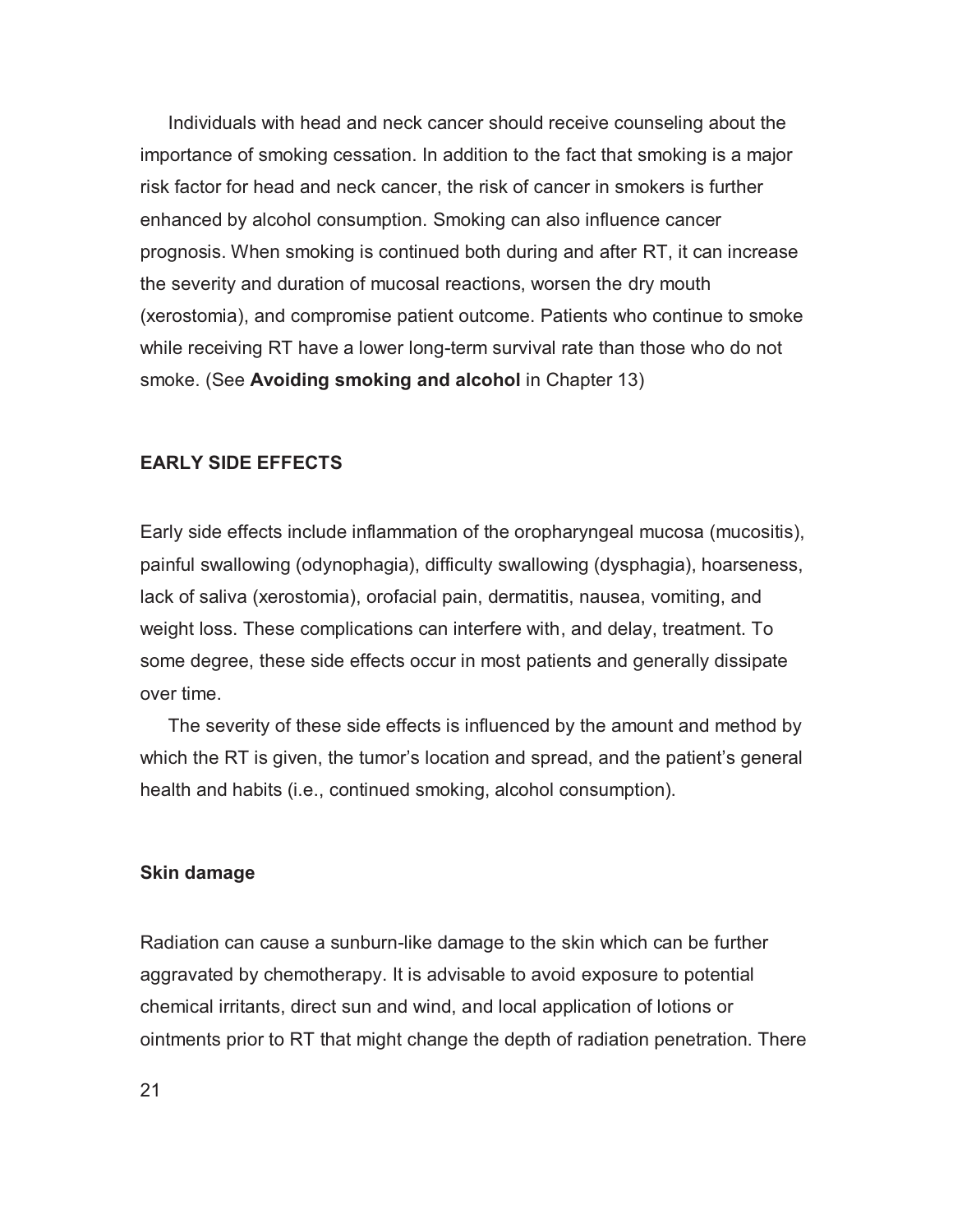Individuals with head and neck cancer should receive counseling about the importance of smoking cessation. In addition to the fact that smoking is a major risk factor for head and neck cancer, the risk of cancer in smokers is further enhanced by alcohol consumption. Smoking can also influence cancer prognosis. When smoking is continued both during and after RT, it can increase the severity and duration of mucosal reactions, worsen the dry mouth (xerostomia), and compromise patient outcome. Patients who continue to smoke while receiving RT have a lower long-term survival rate than those who do not smoke. (See **Avoiding smoking and alcohol** in Chapter 13)

## EARLY SIDE EFFECTS

Early side effects include inflammation of the oropharyngeal mucosa (mucositis), painful swallowing (odynophagia), difficulty swallowing (dysphagia), hoarseness, lack of saliva (xerostomia), orofacial pain, dermatitis, nausea, vomiting, and weight loss. These complications can interfere with, and delay, treatment. To some degree, these side effects occur in most patients and generally dissipate over time.

The severity of these side effects is influenced by the amount and method by which the RT is given, the tumor's location and spread, and the patient's general health and habits (i.e., continued smoking, alcohol consumption).

### Skin damage

Radiation can cause a sunburn-like damage to the skin which can be further aggravated by chemotherapy. It is advisable to avoid exposure to potential chemical irritants, direct sun and wind, and local application of lotions or ointments prior to RT that might change the depth of radiation penetration. There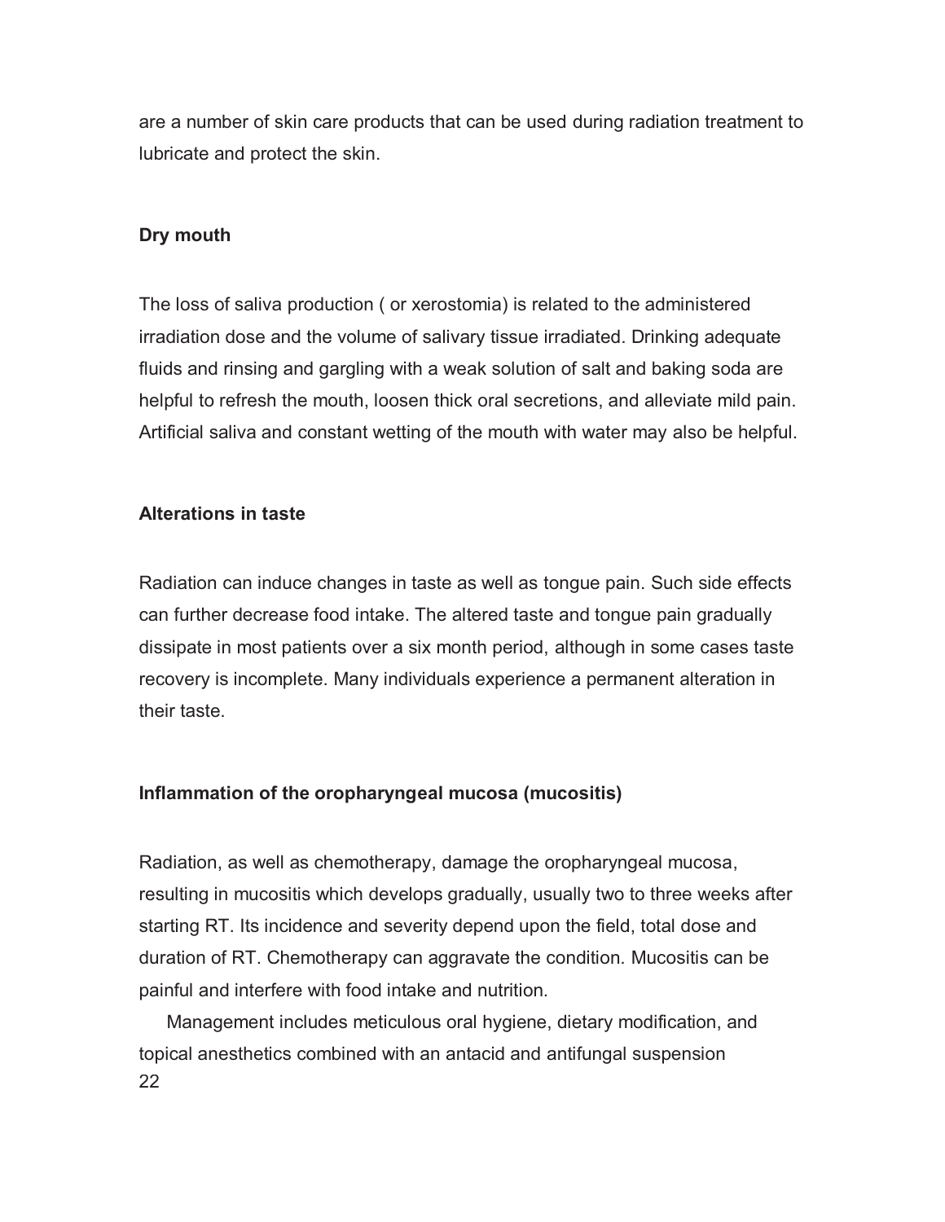are a number of skin care products that can be used during radiation treatment to lubricate and protect the skin.

**Dry mouth**

The loss of saliva production ( or xerostomia) is related to the administered irradiation dose and the volume of salivary tissue irradiated. Drinking adequate fluids and rinsing and gargling with a weak solution of salt and baking soda are helpful to refresh the mouth, loosen thick oral secretions, and alleviate mild pain. Artificial saliva and constant wetting of the mouth with water may also be helpful.

**Alterations in taste**

Radiation can induce changes in taste as well as tongue pain. Such side effects can further decrease food intake. The altered taste and tongue pain gradually dissipate in most patients over a six month period, although in some cases taste recovery is incomplete. Many individuals experience a permanent alteration in their taste.

**Inflammation of the oropharyngeal mucosa (mucositis)**

Radiation, as well as chemotherapy, damage the oropharyngeal mucosa, resulting in mucositis which develops gradually, usually two to three weeks after starting RT. Its incidence and severity depend upon the field, total dose and duration of RT. Chemotherapy can aggravate the condition. Mucositis can be painful and interfere with food intake and nutrition.

Management includes meticulous oral hygiene, dietary modification, and topical anesthetics combined with an antacid and antifungal suspension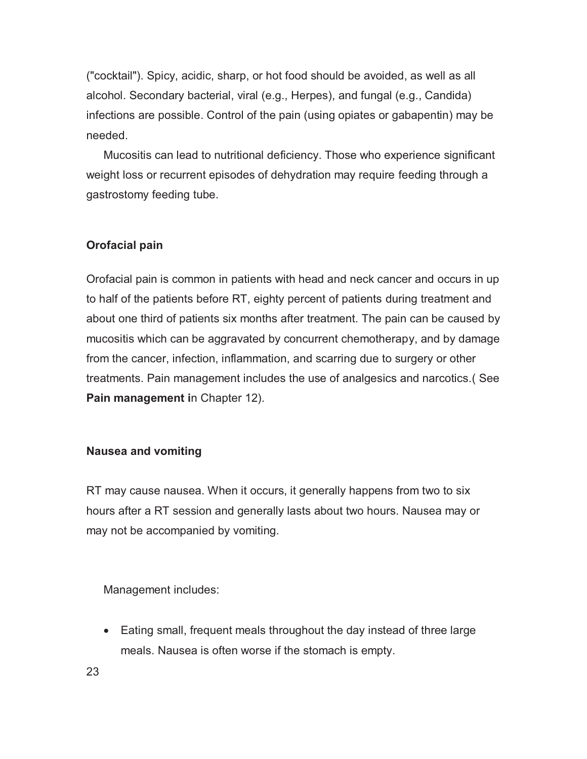("cocktail"). Spicy, acidic, sharp, or hot food should be avoided, as well as all alcohol. Secondary bacterial, viral (e.g., Herpes), and fungal (e.g., Candida) infections are possible. Control of the pain (using opiates or gabapentin) may be needed.

Mucositis can lead to nutritional deficiency. Those who experience significant weight loss or recurrent episodes of dehydration may require feeding through a gastrostomy feeding tube.

### Orofacial pain

Orofacial pain is common in patients with head and neck cancer and occurs in up to half of the patients before RT, eighty percent of patients during treatment and about one third of patients six months after treatment. The pain can be caused by mucositis which can be aggravated by concurrent chemotherapy, and by damage from the cancer, infection, inflammation, and scarring due to surgery or other treatments. Pain management includes the use of analgesics and narcotics.( See **Pain management i**n Chapter 12).

### Nausea and vomiting

RT may cause nausea. When it occurs, it generally happens from two to six hours after a RT session and generally lasts about two hours. Nausea may or may not be accompanied by vomiting.

Management includes:

- Eating small, frequent meals throughout the day instead of three large meals. Nausea is often worse if the stomach is empty.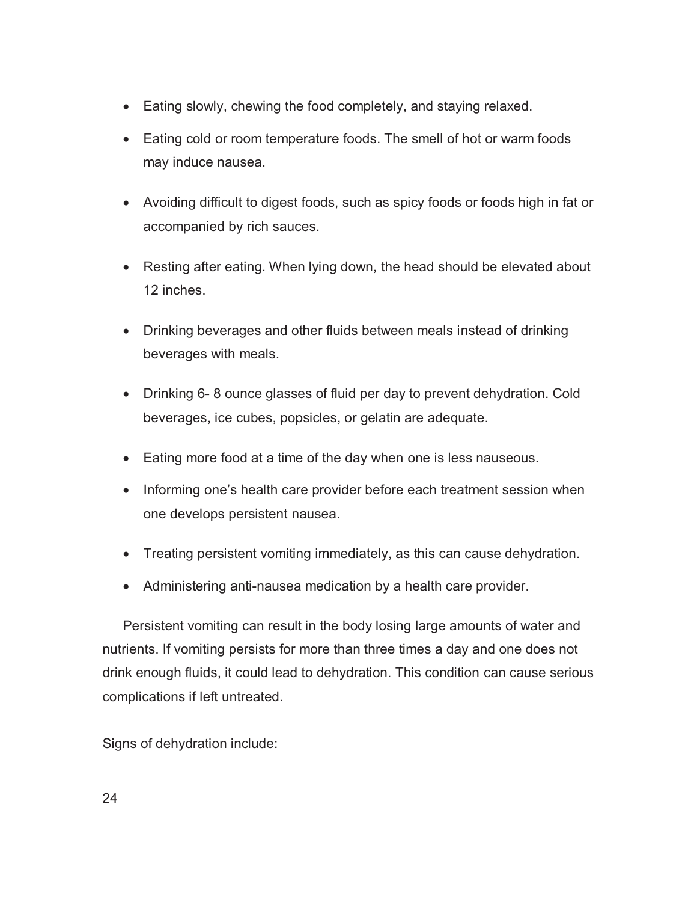- Eating slowly, chewing the food completely, and staying relaxed.
- Eating cold or room temperature foods. The smell of hot or warm foods may induce nausea.
- Avoiding difficult to digest foods, such as spicy foods or foods high in fat or accompanied by rich sauces.
- Resting after eating. When lying down, the head should be elevated about 12 inches.
- Drinking beverages and other fluids between meals instead of drinking beverages with meals.
- Drinking 6- 8 ounce glasses of fluid per day to prevent dehydration. Cold beverages, ice cubes, popsicles, or gelatin are adequate.
- Eating more food at a time of the day when one is less nauseous.
- Informing one's health care provider before each treatment session when one develops persistent nausea.
- Treating persistent vomiting immediately, as this can cause dehydration.
- Administering anti-nausea medication by a health care provider.

Persistent vomiting can result in the body losing large amounts of water and nutrients. If vomiting persists for more than three times a day and one does not drink enough fluids, it could lead to dehydration. This condition can cause serious complications if left untreated.

Signs of dehydration include: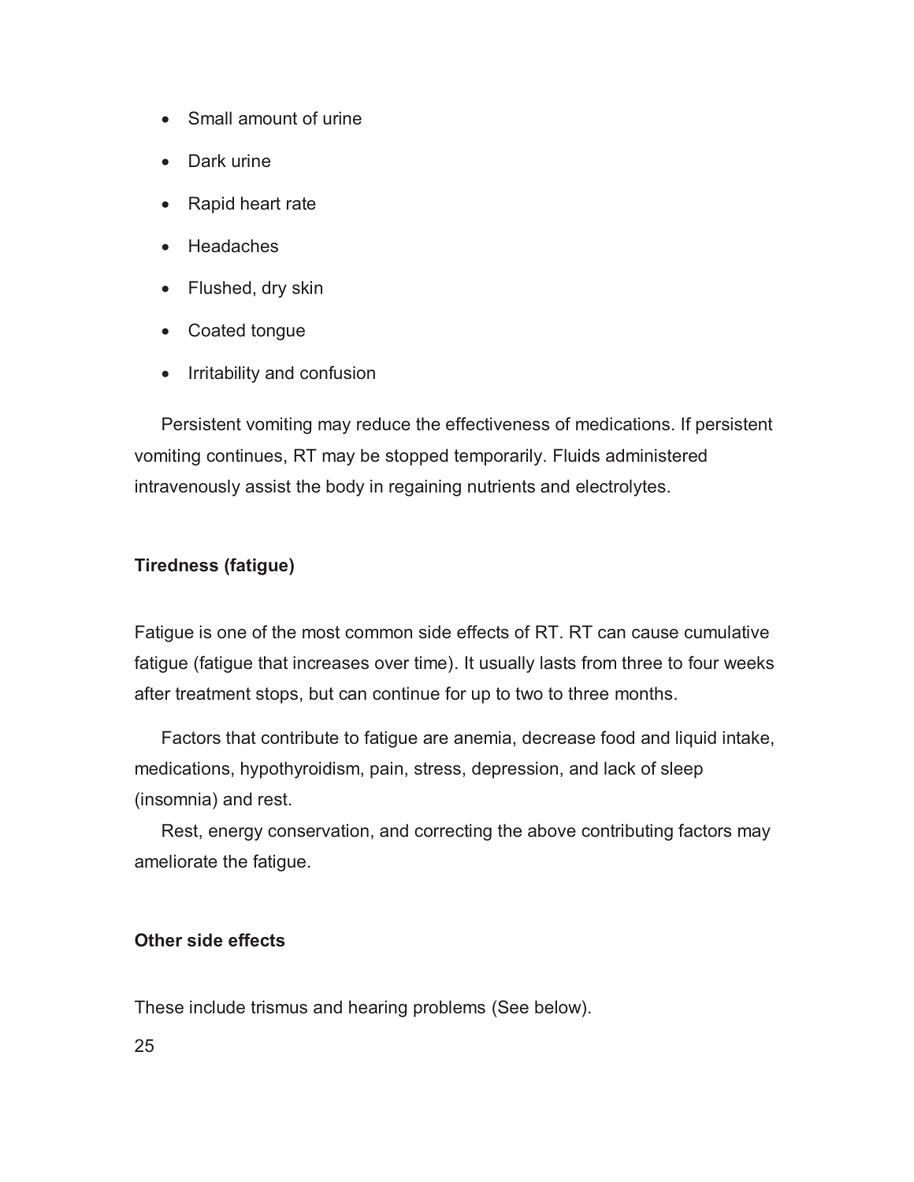- Small amount of urine
- Dark urine
- Rapid heart rate
- Headaches
- Flushed, dry skin
- Coated tongue
- Irritability and confusion

Persistent vomiting may reduce the effectiveness of medications. If persistent vomiting continues, RT may be stopped temporarily. Fluids administered intravenously assist the body in regaining nutrients and electrolytes.

### Tiredness (fatigue)

Fatigue is one of the most common side effects of RT. RT can cause cumulative fatigue (fatigue that increases over time). It usually lasts from three to four weeks after treatment stops, but can continue for up to two to three months.

Factors that contribute to fatigue are anemia, decrease food and liquid intake, medications, hypothyroidism, pain, stress, depression, and lack of sleep (insomnia) and rest.

Rest, energy conservation, and correcting the above contributing factors may ameliorate the fatigue.

### Other side effects

These include trismus and hearing problems (See below).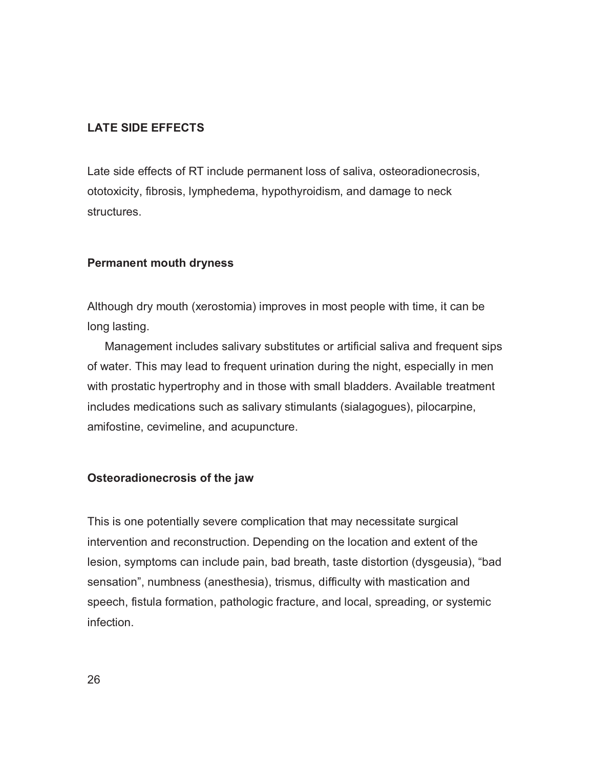## LATE SIDE EFFECTS

Late side effects of RT include permanent loss of saliva, osteoradionecrosis, ototoxicity, fibrosis, lymphedema, hypothyroidism, and damage to neck structures.

### Permanent mouth dryness

Although dry mouth (xerostomia) improves in most people with time, it can be long lasting.

Management includes salivary substitutes or artificial saliva and frequent sips of water. This may lead to frequent urination during the night, especially in men with prostatic hypertrophy and in those with small bladders. Available treatment includes medications such as salivary stimulants (sialagogues), pilocarpine, amifostine, cevimeline, and acupuncture.

### Osteoradionecrosis of the jaw

This is one potentially severe complication that may necessitate surgical intervention and reconstruction. Depending on the location and extent of the lesion, symptoms can include pain, bad breath, taste distortion (dysgeusia), "bad sensation", numbness (anesthesia), trismus, difficulty with mastication and speech, fistula formation, pathologic fracture, and local, spreading, or systemic infection.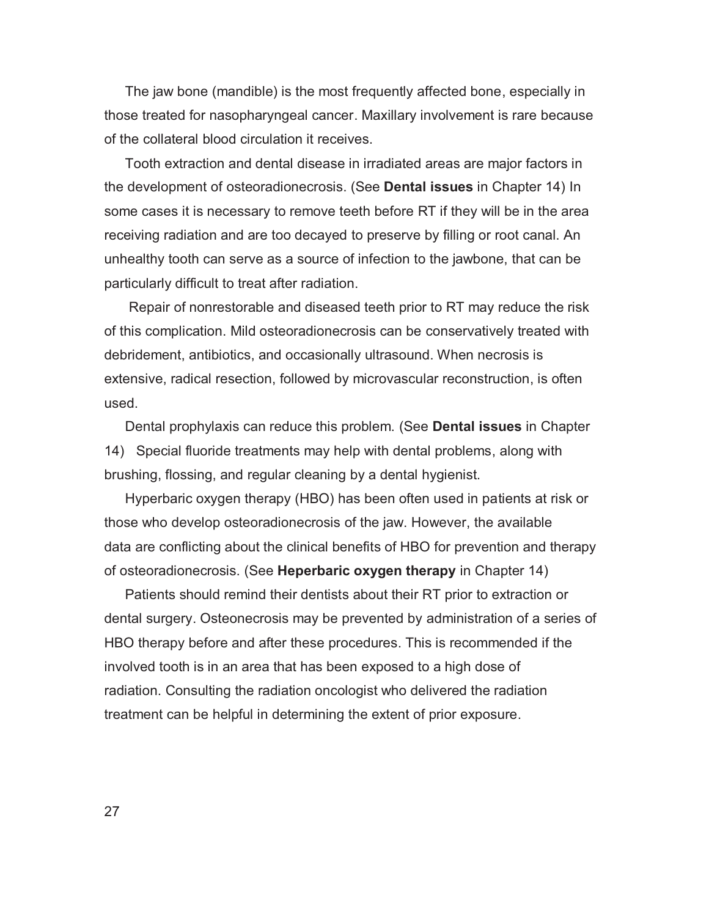The jaw bone (mandible) is the most frequently affected bone, especially in those treated for nasopharyngeal cancer. Maxillary involvement is rare because of the collateral blood circulation it receives.

Tooth extraction and dental disease in irradiated areas are major factors in the development of osteoradionecrosis. (See **Dental issues** in Chapter 14) In some cases it is necessary to remove teeth before RT if they will be in the area receiving radiation and are too decayed to preserve by filling or root canal. An unhealthy tooth can serve as a source of infection to the jawbone, that can be particularly difficult to treat after radiation.

Repair of nonrestorable and diseased teeth prior to RT may reduce the risk of this complication. Mild osteoradionecrosis can be conservatively treated with debridement, antibiotics, and occasionally ultrasound. When necrosis is extensive, radical resection, followed by microvascular reconstruction, is often used.

Dental prophylaxis can reduce this problem. (See **Dental issues** in Chapter 14) Special fluoride treatments may help with dental problems, along with brushing, flossing, and regular cleaning by a dental hygienist.

Hyperbaric oxygen therapy (HBO) has been often used in patients at risk or those who develop osteoradionecrosis of the jaw. However, the available data are conflicting about the clinical benefits of HBO for prevention and therapy of osteoradionecrosis. (See **Heperbaric oxygen therapy** in Chapter 14)

Patients should remind their dentists about their RT prior to extraction or dental surgery. Osteonecrosis may be prevented by administration of a series of HBO therapy before and after these procedures. This is recommended if the involved tooth is in an area that has been exposed to a high dose of radiation. Consulting the radiation oncologist who delivered the radiation treatment can be helpful in determining the extent of prior exposure.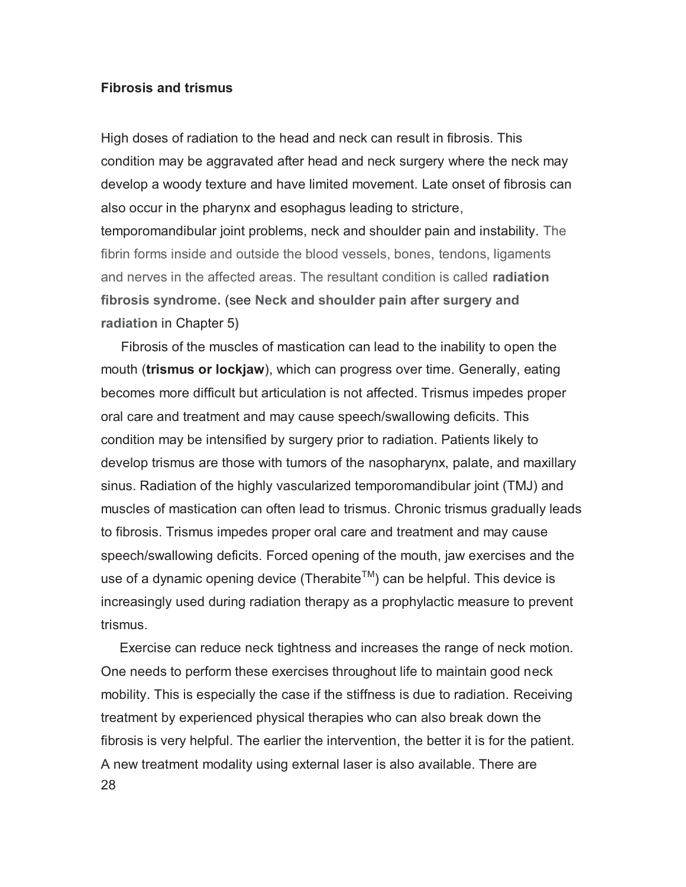**Fibrosis and trismus**

High doses of radiation to the head and neck can result in fibrosis. This condition may be aggravated after head and neck surgery where the neck may develop a woody texture and have limited movement. Late onset of fibrosis can also occur in the pharynx and esophagus leading to stricture, temporomandibular joint problems, neck and shoulder pain and instability. The fibrin forms inside and outside the blood vessels, bones, tendons, ligaments and nerves in the affected areas. The resultant condition is called **radiation fibrosis syndrome.** (see **Neck and shoulder pain after surgery and radiation** in Chapter 5)

Fibrosis of the muscles of mastication can lead to the inability to open the mouth (**trismus or lockjaw**), which can progress over time. Generally, eating becomes more difficult but articulation is not affected. Trismus impedes proper oral care and treatment and may cause speech/swallowing deficits. This condition may be intensified by surgery prior to radiation. Patients likely to develop trismus are those with tumors of the nasopharynx, palate, and maxillary sinus. Radiation of the highly vascularized temporomandibular joint (TMJ) and muscles of mastication can often lead to trismus. Chronic trismus gradually leads to fibrosis. Trismus impedes proper oral care and treatment and may cause speech/swallowing deficits. Forced opening of the mouth, jaw exercises and the use of a dynamic opening device (Therabite™) can be helpful. This device is increasingly used during radiation therapy as a prophylactic measure to prevent trismus.

Exercise can reduce neck tightness and increases the range of neck motion. One needs to perform these exercises throughout life to maintain good neck mobility. This is especially the case if the stiffness is due to radiation. Receiving treatment by experienced physical therapies who can also break down the fibrosis is very helpful. The earlier the intervention, the better it is for the patient. A new treatment modality using external laser is also available. There are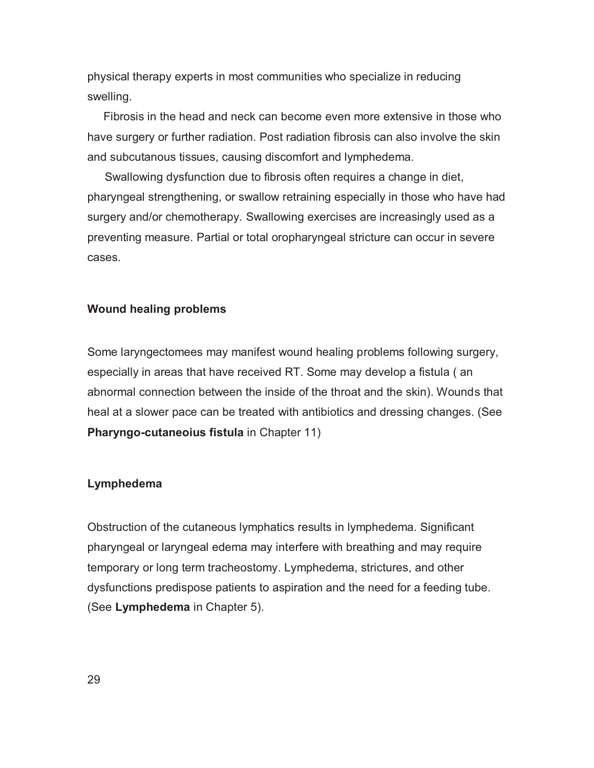physical therapy experts in most communities who specialize in reducing swelling.

Fibrosis in the head and neck can become even more extensive in those who have surgery or further radiation. Post radiation fibrosis can also involve the skin and subcutanous tissues, causing discomfort and lymphedema.

Swallowing dysfunction due to fibrosis often requires a change in diet, pharyngeal strengthening, or swallow retraining especially in those who have had surgery and/or chemotherapy. Swallowing exercises are increasingly used as a preventing measure. Partial or total oropharyngeal stricture can occur in severe cases.

**Wound healing problems**

Some laryngectomees may manifest wound healing problems following surgery, especially in areas that have received RT. Some may develop a fistula ( an abnormal connection between the inside of the throat and the skin). Wounds that heal at a slower pace can be treated with antibiotics and dressing changes. (See **Pharyngo-cutaneoius fistula** in Chapter 11)

**Lymphedema**

Obstruction of the cutaneous lymphatics results in lymphedema. Significant pharyngeal or laryngeal edema may interfere with breathing and may require temporary or long term tracheostomy. Lymphedema, strictures, and other dysfunctions predispose patients to aspiration and the need for a feeding tube. (See **Lymphedema** in Chapter 5).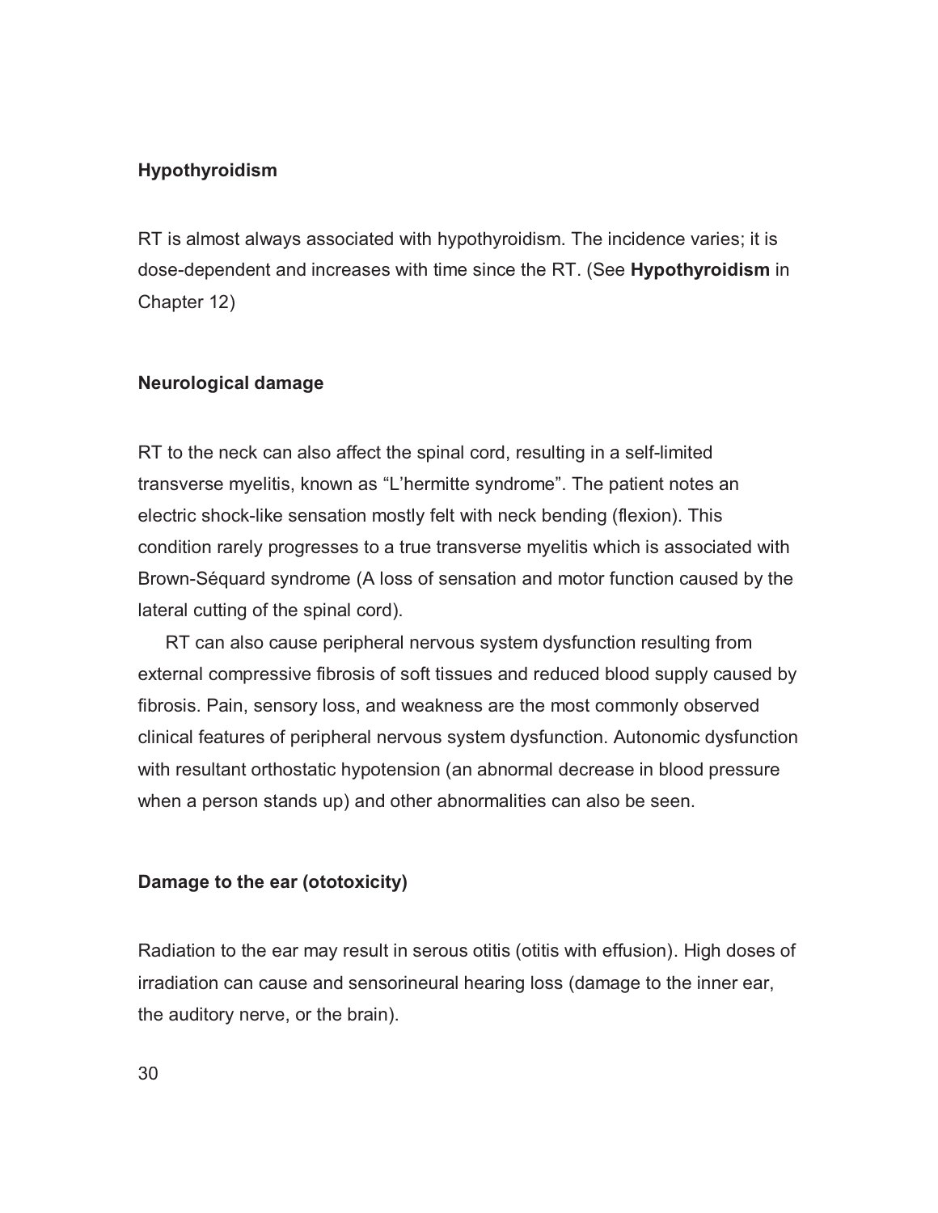### Hypothyroidism

RT is almost always associated with hypothyroidism. The incidence varies; it is dose-dependent and increases with time since the RT. (See **Hypothyroidism** in Chapter 12)

### Neurological damage

RT to the neck can also affect the spinal cord, resulting in a self-limited transverse myelitis, known as “L’hermitte syndrome”. The patient notes an electric shock-like sensation mostly felt with neck bending (flexion). This condition rarely progresses to a true transverse myelitis which is associated with Brown-Séquard syndrome (A loss of sensation and motor function caused by the lateral cutting of the spinal cord).

RT can also cause peripheral nervous system dysfunction resulting from external compressive fibrosis of soft tissues and reduced blood supply caused by fibrosis. Pain, sensory loss, and weakness are the most commonly observed clinical features of peripheral nervous system dysfunction. Autonomic dysfunction with resultant orthostatic hypotension (an abnormal decrease in blood pressure when a person stands up) and other abnormalities can also be seen.

### Damage to the ear (ototoxicity)

Radiation to the ear may result in serous otitis (otitis with effusion). High doses of irradiation can cause and sensorineural hearing loss (damage to the inner ear, the auditory nerve, or the brain).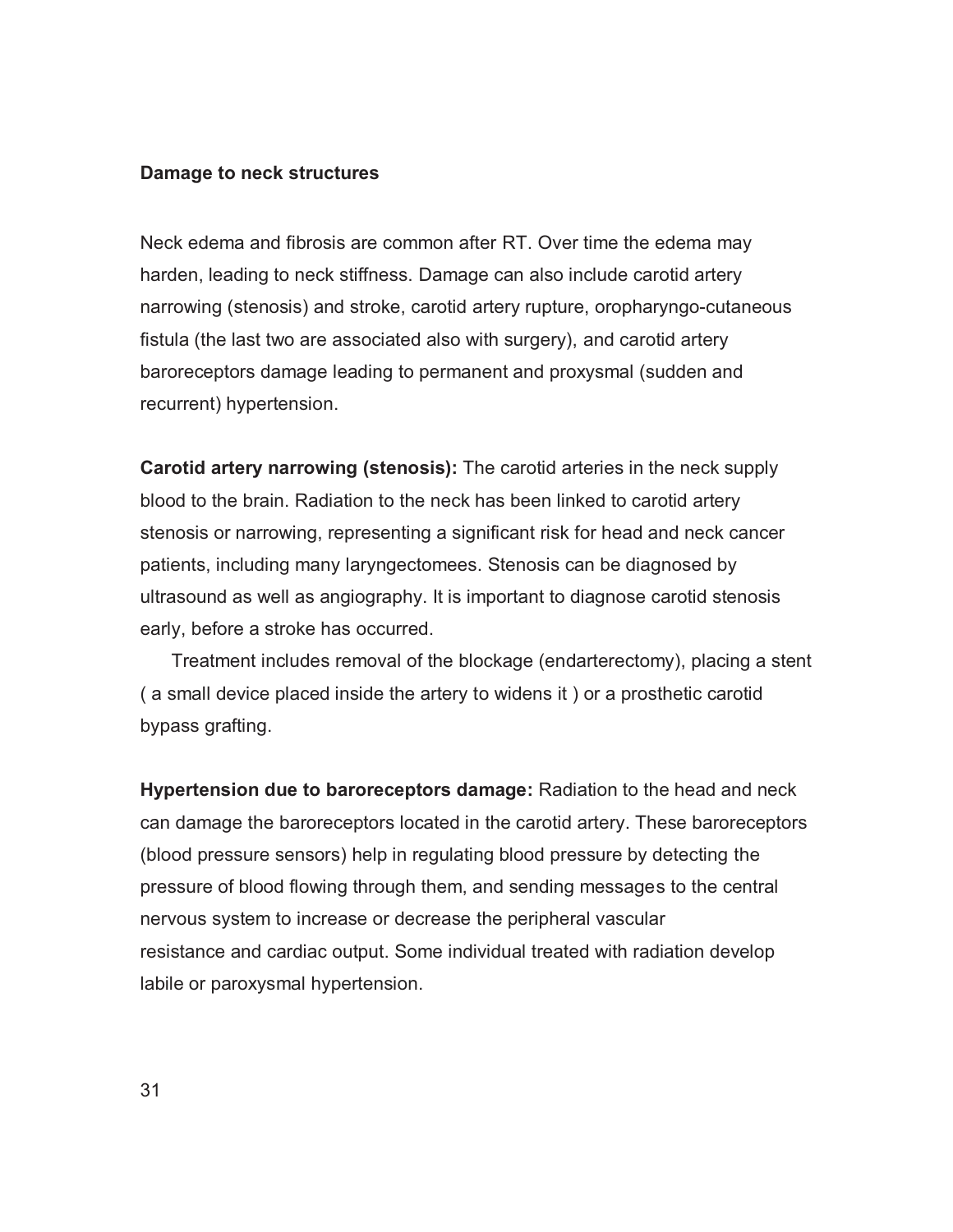**Damage to neck structures**

Neck edema and fibrosis are common after RT. Over time the edema may harden, leading to neck stiffness. Damage can also include carotid artery narrowing (stenosis) and stroke, carotid artery rupture, oropharyngo-cutaneous fistula (the last two are associated also with surgery), and carotid artery baroreceptors damage leading to permanent and proxysmal (sudden and recurrent) hypertension.

**Carotid artery narrowing (stenosis):** The carotid arteries in the neck supply blood to the brain. Radiation to the neck has been linked to carotid artery stenosis or narrowing, representing a significant risk for head and neck cancer patients, including many laryngectomees. Stenosis can be diagnosed by ultrasound as well as angiography. It is important to diagnose carotid stenosis early, before a stroke has occurred.

Treatment includes removal of the blockage (endarterectomy), placing a stent ( a small device placed inside the artery to widens it ) or a prosthetic carotid bypass grafting.

**Hypertension due to baroreceptors damage:** Radiation to the head and neck can damage the baroreceptors located in the carotid artery. These baroreceptors (blood pressure sensors) help in regulating blood pressure by detecting the pressure of blood flowing through them, and sending messages to the central nervous system to increase or decrease the peripheral vascular resistance and cardiac output. Some individual treated with radiation develop labile or paroxysmal hypertension.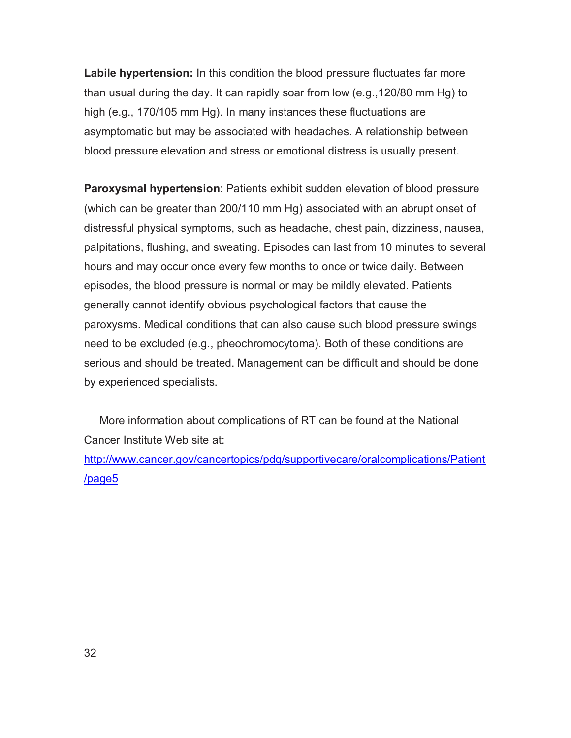**Labile hypertension:** In this condition the blood pressure fluctuates far more than usual during the day. It can rapidly soar from low (e.g.,120/80 mm Hg) to high (e.g., 170/105 mm Hg). In many instances these fluctuations are asymptomatic but may be associated with headaches. A relationship between blood pressure elevation and stress or emotional distress is usually present.

**Paroxysmal hypertension**: Patients exhibit sudden elevation of blood pressure (which can be greater than 200/110 mm Hg) associated with an abrupt onset of distressful physical symptoms, such as headache, chest pain, dizziness, nausea, palpitations, flushing, and sweating. Episodes can last from 10 minutes to several hours and may occur once every few months to once or twice daily. Between episodes, the blood pressure is normal or may be mildly elevated. Patients generally cannot identify obvious psychological factors that cause the paroxysms. Medical conditions that can also cause such blood pressure swings need to be excluded (e.g., pheochromocytoma). Both of these conditions are serious and should be treated. Management can be difficult and should be done by experienced specialists.

More information about complications of RT can be found at the National Cancer Institute Web site at: [http://www.cancer.gov/cancertopics/pdq/supportivecare/oralcomplications/Patient/page5](http://www.cancer.gov/cancertopics/pdq/supportivecare/oralcomplications/Patient/page5)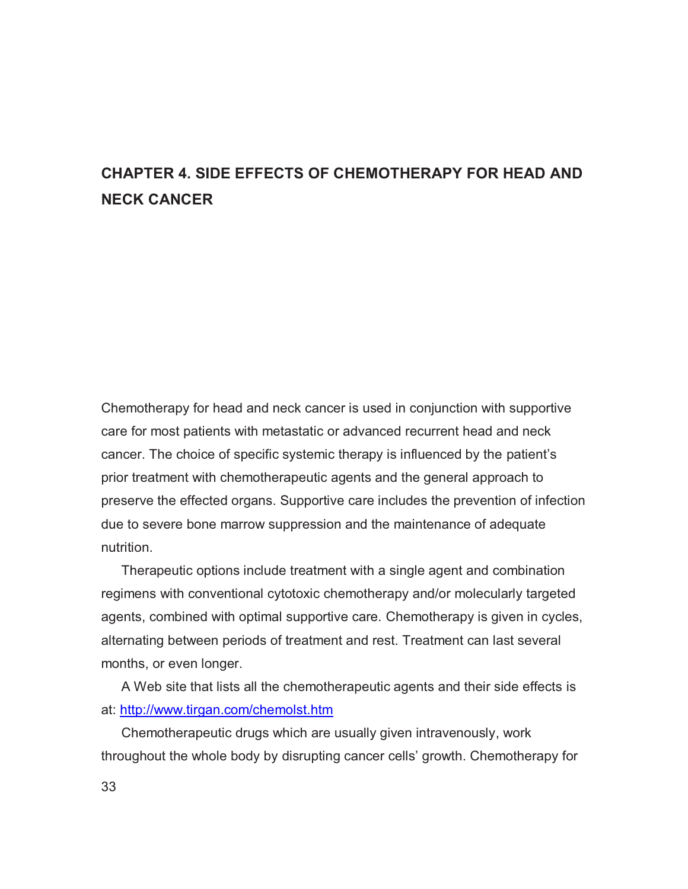# CHAPTER 4. SIDE EFFECTS OF CHEMOTHERAPY FOR HEAD AND NECK CANCER

Chemotherapy for head and neck cancer is used in conjunction with supportive care for most patients with metastatic or advanced recurrent head and neck cancer. The choice of specific systemic therapy is influenced by the patient's prior treatment with chemotherapeutic agents and the general approach to preserve the effected organs. Supportive care includes the prevention of infection due to severe bone marrow suppression and the maintenance of adequate nutrition.

Therapeutic options include treatment with a single agent and combination regimens with conventional cytotoxic chemotherapy and/or molecularly targeted agents, combined with optimal supportive care. Chemotherapy is given in cycles, alternating between periods of treatment and rest. Treatment can last several months, or even longer.

A Web site that lists all the chemotherapeutic agents and their side effects is at: [http://www.tirgan.com/chemolst.htm](http://www.tirgan.com/chemolst.htm)

Chemotherapeutic drugs which are usually given intravenously, work throughout the whole body by disrupting cancer cells' growth. Chemotherapy for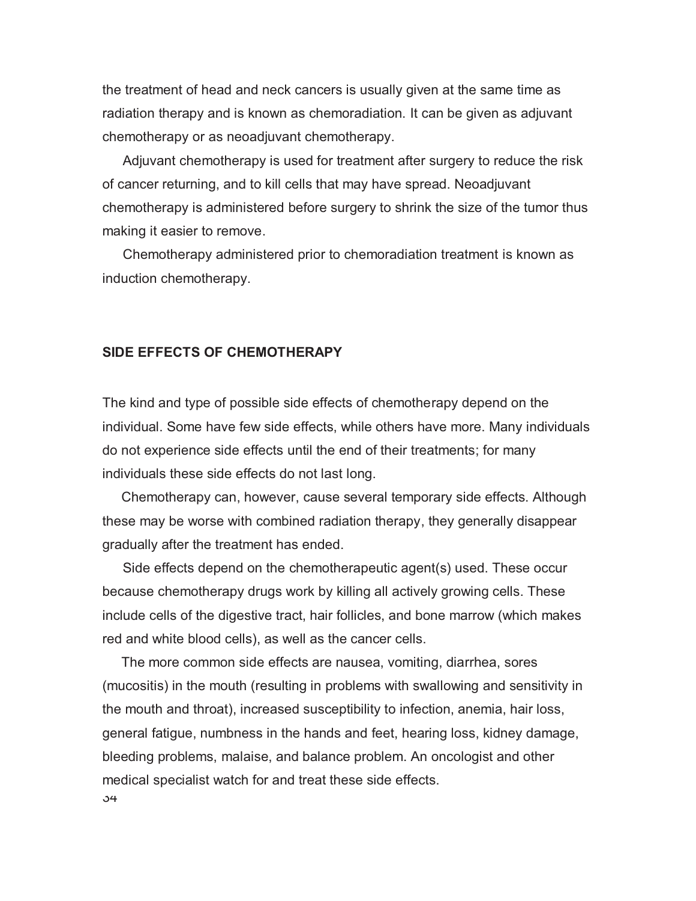the treatment of head and neck cancers is usually given at the same time as radiation therapy and is known as chemoradiation. It can be given as adjuvant chemotherapy or as neoadjuvant chemotherapy.

Adjuvant chemotherapy is used for treatment after surgery to reduce the risk of cancer returning, and to kill cells that may have spread. Neoadjuvant chemotherapy is administered before surgery to shrink the size of the tumor thus making it easier to remove.

Chemotherapy administered prior to chemoradiation treatment is known as induction chemotherapy.

## SIDE EFFECTS OF CHEMOTHERAPY

The kind and type of possible side effects of chemotherapy depend on the individual. Some have few side effects, while others have more. Many individuals do not experience side effects until the end of their treatments; for many individuals these side effects do not last long.

Chemotherapy can, however, cause several temporary side effects. Although these may be worse with combined radiation therapy, they generally disappear gradually after the treatment has ended.

Side effects depend on the chemotherapeutic agent(s) used. These occur because chemotherapy drugs work by killing all actively growing cells. These include cells of the digestive tract, hair follicles, and bone marrow (which makes red and white blood cells), as well as the cancer cells.

The more common side effects are nausea, vomiting, diarrhea, sores (mucositis) in the mouth (resulting in problems with swallowing and sensitivity in the mouth and throat), increased susceptibility to infection, anemia, hair loss, general fatigue, numbness in the hands and feet, hearing loss, kidney damage, bleeding problems, malaise, and balance problem. An oncologist and other medical specialist watch for and treat these side effects.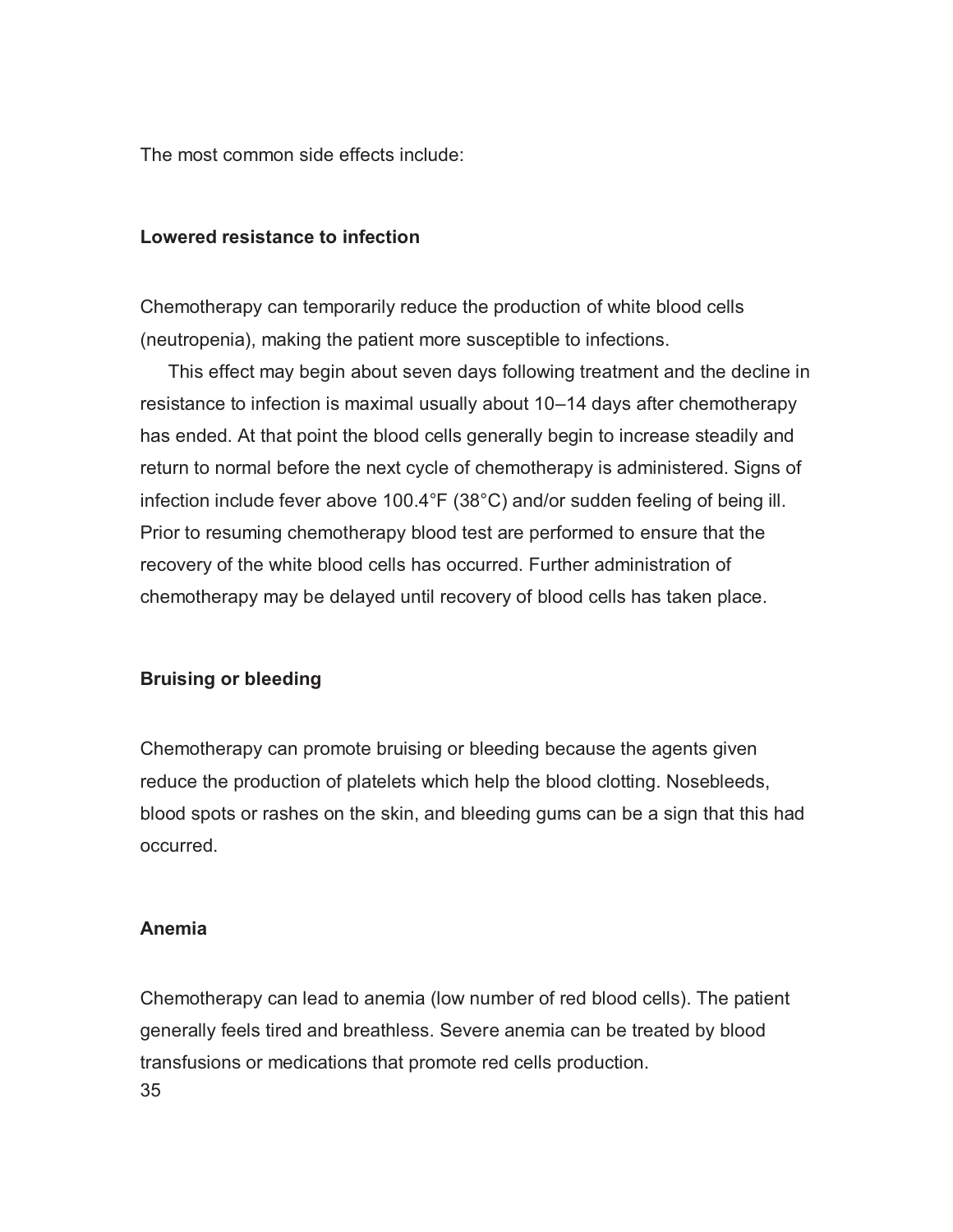The most common side effects include:

**Lowered resistance to infection**

Chemotherapy can temporarily reduce the production of white blood cells (neutropenia), making the patient more susceptible to infections.

This effect may begin about seven days following treatment and the decline in resistance to infection is maximal usually about 10–14 days after chemotherapy has ended. At that point the blood cells generally begin to increase steadily and return to normal before the next cycle of chemotherapy is administered. Signs of infection include fever above 100.4°F (38°C) and/or sudden feeling of being ill. Prior to resuming chemotherapy blood test are performed to ensure that the recovery of the white blood cells has occurred. Further administration of chemotherapy may be delayed until recovery of blood cells has taken place.

**Bruising or bleeding**

Chemotherapy can promote bruising or bleeding because the agents given reduce the production of platelets which help the blood clotting. Nosebleeds, blood spots or rashes on the skin, and bleeding gums can be a sign that this had occurred.

**Anemia**

Chemotherapy can lead to anemia (low number of red blood cells). The patient generally feels tired and breathless. Severe anemia can be treated by blood transfusions or medications that promote red cells production.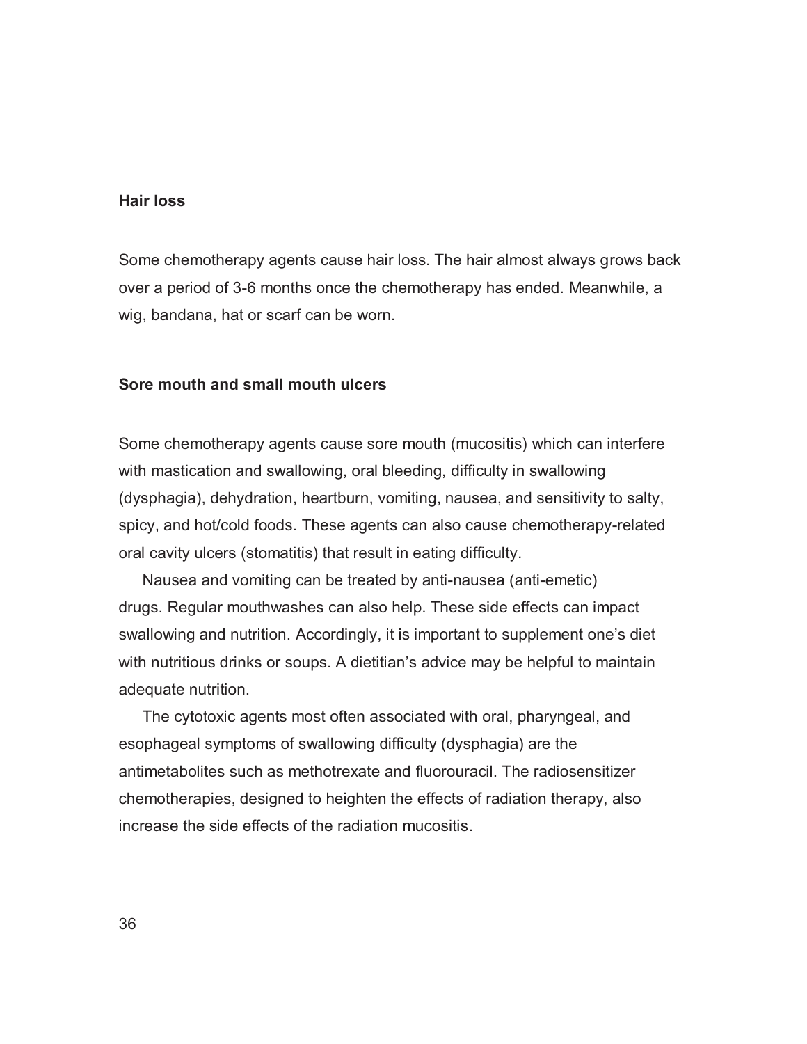## Hair loss

Some chemotherapy agents cause hair loss. The hair almost always grows back over a period of 3-6 months once the chemotherapy has ended. Meanwhile, a wig, bandana, hat or scarf can be worn.

## Sore mouth and small mouth ulcers

Some chemotherapy agents cause sore mouth (mucositis) which can interfere with mastication and swallowing, oral bleeding, difficulty in swallowing (dysphagia), dehydration, heartburn, vomiting, nausea, and sensitivity to salty, spicy, and hot/cold foods. These agents can also cause chemotherapy-related oral cavity ulcers (stomatitis) that result in eating difficulty.

Nausea and vomiting can be treated by anti-nausea (anti-emetic) drugs. Regular mouthwashes can also help. These side effects can impact swallowing and nutrition. Accordingly, it is important to supplement one's diet with nutritious drinks or soups. A dietitian's advice may be helpful to maintain adequate nutrition.

The cytotoxic agents most often associated with oral, pharyngeal, and esophageal symptoms of swallowing difficulty (dysphagia) are the antimetabolites such as methotrexate and fluorouracil. The radiosensitizer chemotherapies, designed to heighten the effects of radiation therapy, also increase the side effects of the radiation mucositis.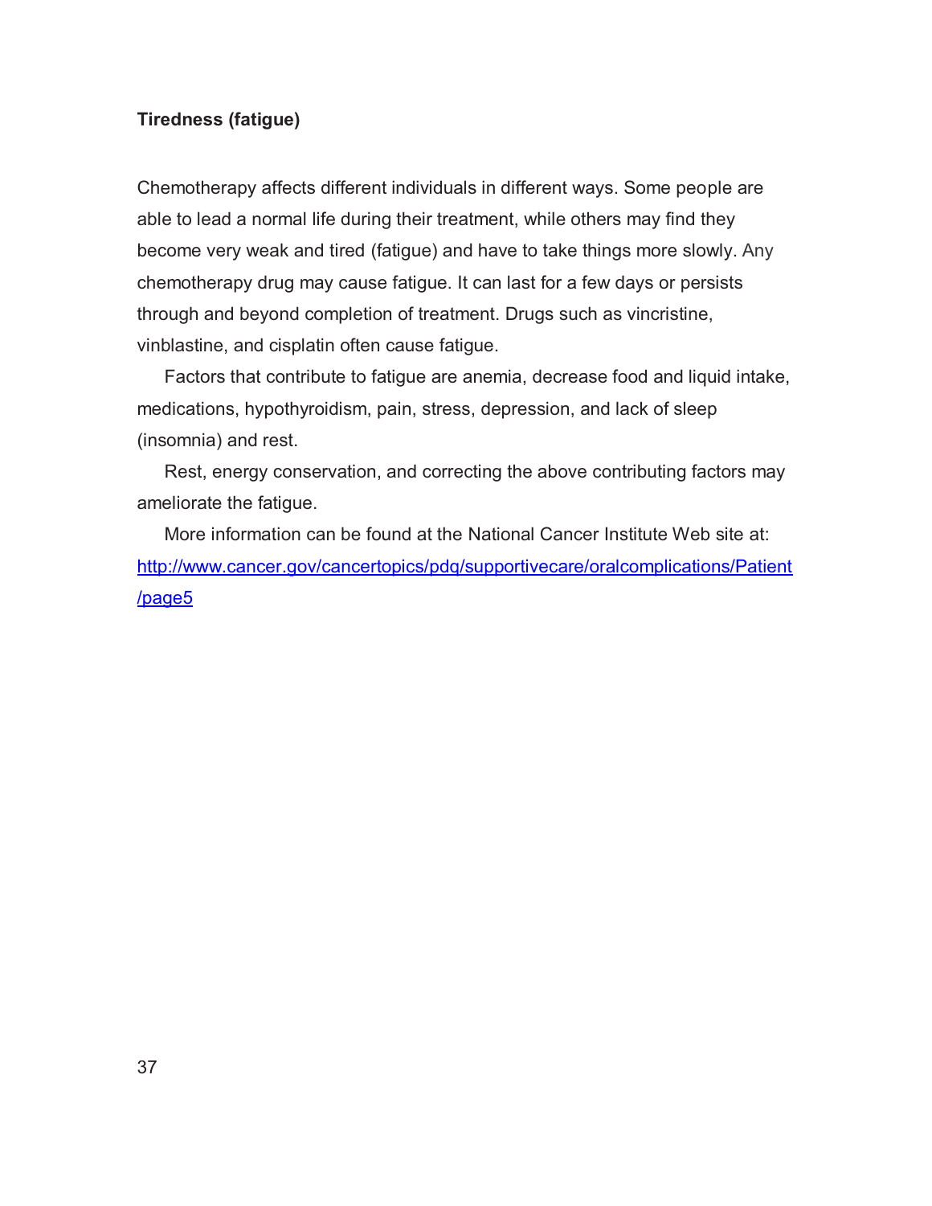**Tiredness (fatigue)**

Chemotherapy affects different individuals in different ways. Some people are able to lead a normal life during their treatment, while others may find they become very weak and tired (fatigue) and have to take things more slowly. Any chemotherapy drug may cause fatigue. It can last for a few days or persists through and beyond completion of treatment. Drugs such as vincristine, vinblastine, and cisplatin often cause fatigue.

Factors that contribute to fatigue are anemia, decrease food and liquid intake, medications, hypothyroidism, pain, stress, depression, and lack of sleep (insomnia) and rest.

Rest, energy conservation, and correcting the above contributing factors may ameliorate the fatigue.

More information can be found at the National Cancer Institute Web site at: [http://www.cancer.gov/cancertopics/pdq/supportivecare/oralcomplications/Patient/page5](http://www.cancer.gov/cancertopics/pdq/supportivecare/oralcomplications/Patient/page5)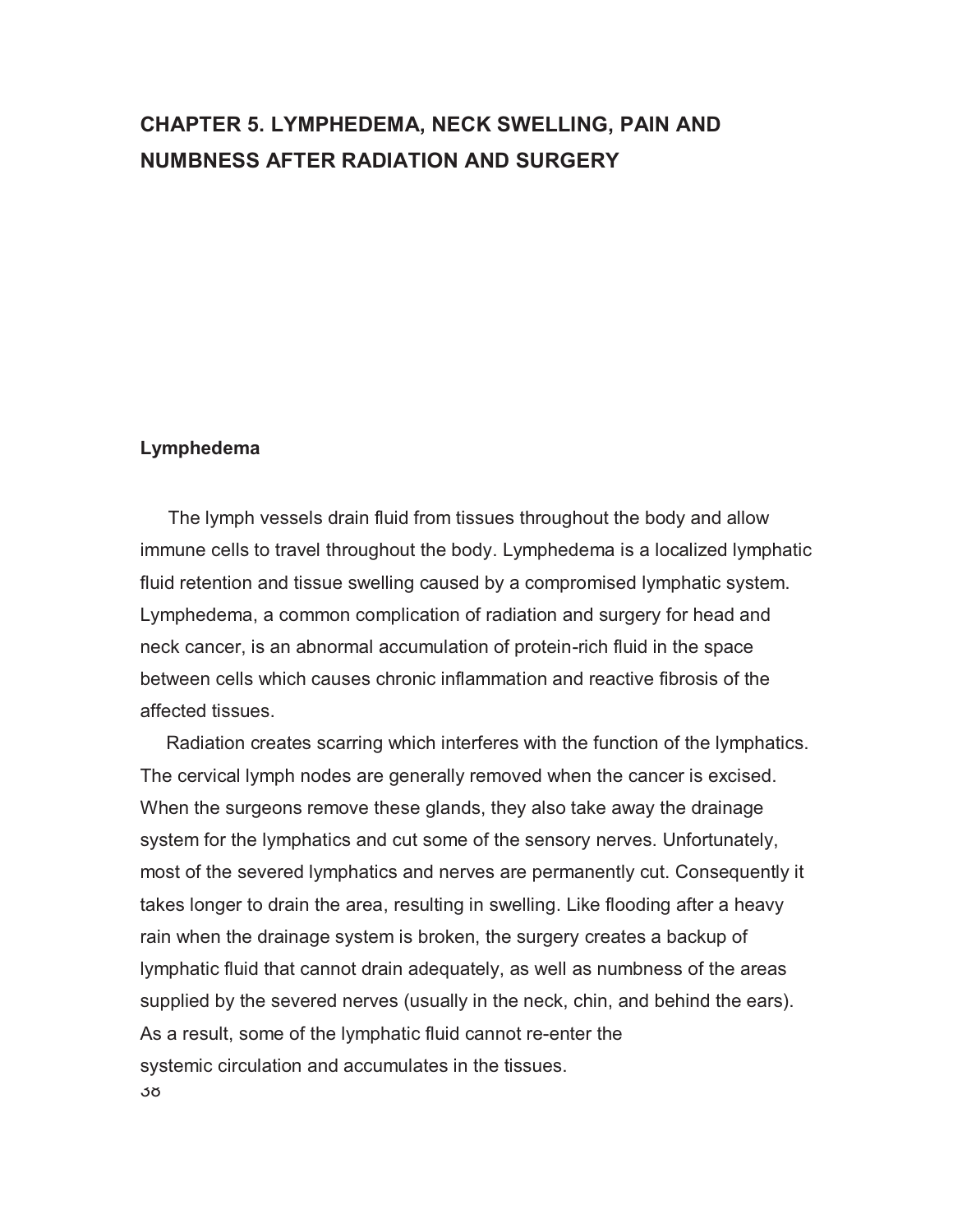# CHAPTER 5. LYMPHEDEMA, NECK SWELLING, PAIN AND NUMBNESS AFTER RADIATION AND SURGERY

## Lymphedema

The lymph vessels drain fluid from tissues throughout the body and allow immune cells to travel throughout the body. Lymphedema is a localized lymphatic fluid retention and tissue swelling caused by a compromised lymphatic system. Lymphedema, a common complication of radiation and surgery for head and neck cancer, is an abnormal accumulation of protein-rich fluid in the space between cells which causes chronic inflammation and reactive fibrosis of the affected tissues.

Radiation creates scarring which interferes with the function of the lymphatics. The cervical lymph nodes are generally removed when the cancer is excised. When the surgeons remove these glands, they also take away the drainage system for the lymphatics and cut some of the sensory nerves. Unfortunately, most of the severed lymphatics and nerves are permanently cut. Consequently it takes longer to drain the area, resulting in swelling. Like flooding after a heavy rain when the drainage system is broken, the surgery creates a backup of lymphatic fluid that cannot drain adequately, as well as numbness of the areas supplied by the severed nerves (usually in the neck, chin, and behind the ears). As a result, some of the lymphatic fluid cannot re-enter the systemic circulation and accumulates in the tissues.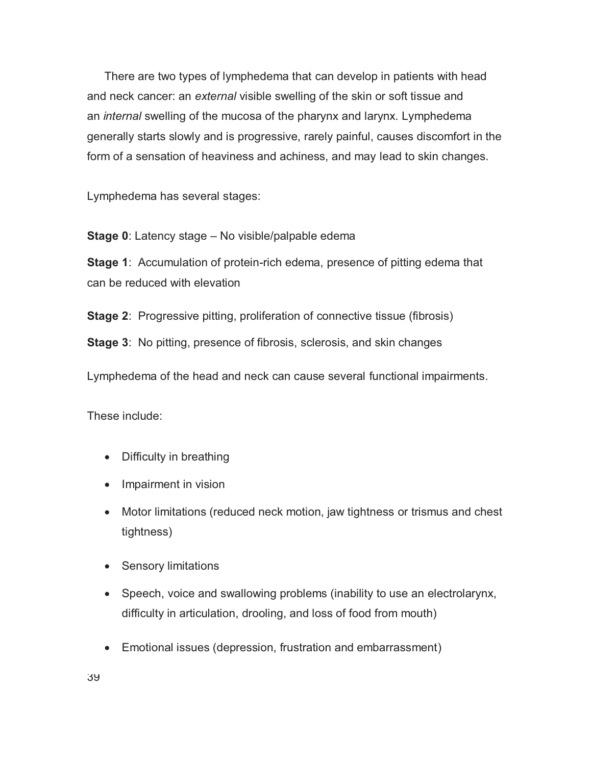There are two types of lymphedema that can develop in patients with head and neck cancer: an *external* visible swelling of the skin or soft tissue and an *internal* swelling of the mucosa of the pharynx and larynx. Lymphedema generally starts slowly and is progressive, rarely painful, causes discomfort in the form of a sensation of heaviness and achiness, and may lead to skin changes.

Lymphedema has several stages:

**Stage 0**: Latency stage – No visible/palpable edema

**Stage 1**: Accumulation of protein-rich edema, presence of pitting edema that can be reduced with elevation

**Stage 2**: Progressive pitting, proliferation of connective tissue (fibrosis)

**Stage 3**: No pitting, presence of fibrosis, sclerosis, and skin changes

Lymphedema of the head and neck can cause several functional impairments.

These include:

- Difficulty in breathing
- Impairment in vision
- Motor limitations (reduced neck motion, jaw tightness or trismus and chest tightness)
- Sensory limitations
- Speech, voice and swallowing problems (inability to use an electrolarynx, difficulty in articulation, drooling, and loss of food from mouth)
- Emotional issues (depression, frustration and embarrassment)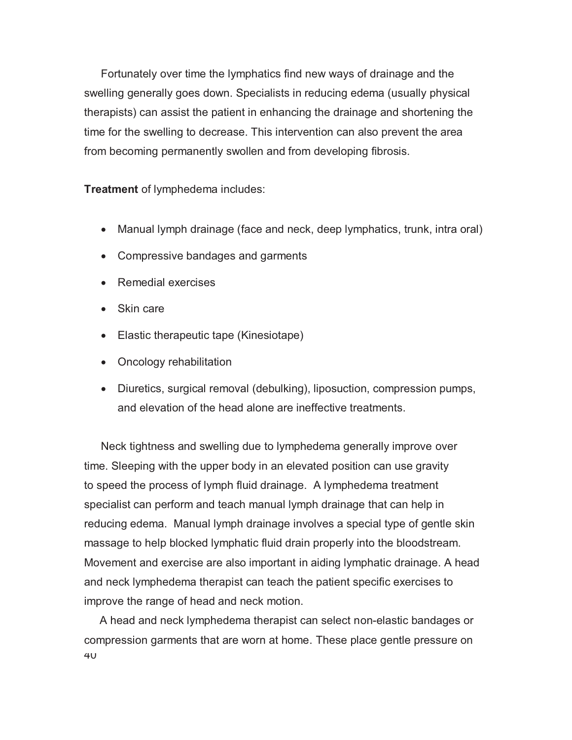Fortunately over time the lymphatics find new ways of drainage and the swelling generally goes down. Specialists in reducing edema (usually physical therapists) can assist the patient in enhancing the drainage and shortening the time for the swelling to decrease. This intervention can also prevent the area from becoming permanently swollen and from developing fibrosis.

**Treatment** of lymphedema includes:

- Manual lymph drainage (face and neck, deep lymphatics, trunk, intra oral)
- Compressive bandages and garments
- Remedial exercises
- Skin care
- Elastic therapeutic tape (Kinesiotape)
- Oncology rehabilitation
- Diuretics, surgical removal (debulking), liposuction, compression pumps, and elevation of the head alone are ineffective treatments.

Neck tightness and swelling due to lymphedema generally improve over time. Sleeping with the upper body in an elevated position can use gravity to speed the process of lymph fluid drainage. A lymphedema treatment specialist can perform and teach manual lymph drainage that can help in reducing edema. Manual lymph drainage involves a special type of gentle skin massage to help blocked lymphatic fluid drain properly into the bloodstream. Movement and exercise are also important in aiding lymphatic drainage. A head and neck lymphedema therapist can teach the patient specific exercises to improve the range of head and neck motion.

A head and neck lymphedema therapist can select non-elastic bandages or compression garments that are worn at home. These place gentle pressure on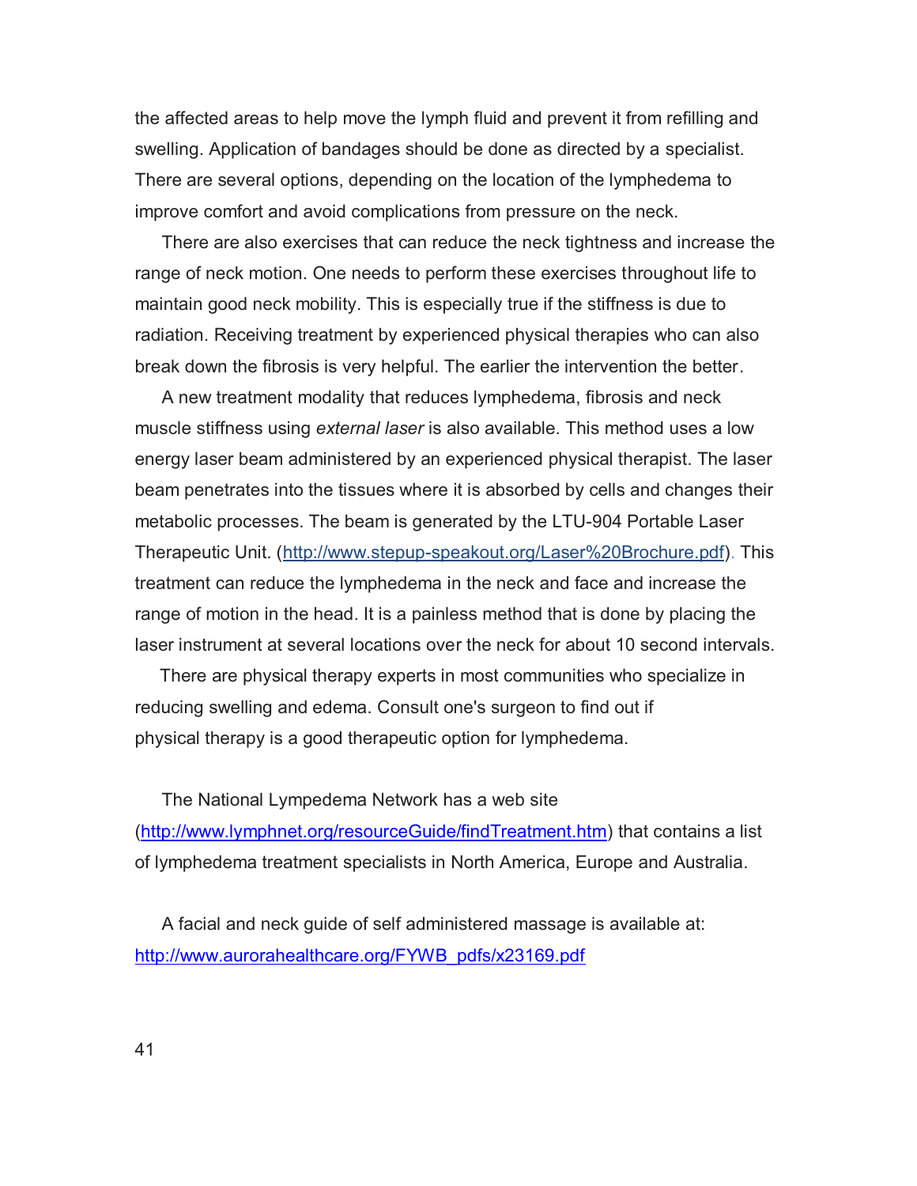the affected areas to help move the lymph fluid and prevent it from refilling and swelling. Application of bandages should be done as directed by a specialist. There are several options, depending on the location of the lymphedema to improve comfort and avoid complications from pressure on the neck.

There are also exercises that can reduce the neck tightness and increase the range of neck motion. One needs to perform these exercises throughout life to maintain good neck mobility. This is especially true if the stiffness is due to radiation. Receiving treatment by experienced physical therapies who can also break down the fibrosis is very helpful. The earlier the intervention the better.

A new treatment modality that reduces lymphedema, fibrosis and neck muscle stiffness using *external laser* is also available. This method uses a low energy laser beam administered by an experienced physical therapist. The laser beam penetrates into the tissues where it is absorbed by cells and changes their metabolic processes. The beam is generated by the LTU-904 Portable Laser Therapeutic Unit. (http://www.stepup-speakout.org/Laser%20Brochure.pdf). This treatment can reduce the lymphedema in the neck and face and increase the range of motion in the head. It is a painless method that is done by placing the laser instrument at several locations over the neck for about 10 second intervals.

There are physical therapy experts in most communities who specialize in reducing swelling and edema. Consult one's surgeon to find out if physical therapy is a good therapeutic option for lymphedema.

The National Lympedema Network has a web site (http://www.lymphnet.org/resourceGuide/findTreatment.htm) that contains a list of lymphedema treatment specialists in North America, Europe and Australia.

A facial and neck guide of self administered massage is available at: http://www.aurorahealthcare.org/FYWB_pdfs/x23169.pdf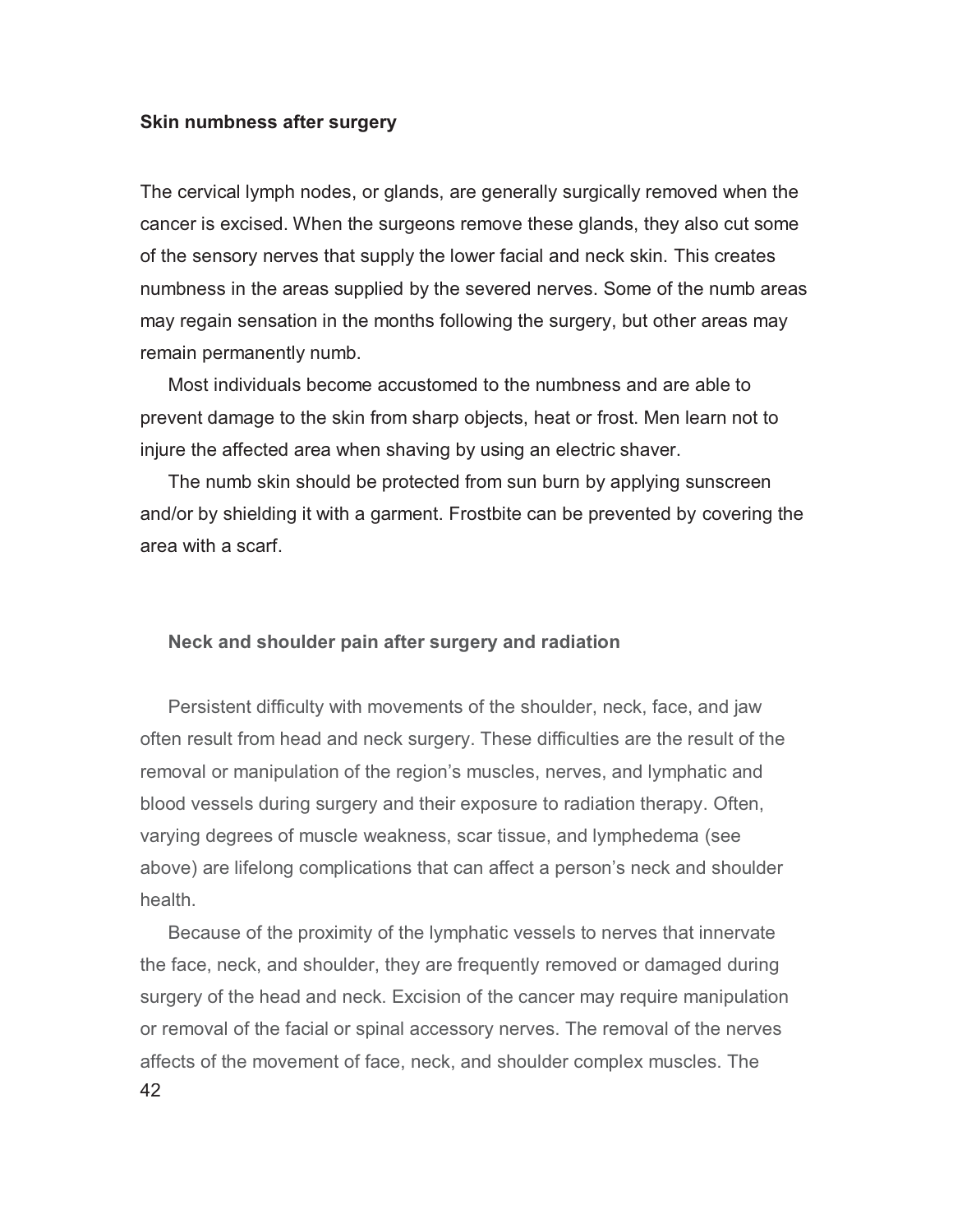**Skin numbness after surgery**

The cervical lymph nodes, or glands, are generally surgically removed when the cancer is excised. When the surgeons remove these glands, they also cut some of the sensory nerves that supply the lower facial and neck skin. This creates numbness in the areas supplied by the severed nerves. Some of the numb areas may regain sensation in the months following the surgery, but other areas may remain permanently numb.

Most individuals become accustomed to the numbness and are able to prevent damage to the skin from sharp objects, heat or frost. Men learn not to injure the affected area when shaving by using an electric shaver.

The numb skin should be protected from sun burn by applying sunscreen and/or by shielding it with a garment. Frostbite can be prevented by covering the area with a scarf.

**Neck and shoulder pain after surgery and radiation**

Persistent difficulty with movements of the shoulder, neck, face, and jaw often result from head and neck surgery. These difficulties are the result of the removal or manipulation of the region's muscles, nerves, and lymphatic and blood vessels during surgery and their exposure to radiation therapy. Often, varying degrees of muscle weakness, scar tissue, and lymphedema (see above) are lifelong complications that can affect a person's neck and shoulder health.

Because of the proximity of the lymphatic vessels to nerves that innervate the face, neck, and shoulder, they are frequently removed or damaged during surgery of the head and neck. Excision of the cancer may require manipulation or removal of the facial or spinal accessory nerves. The removal of the nerves affects of the movement of face, neck, and shoulder complex muscles. The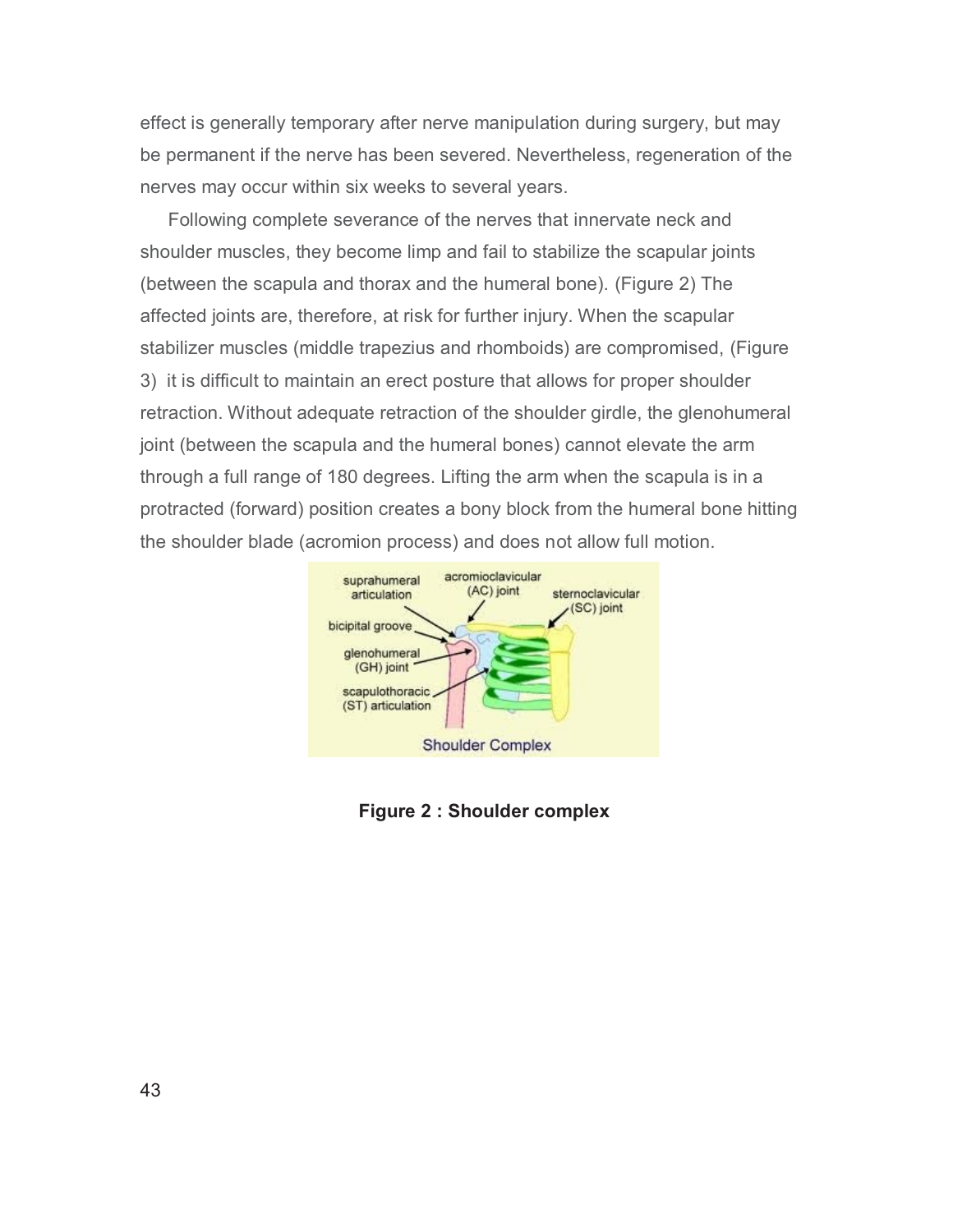effect is generally temporary after nerve manipulation during surgery, but may be permanent if the nerve has been severed. Nevertheless, regeneration of the nerves may occur within six weeks to several years.

Following complete severance of the nerves that innervate neck and shoulder muscles, they become limp and fail to stabilize the scapular joints (between the scapula and thorax and the humeral bone). (Figure 2) The affected joints are, therefore, at risk for further injury. When the scapular stabilizer muscles (middle trapezius and rhomboids) are compromised, (Figure 3) it is difficult to maintain an erect posture that allows for proper shoulder retraction. Without adequate retraction of the shoulder girdle, the glenohumeral joint (between the scapula and the humeral bones) cannot elevate the arm through a full range of 180 degrees. Lifting the arm when the scapula is in a protracted (forward) position creates a bony block from the humeral bone hitting the shoulder blade (acromion process) and does not allow full motion.

**Figure 2 : Shoulder complex**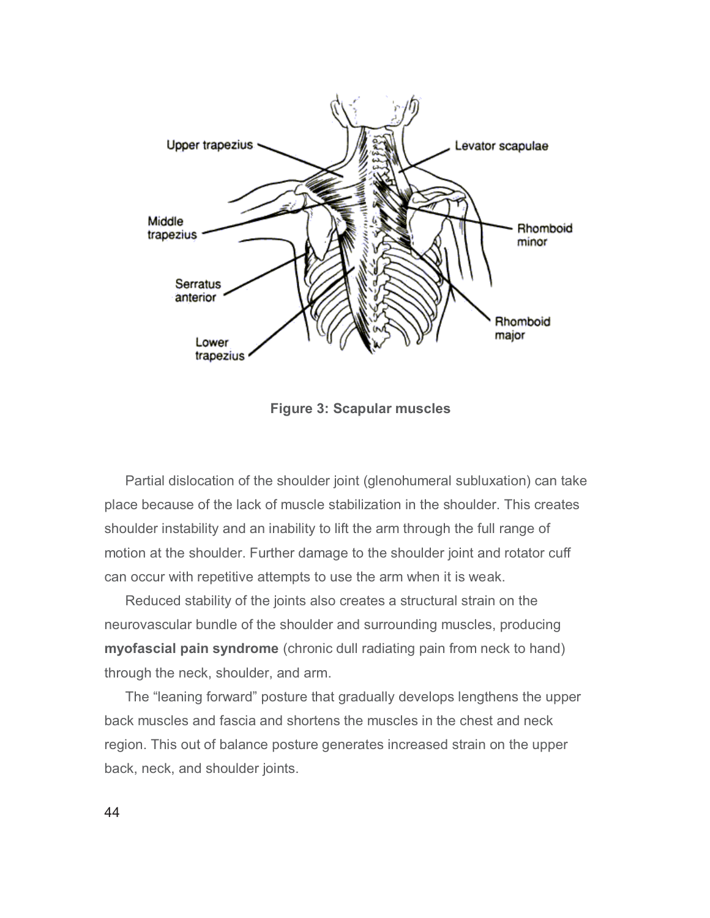**Figure 3: Scapular muscles**

Partial dislocation of the shoulder joint (glenohumeral subluxation) can take place because of the lack of muscle stabilization in the shoulder. This creates shoulder instability and an inability to lift the arm through the full range of motion at the shoulder. Further damage to the shoulder joint and rotator cuff can occur with repetitive attempts to use the arm when it is weak.

Reduced stability of the joints also creates a structural strain on the neurovascular bundle of the shoulder and surrounding muscles, producing **myofascial pain syndrome** (chronic dull radiating pain from neck to hand) through the neck, shoulder, and arm.

The “leaning forward” posture that gradually develops lengthens the upper back muscles and fascia and shortens the muscles in the chest and neck region. This out of balance posture generates increased strain on the upper back, neck, and shoulder joints.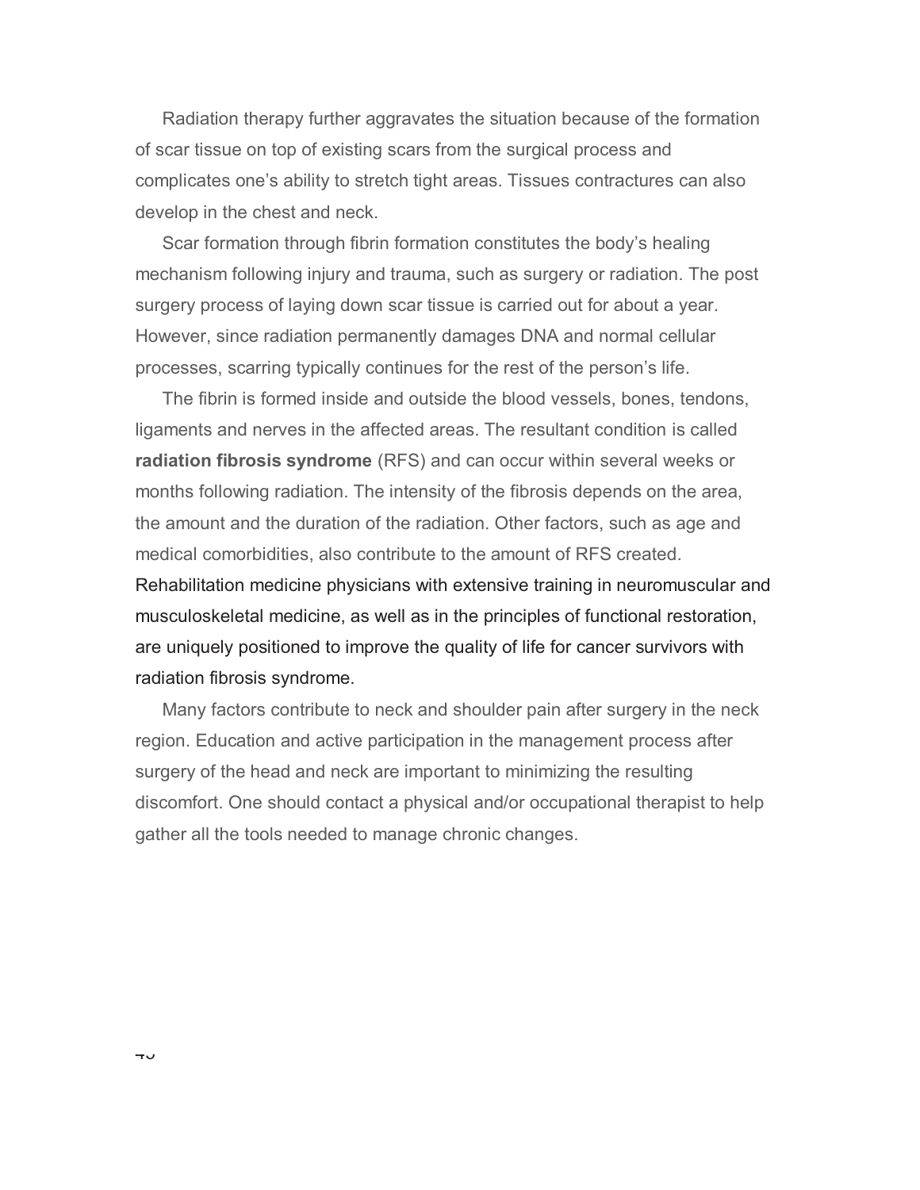Radiation therapy further aggravates the situation because of the formation of scar tissue on top of existing scars from the surgical process and complicates one's ability to stretch tight areas. Tissues contractures can also develop in the chest and neck.

Scar formation through fibrin formation constitutes the body's healing mechanism following injury and trauma, such as surgery or radiation. The post surgery process of laying down scar tissue is carried out for about a year. However, since radiation permanently damages DNA and normal cellular processes, scarring typically continues for the rest of the person's life.

The fibrin is formed inside and outside the blood vessels, bones, tendons, ligaments and nerves in the affected areas. The resultant condition is called **radiation fibrosis syndrome** (RFS) and can occur within several weeks or months following radiation. The intensity of the fibrosis depends on the area, the amount and the duration of the radiation. Other factors, such as age and medical comorbidities, also contribute to the amount of RFS created. Rehabilitation medicine physicians with extensive training in neuromuscular and musculoskeletal medicine, as well as in the principles of functional restoration, are uniquely positioned to improve the quality of life for cancer survivors with radiation fibrosis syndrome.

Many factors contribute to neck and shoulder pain after surgery in the neck region. Education and active participation in the management process after surgery of the head and neck are important to minimizing the resulting discomfort. One should contact a physical and/or occupational therapist to help gather all the tools needed to manage chronic changes.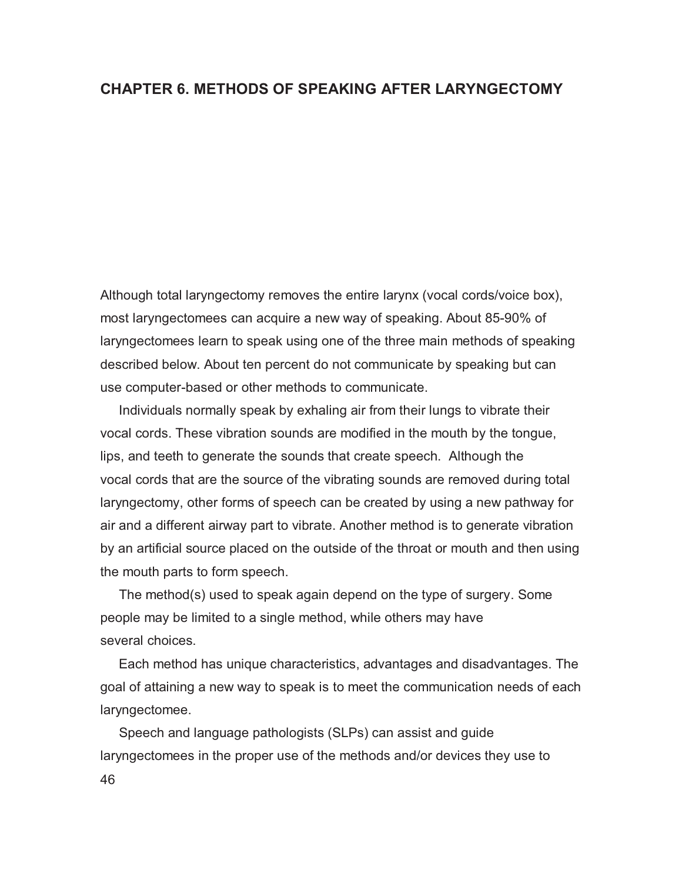# CHAPTER 6. METHODS OF SPEAKING AFTER LARYNGECTOMY

Although total laryngectomy removes the entire larynx (vocal cords/voice box), most laryngectomees can acquire a new way of speaking. About 85-90% of laryngectomees learn to speak using one of the three main methods of speaking described below. About ten percent do not communicate by speaking but can use computer-based or other methods to communicate.

Individuals normally speak by exhaling air from their lungs to vibrate their vocal cords. These vibration sounds are modified in the mouth by the tongue, lips, and teeth to generate the sounds that create speech. Although the vocal cords that are the source of the vibrating sounds are removed during total laryngectomy, other forms of speech can be created by using a new pathway for air and a different airway part to vibrate. Another method is to generate vibration by an artificial source placed on the outside of the throat or mouth and then using the mouth parts to form speech.

The method(s) used to speak again depend on the type of surgery. Some people may be limited to a single method, while others may have several choices.

Each method has unique characteristics, advantages and disadvantages. The goal of attaining a new way to speak is to meet the communication needs of each laryngectomee.

Speech and language pathologists (SLPs) can assist and guide laryngectomees in the proper use of the methods and/or devices they use to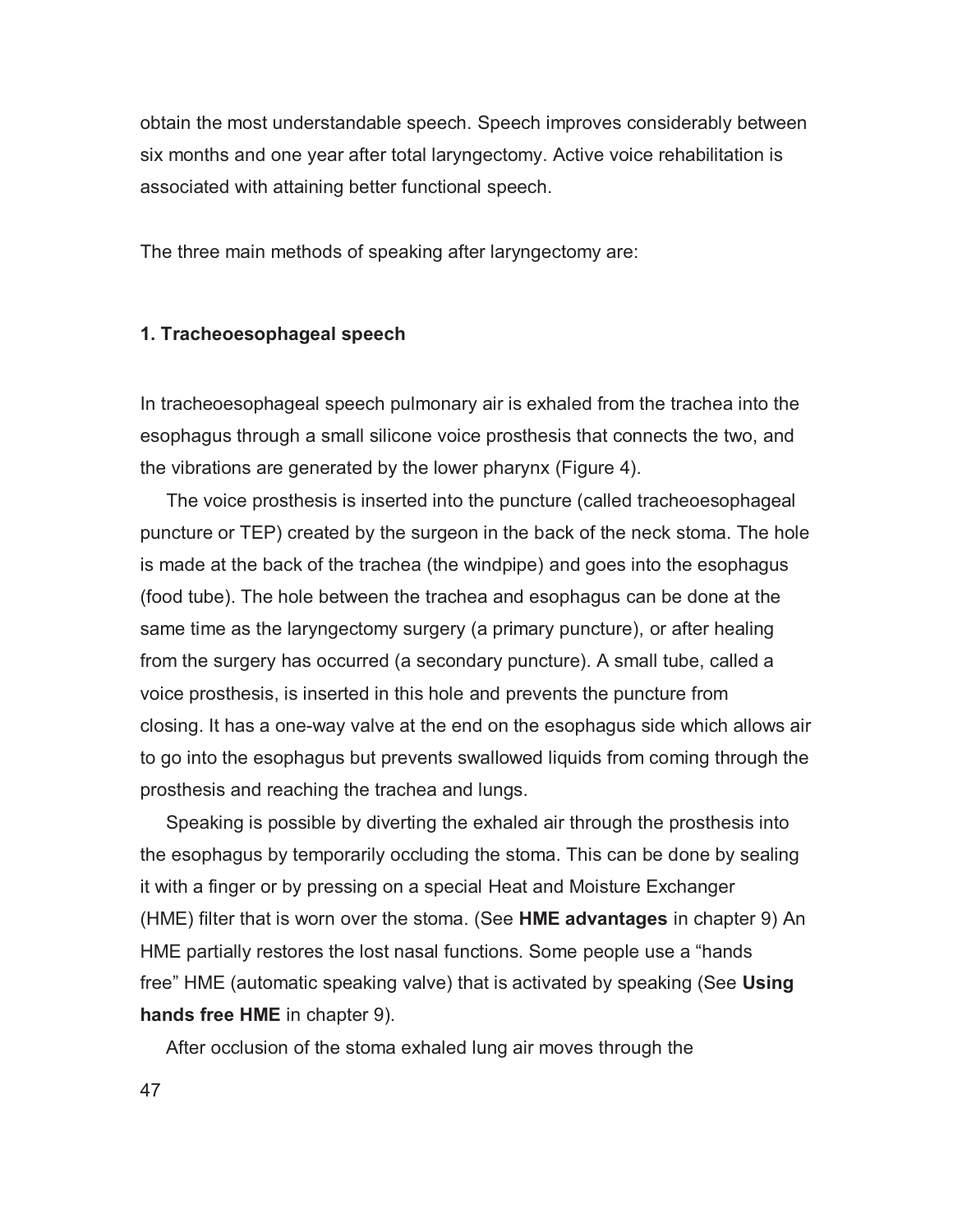obtain the most understandable speech. Speech improves considerably between six months and one year after total laryngectomy. Active voice rehabilitation is associated with attaining better functional speech.

The three main methods of speaking after laryngectomy are:

### 1. Tracheoesophageal speech

In tracheoesophageal speech pulmonary air is exhaled from the trachea into the esophagus through a small silicone voice prosthesis that connects the two, and the vibrations are generated by the lower pharynx (Figure 4).

The voice prosthesis is inserted into the puncture (called tracheoesophageal puncture or TEP) created by the surgeon in the back of the neck stoma. The hole is made at the back of the trachea (the windpipe) and goes into the esophagus (food tube). The hole between the trachea and esophagus can be done at the same time as the laryngectomy surgery (a primary puncture), or after healing from the surgery has occurred (a secondary puncture). A small tube, called a voice prosthesis, is inserted in this hole and prevents the puncture from closing. It has a one-way valve at the end on the esophagus side which allows air to go into the esophagus but prevents swallowed liquids from coming through the prosthesis and reaching the trachea and lungs.

Speaking is possible by diverting the exhaled air through the prosthesis into the esophagus by temporarily occluding the stoma. This can be done by sealing it with a finger or by pressing on a special Heat and Moisture Exchanger (HME) filter that is worn over the stoma. (See **HME advantages** in chapter 9) An HME partially restores the lost nasal functions. Some people use a "hands free" HME (automatic speaking valve) that is activated by speaking (See **Using hands free HME** in chapter 9).

After occlusion of the stoma exhaled lung air moves through the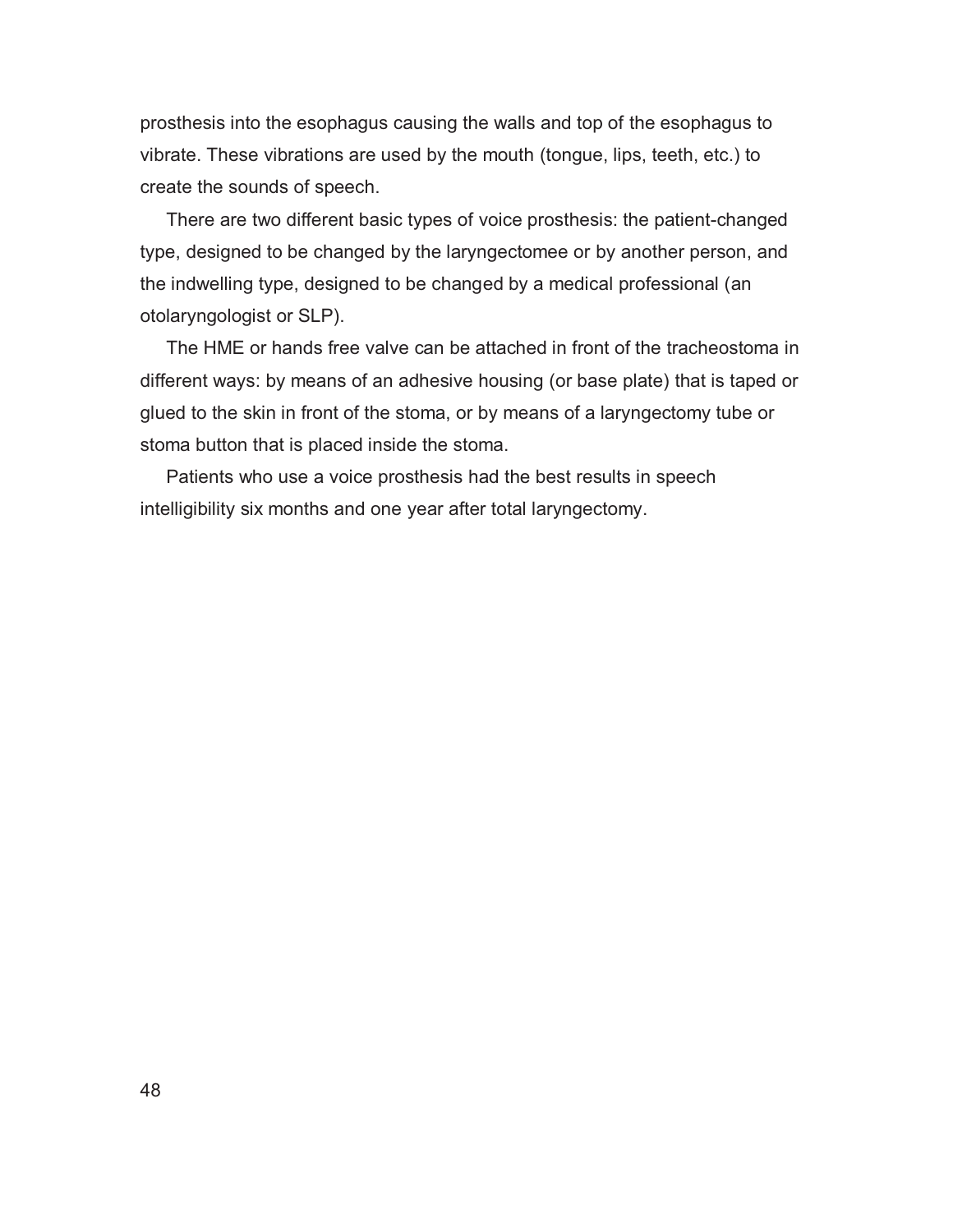prosthesis into the esophagus causing the walls and top of the esophagus to vibrate. These vibrations are used by the mouth (tongue, lips, teeth, etc.) to create the sounds of speech.

There are two different basic types of voice prosthesis: the patient-changed type, designed to be changed by the laryngectomee or by another person, and the indwelling type, designed to be changed by a medical professional (an otolaryngologist or SLP).

The HME or hands free valve can be attached in front of the tracheostoma in different ways: by means of an adhesive housing (or base plate) that is taped or glued to the skin in front of the stoma, or by means of a laryngectomy tube or stoma button that is placed inside the stoma.

Patients who use a voice prosthesis had the best results in speech intelligibility six months and one year after total laryngectomy.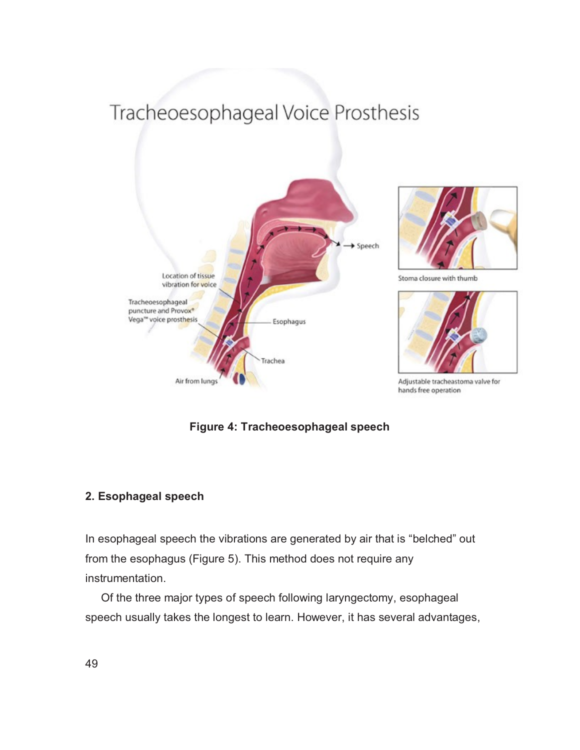**Figure 4: Tracheoesophageal speech**

## 2. Esophageal speech

In esophageal speech the vibrations are generated by air that is "belched" out from the esophagus (Figure 5). This method does not require any instrumentation.

Of the three major types of speech following laryngectomy, esophageal speech usually takes the longest to learn. However, it has several advantages,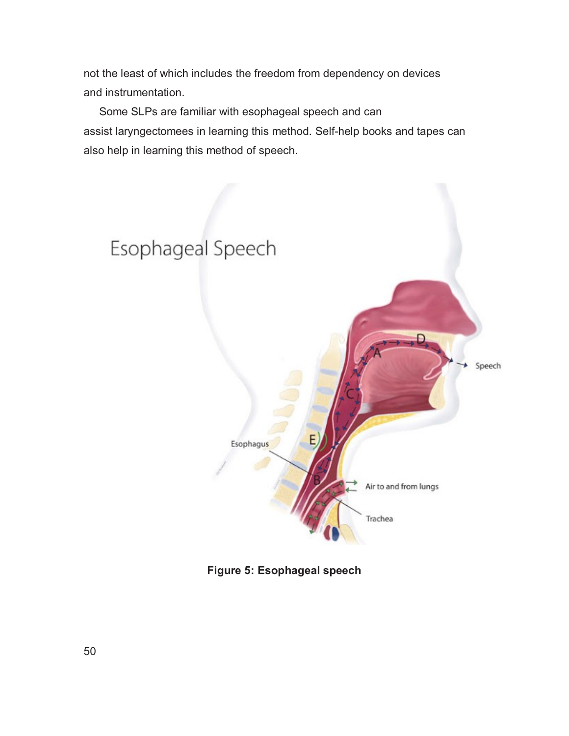not the least of which includes the freedom from dependency on devices and instrumentation.

Some SLPs are familiar with esophageal speech and can assist laryngectomees in learning this method. Self-help books and tapes can also help in learning this method of speech.

**Figure 5: Esophageal speech**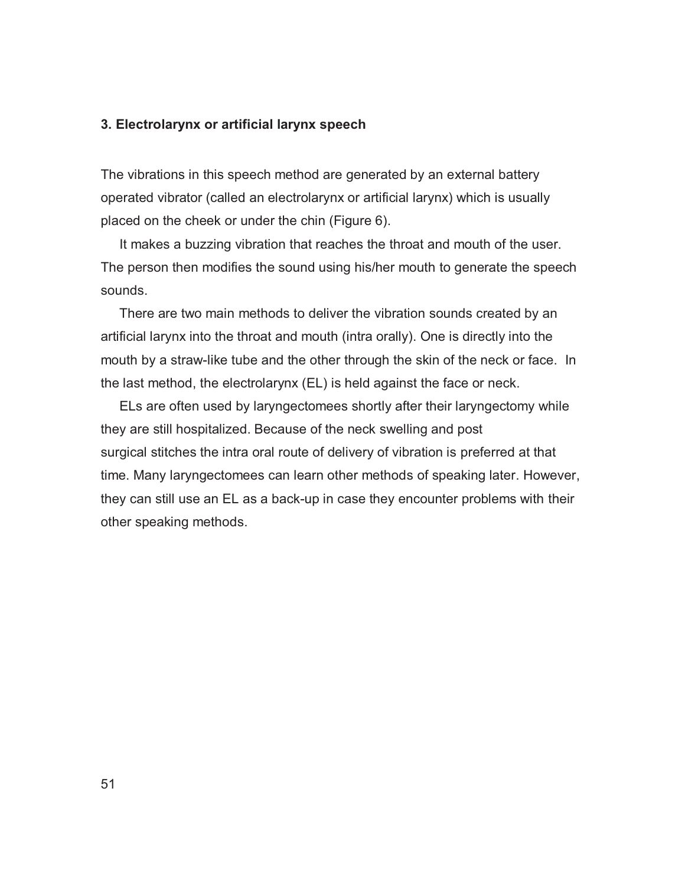### 3. Electrolarynx or artificial larynx speech

The vibrations in this speech method are generated by an external battery operated vibrator (called an electrolarynx or artificial larynx) which is usually placed on the cheek or under the chin (Figure 6).

It makes a buzzing vibration that reaches the throat and mouth of the user. The person then modifies the sound using his/her mouth to generate the speech sounds.

There are two main methods to deliver the vibration sounds created by an artificial larynx into the throat and mouth (intra orally). One is directly into the mouth by a straw-like tube and the other through the skin of the neck or face. In the last method, the electrolarynx (EL) is held against the face or neck.

ELs are often used by laryngectomees shortly after their laryngectomy while they are still hospitalized. Because of the neck swelling and post surgical stitches the intra oral route of delivery of vibration is preferred at that time. Many laryngectomees can learn other methods of speaking later. However, they can still use an EL as a back-up in case they encounter problems with their other speaking methods.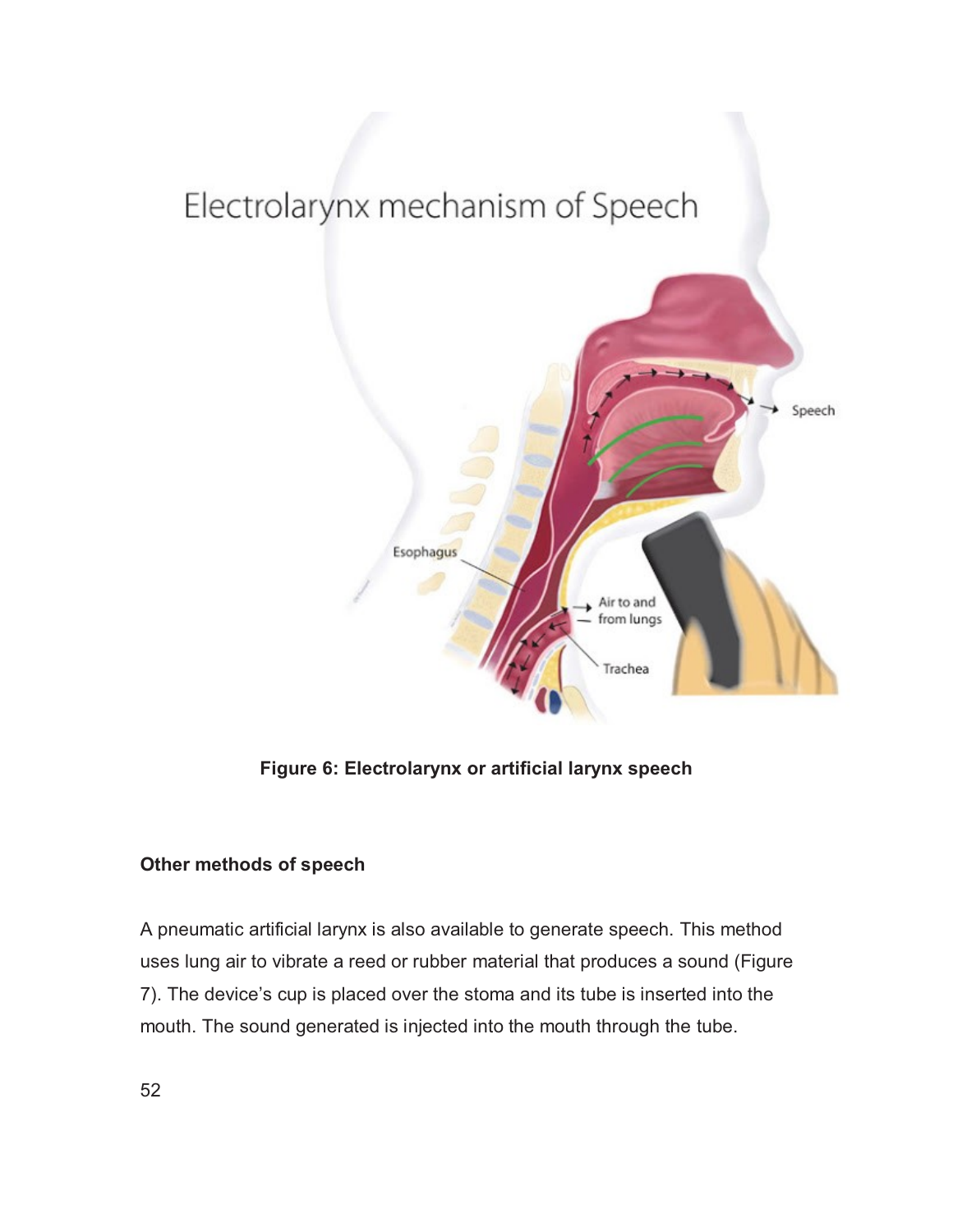Figure 6: Electrolarynx or artificial larynx speech

**Other methods of speech**

A pneumatic artificial larynx is also available to generate speech. This method uses lung air to vibrate a reed or rubber material that produces a sound (Figure 7). The device's cup is placed over the stoma and its tube is inserted into the mouth. The sound generated is injected into the mouth through the tube.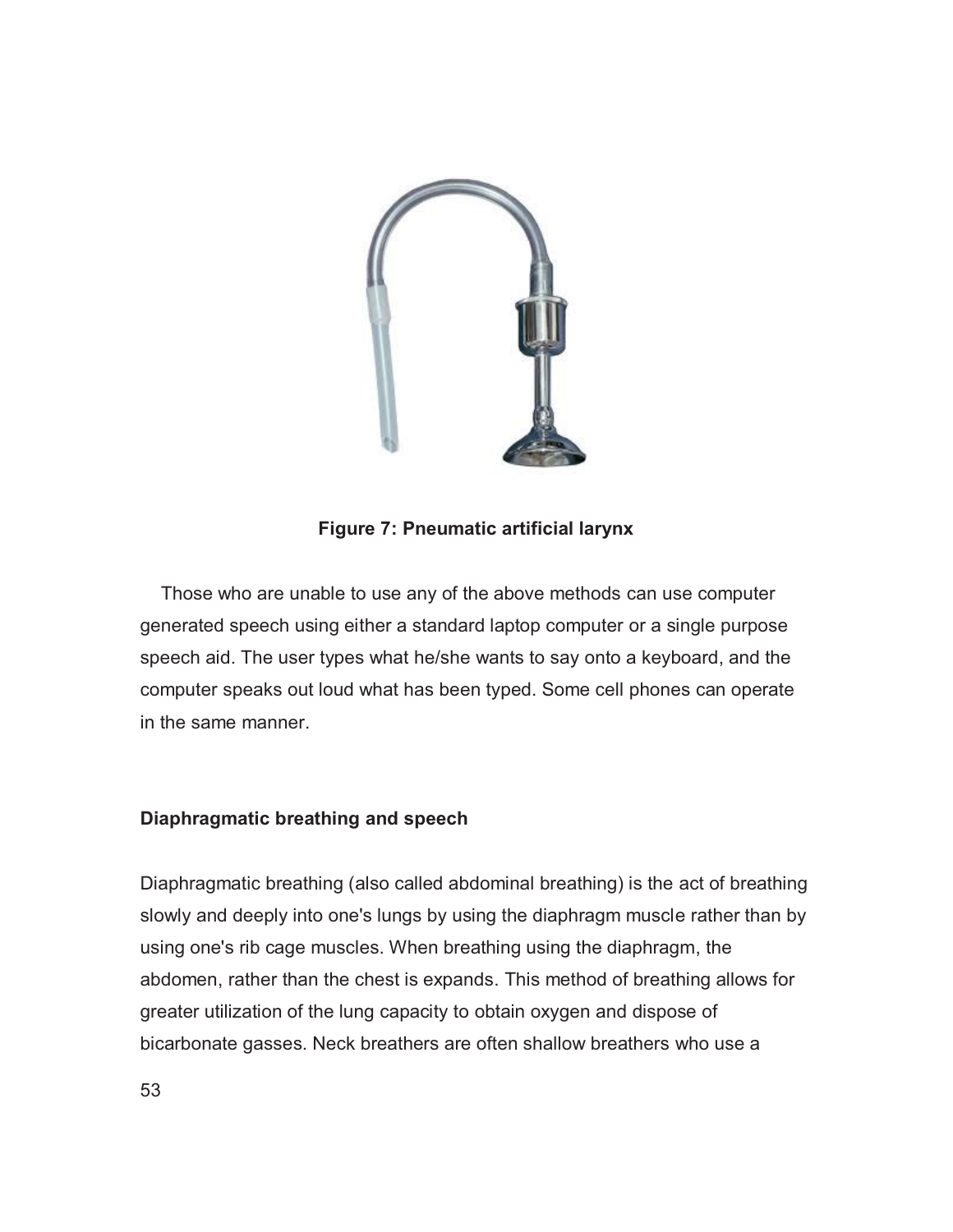**Figure 7: Pneumatic artificial larynx**

Those who are unable to use any of the above methods can use computer generated speech using either a standard laptop computer or a single purpose speech aid. The user types what he/she wants to say onto a keyboard, and the computer speaks out loud what has been typed. Some cell phones can operate in the same manner.

### Diaphragmatic breathing and speech

Diaphragmatic breathing (also called abdominal breathing) is the act of breathing slowly and deeply into one's lungs by using the diaphragm muscle rather than by using one's rib cage muscles. When breathing using the diaphragm, the abdomen, rather than the chest is expands. This method of breathing allows for greater utilization of the lung capacity to obtain oxygen and dispose of bicarbonate gasses. Neck breathers are often shallow breathers who use a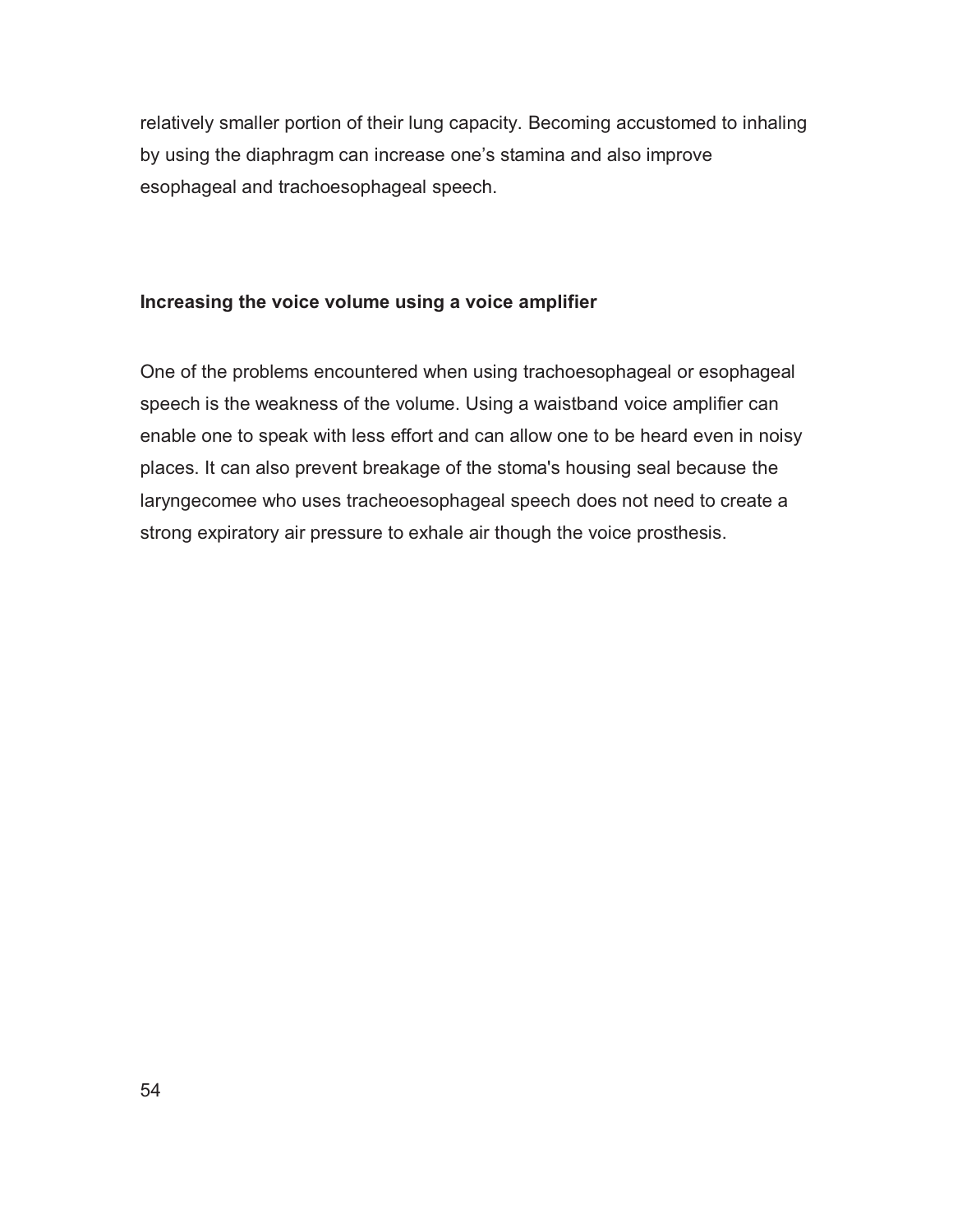relatively smaller portion of their lung capacity. Becoming accustomed to inhaling by using the diaphragm can increase one's stamina and also improve esophageal and trachoesophageal speech.

**Increasing the voice volume using a voice amplifier**

One of the problems encountered when using trachoesophageal or esophageal speech is the weakness of the volume. Using a waistband voice amplifier can enable one to speak with less effort and can allow one to be heard even in noisy places. It can also prevent breakage of the stoma's housing seal because the laryngecomee who uses tracheoesophageal speech does not need to create a strong expiratory air pressure to exhale air though the voice prosthesis.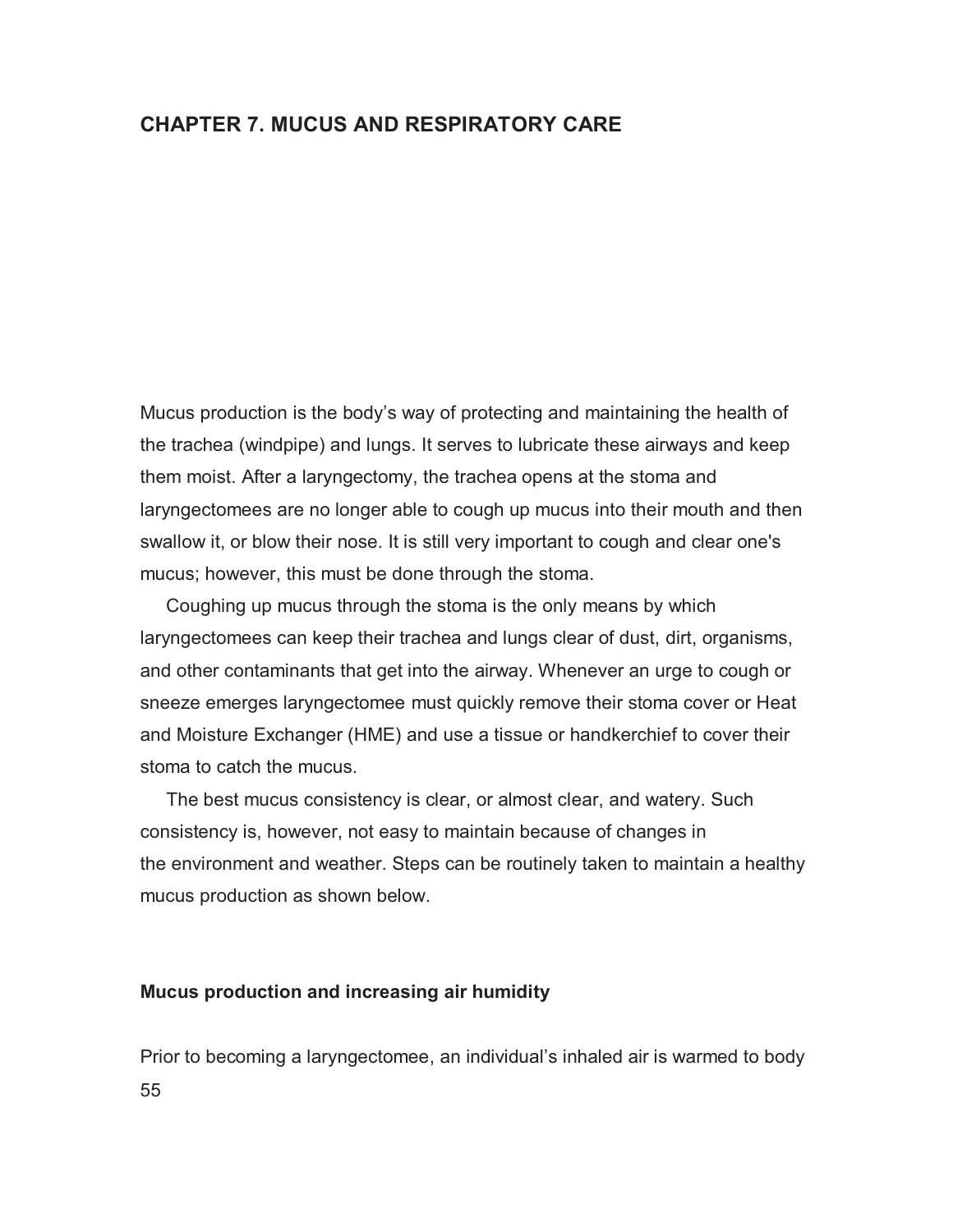## CHAPTER 7. MUCUS AND RESPIRATORY CARE

Mucus production is the body's way of protecting and maintaining the health of the trachea (windpipe) and lungs. It serves to lubricate these airways and keep them moist. After a laryngectomy, the trachea opens at the stoma and laryngectomees are no longer able to cough up mucus into their mouth and then swallow it, or blow their nose. It is still very important to cough and clear one's mucus; however, this must be done through the stoma.

Coughing up mucus through the stoma is the only means by which laryngectomees can keep their trachea and lungs clear of dust, dirt, organisms, and other contaminants that get into the airway. Whenever an urge to cough or sneeze emerges laryngectomee must quickly remove their stoma cover or Heat and Moisture Exchanger (HME) and use a tissue or handkerchief to cover their stoma to catch the mucus.

The best mucus consistency is clear, or almost clear, and watery. Such consistency is, however, not easy to maintain because of changes in the environment and weather. Steps can be routinely taken to maintain a healthy mucus production as shown below.

### Mucus production and increasing air humidity

Prior to becoming a laryngectomee, an individual's inhaled air is warmed to body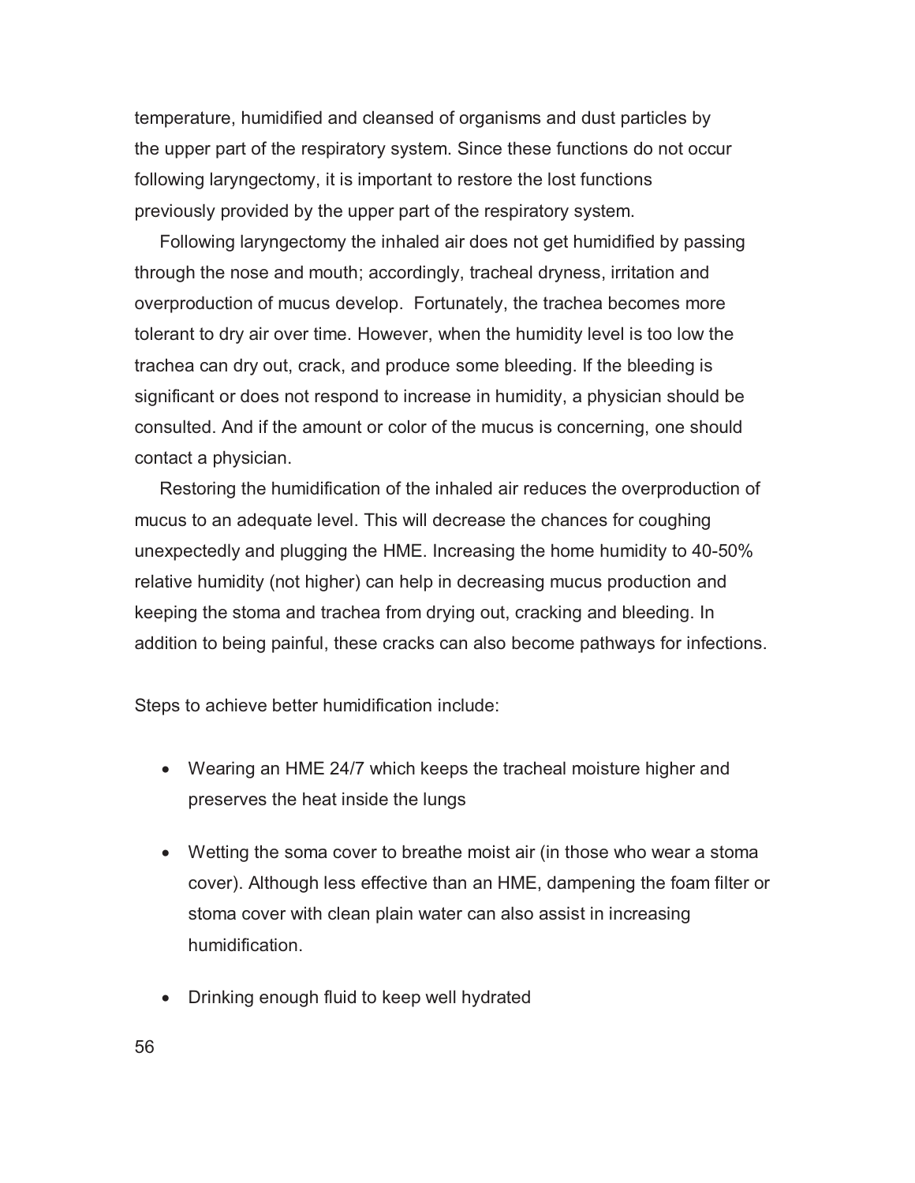temperature, humidified and cleansed of organisms and dust particles by the upper part of the respiratory system. Since these functions do not occur following laryngectomy, it is important to restore the lost functions previously provided by the upper part of the respiratory system.

Following laryngectomy the inhaled air does not get humidified by passing through the nose and mouth; accordingly, tracheal dryness, irritation and overproduction of mucus develop. Fortunately, the trachea becomes more tolerant to dry air over time. However, when the humidity level is too low the trachea can dry out, crack, and produce some bleeding. If the bleeding is significant or does not respond to increase in humidity, a physician should be consulted. And if the amount or color of the mucus is concerning, one should contact a physician.

Restoring the humidification of the inhaled air reduces the overproduction of mucus to an adequate level. This will decrease the chances for coughing unexpectedly and plugging the HME. Increasing the home humidity to 40-50% relative humidity (not higher) can help in decreasing mucus production and keeping the stoma and trachea from drying out, cracking and bleeding. In addition to being painful, these cracks can also become pathways for infections.

Steps to achieve better humidification include:

- Wearing an HME 24/7 which keeps the tracheal moisture higher and preserves the heat inside the lungs

- Wetting the soma cover to breathe moist air (in those who wear a stoma cover). Although less effective than an HME, dampening the foam filter or stoma cover with clean plain water can also assist in increasing humidification.

- Drinking enough fluid to keep well hydrated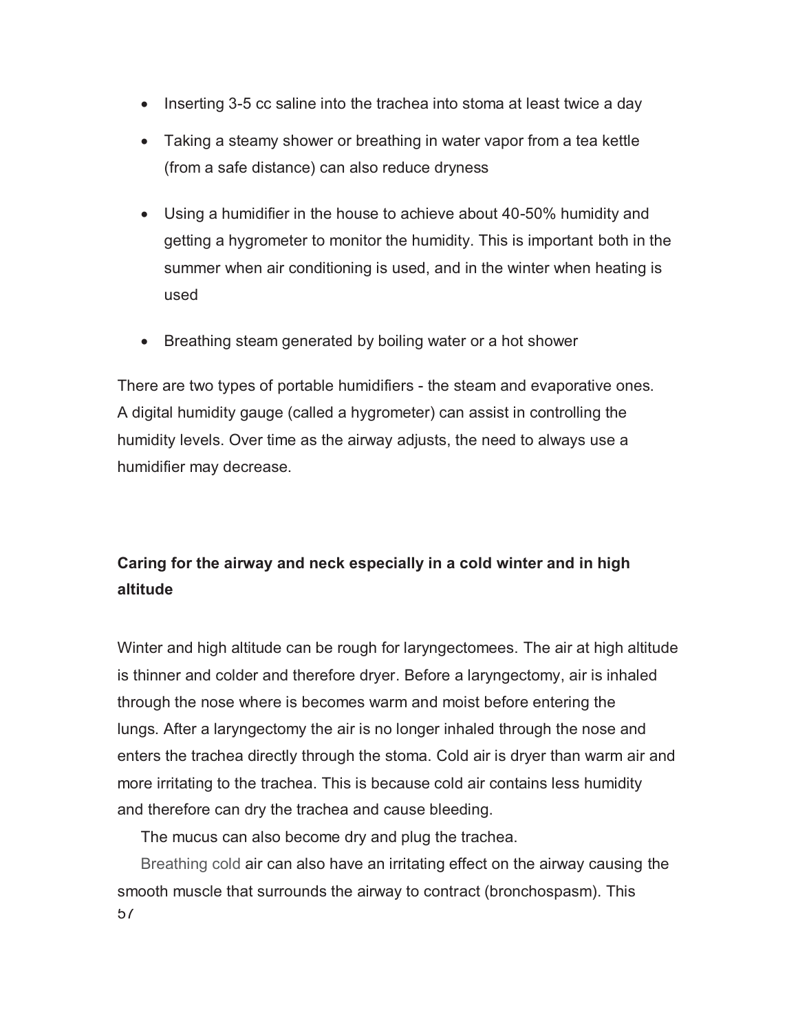- Inserting 3-5 cc saline into the trachea into stoma at least twice a day
- Taking a steamy shower or breathing in water vapor from a tea kettle (from a safe distance) can also reduce dryness
- Using a humidifier in the house to achieve about 40-50% humidity and getting a hygrometer to monitor the humidity. This is important both in the summer when air conditioning is used, and in the winter when heating is used
- Breathing steam generated by boiling water or a hot shower

There are two types of portable humidifiers - the steam and evaporative ones. A digital humidity gauge (called a hygrometer) can assist in controlling the humidity levels. Over time as the airway adjusts, the need to always use a humidifier may decrease.

**Caring for the airway and neck especially in a cold winter and in high altitude**

Winter and high altitude can be rough for laryngectomees. The air at high altitude is thinner and colder and therefore dryer. Before a laryngectomy, air is inhaled through the nose where is becomes warm and moist before entering the lungs. After a laryngectomy the air is no longer inhaled through the nose and enters the trachea directly through the stoma. Cold air is dryer than warm air and more irritating to the trachea. This is because cold air contains less humidity and therefore can dry the trachea and cause bleeding.

The mucus can also become dry and plug the trachea.

Breathing cold air can also have an irritating effect on the airway causing the smooth muscle that surrounds the airway to contract (bronchospasm). This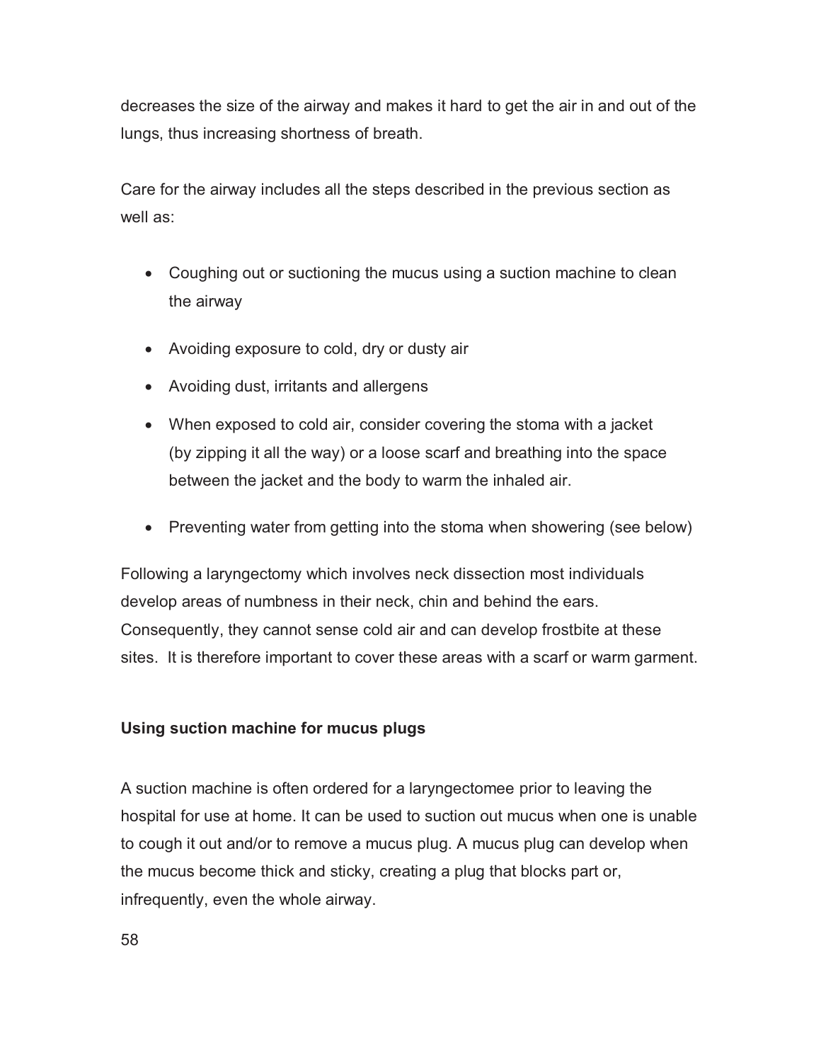decreases the size of the airway and makes it hard to get the air in and out of the lungs, thus increasing shortness of breath.

Care for the airway includes all the steps described in the previous section as well as:

- Coughing out or suctioning the mucus using a suction machine to clean the airway
- Avoiding exposure to cold, dry or dusty air
- Avoiding dust, irritants and allergens
- When exposed to cold air, consider covering the stoma with a jacket (by zipping it all the way) or a loose scarf and breathing into the space between the jacket and the body to warm the inhaled air.
- Preventing water from getting into the stoma when showering (see below)

Following a laryngectomy which involves neck dissection most individuals develop areas of numbness in their neck, chin and behind the ears. Consequently, they cannot sense cold air and can develop frostbite at these sites. It is therefore important to cover these areas with a scarf or warm garment.

**Using suction machine for mucus plugs**

A suction machine is often ordered for a laryngectomee prior to leaving the hospital for use at home. It can be used to suction out mucus when one is unable to cough it out and/or to remove a mucus plug. A mucus plug can develop when the mucus become thick and sticky, creating a plug that blocks part or, infrequently, even the whole airway.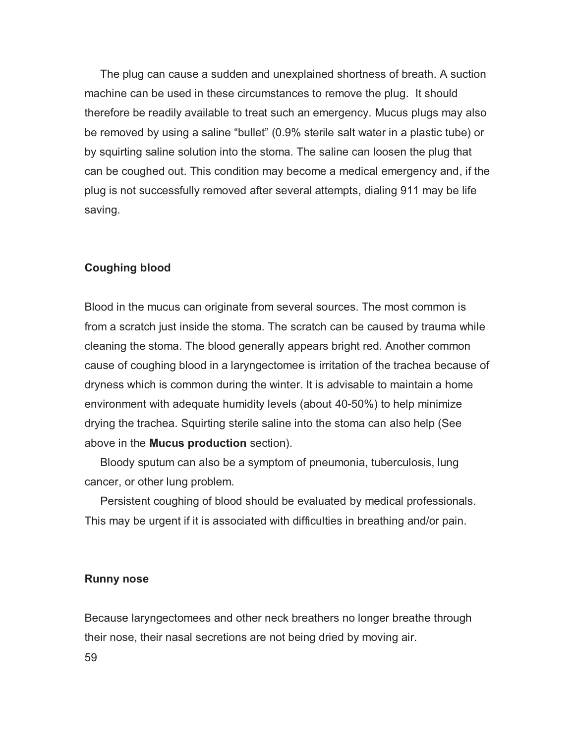The plug can cause a sudden and unexplained shortness of breath. A suction machine can be used in these circumstances to remove the plug. It should therefore be readily available to treat such an emergency. Mucus plugs may also be removed by using a saline “bullet” (0.9% sterile salt water in a plastic tube) or by squirting saline solution into the stoma. The saline can loosen the plug that can be coughed out. This condition may become a medical emergency and, if the plug is not successfully removed after several attempts, dialing 911 may be life saving.

### Coughing blood

Blood in the mucus can originate from several sources. The most common is from a scratch just inside the stoma. The scratch can be caused by trauma while cleaning the stoma. The blood generally appears bright red. Another common cause of coughing blood in a laryngectomee is irritation of the trachea because of dryness which is common during the winter. It is advisable to maintain a home environment with adequate humidity levels (about 40-50%) to help minimize drying the trachea. Squirting sterile saline into the stoma can also help (See above in the **Mucus production** section).

Bloody sputum can also be a symptom of pneumonia, tuberculosis, lung cancer, or other lung problem.

Persistent coughing of blood should be evaluated by medical professionals. This may be urgent if it is associated with difficulties in breathing and/or pain.

### Runny nose

Because laryngectomees and other neck breathers no longer breathe through their nose, their nasal secretions are not being dried by moving air.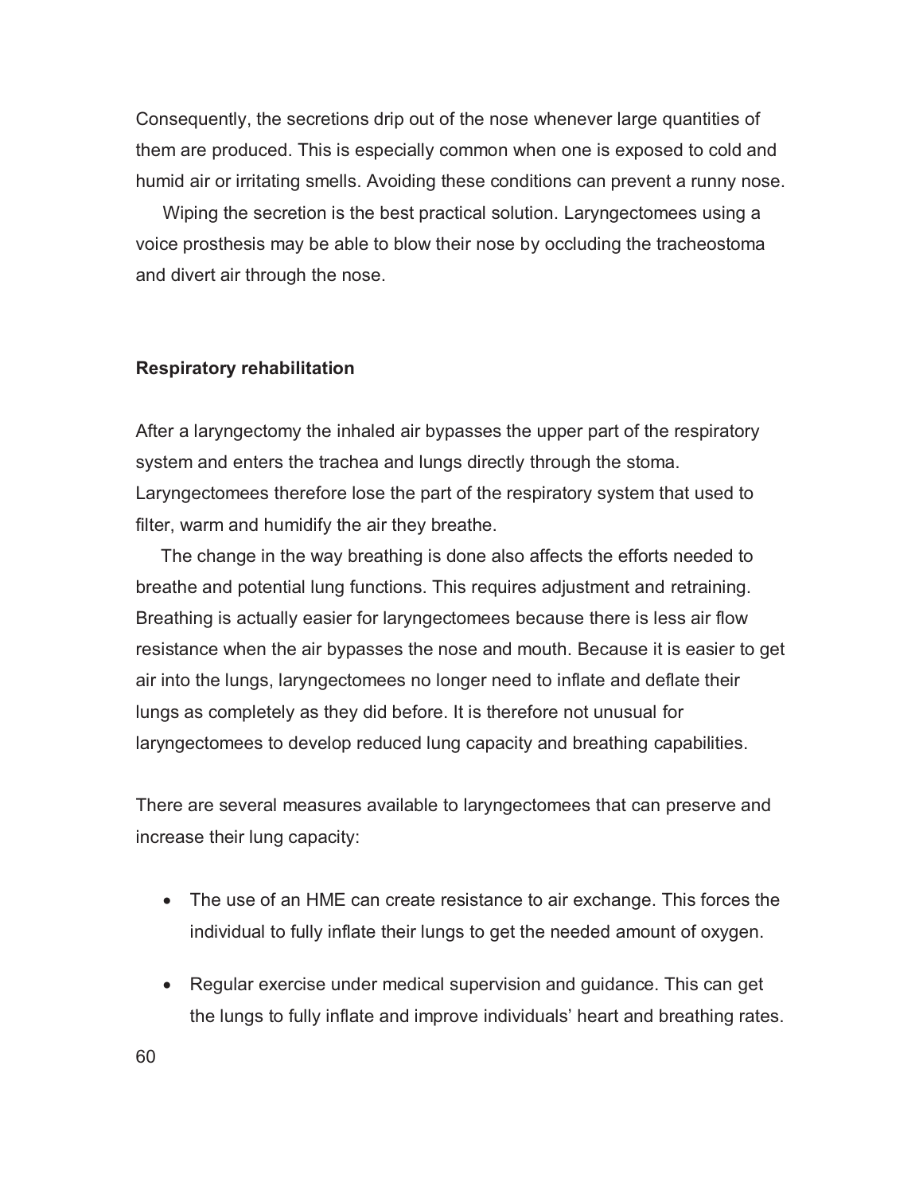Consequently, the secretions drip out of the nose whenever large quantities of them are produced. This is especially common when one is exposed to cold and humid air or irritating smells. Avoiding these conditions can prevent a runny nose.

Wiping the secretion is the best practical solution. Laryngectomees using a voice prosthesis may be able to blow their nose by occluding the tracheostoma and divert air through the nose.

### Respiratory rehabilitation

After a laryngectomy the inhaled air bypasses the upper part of the respiratory system and enters the trachea and lungs directly through the stoma. Laryngectomees therefore lose the part of the respiratory system that used to filter, warm and humidify the air they breathe.

The change in the way breathing is done also affects the efforts needed to breathe and potential lung functions. This requires adjustment and retraining. Breathing is actually easier for laryngectomees because there is less air flow resistance when the air bypasses the nose and mouth. Because it is easier to get air into the lungs, laryngectomees no longer need to inflate and deflate their lungs as completely as they did before. It is therefore not unusual for laryngectomees to develop reduced lung capacity and breathing capabilities.

There are several measures available to laryngectomees that can preserve and increase their lung capacity:

- The use of an HME can create resistance to air exchange. This forces the individual to fully inflate their lungs to get the needed amount of oxygen.
- Regular exercise under medical supervision and guidance. This can get the lungs to fully inflate and improve individuals' heart and breathing rates.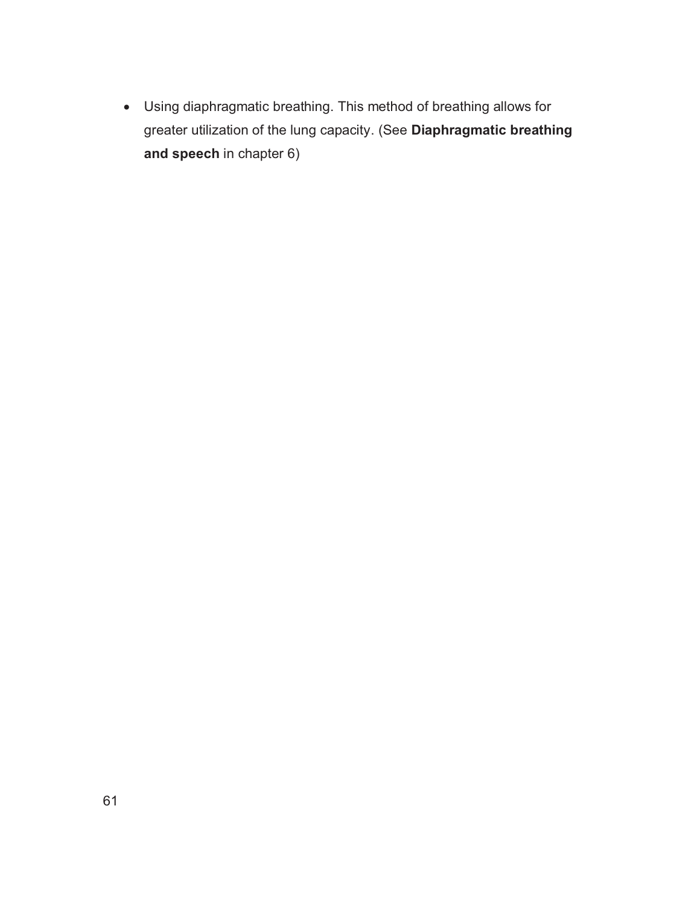- Using diaphragmatic breathing. This method of breathing allows for greater utilization of the lung capacity. (See **Diaphragmatic breathing and speech** in chapter 6)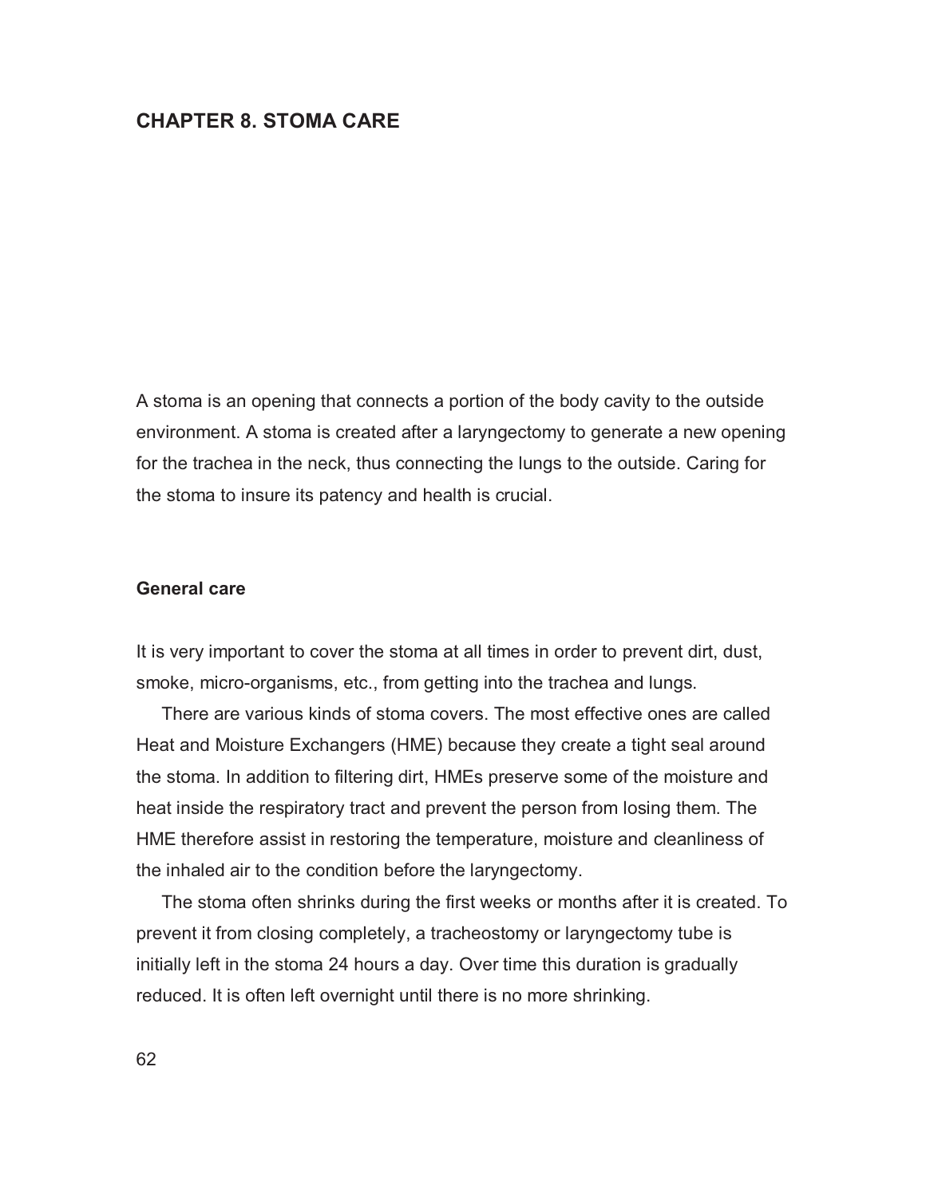# CHAPTER 8. STOMA CARE

A stoma is an opening that connects a portion of the body cavity to the outside environment. A stoma is created after a laryngectomy to generate a new opening for the trachea in the neck, thus connecting the lungs to the outside. Caring for the stoma to insure its patency and health is crucial.

## General care

It is very important to cover the stoma at all times in order to prevent dirt, dust, smoke, micro-organisms, etc., from getting into the trachea and lungs.

There are various kinds of stoma covers. The most effective ones are called Heat and Moisture Exchangers (HME) because they create a tight seal around the stoma. In addition to filtering dirt, HMEs preserve some of the moisture and heat inside the respiratory tract and prevent the person from losing them. The HME therefore assist in restoring the temperature, moisture and cleanliness of the inhaled air to the condition before the laryngectomy.

The stoma often shrinks during the first weeks or months after it is created. To prevent it from closing completely, a tracheostomy or laryngectomy tube is initially left in the stoma 24 hours a day. Over time this duration is gradually reduced. It is often left overnight until there is no more shrinking.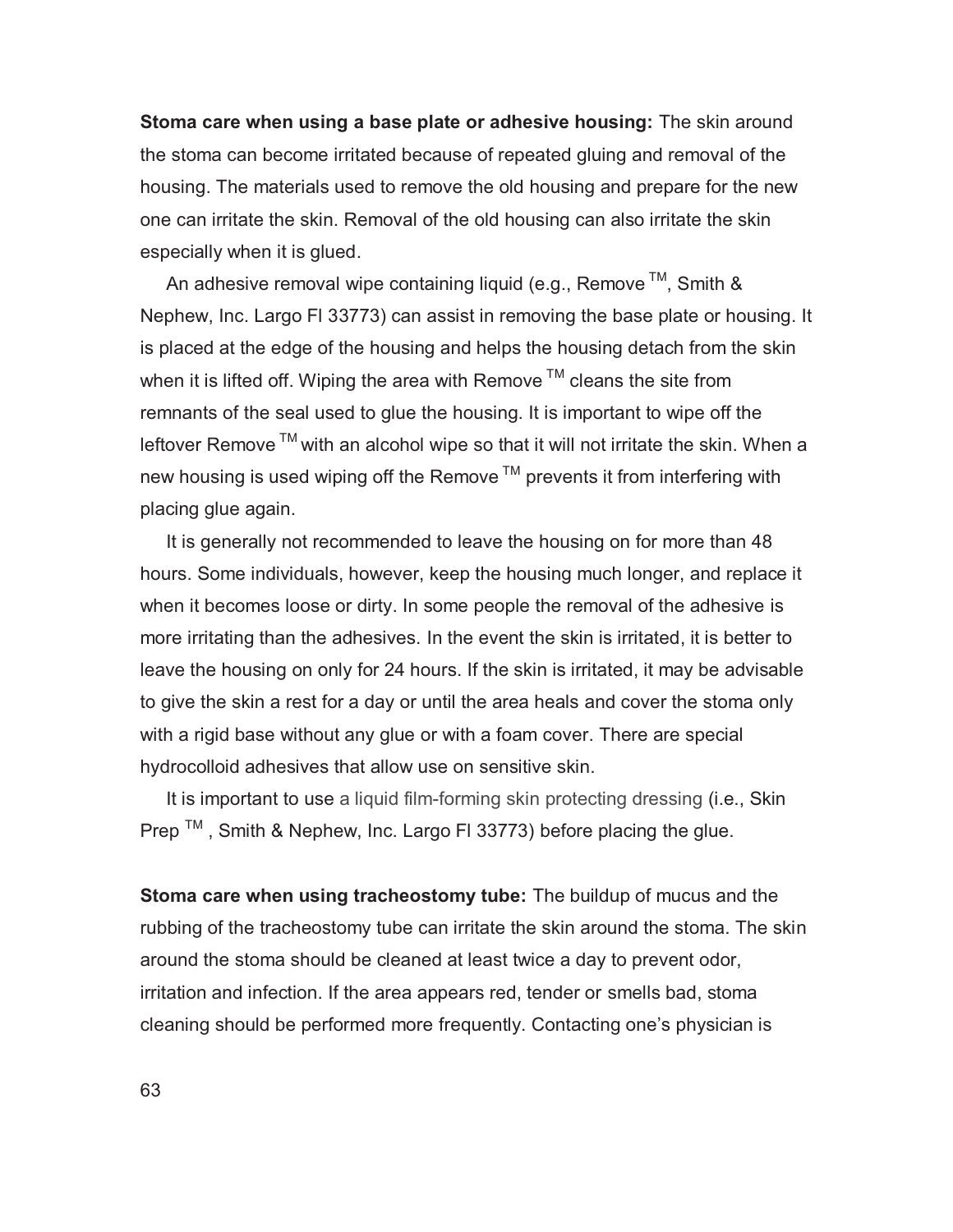**Stoma care when using a base plate or adhesive housing:** The skin around the stoma can become irritated because of repeated gluing and removal of the housing. The materials used to remove the old housing and prepare for the new one can irritate the skin. Removal of the old housing can also irritate the skin especially when it is glued.

An adhesive removal wipe containing liquid (e.g., Remove ™, Smith & Nephew, Inc. Largo Fl 33773) can assist in removing the base plate or housing. It is placed at the edge of the housing and helps the housing detach from the skin when it is lifted off. Wiping the area with Remove ™ cleans the site from remnants of the seal used to glue the housing. It is important to wipe off the leftover Remove ™ with an alcohol wipe so that it will not irritate the skin. When a new housing is used wiping off the Remove ™ prevents it from interfering with placing glue again.

It is generally not recommended to leave the housing on for more than 48 hours. Some individuals, however, keep the housing much longer, and replace it when it becomes loose or dirty. In some people the removal of the adhesive is more irritating than the adhesives. In the event the skin is irritated, it is better to leave the housing on only for 24 hours. If the skin is irritated, it may be advisable to give the skin a rest for a day or until the area heals and cover the stoma only with a rigid base without any glue or with a foam cover. There are special hydrocolloid adhesives that allow use on sensitive skin.

It is important to use a liquid film-forming skin protecting dressing (i.e., Skin Prep ™ , Smith & Nephew, Inc. Largo Fl 33773) before placing the glue.

**Stoma care when using tracheostomy tube:** The buildup of mucus and the rubbing of the tracheostomy tube can irritate the skin around the stoma. The skin around the stoma should be cleaned at least twice a day to prevent odor, irritation and infection. If the area appears red, tender or smells bad, stoma cleaning should be performed more frequently. Contacting one's physician is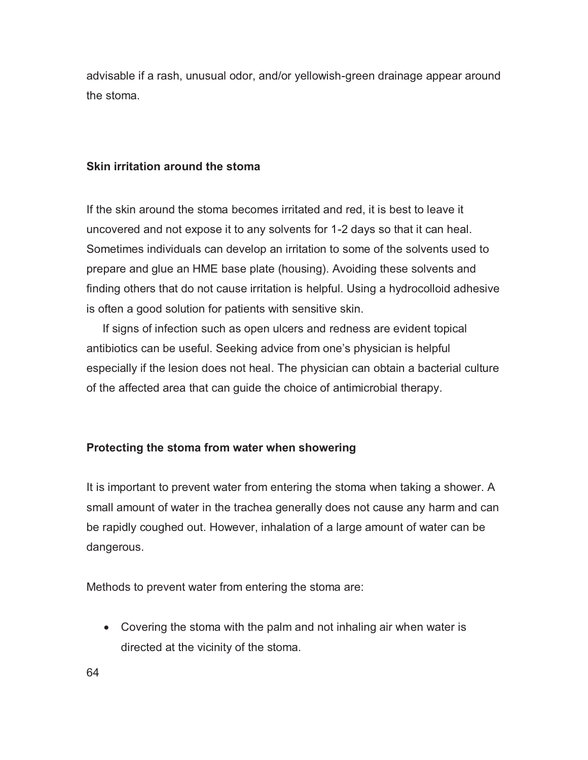advisable if a rash, unusual odor, and/or yellowish-green drainage appear around the stoma.

### Skin irritation around the stoma

If the skin around the stoma becomes irritated and red, it is best to leave it uncovered and not expose it to any solvents for 1-2 days so that it can heal. Sometimes individuals can develop an irritation to some of the solvents used to prepare and glue an HME base plate (housing). Avoiding these solvents and finding others that do not cause irritation is helpful. Using a hydrocolloid adhesive is often a good solution for patients with sensitive skin.

If signs of infection such as open ulcers and redness are evident topical antibiotics can be useful. Seeking advice from one's physician is helpful especially if the lesion does not heal. The physician can obtain a bacterial culture of the affected area that can guide the choice of antimicrobial therapy.

### Protecting the stoma from water when showering

It is important to prevent water from entering the stoma when taking a shower. A small amount of water in the trachea generally does not cause any harm and can be rapidly coughed out. However, inhalation of a large amount of water can be dangerous.

Methods to prevent water from entering the stoma are:

- Covering the stoma with the palm and not inhaling air when water is directed at the vicinity of the stoma.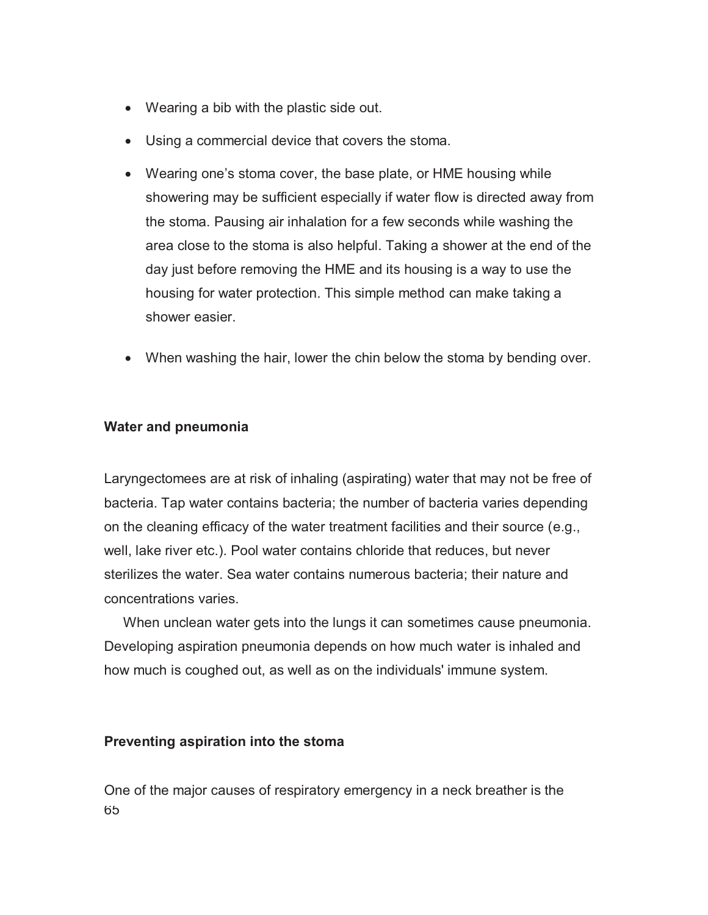- Wearing a bib with the plastic side out.
- Using a commercial device that covers the stoma.
- Wearing one's stoma cover, the base plate, or HME housing while showering may be sufficient especially if water flow is directed away from the stoma. Pausing air inhalation for a few seconds while washing the area close to the stoma is also helpful. Taking a shower at the end of the day just before removing the HME and its housing is a way to use the housing for water protection. This simple method can make taking a shower easier.
- When washing the hair, lower the chin below the stoma by bending over.

**Water and pneumonia**

Laryngectomees are at risk of inhaling (aspirating) water that may not be free of bacteria. Tap water contains bacteria; the number of bacteria varies depending on the cleaning efficacy of the water treatment facilities and their source (e.g., well, lake river etc.). Pool water contains chloride that reduces, but never sterilizes the water. Sea water contains numerous bacteria; their nature and concentrations varies.

When unclean water gets into the lungs it can sometimes cause pneumonia. Developing aspiration pneumonia depends on how much water is inhaled and how much is coughed out, as well as on the individuals' immune system.

**Preventing aspiration into the stoma**

One of the major causes of respiratory emergency in a neck breather is the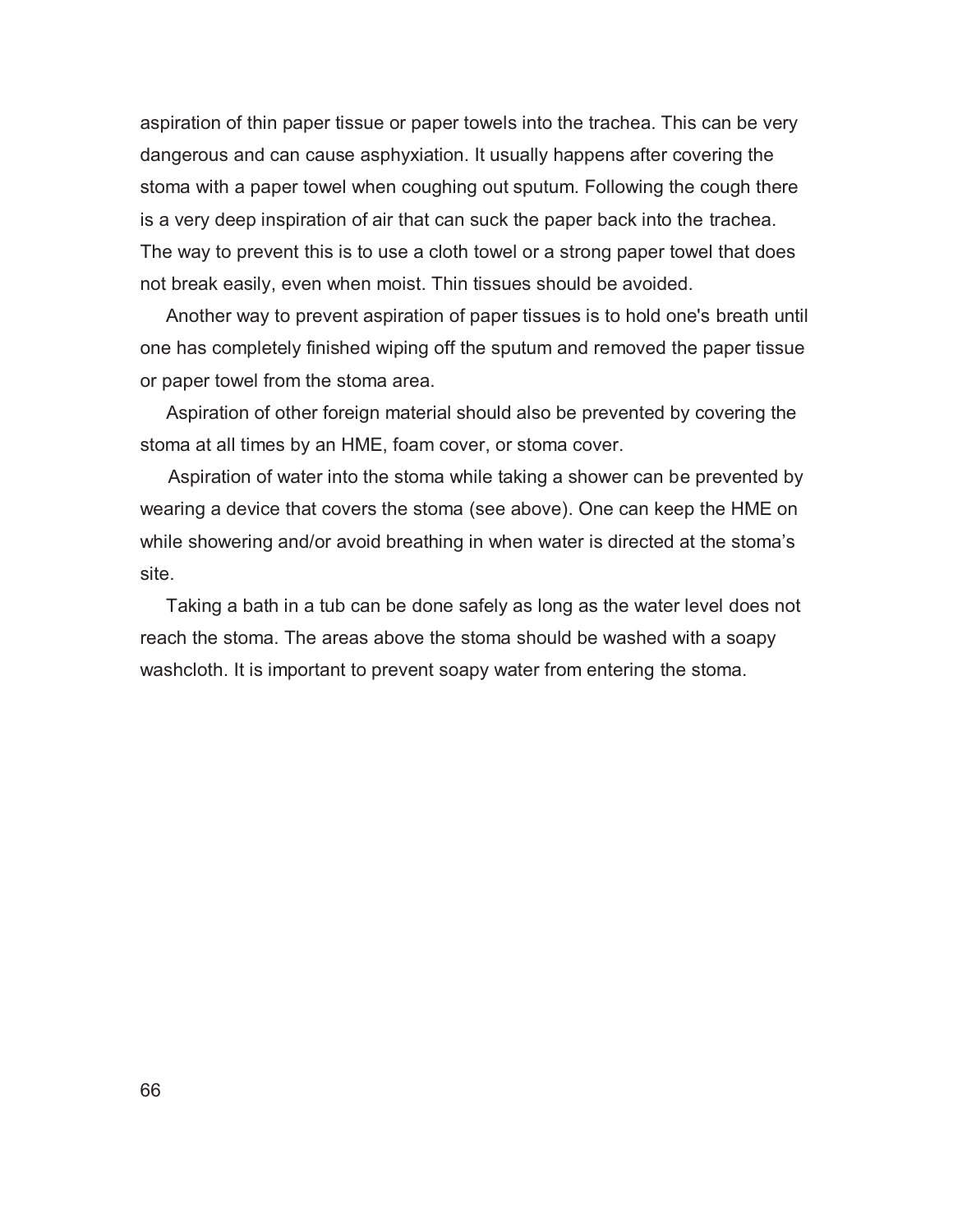aspiration of thin paper tissue or paper towels into the trachea. This can be very dangerous and can cause asphyxiation. It usually happens after covering the stoma with a paper towel when coughing out sputum. Following the cough there is a very deep inspiration of air that can suck the paper back into the trachea. The way to prevent this is to use a cloth towel or a strong paper towel that does not break easily, even when moist. Thin tissues should be avoided.

Another way to prevent aspiration of paper tissues is to hold one's breath until one has completely finished wiping off the sputum and removed the paper tissue or paper towel from the stoma area.

Aspiration of other foreign material should also be prevented by covering the stoma at all times by an HME, foam cover, or stoma cover.

Aspiration of water into the stoma while taking a shower can be prevented by wearing a device that covers the stoma (see above). One can keep the HME on while showering and/or avoid breathing in when water is directed at the stoma's site.

Taking a bath in a tub can be done safely as long as the water level does not reach the stoma. The areas above the stoma should be washed with a soapy washcloth. It is important to prevent soapy water from entering the stoma.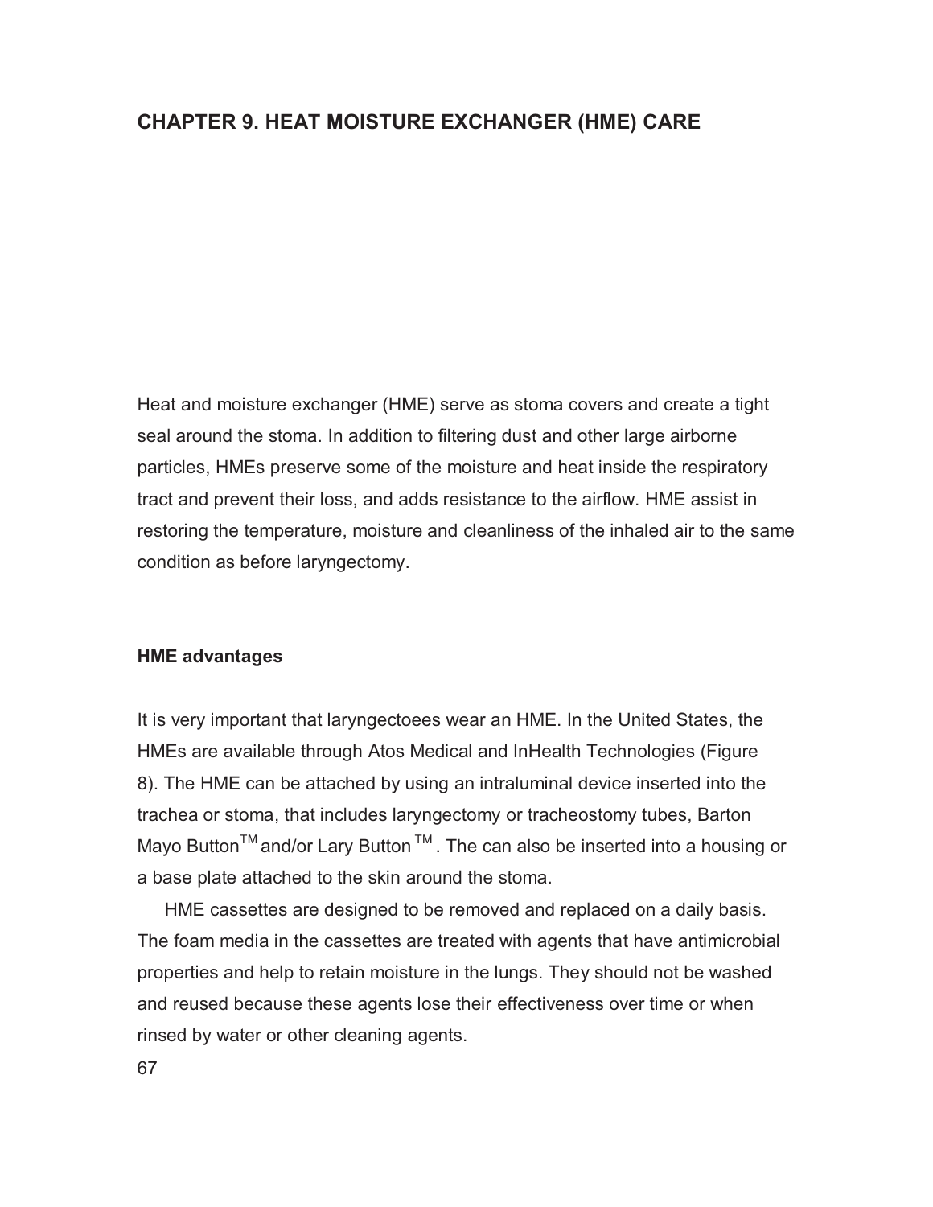## CHAPTER 9. HEAT MOISTURE EXCHANGER (HME) CARE

Heat and moisture exchanger (HME) serve as stoma covers and create a tight seal around the stoma. In addition to filtering dust and other large airborne particles, HMEs preserve some of the moisture and heat inside the respiratory tract and prevent their loss, and adds resistance to the airflow. HME assist in restoring the temperature, moisture and cleanliness of the inhaled air to the same condition as before laryngectomy.

### HME advantages

It is very important that laryngectoees wear an HME. In the United States, the HMEs are available through Atos Medical and InHealth Technologies (Figure 8). The HME can be attached by using an intraluminal device inserted into the trachea or stoma, that includes laryngectomy or tracheostomy tubes, Barton Mayo Button™ and/or Lary Button ™. The can also be inserted into a housing or a base plate attached to the skin around the stoma.

HME cassettes are designed to be removed and replaced on a daily basis. The foam media in the cassettes are treated with agents that have antimicrobial properties and help to retain moisture in the lungs. They should not be washed and reused because these agents lose their effectiveness over time or when rinsed by water or other cleaning agents.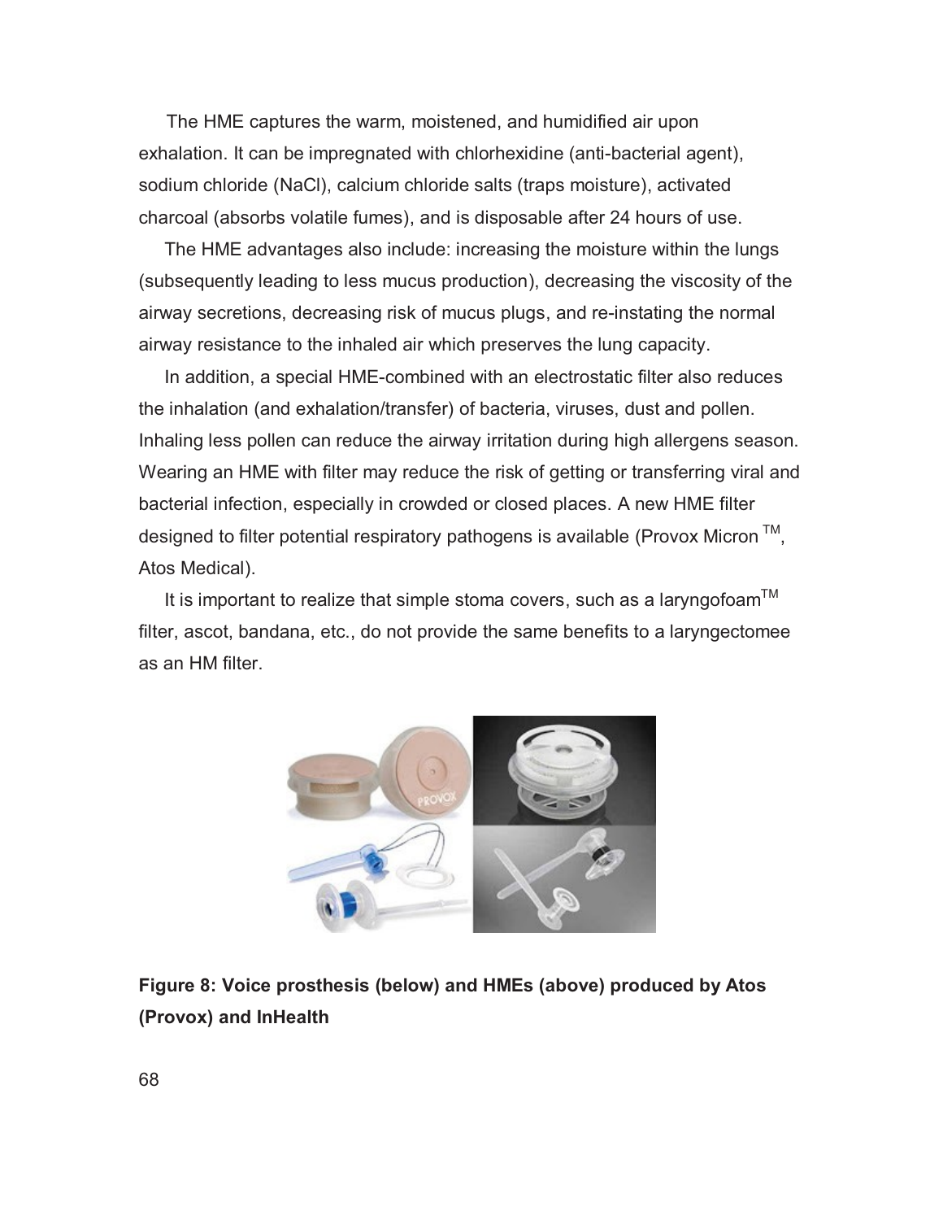The HME captures the warm, moistened, and humidified air upon exhalation. It can be impregnated with chlorhexidine (anti-bacterial agent), sodium chloride (NaCl), calcium chloride salts (traps moisture), activated charcoal (absorbs volatile fumes), and is disposable after 24 hours of use.

The HME advantages also include: increasing the moisture within the lungs (subsequently leading to less mucus production), decreasing the viscosity of the airway secretions, decreasing risk of mucus plugs, and re-instating the normal airway resistance to the inhaled air which preserves the lung capacity.

In addition, a special HME-combined with an electrostatic filter also reduces the inhalation (and exhalation/transfer) of bacteria, viruses, dust and pollen. Inhaling less pollen can reduce the airway irritation during high allergens season. Wearing an HME with filter may reduce the risk of getting or transferring viral and bacterial infection, especially in crowded or closed places. A new HME filter designed to filter potential respiratory pathogens is available (Provox Micron ™, Atos Medical).

It is important to realize that simple stoma covers, such as a laryngofoam™ filter, ascot, bandana, etc., do not provide the same benefits to a laryngectomee as an HM filter.

**Figure 8: Voice prosthesis (below) and HMEs (above) produced by Atos (Provox) and InHealth**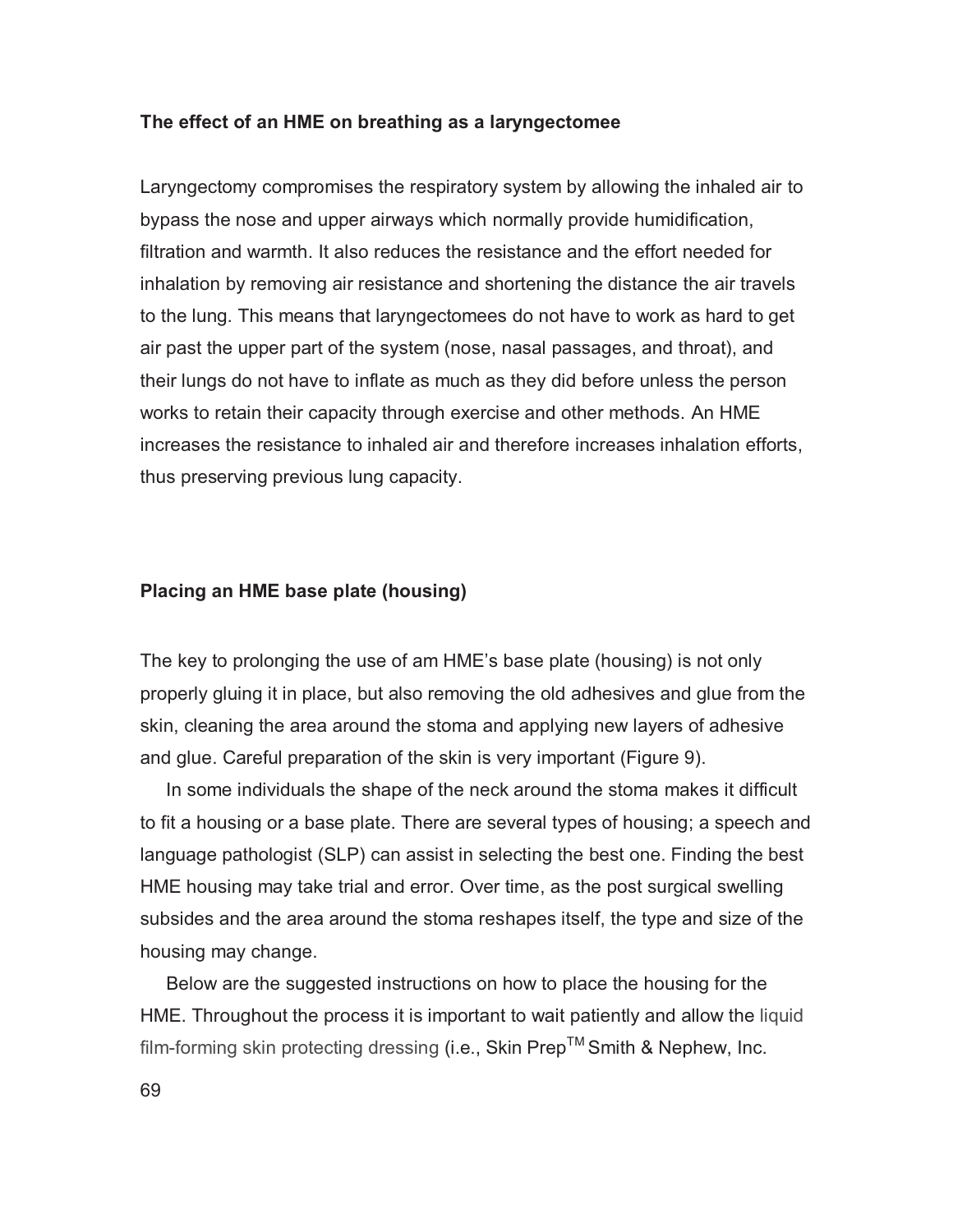### The effect of an HME on breathing as a laryngectomee

Laryngectomy compromises the respiratory system by allowing the inhaled air to bypass the nose and upper airways which normally provide humidification, filtration and warmth. It also reduces the resistance and the effort needed for inhalation by removing air resistance and shortening the distance the air travels to the lung. This means that laryngectomees do not have to work as hard to get air past the upper part of the system (nose, nasal passages, and throat), and their lungs do not have to inflate as much as they did before unless the person works to retain their capacity through exercise and other methods. An HME increases the resistance to inhaled air and therefore increases inhalation efforts, thus preserving previous lung capacity.

### Placing an HME base plate (housing)

The key to prolonging the use of am HME's base plate (housing) is not only properly gluing it in place, but also removing the old adhesives and glue from the skin, cleaning the area around the stoma and applying new layers of adhesive and glue. Careful preparation of the skin is very important (Figure 9).

In some individuals the shape of the neck around the stoma makes it difficult to fit a housing or a base plate. There are several types of housing; a speech and language pathologist (SLP) can assist in selecting the best one. Finding the best HME housing may take trial and error. Over time, as the post surgical swelling subsides and the area around the stoma reshapes itself, the type and size of the housing may change.

Below are the suggested instructions on how to place the housing for the HME. Throughout the process it is important to wait patiently and allow the liquid film-forming skin protecting dressing (i.e., Skin Prep™ Smith & Nephew, Inc.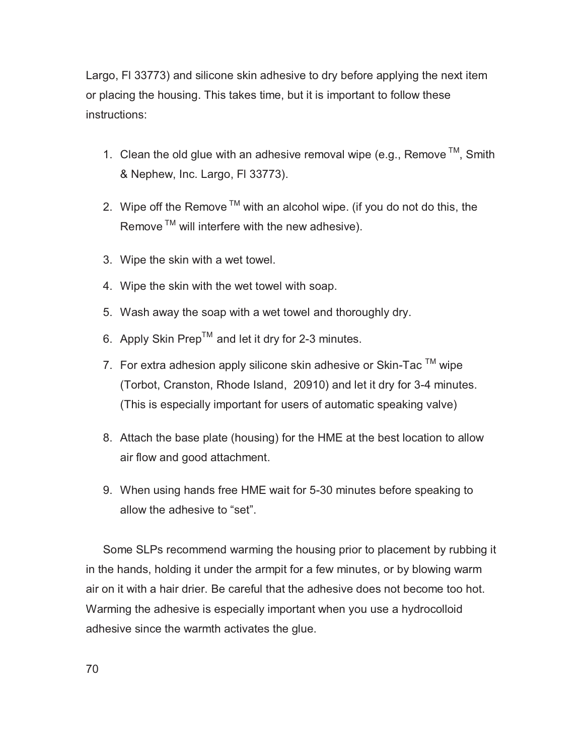Largo, Fl 33773) and silicone skin adhesive to dry before applying the next item or placing the housing. This takes time, but it is important to follow these instructions:

1. Clean the old glue with an adhesive removal wipe (e.g., Remove ™, Smith & Nephew, Inc. Largo, Fl 33773).

2. Wipe off the Remove ™ with an alcohol wipe. (if you do not do this, the Remove ™ will interfere with the new adhesive).

3. Wipe the skin with a wet towel.

4. Wipe the skin with the wet towel with soap.

5. Wash away the soap with a wet towel and thoroughly dry.

6. Apply Skin Prep™ and let it dry for 2-3 minutes.

7. For extra adhesion apply silicone skin adhesive or Skin-Tac ™ wipe (Torbot, Cranston, Rhode Island, 20910) and let it dry for 3-4 minutes. (This is especially important for users of automatic speaking valve)

8. Attach the base plate (housing) for the HME at the best location to allow air flow and good attachment.

9. When using hands free HME wait for 5-30 minutes before speaking to allow the adhesive to "set".

Some SLPs recommend warming the housing prior to placement by rubbing it in the hands, holding it under the armpit for a few minutes, or by blowing warm air on it with a hair drier. Be careful that the adhesive does not become too hot. Warming the adhesive is especially important when you use a hydrocolloid adhesive since the warmth activates the glue.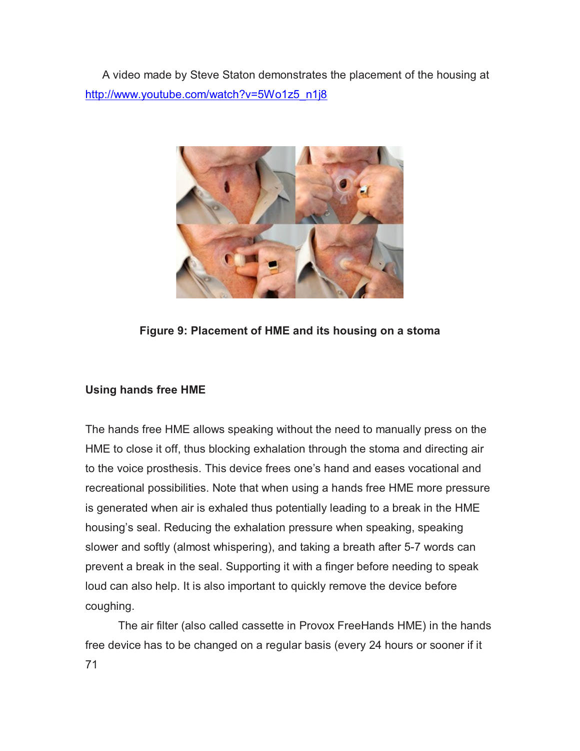A video made by Steve Staton demonstrates the placement of the housing at http://www.youtube.com/watch?v=5Wo1z5_n1j8

**Figure 9: Placement of HME and its housing on a stoma**

### Using hands free HME

The hands free HME allows speaking without the need to manually press on the HME to close it off, thus blocking exhalation through the stoma and directing air to the voice prosthesis. This device frees one's hand and eases vocational and recreational possibilities. Note that when using a hands free HME more pressure is generated when air is exhaled thus potentially leading to a break in the HME housing's seal. Reducing the exhalation pressure when speaking, speaking slower and softly (almost whispering), and taking a breath after 5-7 words can prevent a break in the seal. Supporting it with a finger before needing to speak loud can also help. It is also important to quickly remove the device before coughing.

The air filter (also called cassette in Provox FreeHands HME) in the hands free device has to be changed on a regular basis (every 24 hours or sooner if it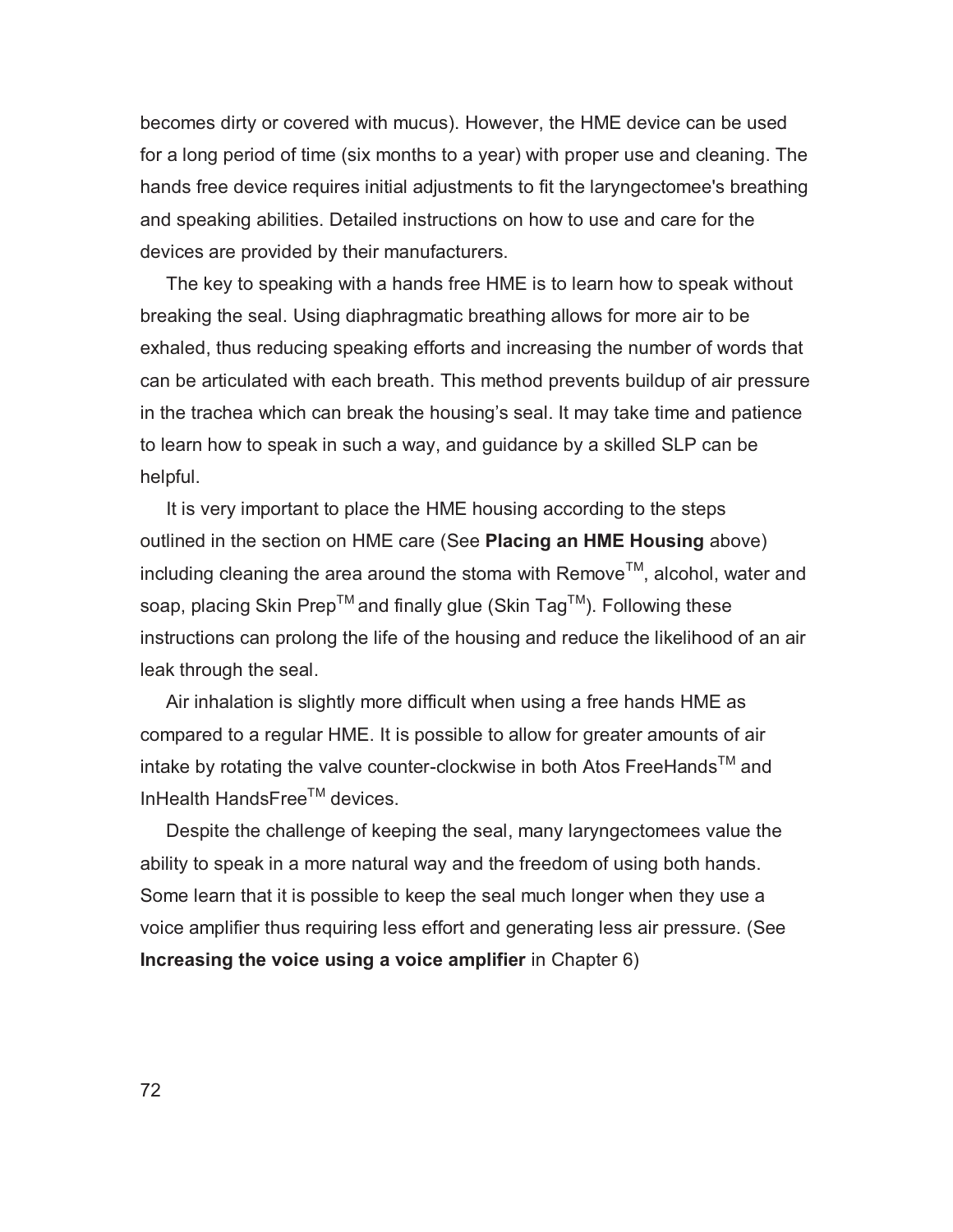becomes dirty or covered with mucus). However, the HME device can be used for a long period of time (six months to a year) with proper use and cleaning. The hands free device requires initial adjustments to fit the laryngectomee's breathing and speaking abilities. Detailed instructions on how to use and care for the devices are provided by their manufacturers.

The key to speaking with a hands free HME is to learn how to speak without breaking the seal. Using diaphragmatic breathing allows for more air to be exhaled, thus reducing speaking efforts and increasing the number of words that can be articulated with each breath. This method prevents buildup of air pressure in the trachea which can break the housing's seal. It may take time and patience to learn how to speak in such a way, and guidance by a skilled SLP can be helpful.

It is very important to place the HME housing according to the steps outlined in the section on HME care (See **Placing an HME Housing** above) including cleaning the area around the stoma with Remove™, alcohol, water and soap, placing Skin Prep™ and finally glue (Skin Tag™). Following these instructions can prolong the life of the housing and reduce the likelihood of an air leak through the seal.

Air inhalation is slightly more difficult when using a free hands HME as compared to a regular HME. It is possible to allow for greater amounts of air intake by rotating the valve counter-clockwise in both Atos FreeHands™ and InHealth HandsFree™ devices.

Despite the challenge of keeping the seal, many laryngectomees value the ability to speak in a more natural way and the freedom of using both hands. Some learn that it is possible to keep the seal much longer when they use a voice amplifier thus requiring less effort and generating less air pressure. (See **Increasing the voice using a voice amplifier** in Chapter 6)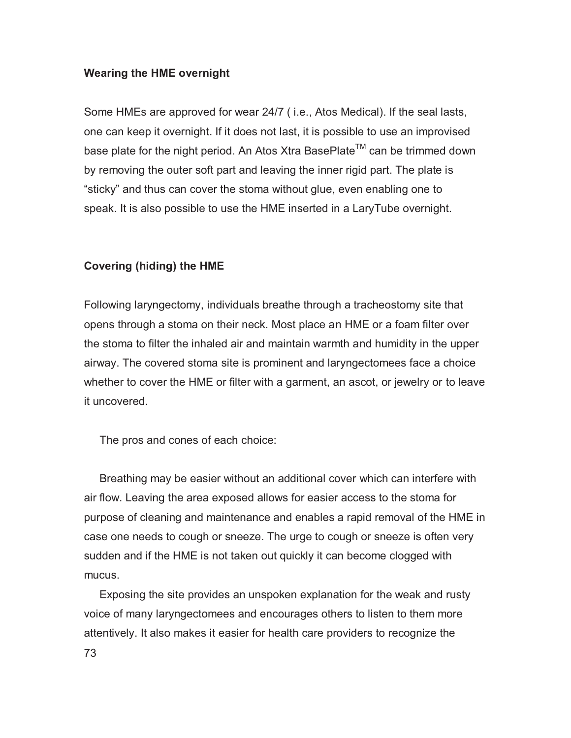**Wearing the HME overnight**

Some HMEs are approved for wear 24/7 ( i.e., Atos Medical). If the seal lasts, one can keep it overnight. If it does not last, it is possible to use an improvised base plate for the night period. An Atos Xtra BasePlate™ can be trimmed down by removing the outer soft part and leaving the inner rigid part. The plate is "sticky" and thus can cover the stoma without glue, even enabling one to speak. It is also possible to use the HME inserted in a LaryTube overnight.

**Covering (hiding) the HME**

Following laryngectomy, individuals breathe through a tracheostomy site that opens through a stoma on their neck. Most place an HME or a foam filter over the stoma to filter the inhaled air and maintain warmth and humidity in the upper airway. The covered stoma site is prominent and laryngectomees face a choice whether to cover the HME or filter with a garment, an ascot, or jewelry or to leave it uncovered.

The pros and cones of each choice:

Breathing may be easier without an additional cover which can interfere with air flow. Leaving the area exposed allows for easier access to the stoma for purpose of cleaning and maintenance and enables a rapid removal of the HME in case one needs to cough or sneeze. The urge to cough or sneeze is often very sudden and if the HME is not taken out quickly it can become clogged with mucus.

Exposing the site provides an unspoken explanation for the weak and rusty voice of many laryngectomees and encourages others to listen to them more attentively. It also makes it easier for health care providers to recognize the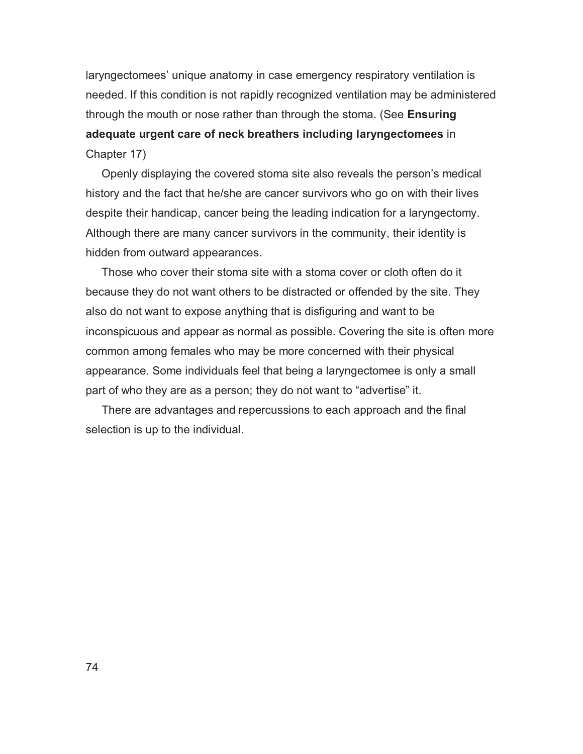laryngectomees' unique anatomy in case emergency respiratory ventilation is needed. If this condition is not rapidly recognized ventilation may be administered through the mouth or nose rather than through the stoma. (See **Ensuring adequate urgent care of neck breathers including laryngectomees** in Chapter 17)

Openly displaying the covered stoma site also reveals the person's medical history and the fact that he/she are cancer survivors who go on with their lives despite their handicap, cancer being the leading indication for a laryngectomy. Although there are many cancer survivors in the community, their identity is hidden from outward appearances.

Those who cover their stoma site with a stoma cover or cloth often do it because they do not want others to be distracted or offended by the site. They also do not want to expose anything that is disfiguring and want to be inconspicuous and appear as normal as possible. Covering the site is often more common among females who may be more concerned with their physical appearance. Some individuals feel that being a laryngectomee is only a small part of who they are as a person; they do not want to "advertise" it.

There are advantages and repercussions to each approach and the final selection is up to the individual.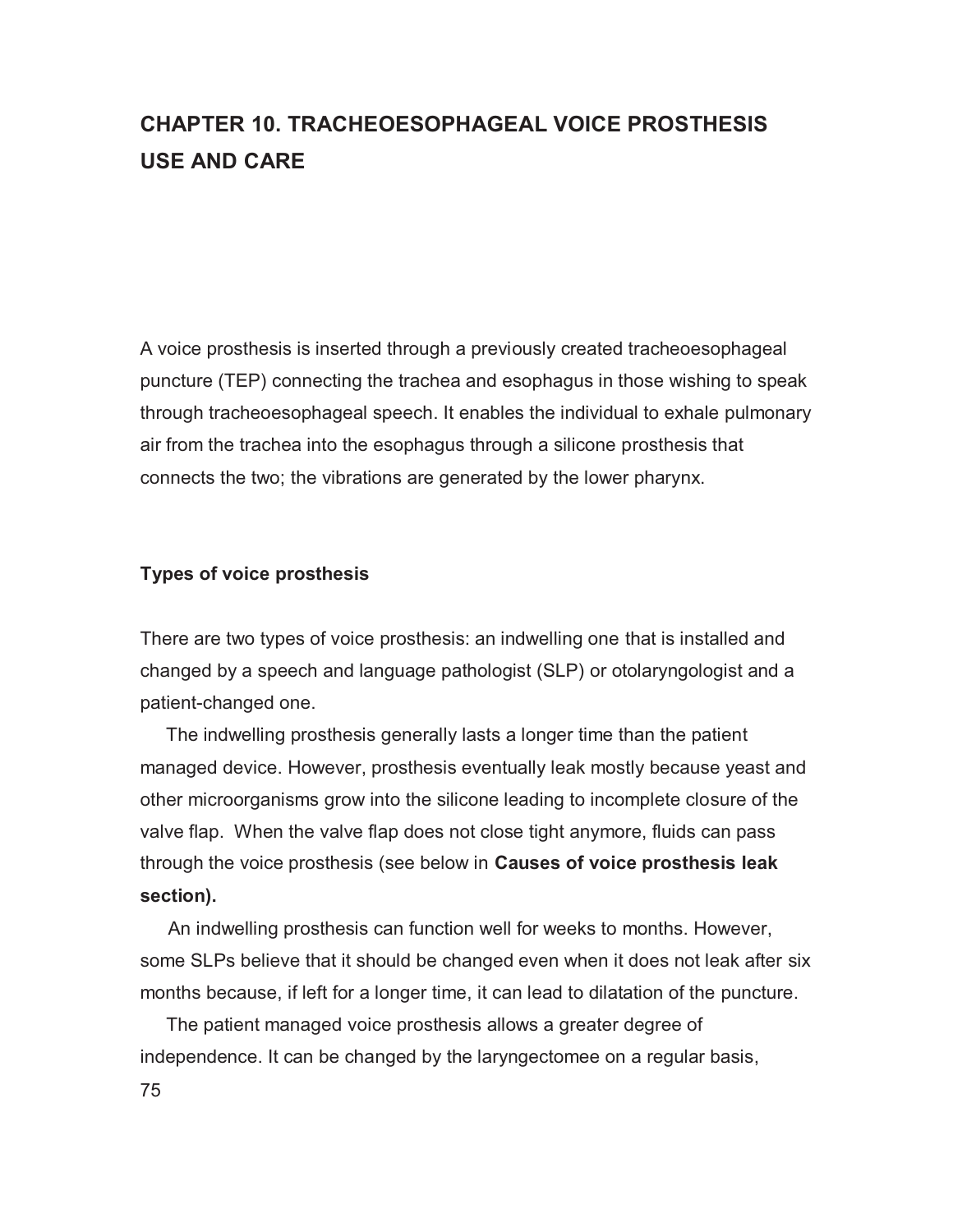# CHAPTER 10. TRACHEOESOPHAGEAL VOICE PROSTHESIS USE AND CARE

A voice prosthesis is inserted through a previously created tracheoesophageal puncture (TEP) connecting the trachea and esophagus in those wishing to speak through tracheoesophageal speech. It enables the individual to exhale pulmonary air from the trachea into the esophagus through a silicone prosthesis that connects the two; the vibrations are generated by the lower pharynx.

**Types of voice prosthesis**

There are two types of voice prosthesis: an indwelling one that is installed and changed by a speech and language pathologist (SLP) or otolaryngologist and a patient-changed one.

The indwelling prosthesis generally lasts a longer time than the patient managed device. However, prosthesis eventually leak mostly because yeast and other microorganisms grow into the silicone leading to incomplete closure of the valve flap. When the valve flap does not close tight anymore, fluids can pass through the voice prosthesis (see below in **Causes of voice prosthesis leak section).**

An indwelling prosthesis can function well for weeks to months. However, some SLPs believe that it should be changed even when it does not leak after six months because, if left for a longer time, it can lead to dilatation of the puncture.

The patient managed voice prosthesis allows a greater degree of independence. It can be changed by the laryngectomee on a regular basis,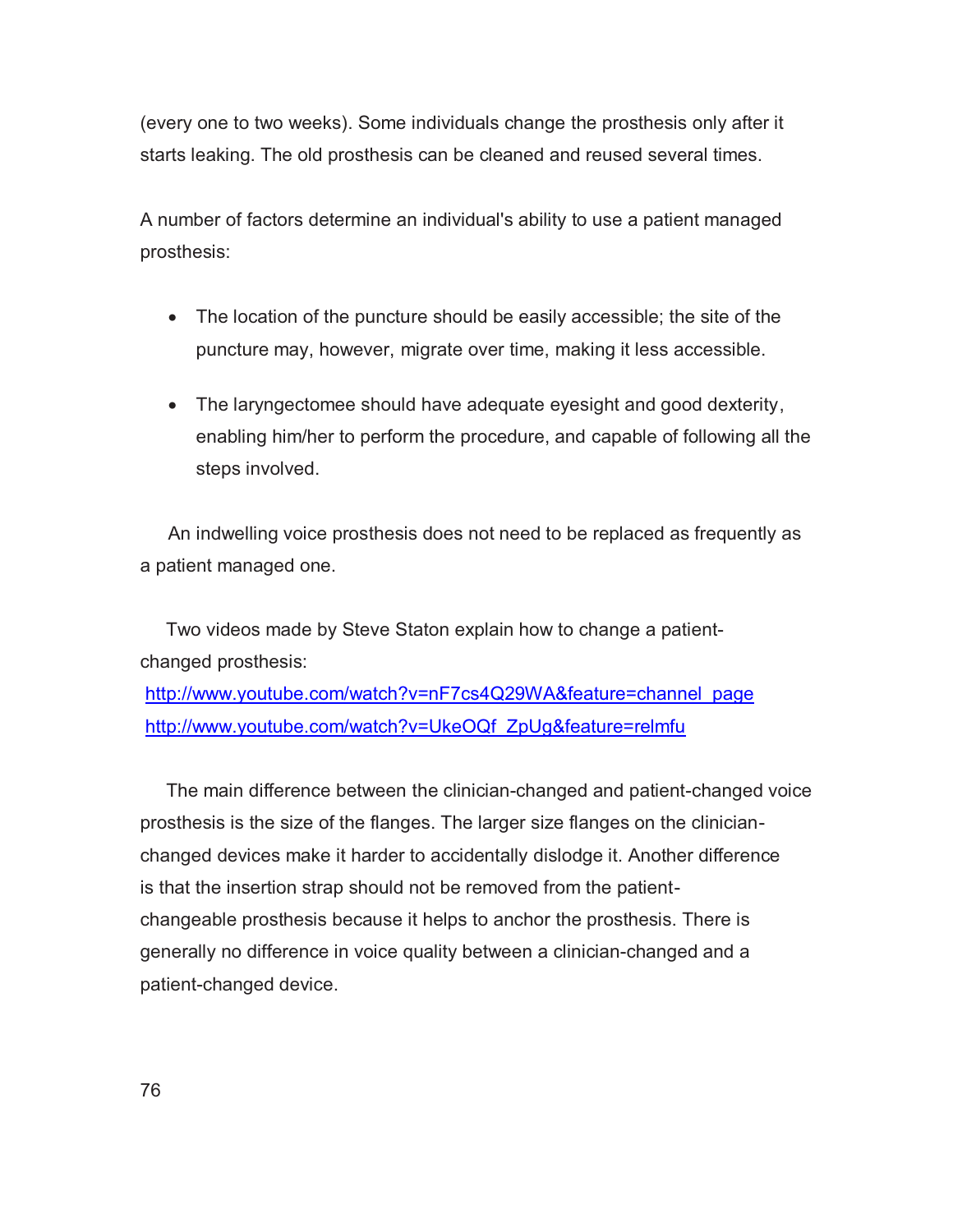(every one to two weeks). Some individuals change the prosthesis only after it starts leaking. The old prosthesis can be cleaned and reused several times.

A number of factors determine an individual's ability to use a patient managed prosthesis:

- The location of the puncture should be easily accessible; the site of the puncture may, however, migrate over time, making it less accessible.
- The laryngectomee should have adequate eyesight and good dexterity, enabling him/her to perform the procedure, and capable of following all the steps involved.

An indwelling voice prosthesis does not need to be replaced as frequently as a patient managed one.

Two videos made by Steve Staton explain how to change a patient-changed prosthesis:
http://www.youtube.com/watch?v=nF7cs4Q29WA&feature=channel_page
http://www.youtube.com/watch?v=UkeOQf_ZpUg&feature=relmfu

The main difference between the clinician-changed and patient-changed voice prosthesis is the size of the flanges. The larger size flanges on the clinician-changed devices make it harder to accidentally dislodge it. Another difference is that the insertion strap should not be removed from the patient-changeable prosthesis because it helps to anchor the prosthesis. There is generally no difference in voice quality between a clinician-changed and a patient-changed device.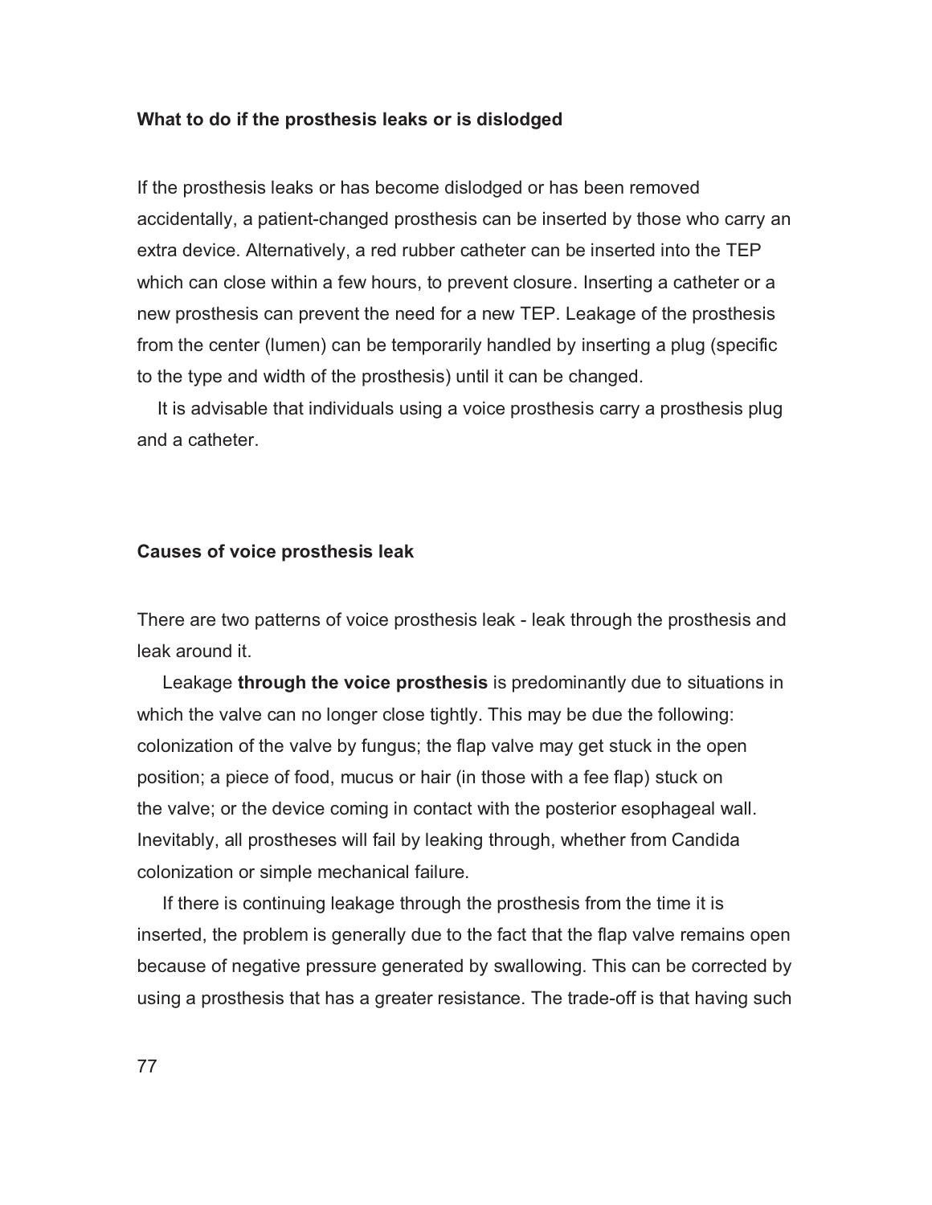**What to do if the prosthesis leaks or is dislodged**

If the prosthesis leaks or has become dislodged or has been removed accidentally, a patient-changed prosthesis can be inserted by those who carry an extra device. Alternatively, a red rubber catheter can be inserted into the TEP which can close within a few hours, to prevent closure. Inserting a catheter or a new prosthesis can prevent the need for a new TEP. Leakage of the prosthesis from the center (lumen) can be temporarily handled by inserting a plug (specific to the type and width of the prosthesis) until it can be changed.

It is advisable that individuals using a voice prosthesis carry a prosthesis plug and a catheter.

**Causes of voice prosthesis leak**

There are two patterns of voice prosthesis leak - leak through the prosthesis and leak around it.

Leakage **through the voice prosthesis** is predominantly due to situations in which the valve can no longer close tightly. This may be due the following: colonization of the valve by fungus; the flap valve may get stuck in the open position; a piece of food, mucus or hair (in those with a fee flap) stuck on the valve; or the device coming in contact with the posterior esophageal wall. Inevitably, all prostheses will fail by leaking through, whether from Candida colonization or simple mechanical failure.

If there is continuing leakage through the prosthesis from the time it is inserted, the problem is generally due to the fact that the flap valve remains open because of negative pressure generated by swallowing. This can be corrected by using a prosthesis that has a greater resistance. The trade-off is that having such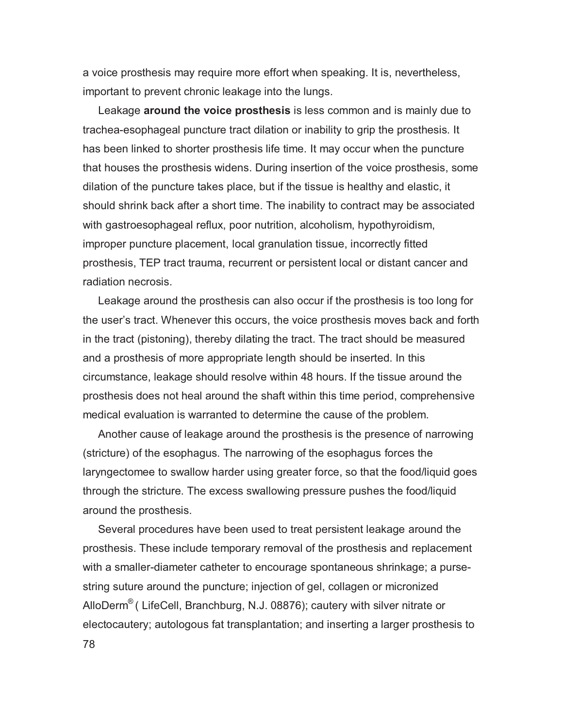a voice prosthesis may require more effort when speaking. It is, nevertheless, important to prevent chronic leakage into the lungs.

Leakage **around the voice prosthesis** is less common and is mainly due to trachea-esophageal puncture tract dilation or inability to grip the prosthesis. It has been linked to shorter prosthesis life time. It may occur when the puncture that houses the prosthesis widens. During insertion of the voice prosthesis, some dilation of the puncture takes place, but if the tissue is healthy and elastic, it should shrink back after a short time. The inability to contract may be associated with gastroesophageal reflux, poor nutrition, alcoholism, hypothyroidism, improper puncture placement, local granulation tissue, incorrectly fitted prosthesis, TEP tract trauma, recurrent or persistent local or distant cancer and radiation necrosis.

Leakage around the prosthesis can also occur if the prosthesis is too long for the user's tract. Whenever this occurs, the voice prosthesis moves back and forth in the tract (pistoning), thereby dilating the tract. The tract should be measured and a prosthesis of more appropriate length should be inserted. In this circumstance, leakage should resolve within 48 hours. If the tissue around the prosthesis does not heal around the shaft within this time period, comprehensive medical evaluation is warranted to determine the cause of the problem.

Another cause of leakage around the prosthesis is the presence of narrowing (stricture) of the esophagus. The narrowing of the esophagus forces the laryngectomee to swallow harder using greater force, so that the food/liquid goes through the stricture. The excess swallowing pressure pushes the food/liquid around the prosthesis.

Several procedures have been used to treat persistent leakage around the prosthesis. These include temporary removal of the prosthesis and replacement with a smaller-diameter catheter to encourage spontaneous shrinkage; a purse-string suture around the puncture; injection of gel, collagen or micronized AlloDerm® ( LifeCell, Branchburg, N.J. 08876); cautery with silver nitrate or electocautery; autologous fat transplantation; and inserting a larger prosthesis to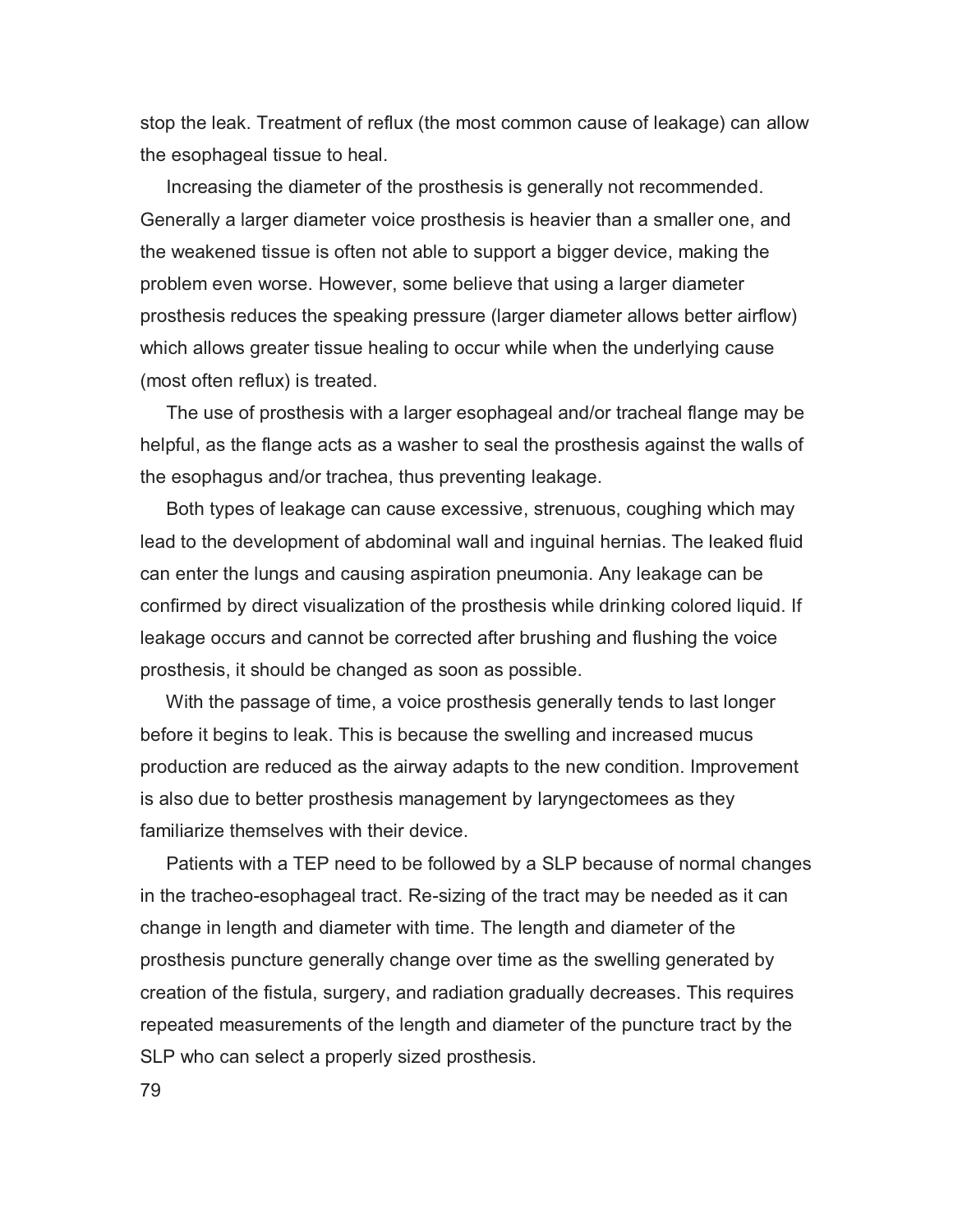stop the leak. Treatment of reflux (the most common cause of leakage) can allow the esophageal tissue to heal.

Increasing the diameter of the prosthesis is generally not recommended. Generally a larger diameter voice prosthesis is heavier than a smaller one, and the weakened tissue is often not able to support a bigger device, making the problem even worse. However, some believe that using a larger diameter prosthesis reduces the speaking pressure (larger diameter allows better airflow) which allows greater tissue healing to occur while when the underlying cause (most often reflux) is treated.

The use of prosthesis with a larger esophageal and/or tracheal flange may be helpful, as the flange acts as a washer to seal the prosthesis against the walls of the esophagus and/or trachea, thus preventing leakage.

Both types of leakage can cause excessive, strenuous, coughing which may lead to the development of abdominal wall and inguinal hernias. The leaked fluid can enter the lungs and causing aspiration pneumonia. Any leakage can be confirmed by direct visualization of the prosthesis while drinking colored liquid. If leakage occurs and cannot be corrected after brushing and flushing the voice prosthesis, it should be changed as soon as possible.

With the passage of time, a voice prosthesis generally tends to last longer before it begins to leak. This is because the swelling and increased mucus production are reduced as the airway adapts to the new condition. Improvement is also due to better prosthesis management by laryngectomees as they familiarize themselves with their device.

Patients with a TEP need to be followed by a SLP because of normal changes in the tracheo-esophageal tract. Re-sizing of the tract may be needed as it can change in length and diameter with time. The length and diameter of the prosthesis puncture generally change over time as the swelling generated by creation of the fistula, surgery, and radiation gradually decreases. This requires repeated measurements of the length and diameter of the puncture tract by the SLP who can select a properly sized prosthesis.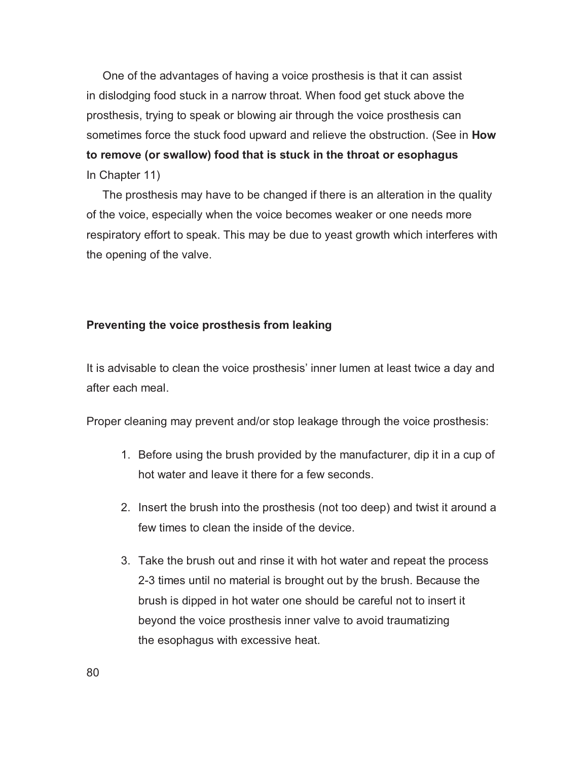One of the advantages of having a voice prosthesis is that it can assist in dislodging food stuck in a narrow throat. When food get stuck above the prosthesis, trying to speak or blowing air through the voice prosthesis can sometimes force the stuck food upward and relieve the obstruction. (See in **How to remove (or swallow) food that is stuck in the throat or esophagus** In Chapter 11)

The prosthesis may have to be changed if there is an alteration in the quality of the voice, especially when the voice becomes weaker or one needs more respiratory effort to speak. This may be due to yeast growth which interferes with the opening of the valve.

### Preventing the voice prosthesis from leaking

It is advisable to clean the voice prosthesis' inner lumen at least twice a day and after each meal.

Proper cleaning may prevent and/or stop leakage through the voice prosthesis:

1. Before using the brush provided by the manufacturer, dip it in a cup of hot water and leave it there for a few seconds.
2. Insert the brush into the prosthesis (not too deep) and twist it around a few times to clean the inside of the device.
3. Take the brush out and rinse it with hot water and repeat the process 2-3 times until no material is brought out by the brush. Because the brush is dipped in hot water one should be careful not to insert it beyond the voice prosthesis inner valve to avoid traumatizing the esophagus with excessive heat.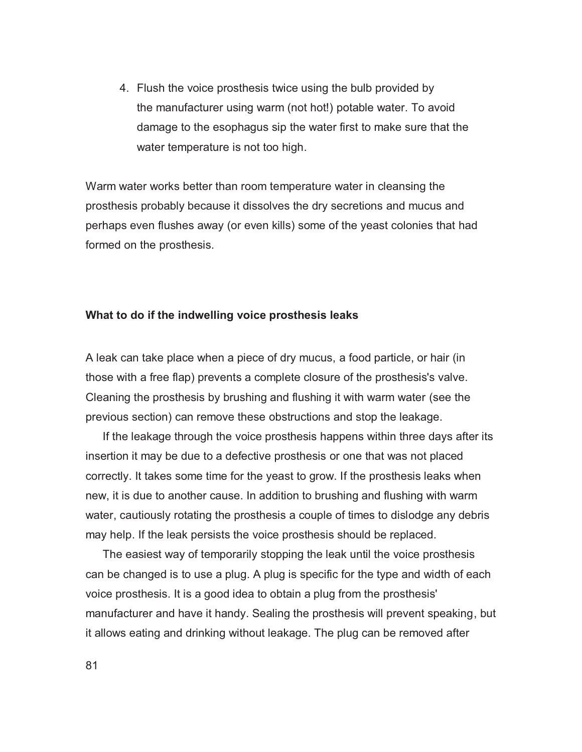4. Flush the voice prosthesis twice using the bulb provided by the manufacturer using warm (not hot!) potable water. To avoid damage to the esophagus sip the water first to make sure that the water temperature is not too high.

Warm water works better than room temperature water in cleansing the prosthesis probably because it dissolves the dry secretions and mucus and perhaps even flushes away (or even kills) some of the yeast colonies that had formed on the prosthesis.

**What to do if the indwelling voice prosthesis leaks**

A leak can take place when a piece of dry mucus, a food particle, or hair (in those with a free flap) prevents a complete closure of the prosthesis's valve. Cleaning the prosthesis by brushing and flushing it with warm water (see the previous section) can remove these obstructions and stop the leakage.

If the leakage through the voice prosthesis happens within three days after its insertion it may be due to a defective prosthesis or one that was not placed correctly. It takes some time for the yeast to grow. If the prosthesis leaks when new, it is due to another cause. In addition to brushing and flushing with warm water, cautiously rotating the prosthesis a couple of times to dislodge any debris may help. If the leak persists the voice prosthesis should be replaced.

The easiest way of temporarily stopping the leak until the voice prosthesis can be changed is to use a plug. A plug is specific for the type and width of each voice prosthesis. It is a good idea to obtain a plug from the prosthesis' manufacturer and have it handy. Sealing the prosthesis will prevent speaking, but it allows eating and drinking without leakage. The plug can be removed after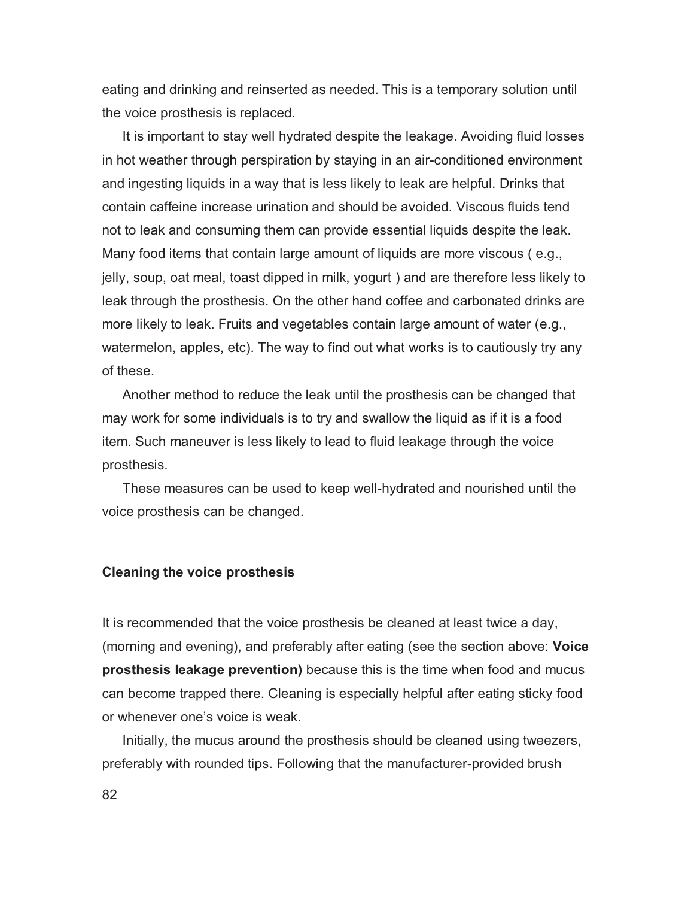eating and drinking and reinserted as needed. This is a temporary solution until the voice prosthesis is replaced.

It is important to stay well hydrated despite the leakage. Avoiding fluid losses in hot weather through perspiration by staying in an air-conditioned environment and ingesting liquids in a way that is less likely to leak are helpful. Drinks that contain caffeine increase urination and should be avoided. Viscous fluids tend not to leak and consuming them can provide essential liquids despite the leak. Many food items that contain large amount of liquids are more viscous ( e.g., jelly, soup, oat meal, toast dipped in milk, yogurt ) and are therefore less likely to leak through the prosthesis. On the other hand coffee and carbonated drinks are more likely to leak. Fruits and vegetables contain large amount of water (e.g., watermelon, apples, etc). The way to find out what works is to cautiously try any of these.

Another method to reduce the leak until the prosthesis can be changed that may work for some individuals is to try and swallow the liquid as if it is a food item. Such maneuver is less likely to lead to fluid leakage through the voice prosthesis.

These measures can be used to keep well-hydrated and nourished until the voice prosthesis can be changed.

### Cleaning the voice prosthesis

It is recommended that the voice prosthesis be cleaned at least twice a day, (morning and evening), and preferably after eating (see the section above: **Voice prosthesis leakage prevention)** because this is the time when food and mucus can become trapped there. Cleaning is especially helpful after eating sticky food or whenever one's voice is weak.

Initially, the mucus around the prosthesis should be cleaned using tweezers, preferably with rounded tips. Following that the manufacturer-provided brush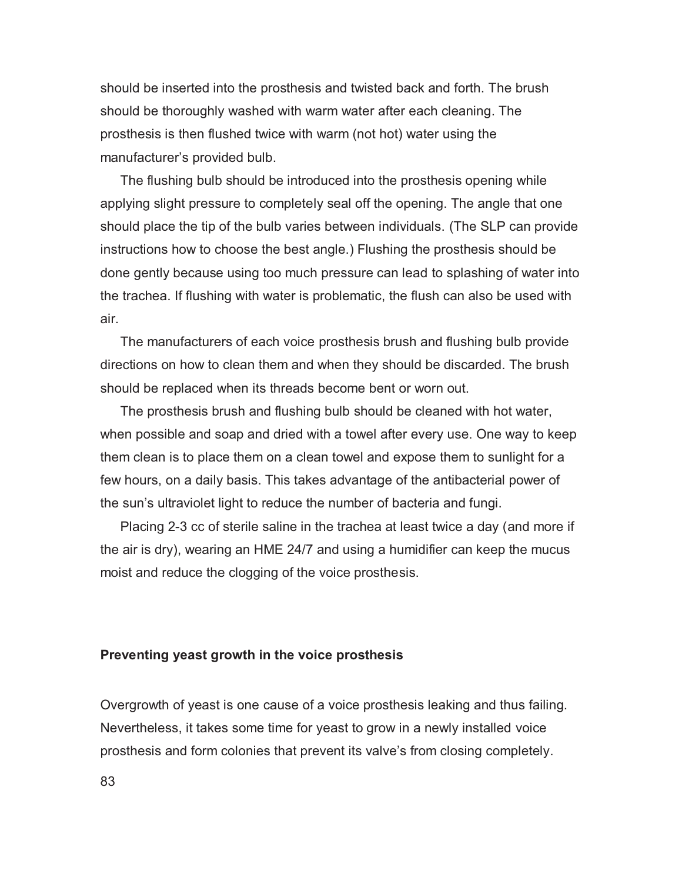should be inserted into the prosthesis and twisted back and forth. The brush should be thoroughly washed with warm water after each cleaning. The prosthesis is then flushed twice with warm (not hot) water using the manufacturer's provided bulb.

The flushing bulb should be introduced into the prosthesis opening while applying slight pressure to completely seal off the opening. The angle that one should place the tip of the bulb varies between individuals. (The SLP can provide instructions how to choose the best angle.) Flushing the prosthesis should be done gently because using too much pressure can lead to splashing of water into the trachea. If flushing with water is problematic, the flush can also be used with air.

The manufacturers of each voice prosthesis brush and flushing bulb provide directions on how to clean them and when they should be discarded. The brush should be replaced when its threads become bent or worn out.

The prosthesis brush and flushing bulb should be cleaned with hot water, when possible and soap and dried with a towel after every use. One way to keep them clean is to place them on a clean towel and expose them to sunlight for a few hours, on a daily basis. This takes advantage of the antibacterial power of the sun's ultraviolet light to reduce the number of bacteria and fungi.

Placing 2-3 cc of sterile saline in the trachea at least twice a day (and more if the air is dry), wearing an HME 24/7 and using a humidifier can keep the mucus moist and reduce the clogging of the voice prosthesis.

### Preventing yeast growth in the voice prosthesis

Overgrowth of yeast is one cause of a voice prosthesis leaking and thus failing. Nevertheless, it takes some time for yeast to grow in a newly installed voice prosthesis and form colonies that prevent its valve's from closing completely.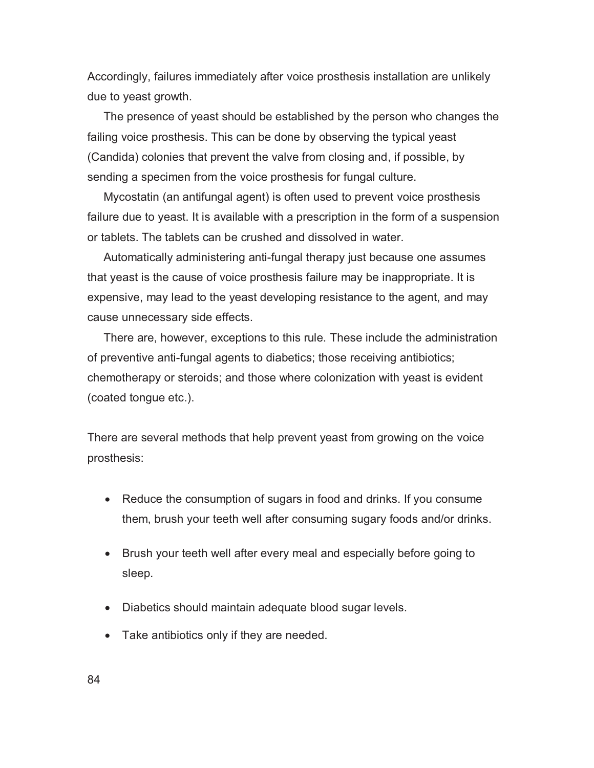Accordingly, failures immediately after voice prosthesis installation are unlikely due to yeast growth.

The presence of yeast should be established by the person who changes the failing voice prosthesis. This can be done by observing the typical yeast (Candida) colonies that prevent the valve from closing and, if possible, by sending a specimen from the voice prosthesis for fungal culture.

Mycostatin (an antifungal agent) is often used to prevent voice prosthesis failure due to yeast. It is available with a prescription in the form of a suspension or tablets. The tablets can be crushed and dissolved in water.

Automatically administering anti-fungal therapy just because one assumes that yeast is the cause of voice prosthesis failure may be inappropriate. It is expensive, may lead to the yeast developing resistance to the agent, and may cause unnecessary side effects.

There are, however, exceptions to this rule. These include the administration of preventive anti-fungal agents to diabetics; those receiving antibiotics; chemotherapy or steroids; and those where colonization with yeast is evident (coated tongue etc.).

There are several methods that help prevent yeast from growing on the voice prosthesis:

- Reduce the consumption of sugars in food and drinks. If you consume them, brush your teeth well after consuming sugary foods and/or drinks.

- Brush your teeth well after every meal and especially before going to sleep.

- Diabetics should maintain adequate blood sugar levels.

- Take antibiotics only if they are needed.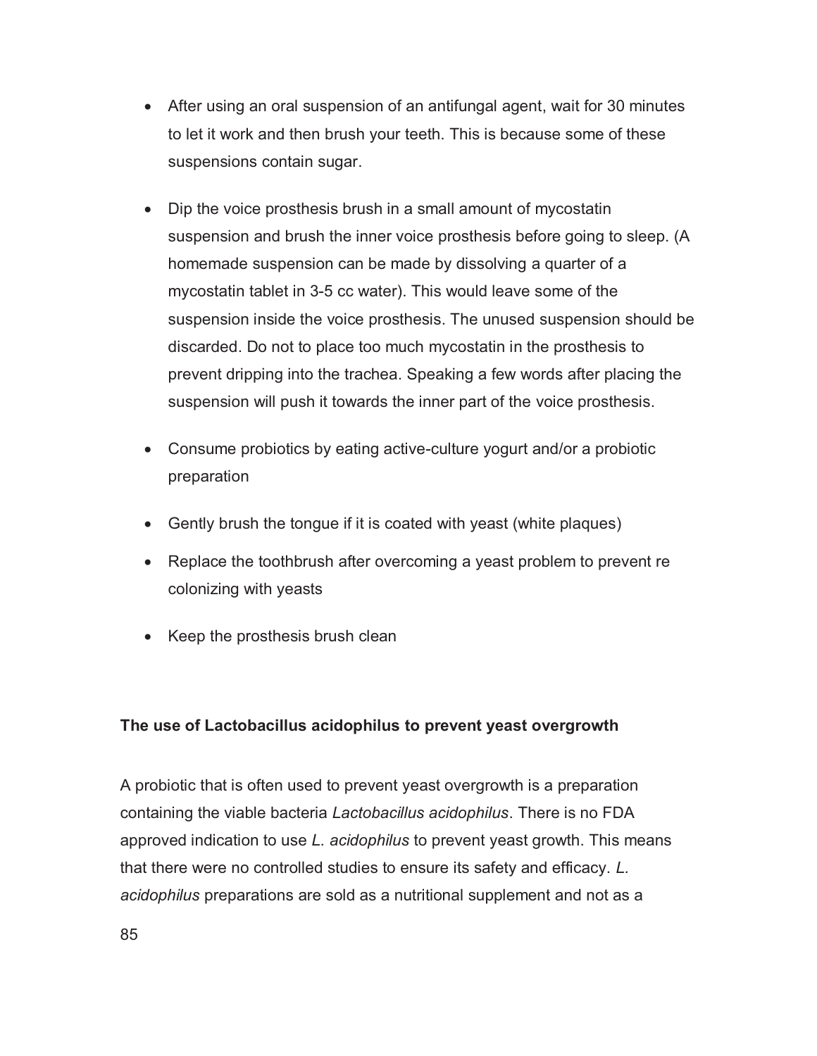- After using an oral suspension of an antifungal agent, wait for 30 minutes to let it work and then brush your teeth. This is because some of these suspensions contain sugar.

- Dip the voice prosthesis brush in a small amount of mycostatin suspension and brush the inner voice prosthesis before going to sleep. (A homemade suspension can be made by dissolving a quarter of a mycostatin tablet in 3-5 cc water). This would leave some of the suspension inside the voice prosthesis. The unused suspension should be discarded. Do not to place too much mycostatin in the prosthesis to prevent dripping into the trachea. Speaking a few words after placing the suspension will push it towards the inner part of the voice prosthesis.

- Consume probiotics by eating active-culture yogurt and/or a probiotic preparation

- Gently brush the tongue if it is coated with yeast (white plaques)

- Replace the toothbrush after overcoming a yeast problem to prevent re colonizing with yeasts

- Keep the prosthesis brush clean

**The use of Lactobacillus acidophilus to prevent yeast overgrowth**

A probiotic that is often used to prevent yeast overgrowth is a preparation containing the viable bacteria *Lactobacillus acidophilus*. There is no FDA approved indication to use *L. acidophilus* to prevent yeast growth. This means that there were no controlled studies to ensure its safety and efficacy. *L. acidophilus* preparations are sold as a nutritional supplement and not as a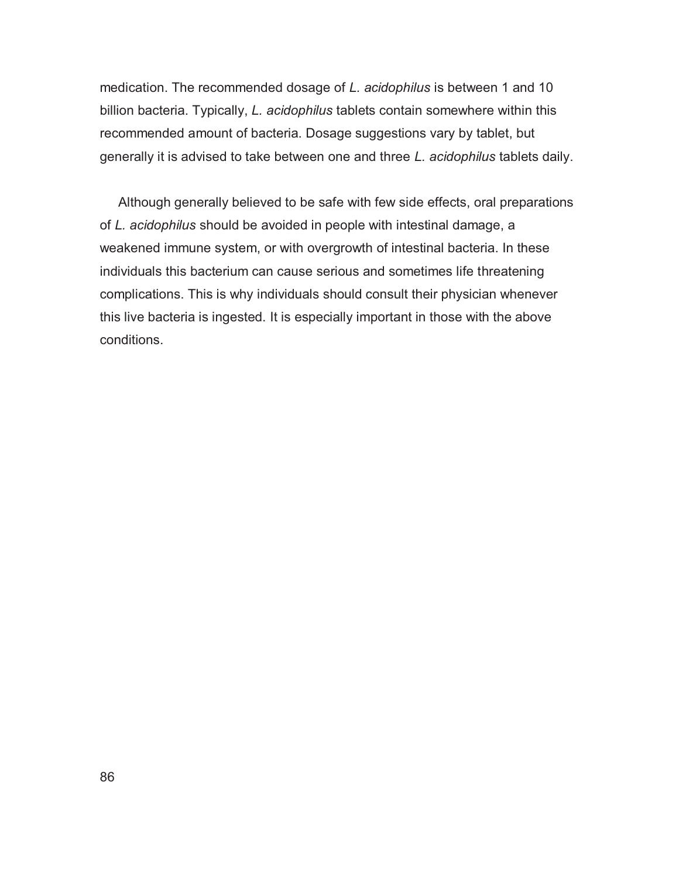medication. The recommended dosage of *L. acidophilus* is between 1 and 10 billion bacteria. Typically, *L. acidophilus* tablets contain somewhere within this recommended amount of bacteria. Dosage suggestions vary by tablet, but generally it is advised to take between one and three *L. acidophilus* tablets daily.

Although generally believed to be safe with few side effects, oral preparations of *L. acidophilus* should be avoided in people with intestinal damage, a weakened immune system, or with overgrowth of intestinal bacteria. In these individuals this bacterium can cause serious and sometimes life threatening complications. This is why individuals should consult their physician whenever this live bacteria is ingested. It is especially important in those with the above conditions.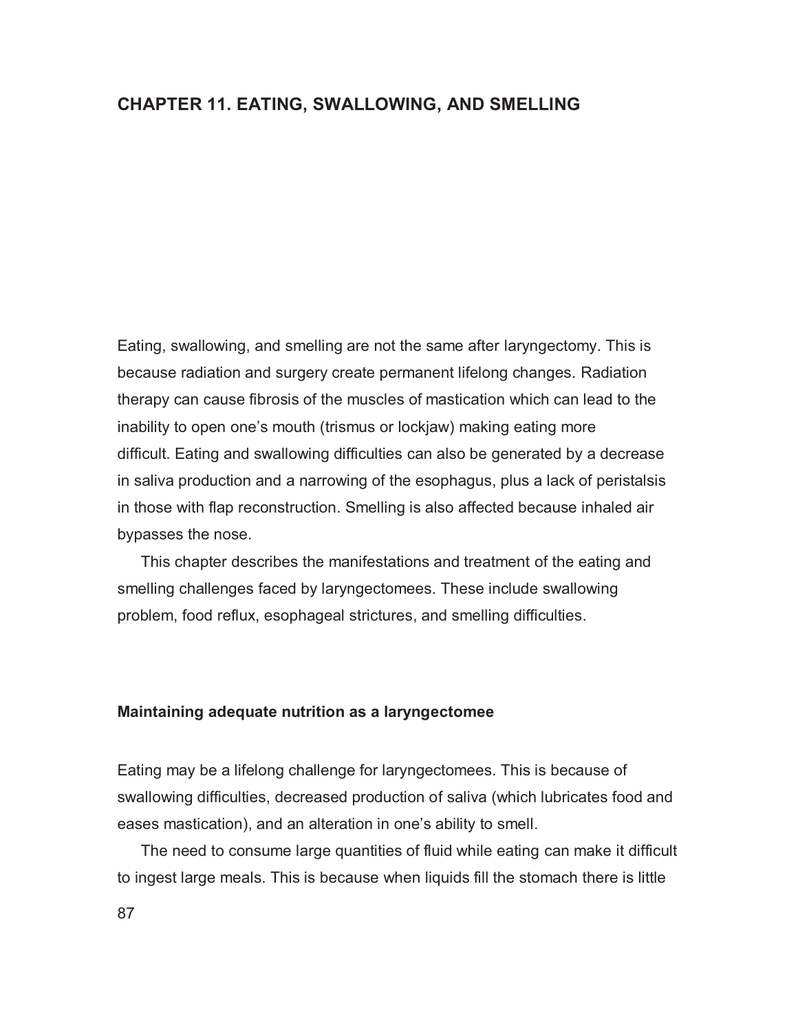# CHAPTER 11. EATING, SWALLOWING, AND SMELLING

Eating, swallowing, and smelling are not the same after laryngectomy. This is because radiation and surgery create permanent lifelong changes. Radiation therapy can cause fibrosis of the muscles of mastication which can lead to the inability to open one's mouth (trismus or lockjaw) making eating more difficult. Eating and swallowing difficulties can also be generated by a decrease in saliva production and a narrowing of the esophagus, plus a lack of peristalsis in those with flap reconstruction. Smelling is also affected because inhaled air bypasses the nose.

This chapter describes the manifestations and treatment of the eating and smelling challenges faced by laryngectomees. These include swallowing problem, food reflux, esophageal strictures, and smelling difficulties.

### Maintaining adequate nutrition as a laryngectomee

Eating may be a lifelong challenge for laryngectomees. This is because of swallowing difficulties, decreased production of saliva (which lubricates food and eases mastication), and an alteration in one's ability to smell.

The need to consume large quantities of fluid while eating can make it difficult to ingest large meals. This is because when liquids fill the stomach there is little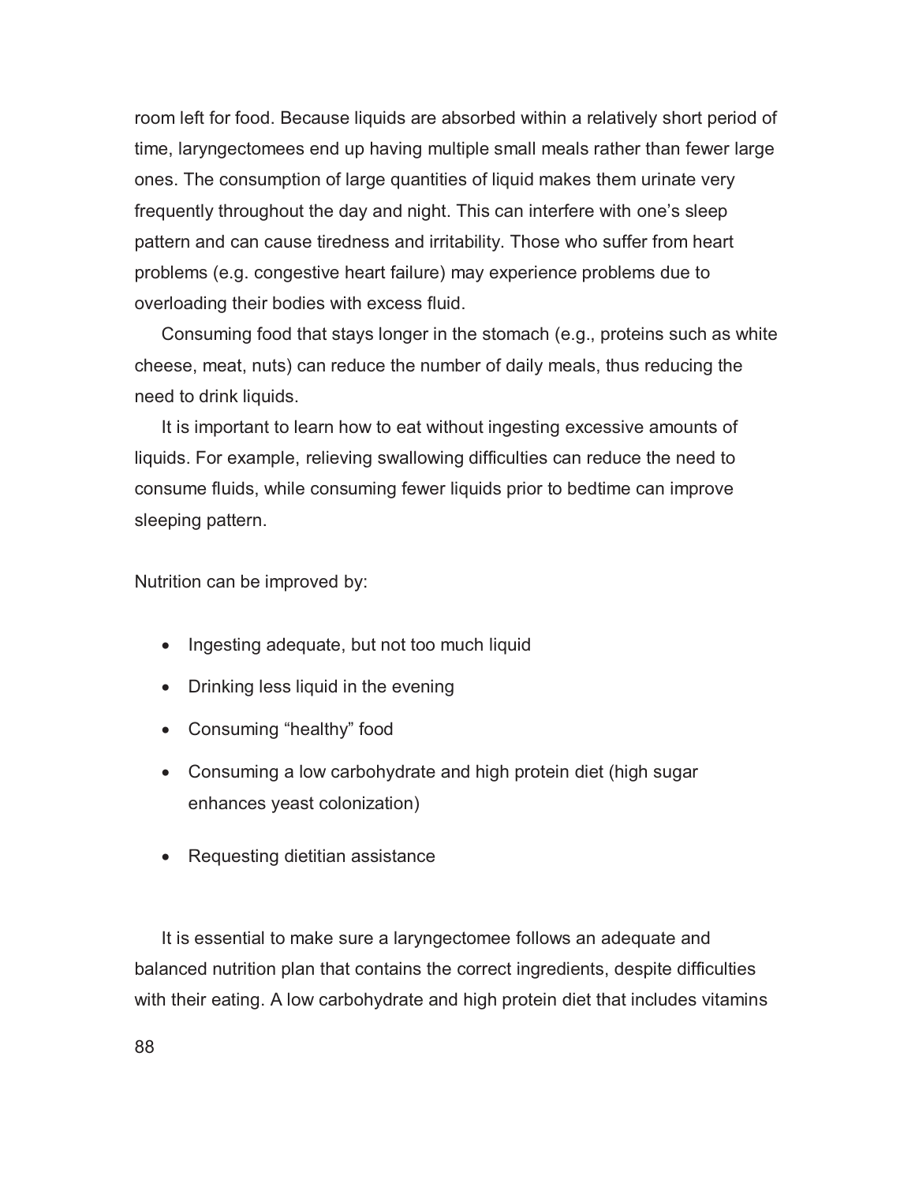room left for food. Because liquids are absorbed within a relatively short period of time, laryngectomees end up having multiple small meals rather than fewer large ones. The consumption of large quantities of liquid makes them urinate very frequently throughout the day and night. This can interfere with one's sleep pattern and can cause tiredness and irritability. Those who suffer from heart problems (e.g. congestive heart failure) may experience problems due to overloading their bodies with excess fluid.

Consuming food that stays longer in the stomach (e.g., proteins such as white cheese, meat, nuts) can reduce the number of daily meals, thus reducing the need to drink liquids.

It is important to learn how to eat without ingesting excessive amounts of liquids. For example, relieving swallowing difficulties can reduce the need to consume fluids, while consuming fewer liquids prior to bedtime can improve sleeping pattern.

Nutrition can be improved by:

- Ingesting adequate, but not too much liquid
- Drinking less liquid in the evening
- Consuming "healthy" food
- Consuming a low carbohydrate and high protein diet (high sugar enhances yeast colonization)
- Requesting dietitian assistance

It is essential to make sure a laryngectomee follows an adequate and balanced nutrition plan that contains the correct ingredients, despite difficulties with their eating. A low carbohydrate and high protein diet that includes vitamins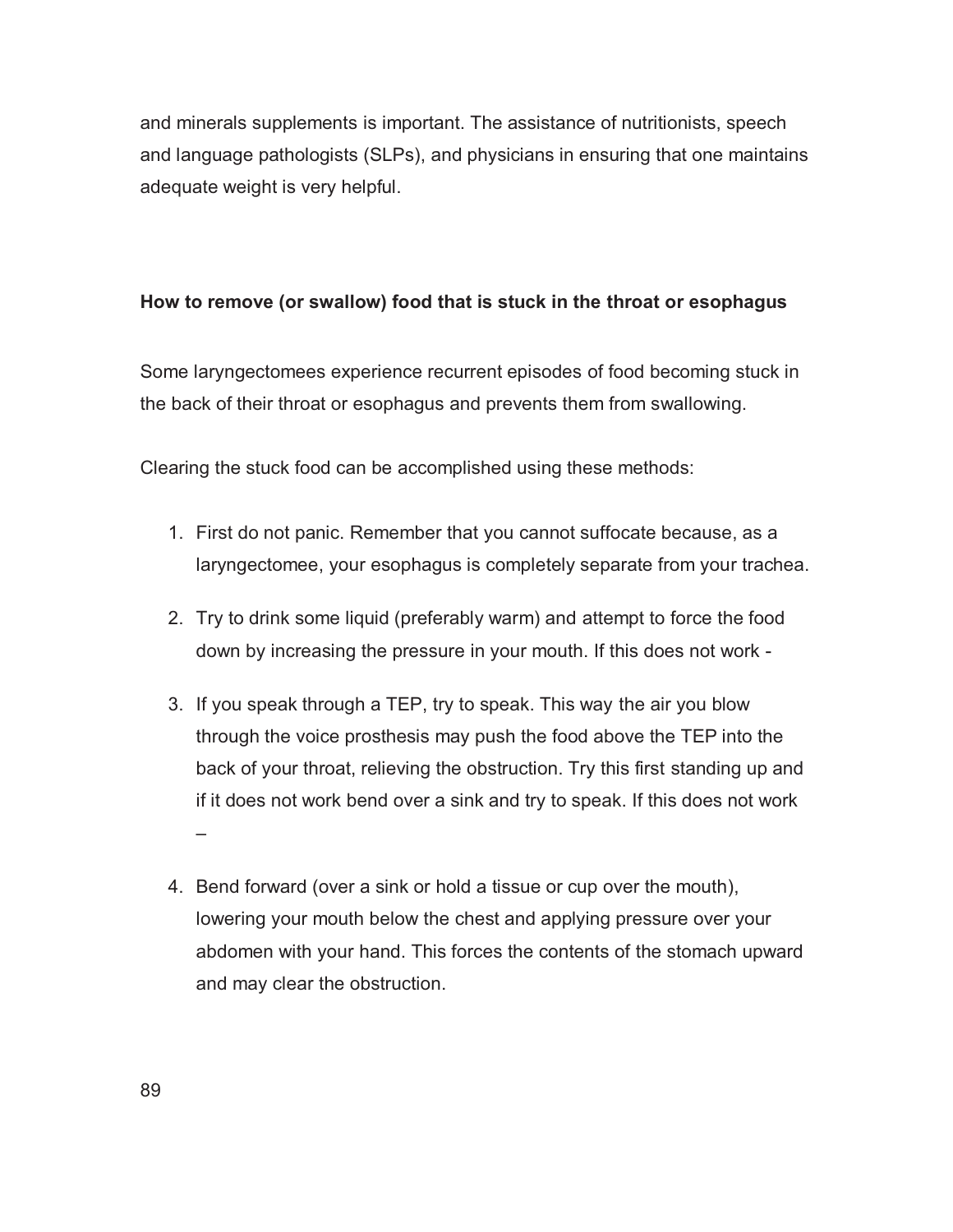and minerals supplements is important. The assistance of nutritionists, speech and language pathologists (SLPs), and physicians in ensuring that one maintains adequate weight is very helpful.

**How to remove (or swallow) food that is stuck in the throat or esophagus**

Some laryngectomees experience recurrent episodes of food becoming stuck in the back of their throat or esophagus and prevents them from swallowing.

Clearing the stuck food can be accomplished using these methods:

1. First do not panic. Remember that you cannot suffocate because, as a laryngectomee, your esophagus is completely separate from your trachea.
2. Try to drink some liquid (preferably warm) and attempt to force the food down by increasing the pressure in your mouth. If this does not work -
3. If you speak through a TEP, try to speak. This way the air you blow through the voice prosthesis may push the food above the TEP into the back of your throat, relieving the obstruction. Try this first standing up and if it does not work bend over a sink and try to speak. If this does not work –
4. Bend forward (over a sink or hold a tissue or cup over the mouth), lowering your mouth below the chest and applying pressure over your abdomen with your hand. This forces the contents of the stomach upward and may clear the obstruction.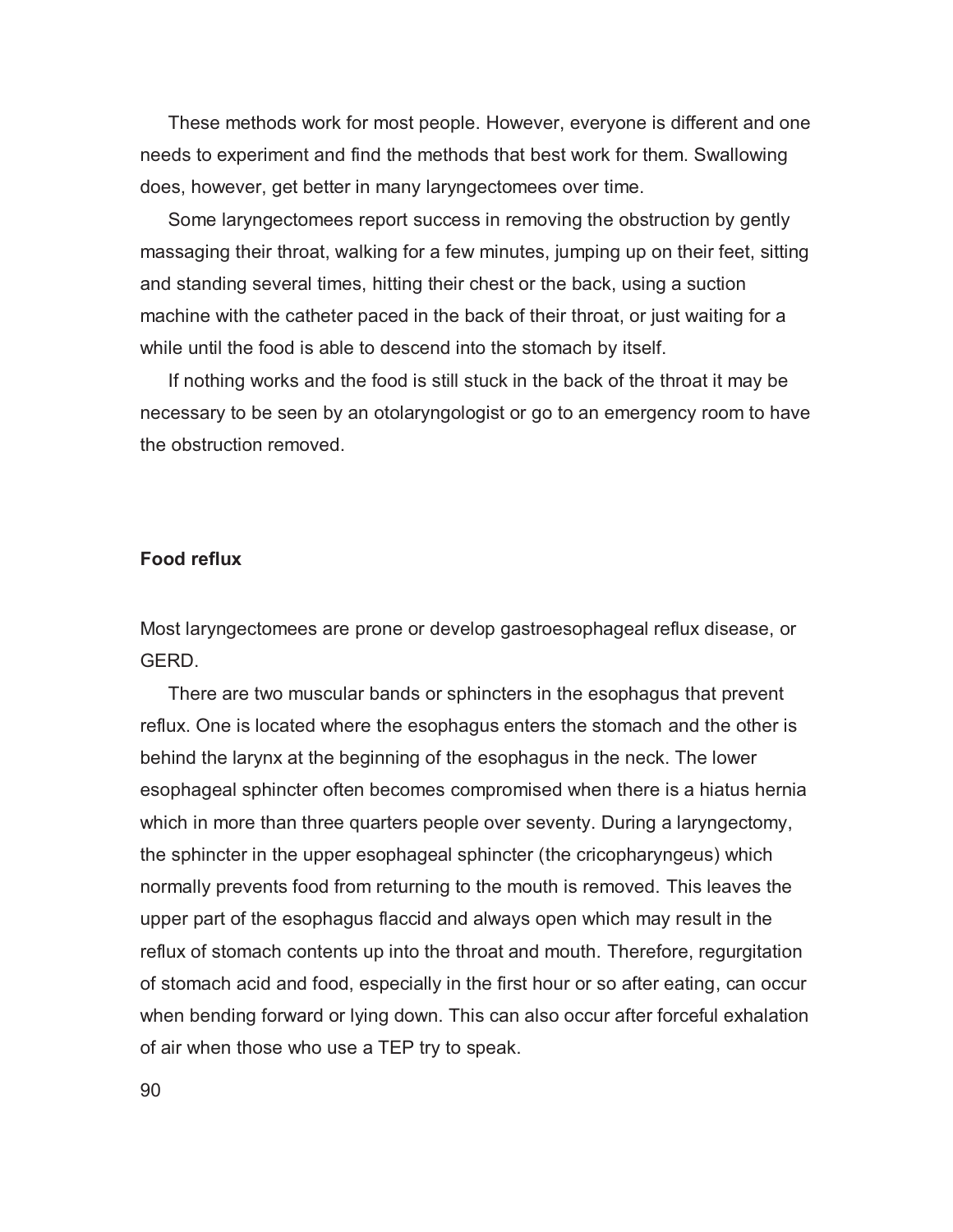These methods work for most people. However, everyone is different and one needs to experiment and find the methods that best work for them. Swallowing does, however, get better in many laryngectomees over time.

Some laryngectomees report success in removing the obstruction by gently massaging their throat, walking for a few minutes, jumping up on their feet, sitting and standing several times, hitting their chest or the back, using a suction machine with the catheter paced in the back of their throat, or just waiting for a while until the food is able to descend into the stomach by itself.

If nothing works and the food is still stuck in the back of the throat it may be necessary to be seen by an otolaryngologist or go to an emergency room to have the obstruction removed.

**Food reflux**

Most laryngectomees are prone or develop gastroesophageal reflux disease, or GERD.

There are two muscular bands or sphincters in the esophagus that prevent reflux. One is located where the esophagus enters the stomach and the other is behind the larynx at the beginning of the esophagus in the neck. The lower esophageal sphincter often becomes compromised when there is a hiatus hernia which in more than three quarters people over seventy. During a laryngectomy, the sphincter in the upper esophageal sphincter (the cricopharyngeus) which normally prevents food from returning to the mouth is removed. This leaves the upper part of the esophagus flaccid and always open which may result in the reflux of stomach contents up into the throat and mouth. Therefore, regurgitation of stomach acid and food, especially in the first hour or so after eating, can occur when bending forward or lying down. This can also occur after forceful exhalation of air when those who use a TEP try to speak.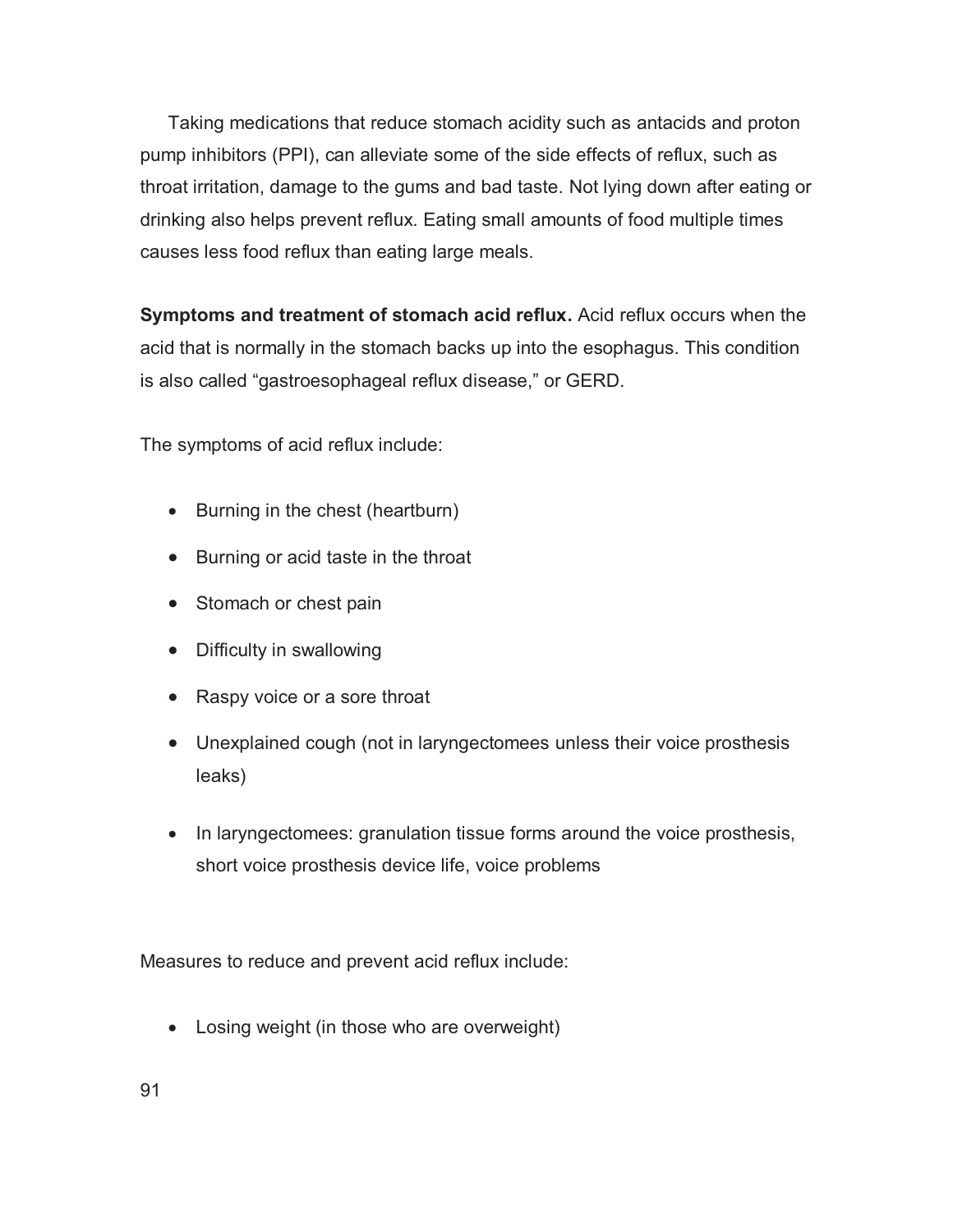Taking medications that reduce stomach acidity such as antacids and proton pump inhibitors (PPI), can alleviate some of the side effects of reflux, such as throat irritation, damage to the gums and bad taste. Not lying down after eating or drinking also helps prevent reflux. Eating small amounts of food multiple times causes less food reflux than eating large meals.

**Symptoms and treatment of stomach acid reflux.** Acid reflux occurs when the acid that is normally in the stomach backs up into the esophagus. This condition is also called "gastroesophageal reflux disease," or GERD.

The symptoms of acid reflux include:

- Burning in the chest (heartburn)
- Burning or acid taste in the throat
- Stomach or chest pain
- Difficulty in swallowing
- Raspy voice or a sore throat
- Unexplained cough (not in laryngectomees unless their voice prosthesis leaks)
- In laryngectomees: granulation tissue forms around the voice prosthesis, short voice prosthesis device life, voice problems

Measures to reduce and prevent acid reflux include:

- Losing weight (in those who are overweight)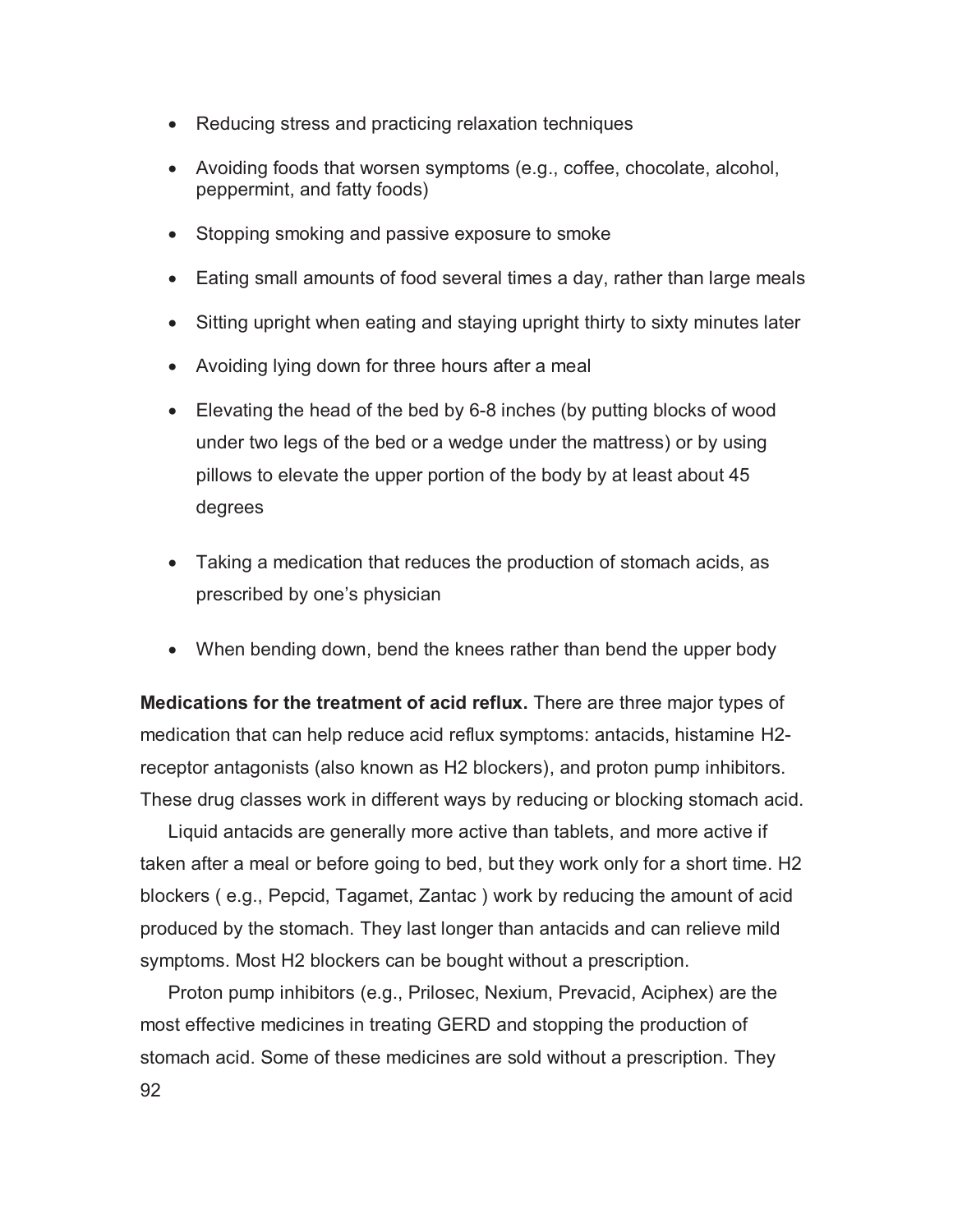- Reducing stress and practicing relaxation techniques
- Avoiding foods that worsen symptoms (e.g., coffee, chocolate, alcohol, peppermint, and fatty foods)
- Stopping smoking and passive exposure to smoke
- Eating small amounts of food several times a day, rather than large meals
- Sitting upright when eating and staying upright thirty to sixty minutes later
- Avoiding lying down for three hours after a meal
- Elevating the head of the bed by 6-8 inches (by putting blocks of wood under two legs of the bed or a wedge under the mattress) or by using pillows to elevate the upper portion of the body by at least about 45 degrees
- Taking a medication that reduces the production of stomach acids, as prescribed by one's physician
- When bending down, bend the knees rather than bend the upper body

**Medications for the treatment of acid reflux.** There are three major types of medication that can help reduce acid reflux symptoms: antacids, histamine H2-receptor antagonists (also known as H2 blockers), and proton pump inhibitors. These drug classes work in different ways by reducing or blocking stomach acid.

Liquid antacids are generally more active than tablets, and more active if taken after a meal or before going to bed, but they work only for a short time. H2 blockers ( e.g., Pepcid, Tagamet, Zantac ) work by reducing the amount of acid produced by the stomach. They last longer than antacids and can relieve mild symptoms. Most H2 blockers can be bought without a prescription.

Proton pump inhibitors (e.g., Prilosec, Nexium, Prevacid, Aciphex) are the most effective medicines in treating GERD and stopping the production of stomach acid. Some of these medicines are sold without a prescription. They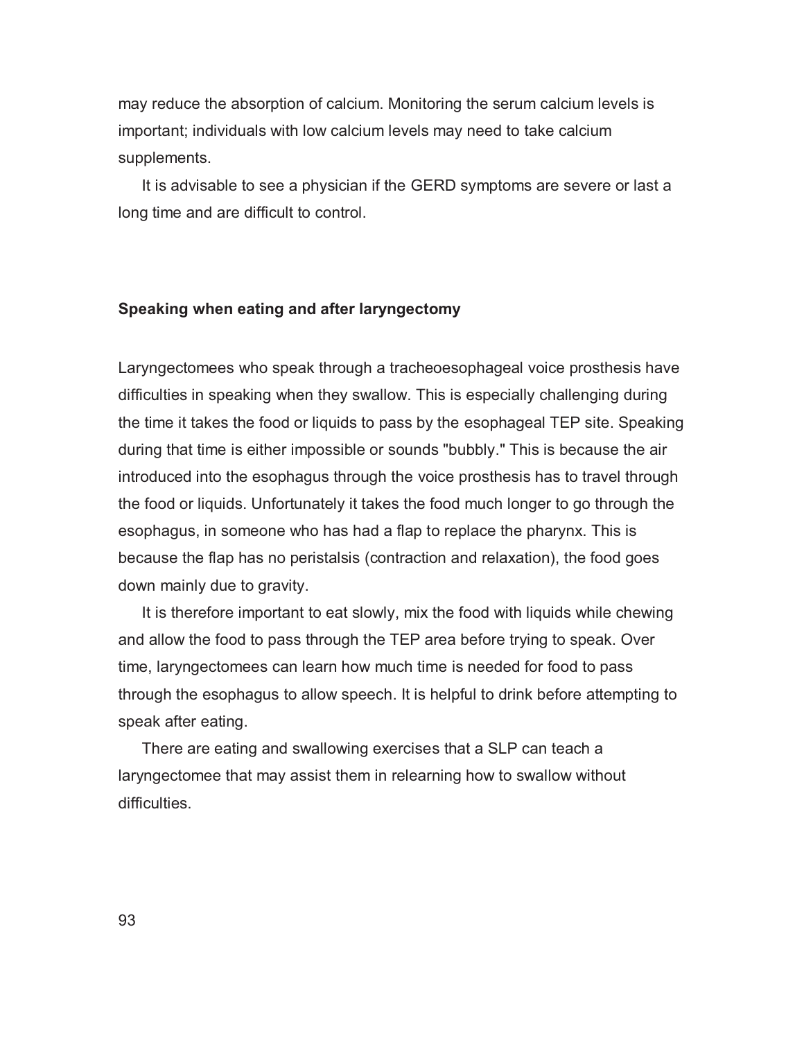may reduce the absorption of calcium. Monitoring the serum calcium levels is important; individuals with low calcium levels may need to take calcium supplements.

It is advisable to see a physician if the GERD symptoms are severe or last a long time and are difficult to control.

### Speaking when eating and after laryngectomy

Laryngectomees who speak through a tracheoesophageal voice prosthesis have difficulties in speaking when they swallow. This is especially challenging during the time it takes the food or liquids to pass by the esophageal TEP site. Speaking during that time is either impossible or sounds "bubbly." This is because the air introduced into the esophagus through the voice prosthesis has to travel through the food or liquids. Unfortunately it takes the food much longer to go through the esophagus, in someone who has had a flap to replace the pharynx. This is because the flap has no peristalsis (contraction and relaxation), the food goes down mainly due to gravity.

It is therefore important to eat slowly, mix the food with liquids while chewing and allow the food to pass through the TEP area before trying to speak. Over time, laryngectomees can learn how much time is needed for food to pass through the esophagus to allow speech. It is helpful to drink before attempting to speak after eating.

There are eating and swallowing exercises that a SLP can teach a laryngectomee that may assist them in relearning how to swallow without difficulties.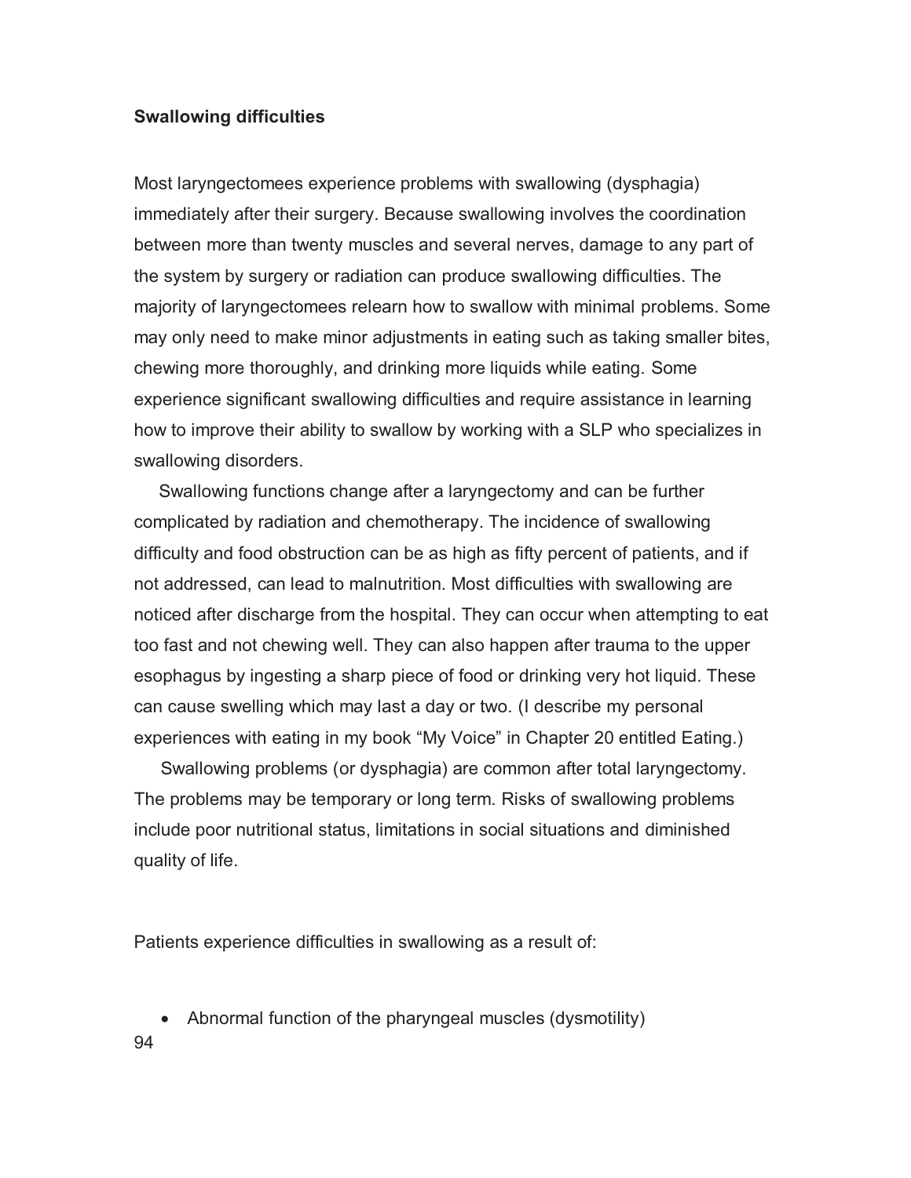**Swallowing difficulties**

Most laryngectomees experience problems with swallowing (dysphagia) immediately after their surgery. Because swallowing involves the coordination between more than twenty muscles and several nerves, damage to any part of the system by surgery or radiation can produce swallowing difficulties. The majority of laryngectomees relearn how to swallow with minimal problems. Some may only need to make minor adjustments in eating such as taking smaller bites, chewing more thoroughly, and drinking more liquids while eating. Some experience significant swallowing difficulties and require assistance in learning how to improve their ability to swallow by working with a SLP who specializes in swallowing disorders.

Swallowing functions change after a laryngectomy and can be further complicated by radiation and chemotherapy. The incidence of swallowing difficulty and food obstruction can be as high as fifty percent of patients, and if not addressed, can lead to malnutrition. Most difficulties with swallowing are noticed after discharge from the hospital. They can occur when attempting to eat too fast and not chewing well. They can also happen after trauma to the upper esophagus by ingesting a sharp piece of food or drinking very hot liquid. These can cause swelling which may last a day or two. (I describe my personal experiences with eating in my book "My Voice" in Chapter 20 entitled Eating.)

Swallowing problems (or dysphagia) are common after total laryngectomy. The problems may be temporary or long term. Risks of swallowing problems include poor nutritional status, limitations in social situations and diminished quality of life.

Patients experience difficulties in swallowing as a result of:

- Abnormal function of the pharyngeal muscles (dysmotility)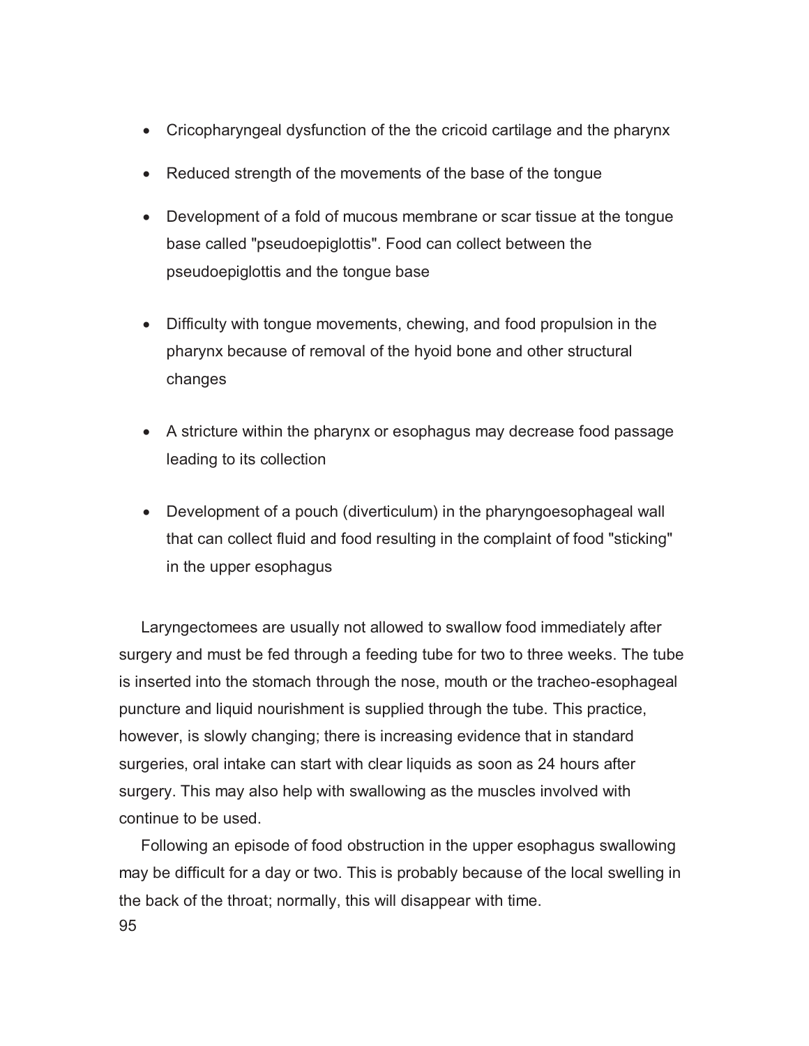- Cricopharyngeal dysfunction of the the cricoid cartilage and the pharynx
- Reduced strength of the movements of the base of the tongue
- Development of a fold of mucous membrane or scar tissue at the tongue base called "pseudoepiglottis". Food can collect between the pseudoepiglottis and the tongue base
- Difficulty with tongue movements, chewing, and food propulsion in the pharynx because of removal of the hyoid bone and other structural changes
- A stricture within the pharynx or esophagus may decrease food passage leading to its collection
- Development of a pouch (diverticulum) in the pharyngoesophageal wall that can collect fluid and food resulting in the complaint of food "sticking" in the upper esophagus

Laryngectomees are usually not allowed to swallow food immediately after surgery and must be fed through a feeding tube for two to three weeks. The tube is inserted into the stomach through the nose, mouth or the tracheo-esophageal puncture and liquid nourishment is supplied through the tube. This practice, however, is slowly changing; there is increasing evidence that in standard surgeries, oral intake can start with clear liquids as soon as 24 hours after surgery. This may also help with swallowing as the muscles involved with continue to be used.

Following an episode of food obstruction in the upper esophagus swallowing may be difficult for a day or two. This is probably because of the local swelling in the back of the throat; normally, this will disappear with time.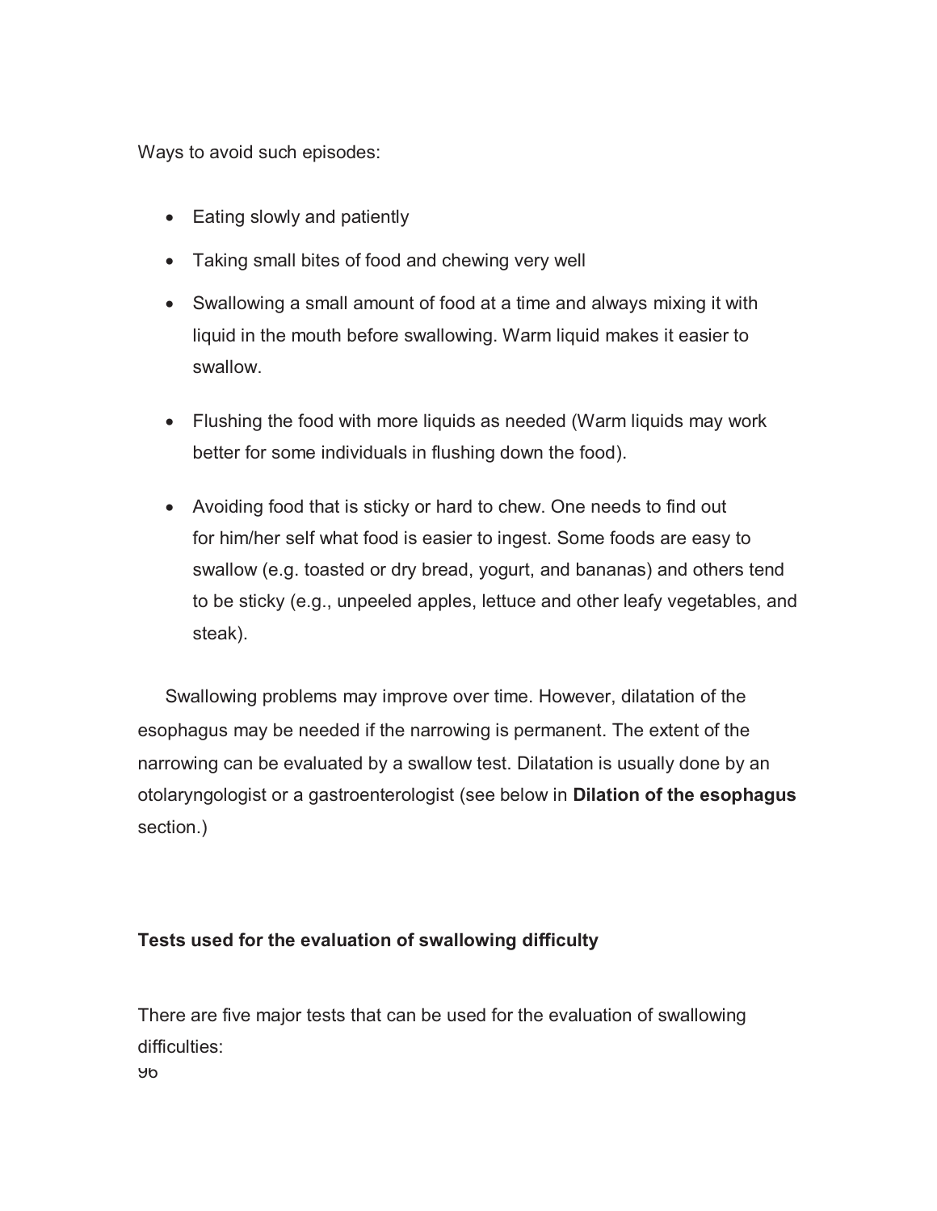Ways to avoid such episodes:

- Eating slowly and patiently
- Taking small bites of food and chewing very well
- Swallowing a small amount of food at a time and always mixing it with liquid in the mouth before swallowing. Warm liquid makes it easier to swallow.
- Flushing the food with more liquids as needed (Warm liquids may work better for some individuals in flushing down the food).
- Avoiding food that is sticky or hard to chew. One needs to find out for him/her self what food is easier to ingest. Some foods are easy to swallow (e.g. toasted or dry bread, yogurt, and bananas) and others tend to be sticky (e.g., unpeeled apples, lettuce and other leafy vegetables, and steak).

Swallowing problems may improve over time. However, dilatation of the esophagus may be needed if the narrowing is permanent. The extent of the narrowing can be evaluated by a swallow test. Dilatation is usually done by an otolaryngologist or a gastroenterologist (see below in **Dilation of the esophagus** section.)

**Tests used for the evaluation of swallowing difficulty**

There are five major tests that can be used for the evaluation of swallowing difficulties: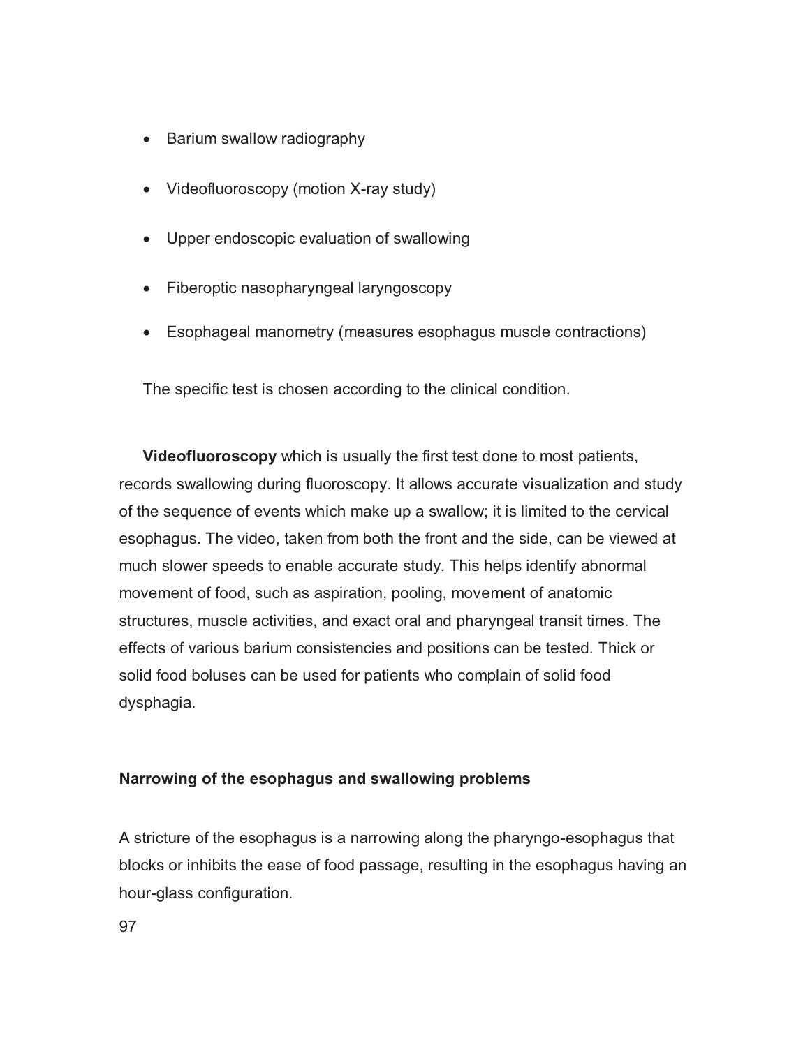- Barium swallow radiography
- Videofluoroscopy (motion X-ray study)
- Upper endoscopic evaluation of swallowing
- Fiberoptic nasopharyngeal laryngoscopy
- Esophageal manometry (measures esophagus muscle contractions)

The specific test is chosen according to the clinical condition.

**Videofluoroscopy** which is usually the first test done to most patients, records swallowing during fluoroscopy. It allows accurate visualization and study of the sequence of events which make up a swallow; it is limited to the cervical esophagus. The video, taken from both the front and the side, can be viewed at much slower speeds to enable accurate study. This helps identify abnormal movement of food, such as aspiration, pooling, movement of anatomic structures, muscle activities, and exact oral and pharyngeal transit times. The effects of various barium consistencies and positions can be tested. Thick or solid food boluses can be used for patients who complain of solid food dysphagia.

### Narrowing of the esophagus and swallowing problems

A stricture of the esophagus is a narrowing along the pharyngo-esophagus that blocks or inhibits the ease of food passage, resulting in the esophagus having an hour-glass configuration.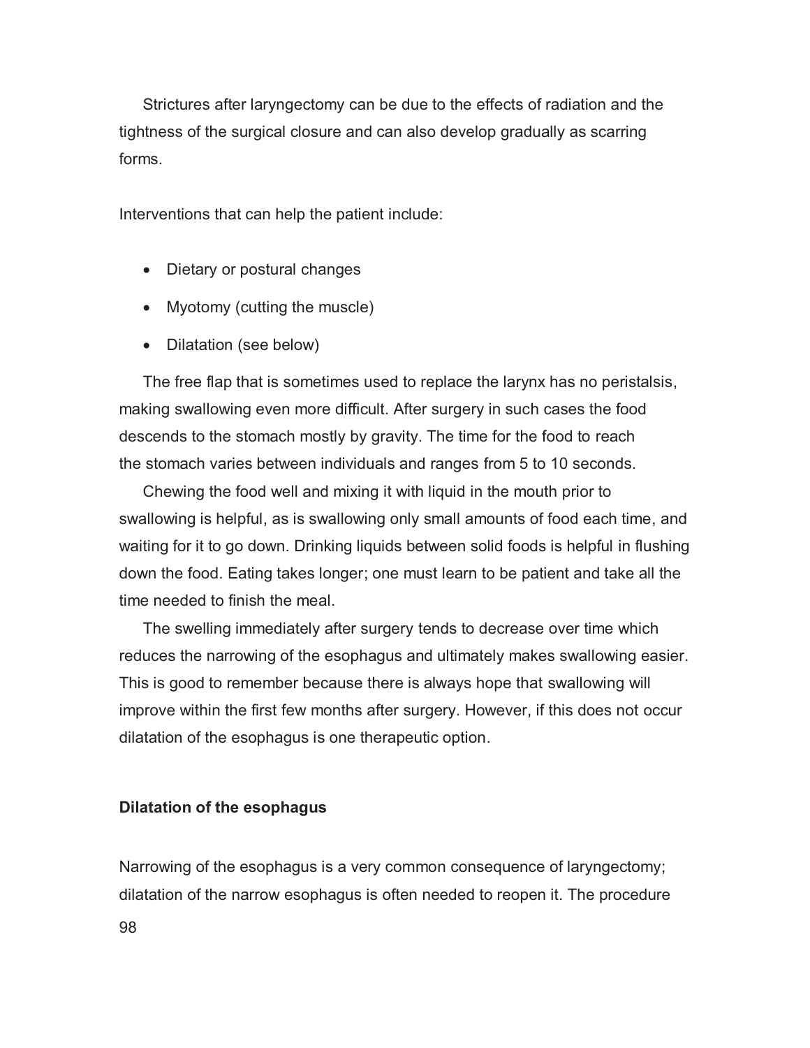Strictures after laryngectomy can be due to the effects of radiation and the tightness of the surgical closure and can also develop gradually as scarring forms.

Interventions that can help the patient include:

- Dietary or postural changes
- Myotomy (cutting the muscle)
- Dilatation (see below)

The free flap that is sometimes used to replace the larynx has no peristalsis, making swallowing even more difficult. After surgery in such cases the food descends to the stomach mostly by gravity. The time for the food to reach the stomach varies between individuals and ranges from 5 to 10 seconds.

Chewing the food well and mixing it with liquid in the mouth prior to swallowing is helpful, as is swallowing only small amounts of food each time, and waiting for it to go down. Drinking liquids between solid foods is helpful in flushing down the food. Eating takes longer; one must learn to be patient and take all the time needed to finish the meal.

The swelling immediately after surgery tends to decrease over time which reduces the narrowing of the esophagus and ultimately makes swallowing easier. This is good to remember because there is always hope that swallowing will improve within the first few months after surgery. However, if this does not occur dilatation of the esophagus is one therapeutic option.

**Dilatation of the esophagus**

Narrowing of the esophagus is a very common consequence of laryngectomy; dilatation of the narrow esophagus is often needed to reopen it. The procedure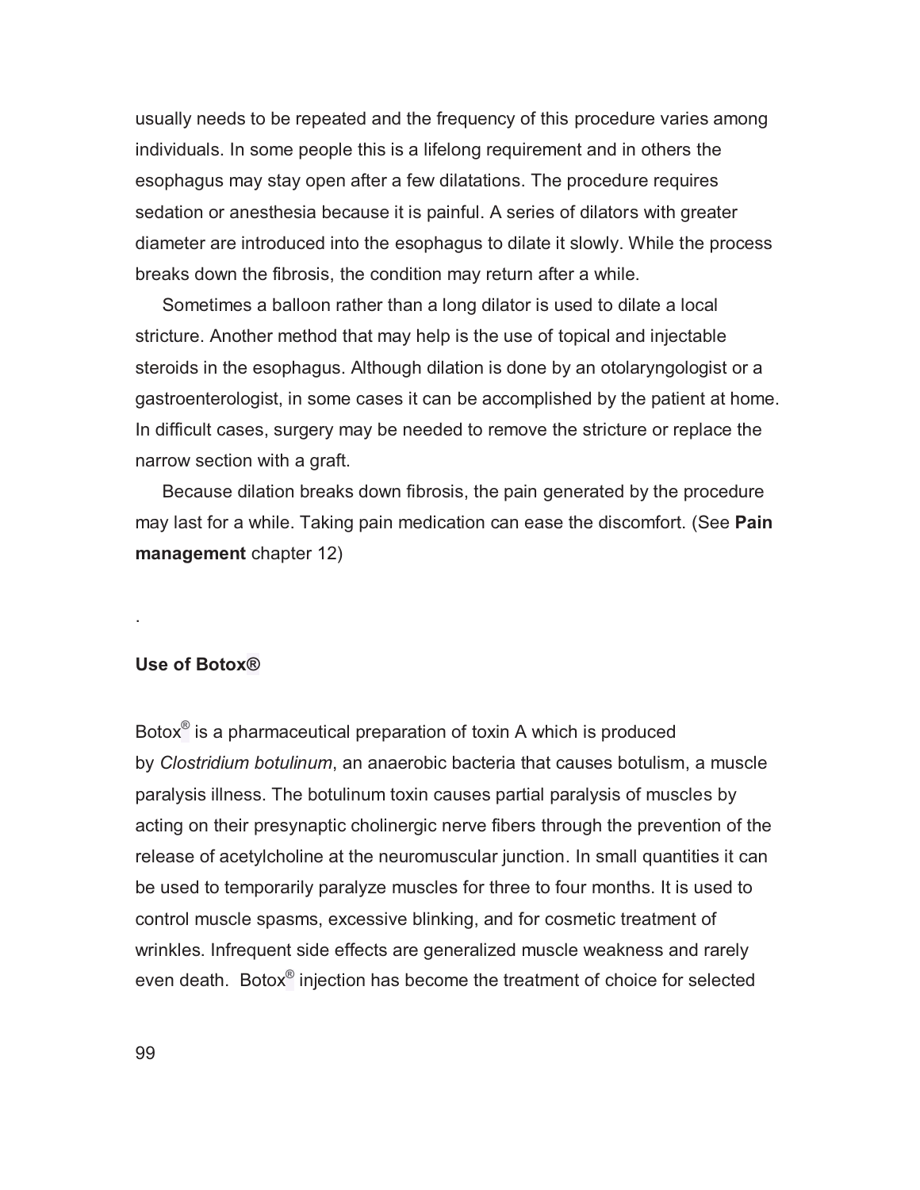usually needs to be repeated and the frequency of this procedure varies among individuals. In some people this is a lifelong requirement and in others the esophagus may stay open after a few dilatations. The procedure requires sedation or anesthesia because it is painful. A series of dilators with greater diameter are introduced into the esophagus to dilate it slowly. While the process breaks down the fibrosis, the condition may return after a while.

Sometimes a balloon rather than a long dilator is used to dilate a local stricture. Another method that may help is the use of topical and injectable steroids in the esophagus. Although dilation is done by an otolaryngologist or a gastroenterologist, in some cases it can be accomplished by the patient at home. In difficult cases, surgery may be needed to remove the stricture or replace the narrow section with a graft.

Because dilation breaks down fibrosis, the pain generated by the procedure may last for a while. Taking pain medication can ease the discomfort. (See **Pain management** chapter 12)

.

### Use of Botox®

Botox® is a pharmaceutical preparation of toxin A which is produced by *Clostridium botulinum*, an anaerobic bacteria that causes botulism, a muscle paralysis illness. The botulinum toxin causes partial paralysis of muscles by acting on their presynaptic cholinergic nerve fibers through the prevention of the release of acetylcholine at the neuromuscular junction. In small quantities it can be used to temporarily paralyze muscles for three to four months. It is used to control muscle spasms, excessive blinking, and for cosmetic treatment of wrinkles. Infrequent side effects are generalized muscle weakness and rarely even death. Botox® injection has become the treatment of choice for selected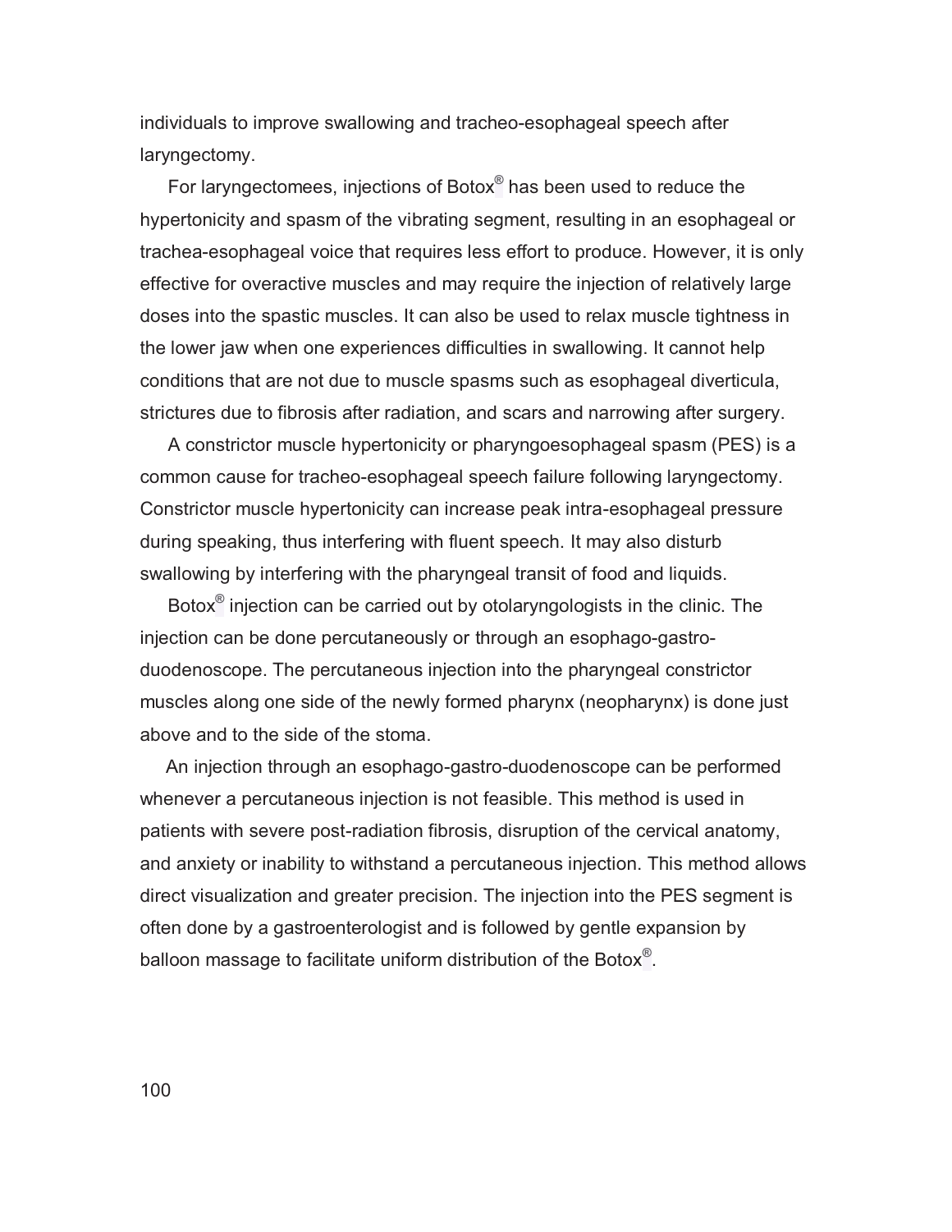individuals to improve swallowing and tracheo-esophageal speech after laryngectomy.

For laryngectomees, injections of Botox® has been used to reduce the hypertonicity and spasm of the vibrating segment, resulting in an esophageal or trachea-esophageal voice that requires less effort to produce. However, it is only effective for overactive muscles and may require the injection of relatively large doses into the spastic muscles. It can also be used to relax muscle tightness in the lower jaw when one experiences difficulties in swallowing. It cannot help conditions that are not due to muscle spasms such as esophageal diverticula, strictures due to fibrosis after radiation, and scars and narrowing after surgery.

A constrictor muscle hypertonicity or pharyngoesophageal spasm (PES) is a common cause for tracheo-esophageal speech failure following laryngectomy. Constrictor muscle hypertonicity can increase peak intra-esophageal pressure during speaking, thus interfering with fluent speech. It may also disturb swallowing by interfering with the pharyngeal transit of food and liquids.

Botox® injection can be carried out by otolaryngologists in the clinic. The injection can be done percutaneously or through an esophago-gastro-duodenoscope. The percutaneous injection into the pharyngeal constrictor muscles along one side of the newly formed pharynx (neopharynx) is done just above and to the side of the stoma.

An injection through an esophago-gastro-duodenoscope can be performed whenever a percutaneous injection is not feasible. This method is used in patients with severe post-radiation fibrosis, disruption of the cervical anatomy, and anxiety or inability to withstand a percutaneous injection. This method allows direct visualization and greater precision. The injection into the PES segment is often done by a gastroenterologist and is followed by gentle expansion by balloon massage to facilitate uniform distribution of the Botox®.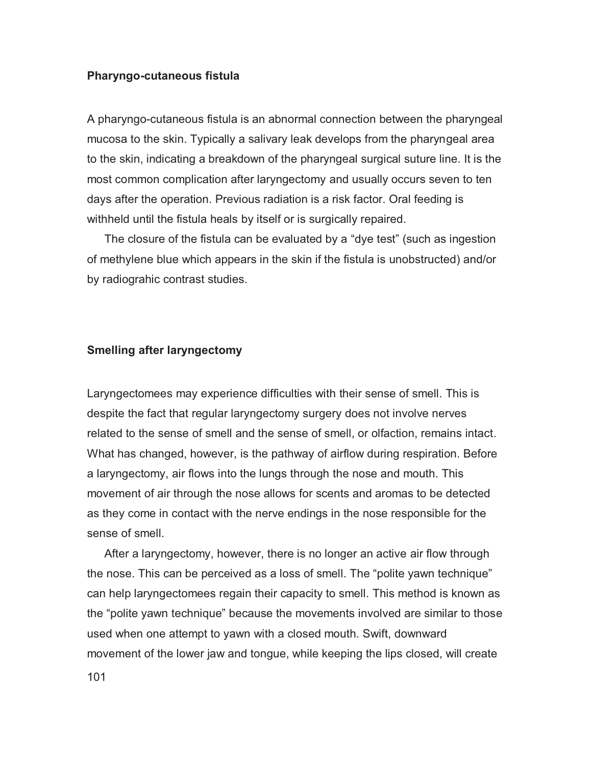### Pharyngo-cutaneous fistula

A pharyngo-cutaneous fistula is an abnormal connection between the pharyngeal mucosa to the skin. Typically a salivary leak develops from the pharyngeal area to the skin, indicating a breakdown of the pharyngeal surgical suture line. It is the most common complication after laryngectomy and usually occurs seven to ten days after the operation. Previous radiation is a risk factor. Oral feeding is withheld until the fistula heals by itself or is surgically repaired.

The closure of the fistula can be evaluated by a "dye test" (such as ingestion of methylene blue which appears in the skin if the fistula is unobstructed) and/or by radiograhic contrast studies.

### Smelling after laryngectomy

Laryngectomees may experience difficulties with their sense of smell. This is despite the fact that regular laryngectomy surgery does not involve nerves related to the sense of smell and the sense of smell, or olfaction, remains intact. What has changed, however, is the pathway of airflow during respiration. Before a laryngectomy, air flows into the lungs through the nose and mouth. This movement of air through the nose allows for scents and aromas to be detected as they come in contact with the nerve endings in the nose responsible for the sense of smell.

After a laryngectomy, however, there is no longer an active air flow through the nose. This can be perceived as a loss of smell. The "polite yawn technique" can help laryngectomees regain their capacity to smell. This method is known as the "polite yawn technique" because the movements involved are similar to those used when one attempt to yawn with a closed mouth. Swift, downward movement of the lower jaw and tongue, while keeping the lips closed, will create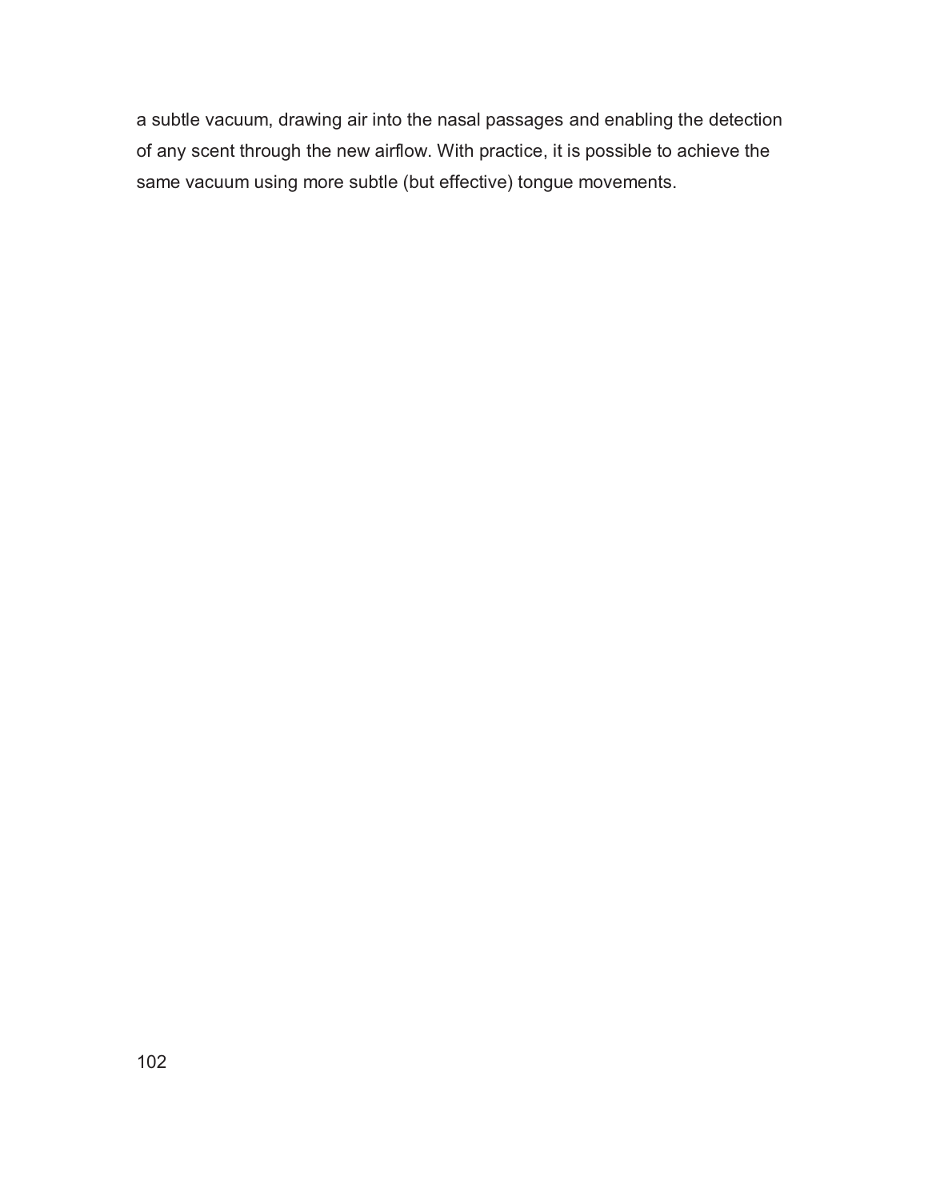a subtle vacuum, drawing air into the nasal passages and enabling the detection of any scent through the new airflow. With practice, it is possible to achieve the same vacuum using more subtle (but effective) tongue movements.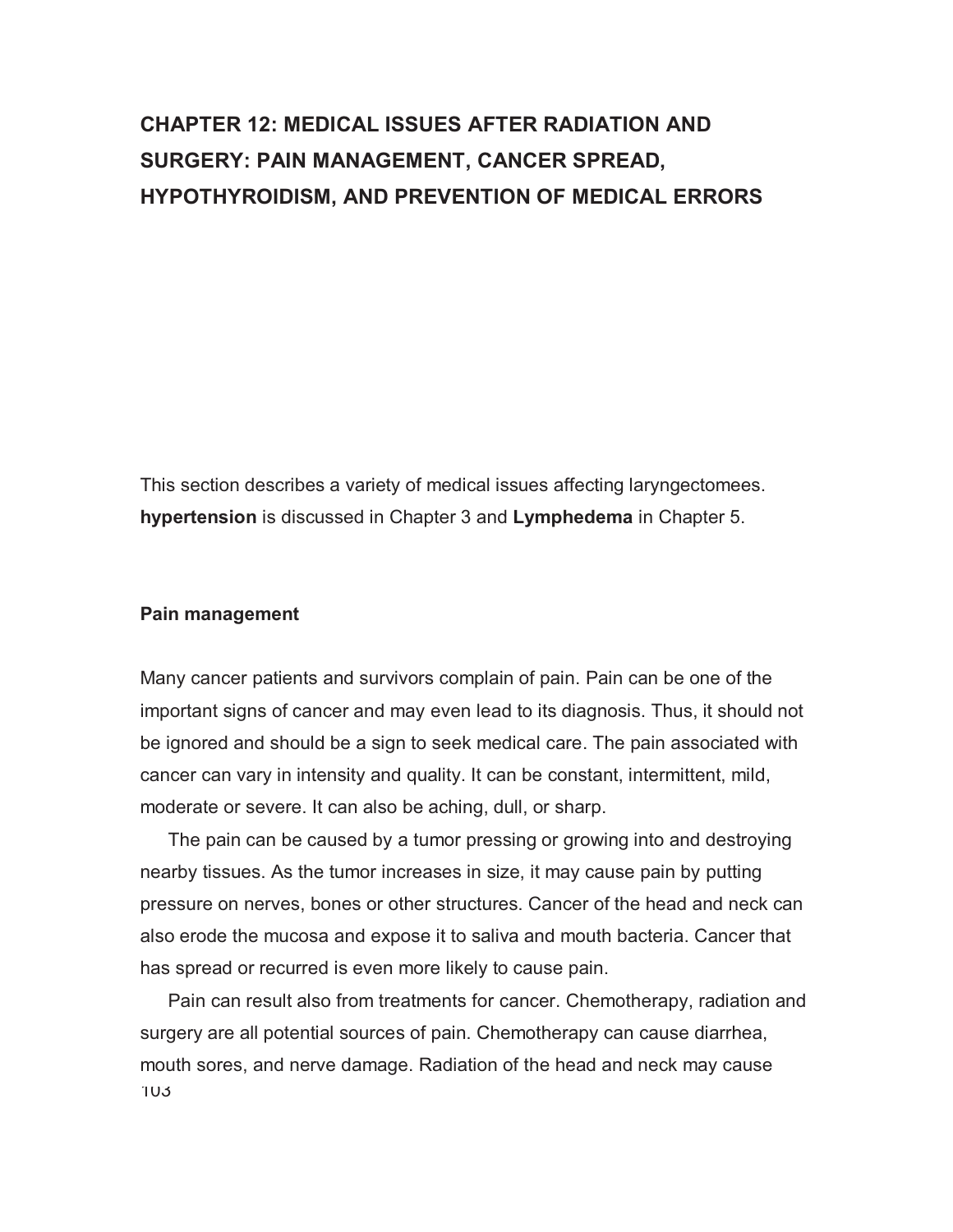# CHAPTER 12: MEDICAL ISSUES AFTER RADIATION AND SURGERY: PAIN MANAGEMENT, CANCER SPREAD, HYPOTHYROIDISM, AND PREVENTION OF MEDICAL ERRORS

This section describes a variety of medical issues affecting laryngectomees. **hypertension** is discussed in Chapter 3 and **Lymphedema** in Chapter 5.

## Pain management

Many cancer patients and survivors complain of pain. Pain can be one of the important signs of cancer and may even lead to its diagnosis. Thus, it should not be ignored and should be a sign to seek medical care. The pain associated with cancer can vary in intensity and quality. It can be constant, intermittent, mild, moderate or severe. It can also be aching, dull, or sharp.

The pain can be caused by a tumor pressing or growing into and destroying nearby tissues. As the tumor increases in size, it may cause pain by putting pressure on nerves, bones or other structures. Cancer of the head and neck can also erode the mucosa and expose it to saliva and mouth bacteria. Cancer that has spread or recurred is even more likely to cause pain.

Pain can result also from treatments for cancer. Chemotherapy, radiation and surgery are all potential sources of pain. Chemotherapy can cause diarrhea, mouth sores, and nerve damage. Radiation of the head and neck may cause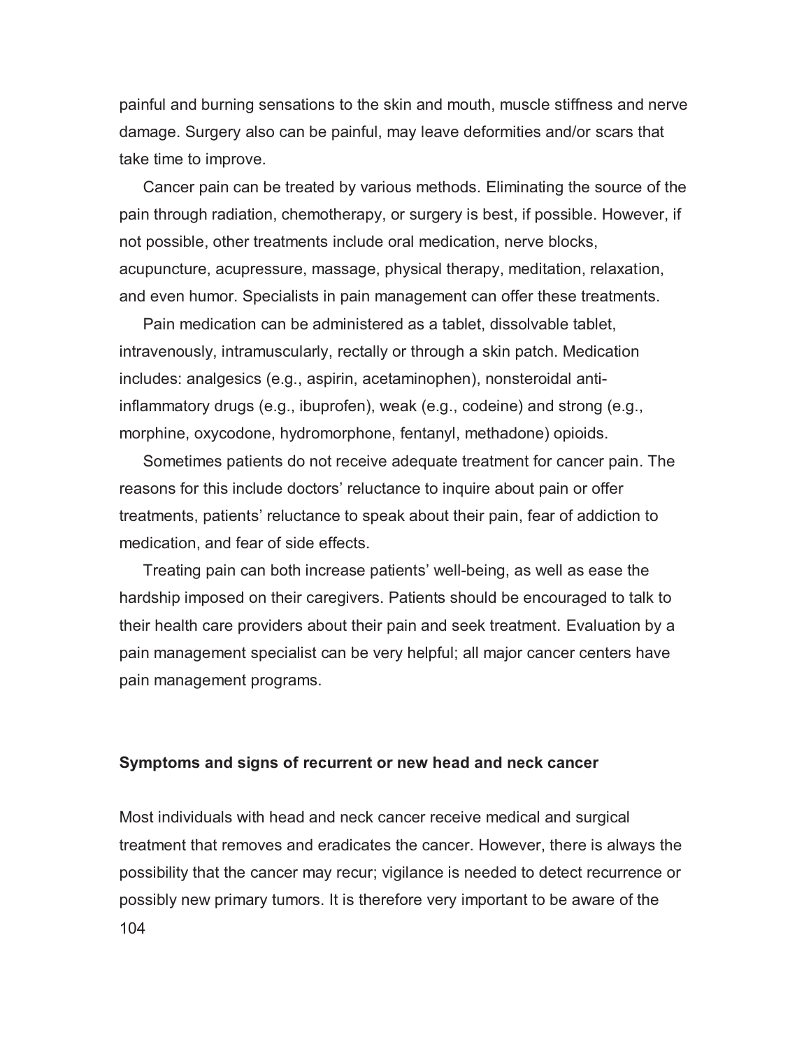painful and burning sensations to the skin and mouth, muscle stiffness and nerve damage. Surgery also can be painful, may leave deformities and/or scars that take time to improve.

Cancer pain can be treated by various methods. Eliminating the source of the pain through radiation, chemotherapy, or surgery is best, if possible. However, if not possible, other treatments include oral medication, nerve blocks, acupuncture, acupressure, massage, physical therapy, meditation, relaxation, and even humor. Specialists in pain management can offer these treatments.

Pain medication can be administered as a tablet, dissolvable tablet, intravenously, intramuscularly, rectally or through a skin patch. Medication includes: analgesics (e.g., aspirin, acetaminophen), nonsteroidal anti-inflammatory drugs (e.g., ibuprofen), weak (e.g., codeine) and strong (e.g., morphine, oxycodone, hydromorphone, fentanyl, methadone) opioids.

Sometimes patients do not receive adequate treatment for cancer pain. The reasons for this include doctors' reluctance to inquire about pain or offer treatments, patients' reluctance to speak about their pain, fear of addiction to medication, and fear of side effects.

Treating pain can both increase patients' well-being, as well as ease the hardship imposed on their caregivers. Patients should be encouraged to talk to their health care providers about their pain and seek treatment. Evaluation by a pain management specialist can be very helpful; all major cancer centers have pain management programs.

**Symptoms and signs of recurrent or new head and neck cancer**

Most individuals with head and neck cancer receive medical and surgical treatment that removes and eradicates the cancer. However, there is always the possibility that the cancer may recur; vigilance is needed to detect recurrence or possibly new primary tumors. It is therefore very important to be aware of the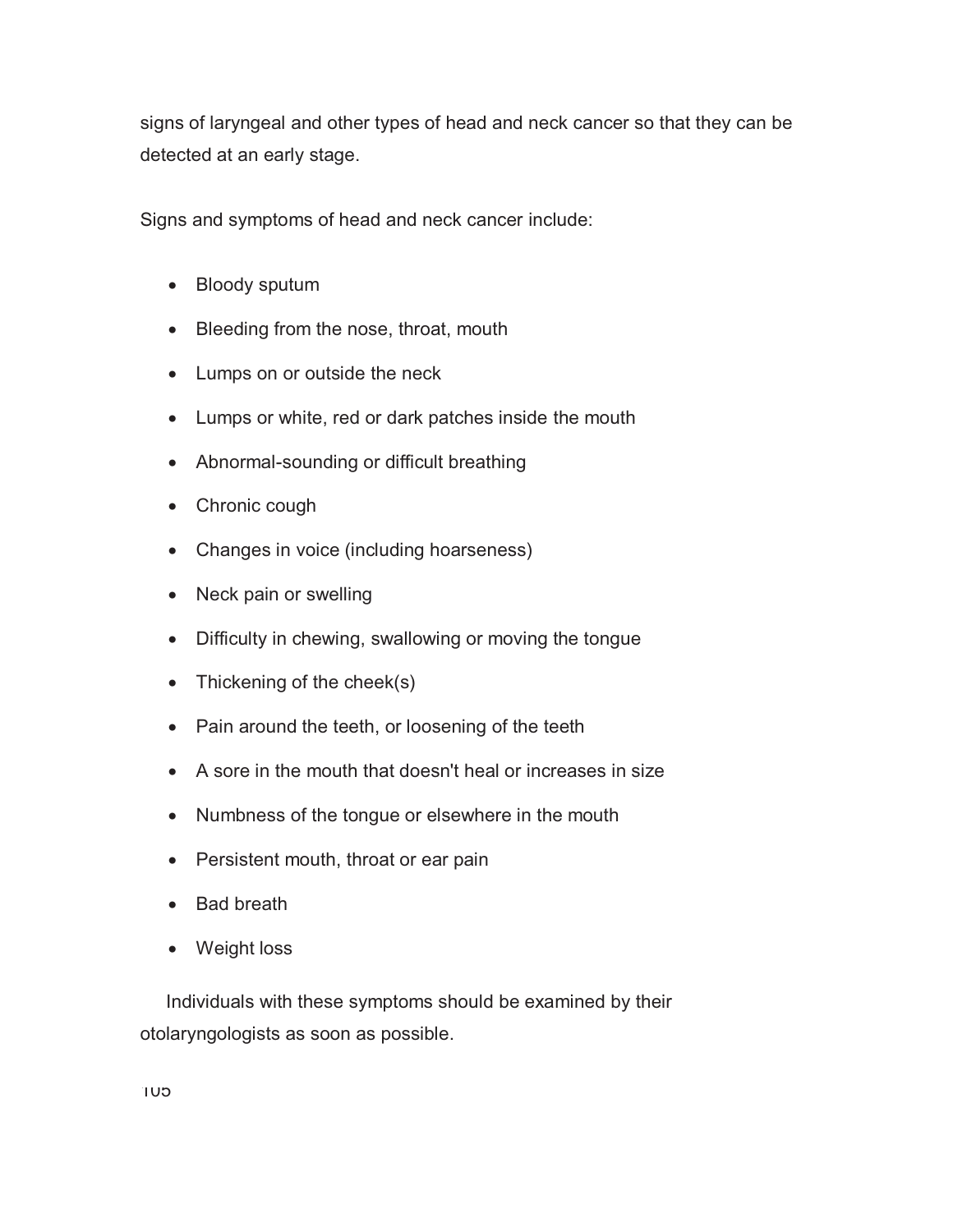signs of laryngeal and other types of head and neck cancer so that they can be detected at an early stage.

Signs and symptoms of head and neck cancer include:

- Bloody sputum
- Bleeding from the nose, throat, mouth
- Lumps on or outside the neck
- Lumps or white, red or dark patches inside the mouth
- Abnormal-sounding or difficult breathing
- Chronic cough
- Changes in voice (including hoarseness)
- Neck pain or swelling
- Difficulty in chewing, swallowing or moving the tongue
- Thickening of the cheek(s)
- Pain around the teeth, or loosening of the teeth
- A sore in the mouth that doesn't heal or increases in size
- Numbness of the tongue or elsewhere in the mouth
- Persistent mouth, throat or ear pain
- Bad breath
- Weight loss

Individuals with these symptoms should be examined by their otolaryngologists as soon as possible.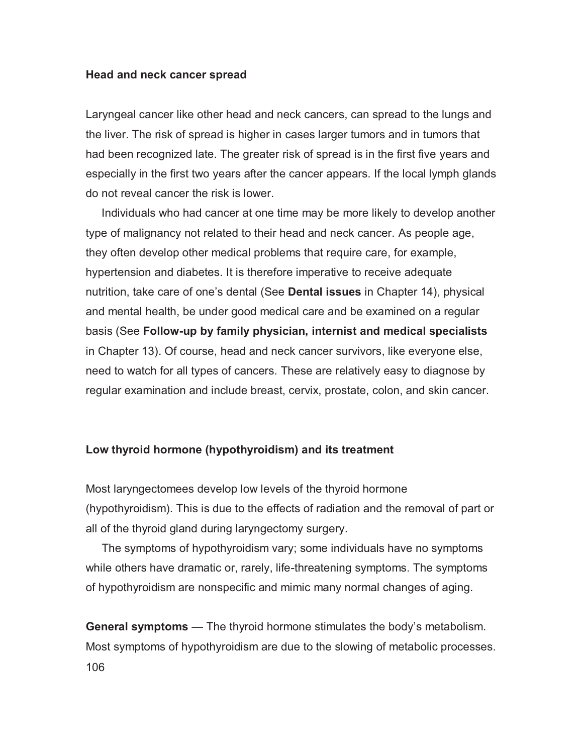## Head and neck cancer spread

Laryngeal cancer like other head and neck cancers, can spread to the lungs and the liver. The risk of spread is higher in cases larger tumors and in tumors that had been recognized late. The greater risk of spread is in the first five years and especially in the first two years after the cancer appears. If the local lymph glands do not reveal cancer the risk is lower.

Individuals who had cancer at one time may be more likely to develop another type of malignancy not related to their head and neck cancer. As people age, they often develop other medical problems that require care, for example, hypertension and diabetes. It is therefore imperative to receive adequate nutrition, take care of one's dental (See **Dental issues** in Chapter 14), physical and mental health, be under good medical care and be examined on a regular basis (See **Follow-up by family physician, internist and medical specialists** in Chapter 13). Of course, head and neck cancer survivors, like everyone else, need to watch for all types of cancers. These are relatively easy to diagnose by regular examination and include breast, cervix, prostate, colon, and skin cancer.

## Low thyroid hormone (hypothyroidism) and its treatment

Most laryngectomees develop low levels of the thyroid hormone (hypothyroidism). This is due to the effects of radiation and the removal of part or all of the thyroid gland during laryngectomy surgery.

The symptoms of hypothyroidism vary; some individuals have no symptoms while others have dramatic or, rarely, life-threatening symptoms. The symptoms of hypothyroidism are nonspecific and mimic many normal changes of aging.

**General symptoms** — The thyroid hormone stimulates the body's metabolism. Most symptoms of hypothyroidism are due to the slowing of metabolic processes.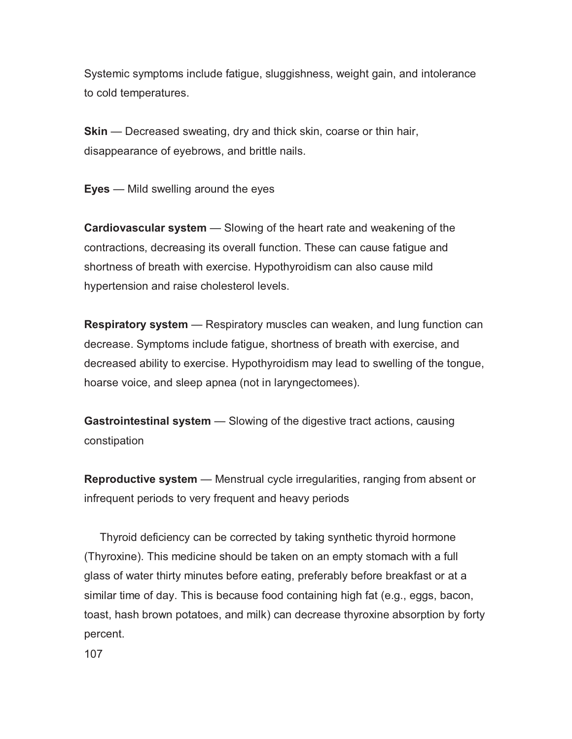Systemic symptoms include fatigue, sluggishness, weight gain, and intolerance to cold temperatures.

**Skin** — Decreased sweating, dry and thick skin, coarse or thin hair, disappearance of eyebrows, and brittle nails.

**Eyes** — Mild swelling around the eyes

**Cardiovascular system** — Slowing of the heart rate and weakening of the contractions, decreasing its overall function. These can cause fatigue and shortness of breath with exercise. Hypothyroidism can also cause mild hypertension and raise cholesterol levels.

**Respiratory system** — Respiratory muscles can weaken, and lung function can decrease. Symptoms include fatigue, shortness of breath with exercise, and decreased ability to exercise. Hypothyroidism may lead to swelling of the tongue, hoarse voice, and sleep apnea (not in laryngectomees).

**Gastrointestinal system** — Slowing of the digestive tract actions, causing constipation

**Reproductive system** — Menstrual cycle irregularities, ranging from absent or infrequent periods to very frequent and heavy periods

Thyroid deficiency can be corrected by taking synthetic thyroid hormone (Thyroxine). This medicine should be taken on an empty stomach with a full glass of water thirty minutes before eating, preferably before breakfast or at a similar time of day. This is because food containing high fat (e.g., eggs, bacon, toast, hash brown potatoes, and milk) can decrease thyroxine absorption by forty percent.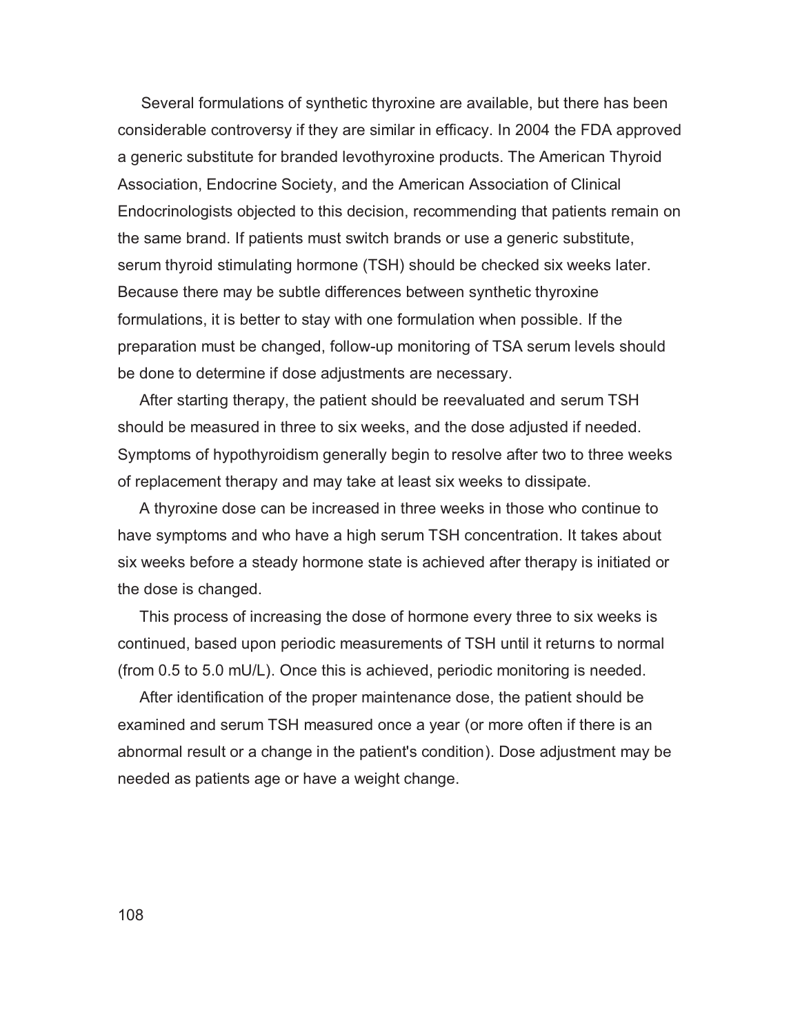Several formulations of synthetic thyroxine are available, but there has been considerable controversy if they are similar in efficacy. In 2004 the FDA approved a generic substitute for branded levothyroxine products. The American Thyroid Association, Endocrine Society, and the American Association of Clinical Endocrinologists objected to this decision, recommending that patients remain on the same brand. If patients must switch brands or use a generic substitute, serum thyroid stimulating hormone (TSH) should be checked six weeks later. Because there may be subtle differences between synthetic thyroxine formulations, it is better to stay with one formulation when possible. If the preparation must be changed, follow-up monitoring of TSA serum levels should be done to determine if dose adjustments are necessary.

After starting therapy, the patient should be reevaluated and serum TSH should be measured in three to six weeks, and the dose adjusted if needed. Symptoms of hypothyroidism generally begin to resolve after two to three weeks of replacement therapy and may take at least six weeks to dissipate.

A thyroxine dose can be increased in three weeks in those who continue to have symptoms and who have a high serum TSH concentration. It takes about six weeks before a steady hormone state is achieved after therapy is initiated or the dose is changed.

This process of increasing the dose of hormone every three to six weeks is continued, based upon periodic measurements of TSH until it returns to normal (from 0.5 to 5.0 mU/L). Once this is achieved, periodic monitoring is needed.

After identification of the proper maintenance dose, the patient should be examined and serum TSH measured once a year (or more often if there is an abnormal result or a change in the patient's condition). Dose adjustment may be needed as patients age or have a weight change.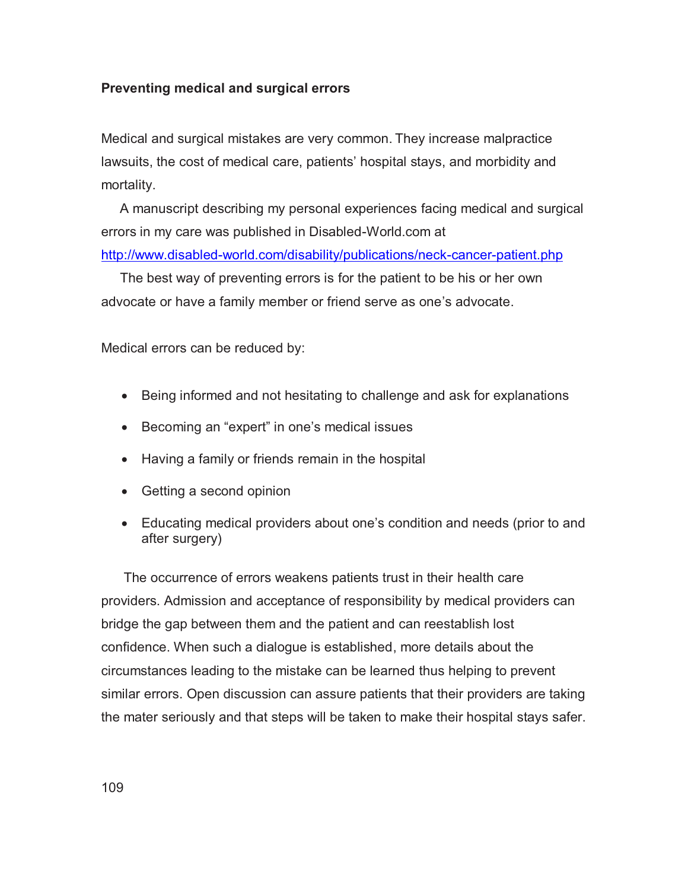**Preventing medical and surgical errors**

Medical and surgical mistakes are very common. They increase malpractice lawsuits, the cost of medical care, patients' hospital stays, and morbidity and mortality.

A manuscript describing my personal experiences facing medical and surgical errors in my care was published in Disabled-World.com at http://www.disabled-world.com/disability/publications/neck-cancer-patient.php

The best way of preventing errors is for the patient to be his or her own advocate or have a family member or friend serve as one's advocate.

Medical errors can be reduced by:

- Being informed and not hesitating to challenge and ask for explanations
- Becoming an "expert" in one's medical issues
- Having a family or friends remain in the hospital
- Getting a second opinion
- Educating medical providers about one's condition and needs (prior to and after surgery)

The occurrence of errors weakens patients trust in their health care providers. Admission and acceptance of responsibility by medical providers can bridge the gap between them and the patient and can reestablish lost confidence. When such a dialogue is established, more details about the circumstances leading to the mistake can be learned thus helping to prevent similar errors. Open discussion can assure patients that their providers are taking the mater seriously and that steps will be taken to make their hospital stays safer.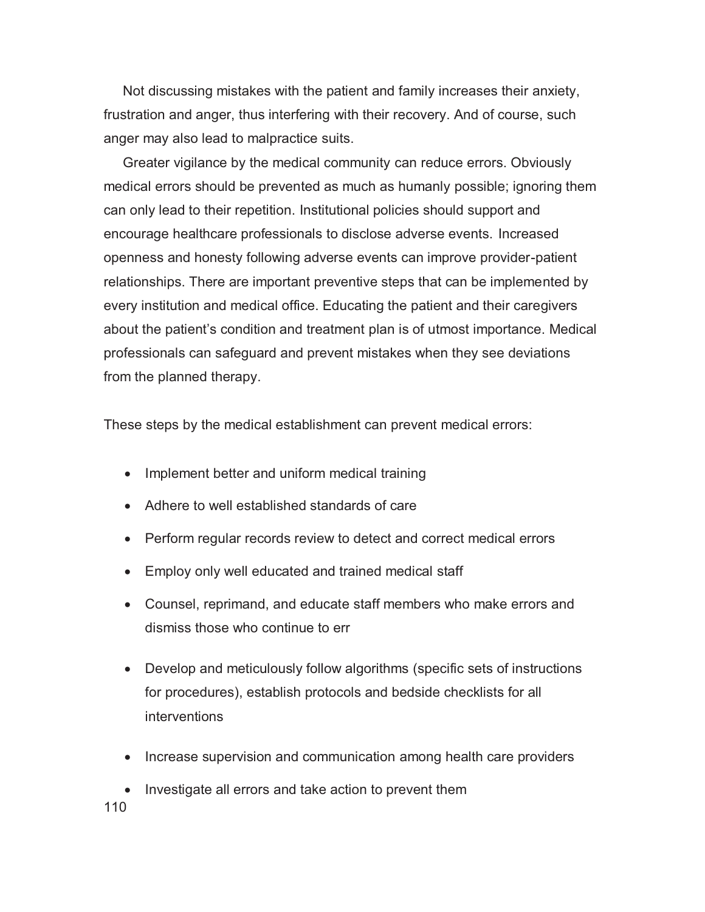Not discussing mistakes with the patient and family increases their anxiety, frustration and anger, thus interfering with their recovery. And of course, such anger may also lead to malpractice suits.

Greater vigilance by the medical community can reduce errors. Obviously medical errors should be prevented as much as humanly possible; ignoring them can only lead to their repetition. Institutional policies should support and encourage healthcare professionals to disclose adverse events. Increased openness and honesty following adverse events can improve provider-patient relationships. There are important preventive steps that can be implemented by every institution and medical office. Educating the patient and their caregivers about the patient's condition and treatment plan is of utmost importance. Medical professionals can safeguard and prevent mistakes when they see deviations from the planned therapy.

These steps by the medical establishment can prevent medical errors:

- Implement better and uniform medical training
- Adhere to well established standards of care
- Perform regular records review to detect and correct medical errors
- Employ only well educated and trained medical staff
- Counsel, reprimand, and educate staff members who make errors and dismiss those who continue to err
- Develop and meticulously follow algorithms (specific sets of instructions for procedures), establish protocols and bedside checklists for all interventions
- Increase supervision and communication among health care providers
- Investigate all errors and take action to prevent them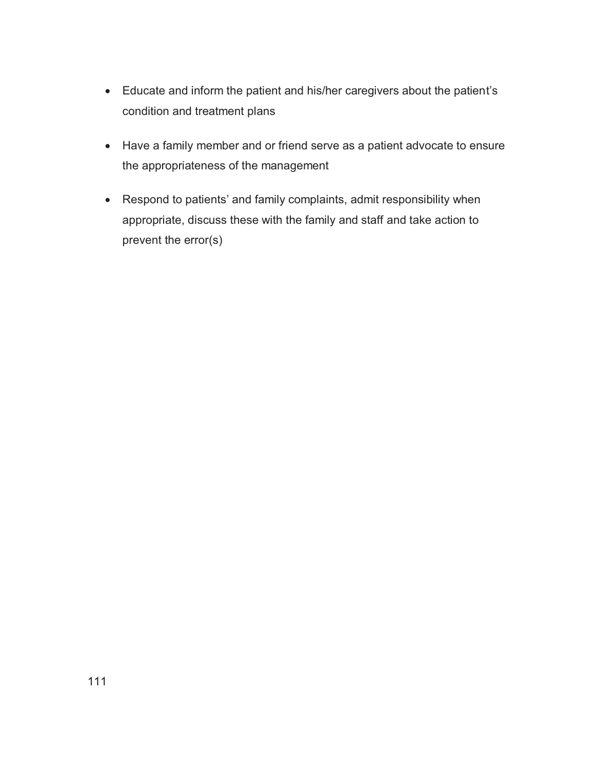- Educate and inform the patient and his/her caregivers about the patient's condition and treatment plans
- Have a family member and or friend serve as a patient advocate to ensure the appropriateness of the management
- Respond to patients' and family complaints, admit responsibility when appropriate, discuss these with the family and staff and take action to prevent the error(s)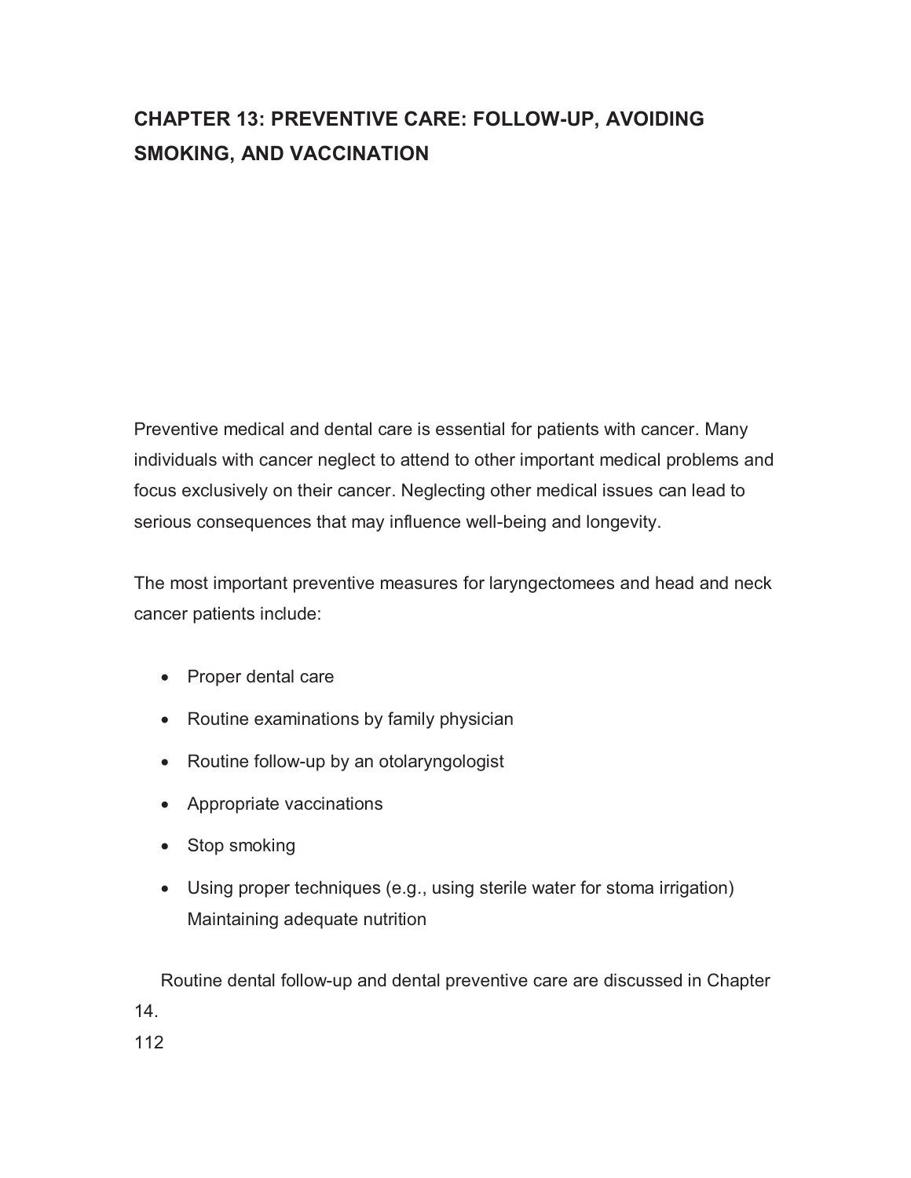# CHAPTER 13: PREVENTIVE CARE: FOLLOW-UP, AVOIDING SMOKING, AND VACCINATION

Preventive medical and dental care is essential for patients with cancer. Many individuals with cancer neglect to attend to other important medical problems and focus exclusively on their cancer. Neglecting other medical issues can lead to serious consequences that may influence well-being and longevity.

The most important preventive measures for laryngectomees and head and neck cancer patients include:

- Proper dental care
- Routine examinations by family physician
- Routine follow-up by an otolaryngologist
- Appropriate vaccinations
- Stop smoking
- Using proper techniques (e.g., using sterile water for stoma irrigation) Maintaining adequate nutrition

Routine dental follow-up and dental preventive care are discussed in Chapter 14.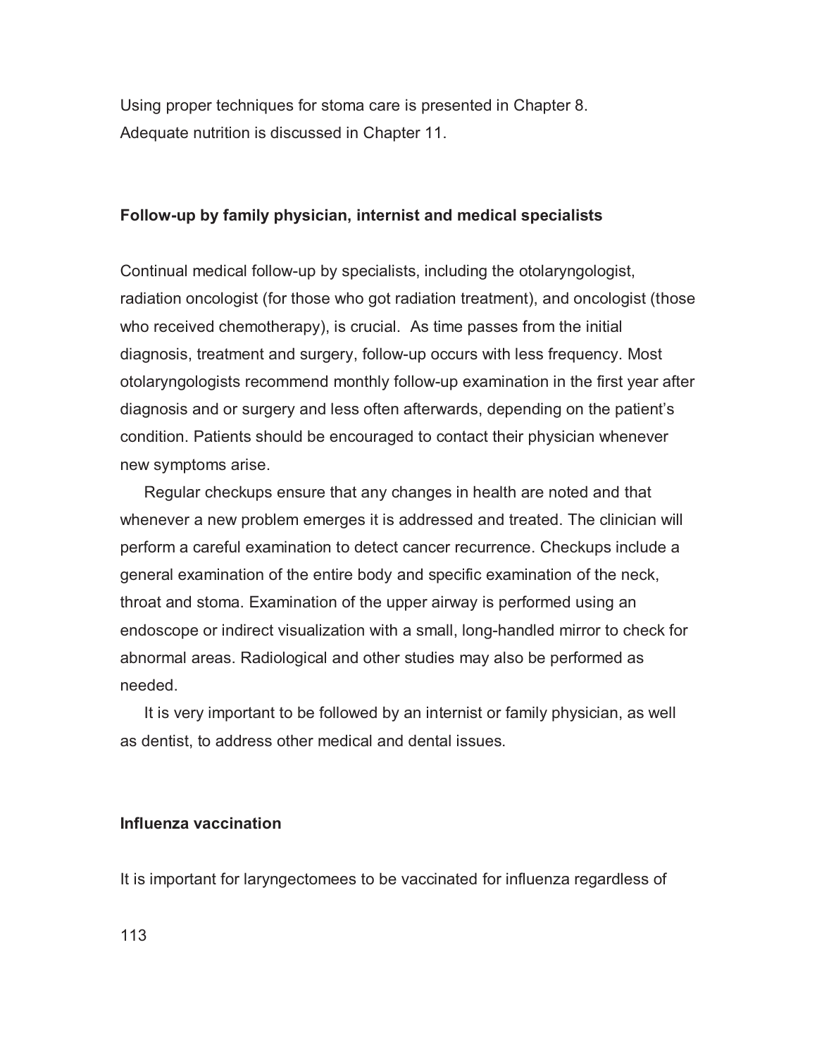Using proper techniques for stoma care is presented in Chapter 8.
Adequate nutrition is discussed in Chapter 11.

## Follow-up by family physician, internist and medical specialists

Continual medical follow-up by specialists, including the otolaryngologist, radiation oncologist (for those who got radiation treatment), and oncologist (those who received chemotherapy), is crucial. As time passes from the initial diagnosis, treatment and surgery, follow-up occurs with less frequency. Most otolaryngologists recommend monthly follow-up examination in the first year after diagnosis and or surgery and less often afterwards, depending on the patient's condition. Patients should be encouraged to contact their physician whenever new symptoms arise.

Regular checkups ensure that any changes in health are noted and that whenever a new problem emerges it is addressed and treated. The clinician will perform a careful examination to detect cancer recurrence. Checkups include a general examination of the entire body and specific examination of the neck, throat and stoma. Examination of the upper airway is performed using an endoscope or indirect visualization with a small, long-handled mirror to check for abnormal areas. Radiological and other studies may also be performed as needed.

It is very important to be followed by an internist or family physician, as well as dentist, to address other medical and dental issues.

## Influenza vaccination

It is important for laryngectomees to be vaccinated for influenza regardless of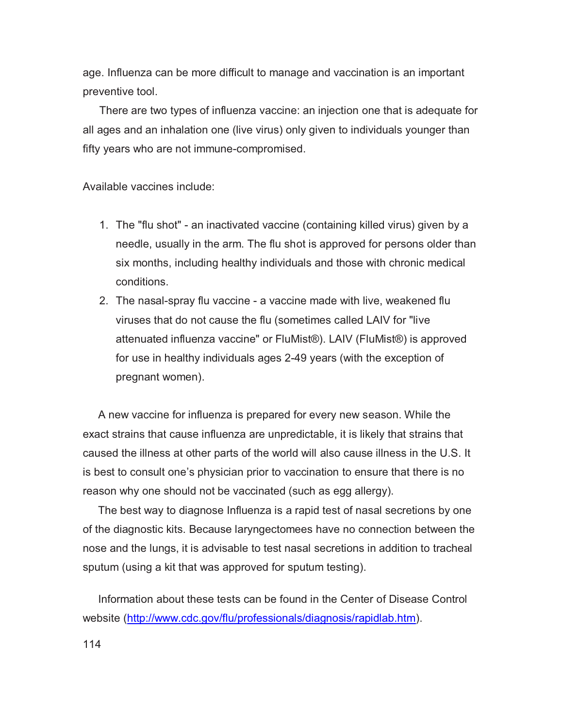age. Influenza can be more difficult to manage and vaccination is an important preventive tool.

There are two types of influenza vaccine: an injection one that is adequate for all ages and an inhalation one (live virus) only given to individuals younger than fifty years who are not immune-compromised.

Available vaccines include:

1. The "flu shot" - an inactivated vaccine (containing killed virus) given by a needle, usually in the arm. The flu shot is approved for persons older than six months, including healthy individuals and those with chronic medical conditions.
2. The nasal-spray flu vaccine - a vaccine made with live, weakened flu viruses that do not cause the flu (sometimes called LAIV for "live attenuated influenza vaccine" or FluMist®). LAIV (FluMist®) is approved for use in healthy individuals ages 2-49 years (with the exception of pregnant women).

A new vaccine for influenza is prepared for every new season. While the exact strains that cause influenza are unpredictable, it is likely that strains that caused the illness at other parts of the world will also cause illness in the U.S. It is best to consult one's physician prior to vaccination to ensure that there is no reason why one should not be vaccinated (such as egg allergy).

The best way to diagnose Influenza is a rapid test of nasal secretions by one of the diagnostic kits. Because laryngectomees have no connection between the nose and the lungs, it is advisable to test nasal secretions in addition to tracheal sputum (using a kit that was approved for sputum testing).

Information about these tests can be found in the Center of Disease Control website ([http://www.cdc.gov/flu/professionals/diagnosis/rapidlab.htm](http://www.cdc.gov/flu/professionals/diagnosis/rapidlab.htm)).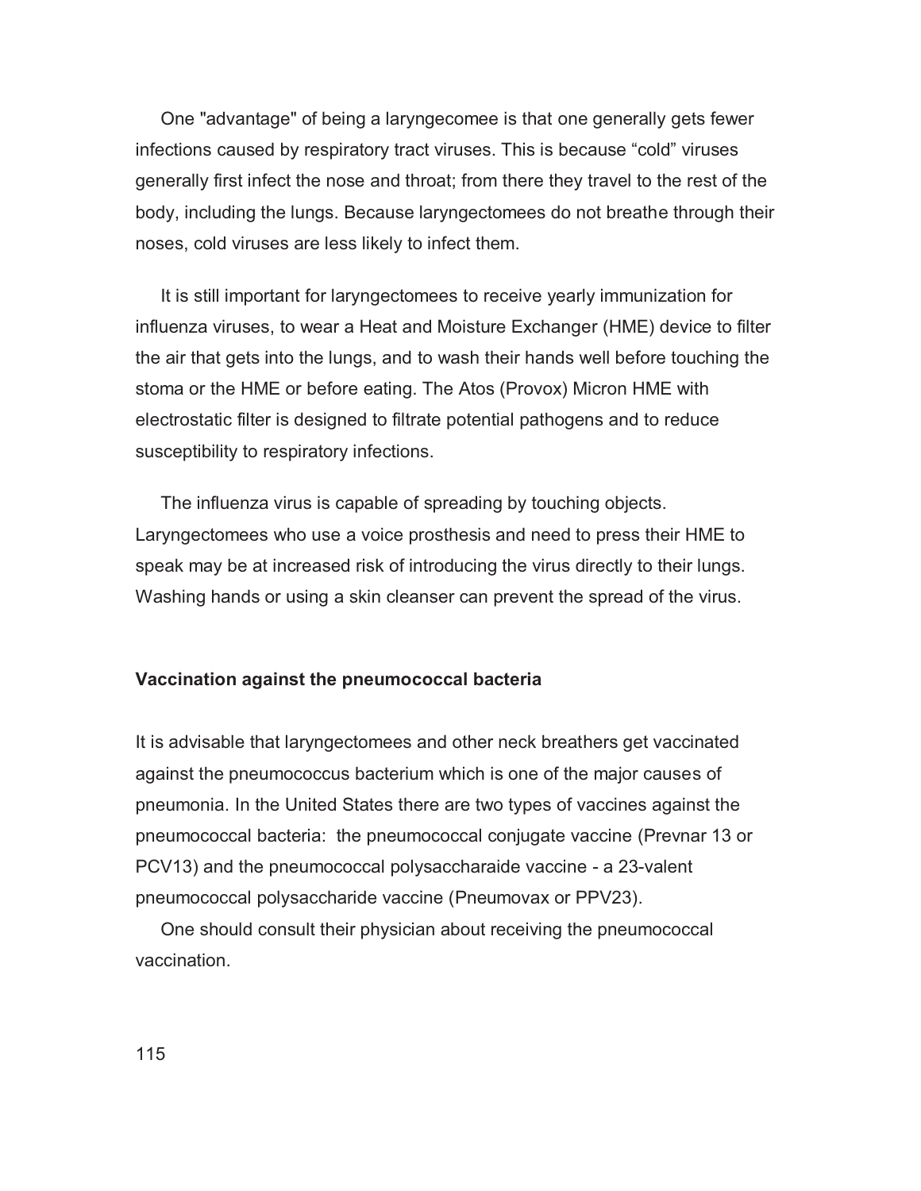One "advantage" of being a laryngecomee is that one generally gets fewer infections caused by respiratory tract viruses. This is because “cold” viruses generally first infect the nose and throat; from there they travel to the rest of the body, including the lungs. Because laryngectomees do not breathe through their noses, cold viruses are less likely to infect them.

It is still important for laryngectomees to receive yearly immunization for influenza viruses, to wear a Heat and Moisture Exchanger (HME) device to filter the air that gets into the lungs, and to wash their hands well before touching the stoma or the HME or before eating. The Atos (Provox) Micron HME with electrostatic filter is designed to filtrate potential pathogens and to reduce susceptibility to respiratory infections.

The influenza virus is capable of spreading by touching objects. Laryngectomees who use a voice prosthesis and need to press their HME to speak may be at increased risk of introducing the virus directly to their lungs. Washing hands or using a skin cleanser can prevent the spread of the virus.

**Vaccination against the pneumococcal bacteria**

It is advisable that laryngectomees and other neck breathers get vaccinated against the pneumococcus bacterium which is one of the major causes of pneumonia. In the United States there are two types of vaccines against the pneumococcal bacteria: the pneumococcal conjugate vaccine (Prevnar 13 or PCV13) and the pneumococcal polysaccharaide vaccine - a 23-valent pneumococcal polysaccharide vaccine (Pneumovax or PPV23).

One should consult their physician about receiving the pneumococcal vaccination.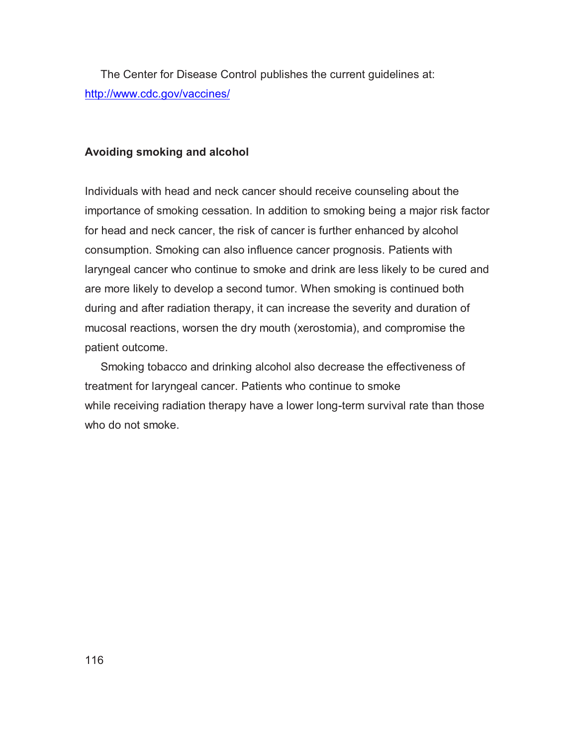The Center for Disease Control publishes the current guidelines at: http://www.cdc.gov/vaccines/

**Avoiding smoking and alcohol**

Individuals with head and neck cancer should receive counseling about the importance of smoking cessation. In addition to smoking being a major risk factor for head and neck cancer, the risk of cancer is further enhanced by alcohol consumption. Smoking can also influence cancer prognosis. Patients with laryngeal cancer who continue to smoke and drink are less likely to be cured and are more likely to develop a second tumor. When smoking is continued both during and after radiation therapy, it can increase the severity and duration of mucosal reactions, worsen the dry mouth (xerostomia), and compromise the patient outcome.

Smoking tobacco and drinking alcohol also decrease the effectiveness of treatment for laryngeal cancer. Patients who continue to smoke while receiving radiation therapy have a lower long-term survival rate than those who do not smoke.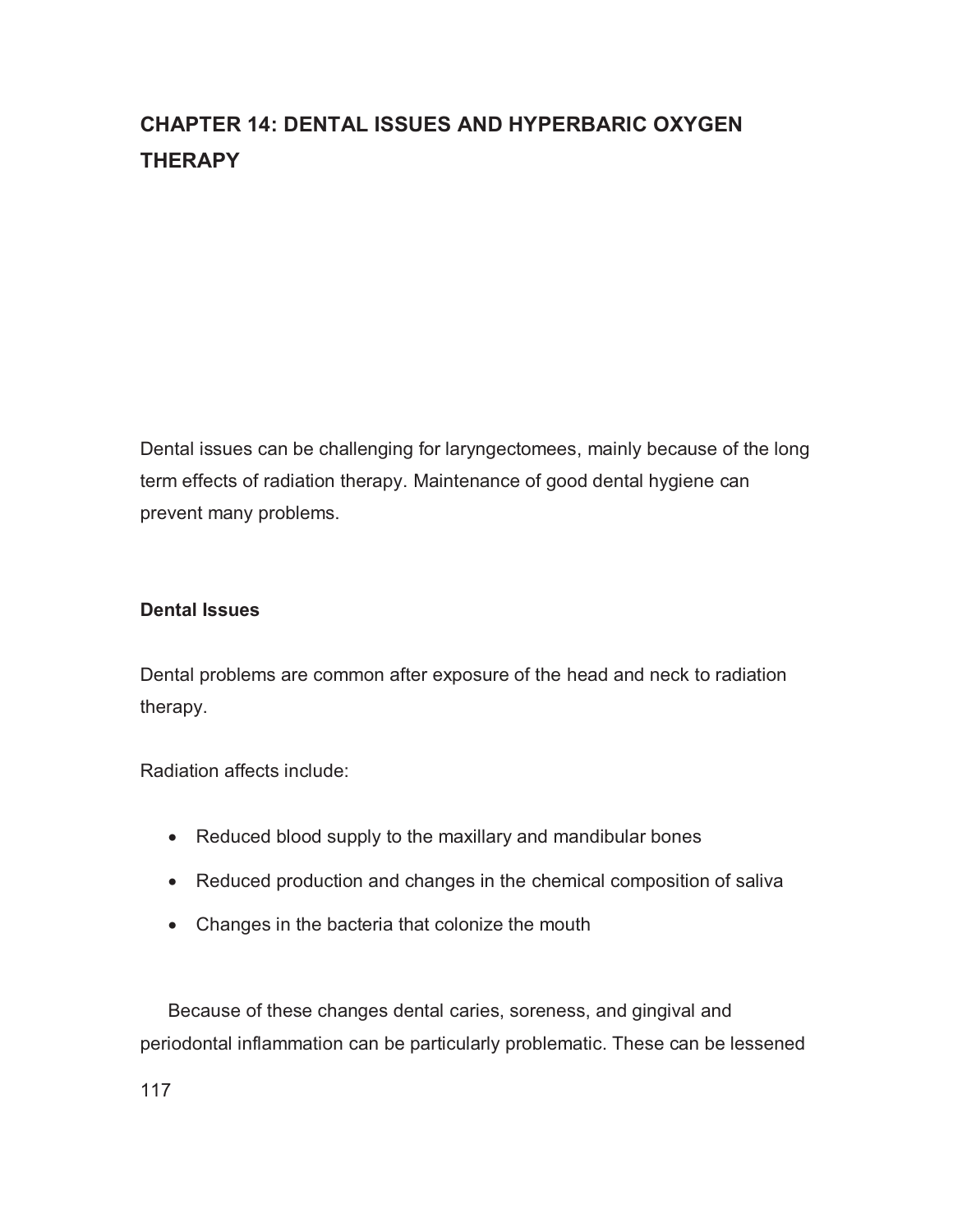# CHAPTER 14: DENTAL ISSUES AND HYPERBARIC OXYGEN THERAPY

Dental issues can be challenging for laryngectomees, mainly because of the long term effects of radiation therapy. Maintenance of good dental hygiene can prevent many problems.

## Dental Issues

Dental problems are common after exposure of the head and neck to radiation therapy.

Radiation affects include:

- Reduced blood supply to the maxillary and mandibular bones
- Reduced production and changes in the chemical composition of saliva
- Changes in the bacteria that colonize the mouth

Because of these changes dental caries, soreness, and gingival and periodontal inflammation can be particularly problematic. These can be lessened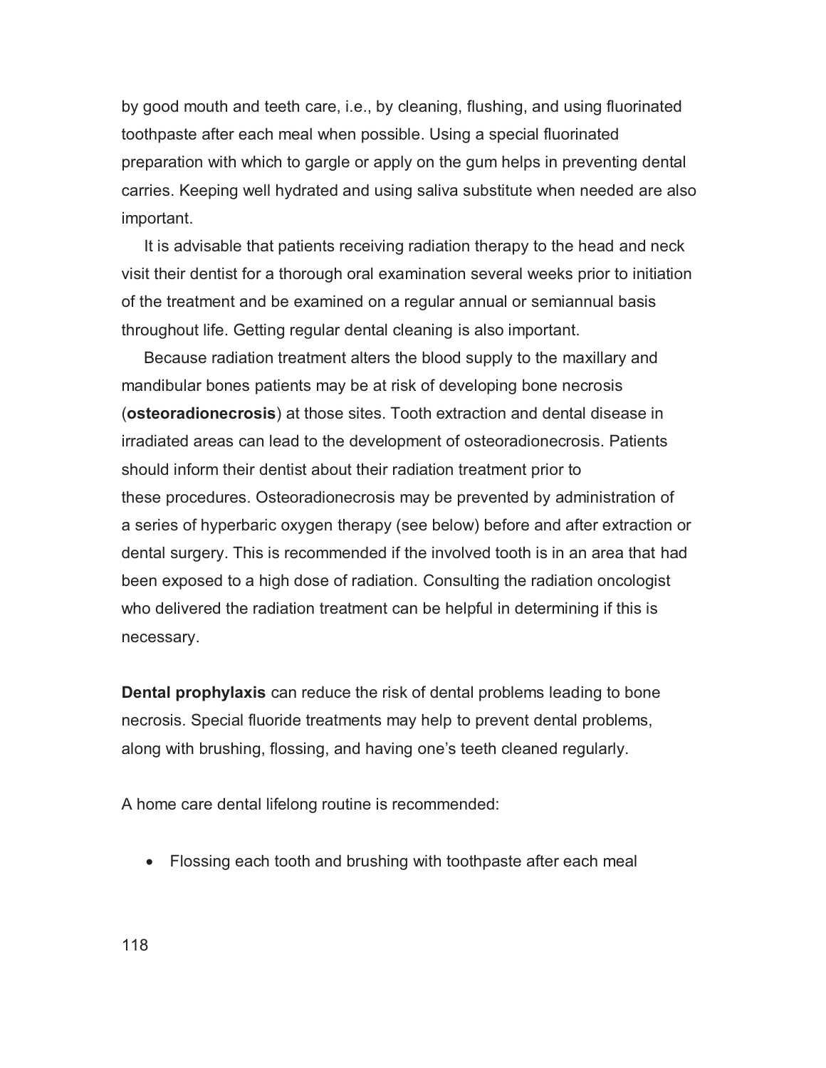by good mouth and teeth care, i.e., by cleaning, flushing, and using fluorinated toothpaste after each meal when possible. Using a special fluorinated preparation with which to gargle or apply on the gum helps in preventing dental carries. Keeping well hydrated and using saliva substitute when needed are also important.

It is advisable that patients receiving radiation therapy to the head and neck visit their dentist for a thorough oral examination several weeks prior to initiation of the treatment and be examined on a regular annual or semiannual basis throughout life. Getting regular dental cleaning is also important.

Because radiation treatment alters the blood supply to the maxillary and mandibular bones patients may be at risk of developing bone necrosis (**osteoradionecrosis**) at those sites. Tooth extraction and dental disease in irradiated areas can lead to the development of osteoradionecrosis. Patients should inform their dentist about their radiation treatment prior to these procedures. Osteoradionecrosis may be prevented by administration of a series of hyperbaric oxygen therapy (see below) before and after extraction or dental surgery. This is recommended if the involved tooth is in an area that had been exposed to a high dose of radiation. Consulting the radiation oncologist who delivered the radiation treatment can be helpful in determining if this is necessary.

**Dental prophylaxis** can reduce the risk of dental problems leading to bone necrosis. Special fluoride treatments may help to prevent dental problems, along with brushing, flossing, and having one's teeth cleaned regularly.

A home care dental lifelong routine is recommended:

- Flossing each tooth and brushing with toothpaste after each meal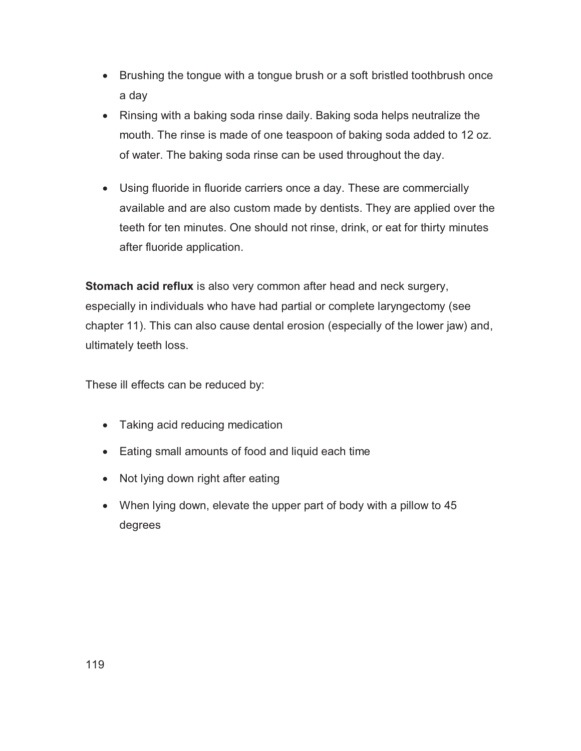- Brushing the tongue with a tongue brush or a soft bristled toothbrush once a day
- Rinsing with a baking soda rinse daily. Baking soda helps neutralize the mouth. The rinse is made of one teaspoon of baking soda added to 12 oz. of water. The baking soda rinse can be used throughout the day.
- Using fluoride in fluoride carriers once a day. These are commercially available and are also custom made by dentists. They are applied over the teeth for ten minutes. One should not rinse, drink, or eat for thirty minutes after fluoride application.

**Stomach acid reflux** is also very common after head and neck surgery, especially in individuals who have had partial or complete laryngectomy (see chapter 11). This can also cause dental erosion (especially of the lower jaw) and, ultimately teeth loss.

These ill effects can be reduced by:

- Taking acid reducing medication
- Eating small amounts of food and liquid each time
- Not lying down right after eating
- When lying down, elevate the upper part of body with a pillow to 45 degrees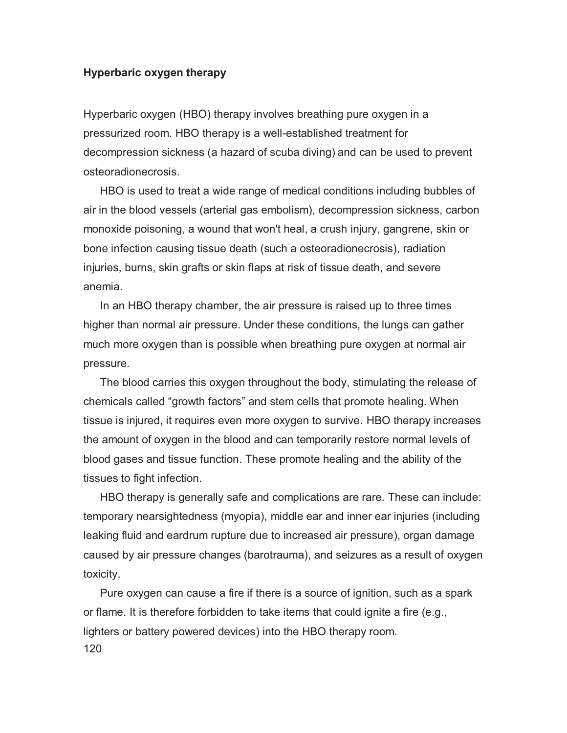## Hyperbaric oxygen therapy

Hyperbaric oxygen (HBO) therapy involves breathing pure oxygen in a pressurized room. HBO therapy is a well-established treatment for decompression sickness (a hazard of scuba diving) and can be used to prevent osteoradionecrosis.

HBO is used to treat a wide range of medical conditions including bubbles of air in the blood vessels (arterial gas embolism), decompression sickness, carbon monoxide poisoning, a wound that won't heal, a crush injury, gangrene, skin or bone infection causing tissue death (such a osteoradionecrosis), radiation injuries, burns, skin grafts or skin flaps at risk of tissue death, and severe anemia.

In an HBO therapy chamber, the air pressure is raised up to three times higher than normal air pressure. Under these conditions, the lungs can gather much more oxygen than is possible when breathing pure oxygen at normal air pressure.

The blood carries this oxygen throughout the body, stimulating the release of chemicals called "growth factors" and stem cells that promote healing. When tissue is injured, it requires even more oxygen to survive. HBO therapy increases the amount of oxygen in the blood and can temporarily restore normal levels of blood gases and tissue function. These promote healing and the ability of the tissues to fight infection.

HBO therapy is generally safe and complications are rare. These can include: temporary nearsightedness (myopia), middle ear and inner ear injuries (including leaking fluid and eardrum rupture due to increased air pressure), organ damage caused by air pressure changes (barotrauma), and seizures as a result of oxygen toxicity.

Pure oxygen can cause a fire if there is a source of ignition, such as a spark or flame. It is therefore forbidden to take items that could ignite a fire (e.g., lighters or battery powered devices) into the HBO therapy room.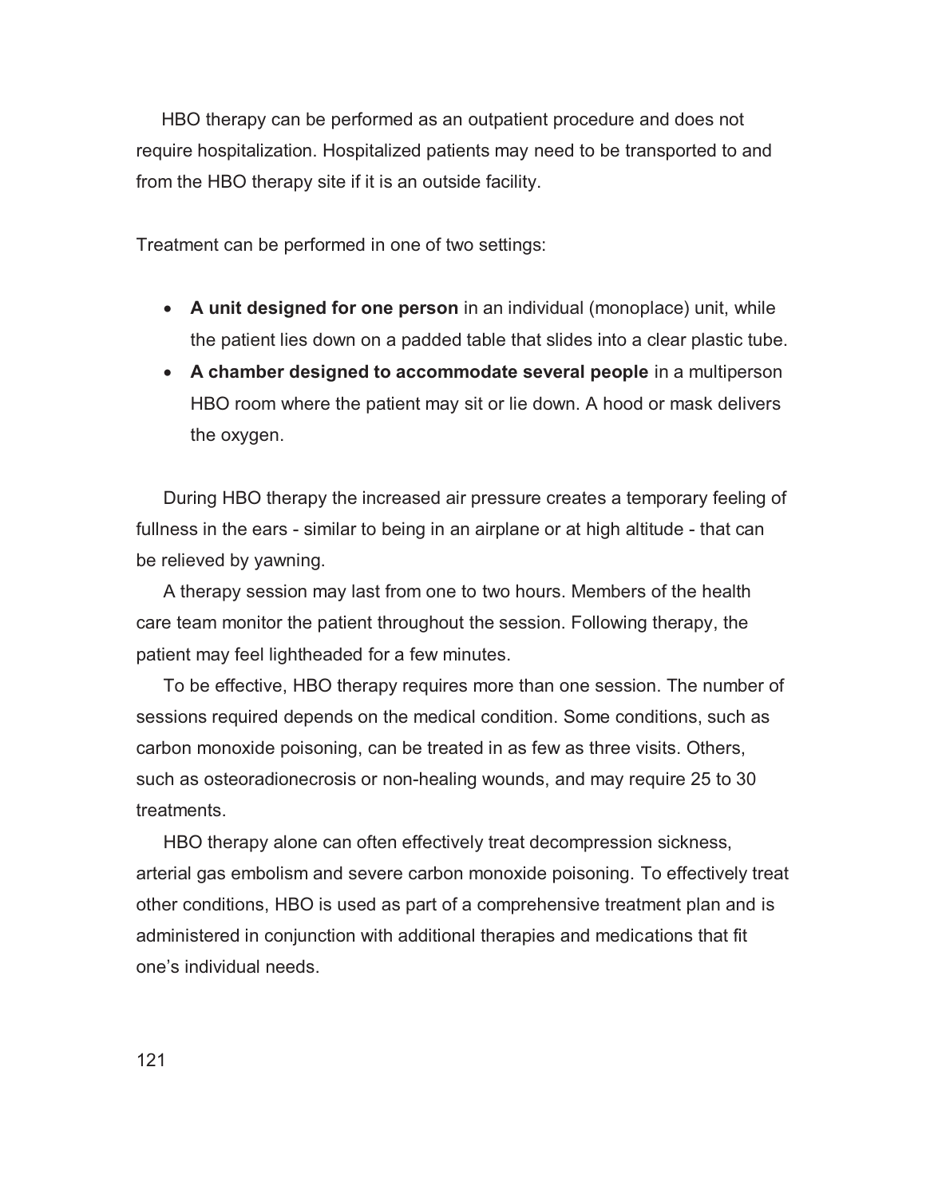HBO therapy can be performed as an outpatient procedure and does not require hospitalization. Hospitalized patients may need to be transported to and from the HBO therapy site if it is an outside facility.

Treatment can be performed in one of two settings:

- **A unit designed for one person** in an individual (monoplace) unit, while the patient lies down on a padded table that slides into a clear plastic tube.
- **A chamber designed to accommodate several people** in a multiperson HBO room where the patient may sit or lie down. A hood or mask delivers the oxygen.

During HBO therapy the increased air pressure creates a temporary feeling of fullness in the ears - similar to being in an airplane or at high altitude - that can be relieved by yawning.

A therapy session may last from one to two hours. Members of the health care team monitor the patient throughout the session. Following therapy, the patient may feel lightheaded for a few minutes.

To be effective, HBO therapy requires more than one session. The number of sessions required depends on the medical condition. Some conditions, such as carbon monoxide poisoning, can be treated in as few as three visits. Others, such as osteoradionecrosis or non-healing wounds, and may require 25 to 30 treatments.

HBO therapy alone can often effectively treat decompression sickness, arterial gas embolism and severe carbon monoxide poisoning. To effectively treat other conditions, HBO is used as part of a comprehensive treatment plan and is administered in conjunction with additional therapies and medications that fit one's individual needs.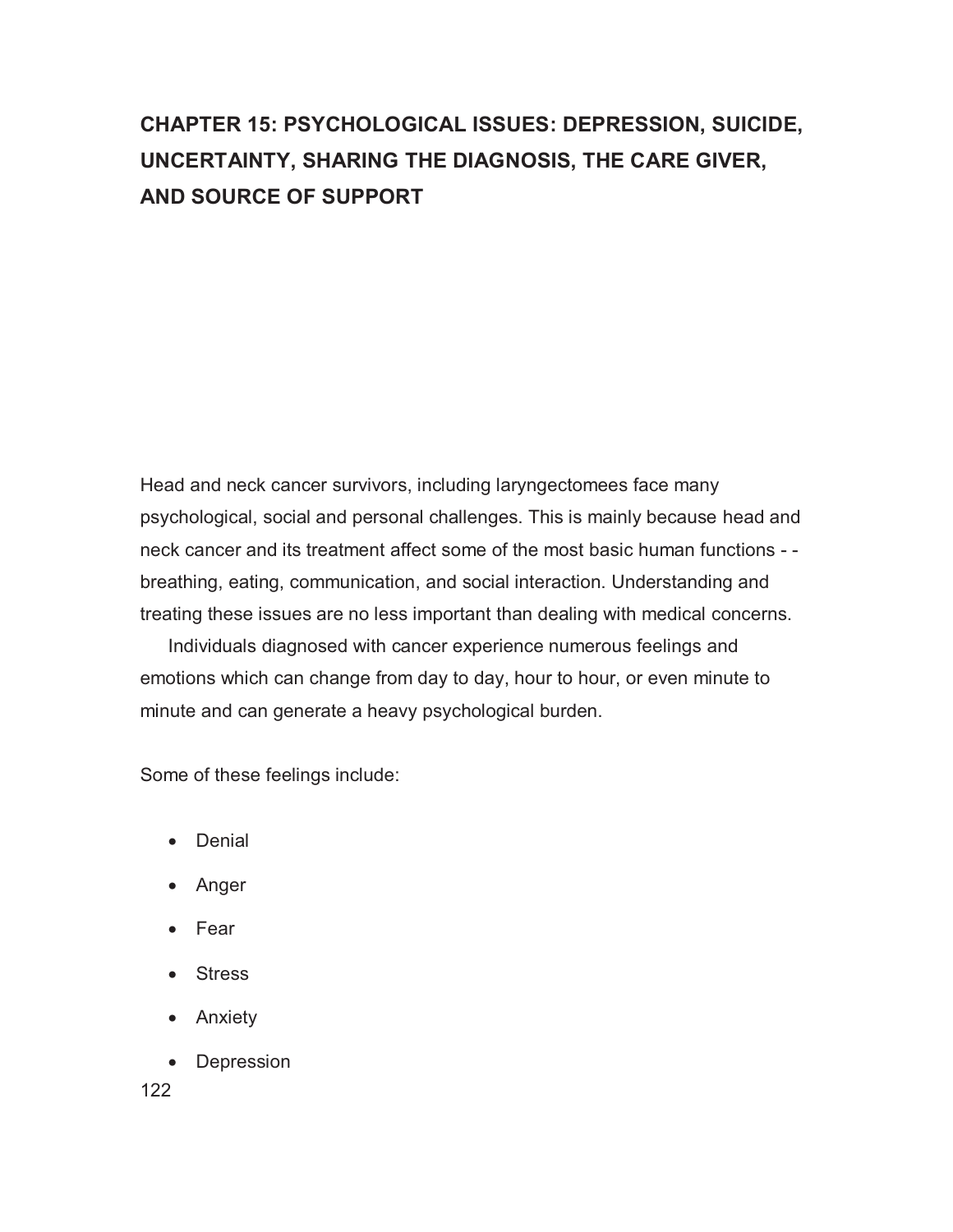# CHAPTER 15: PSYCHOLOGICAL ISSUES: DEPRESSION, SUICIDE, UNCERTAINTY, SHARING THE DIAGNOSIS, THE CARE GIVER, AND SOURCE OF SUPPORT

Head and neck cancer survivors, including laryngectomees face many psychological, social and personal challenges. This is mainly because head and neck cancer and its treatment affect some of the most basic human functions - - breathing, eating, communication, and social interaction. Understanding and treating these issues are no less important than dealing with medical concerns.

Individuals diagnosed with cancer experience numerous feelings and emotions which can change from day to day, hour to hour, or even minute to minute and can generate a heavy psychological burden.

Some of these feelings include:

- Denial
- Anger
- Fear
- Stress
- Anxiety
- Depression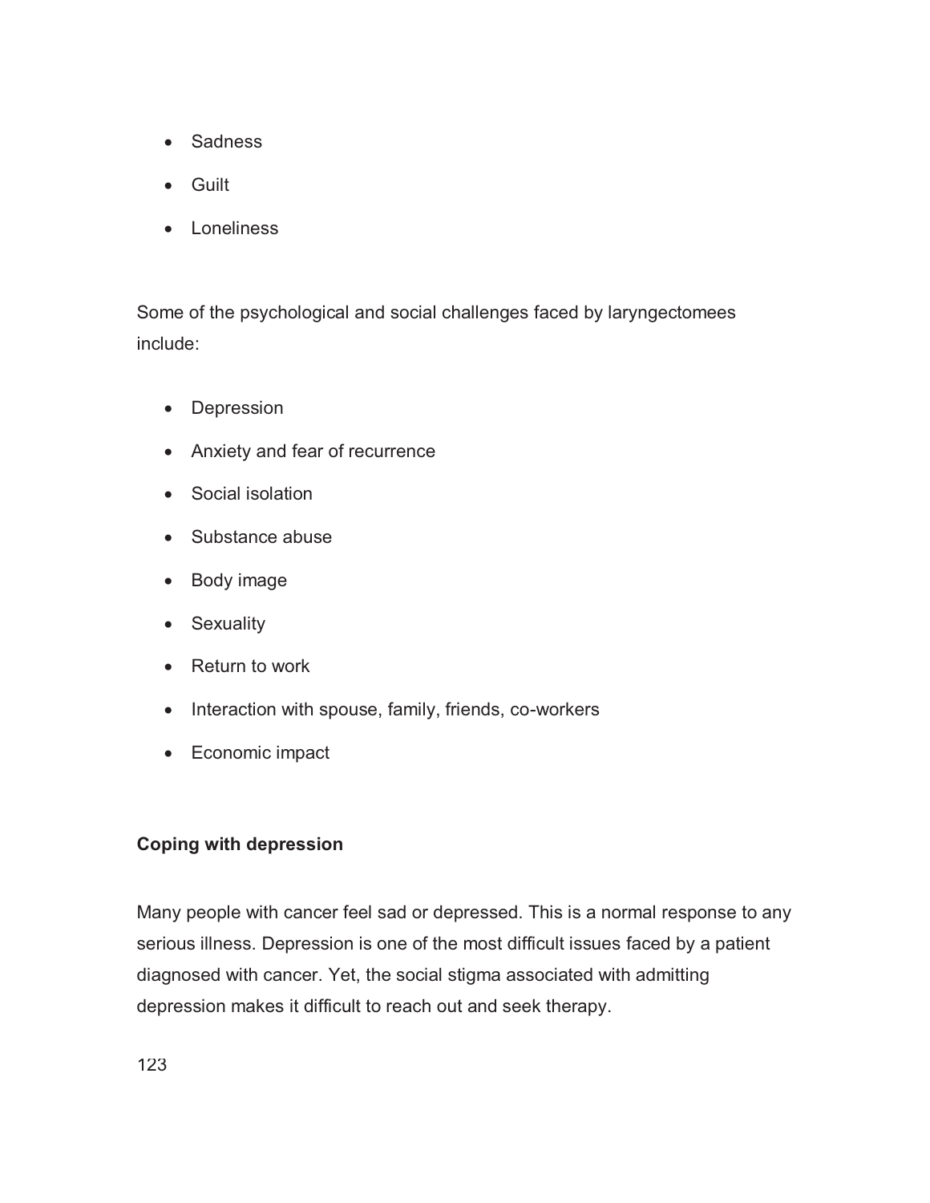- Sadness
- Guilt
- Loneliness

Some of the psychological and social challenges faced by laryngectomees include:

- Depression
- Anxiety and fear of recurrence
- Social isolation
- Substance abuse
- Body image
- Sexuality
- Return to work
- Interaction with spouse, family, friends, co-workers
- Economic impact

**Coping with depression**

Many people with cancer feel sad or depressed. This is a normal response to any serious illness. Depression is one of the most difficult issues faced by a patient diagnosed with cancer. Yet, the social stigma associated with admitting depression makes it difficult to reach out and seek therapy.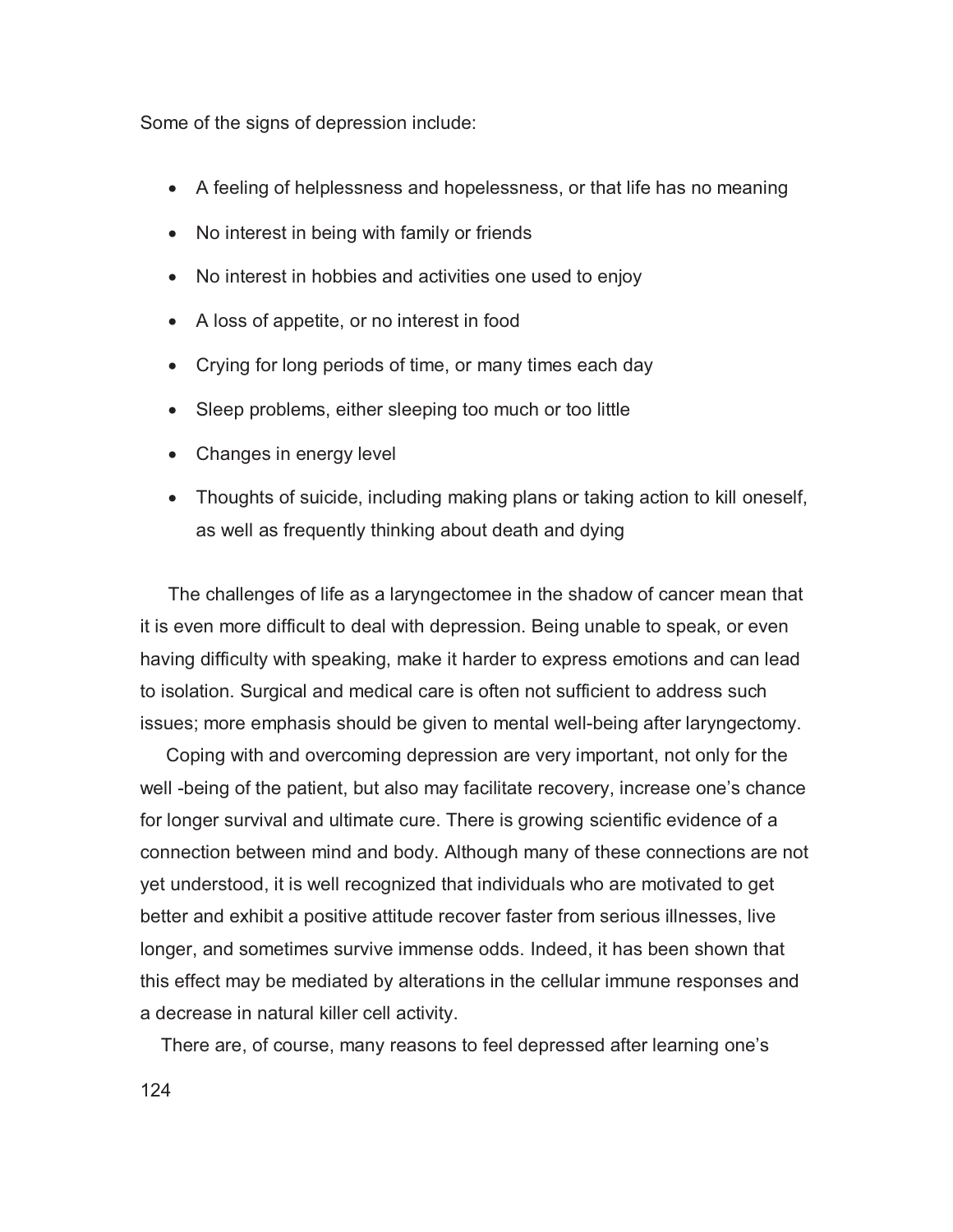Some of the signs of depression include:

- A feeling of helplessness and hopelessness, or that life has no meaning
- No interest in being with family or friends
- No interest in hobbies and activities one used to enjoy
- A loss of appetite, or no interest in food
- Crying for long periods of time, or many times each day
- Sleep problems, either sleeping too much or too little
- Changes in energy level
- Thoughts of suicide, including making plans or taking action to kill oneself, as well as frequently thinking about death and dying

The challenges of life as a laryngectomee in the shadow of cancer mean that it is even more difficult to deal with depression. Being unable to speak, or even having difficulty with speaking, make it harder to express emotions and can lead to isolation. Surgical and medical care is often not sufficient to address such issues; more emphasis should be given to mental well-being after laryngectomy.

Coping with and overcoming depression are very important, not only for the well -being of the patient, but also may facilitate recovery, increase one's chance for longer survival and ultimate cure. There is growing scientific evidence of a connection between mind and body. Although many of these connections are not yet understood, it is well recognized that individuals who are motivated to get better and exhibit a positive attitude recover faster from serious illnesses, live longer, and sometimes survive immense odds. Indeed, it has been shown that this effect may be mediated by alterations in the cellular immune responses and a decrease in natural killer cell activity.

There are, of course, many reasons to feel depressed after learning one's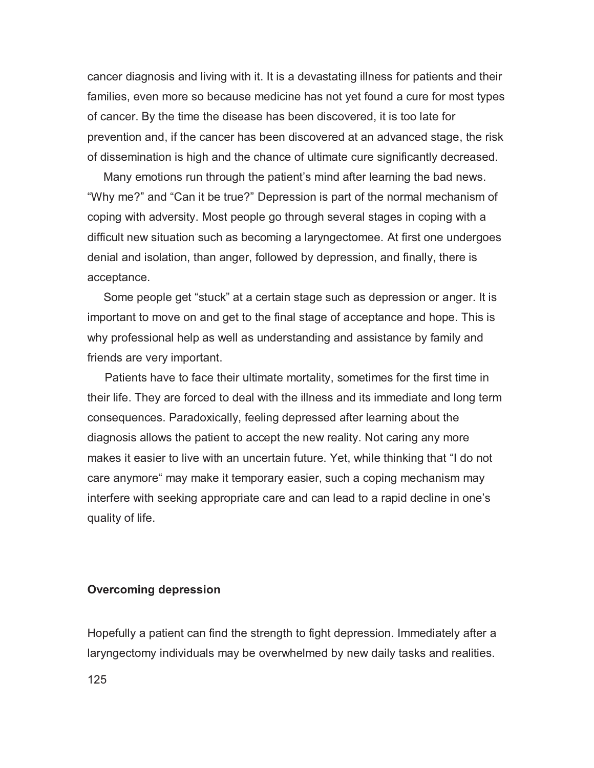cancer diagnosis and living with it. It is a devastating illness for patients and their families, even more so because medicine has not yet found a cure for most types of cancer. By the time the disease has been discovered, it is too late for prevention and, if the cancer has been discovered at an advanced stage, the risk of dissemination is high and the chance of ultimate cure significantly decreased.

Many emotions run through the patient's mind after learning the bad news. "Why me?" and "Can it be true?" Depression is part of the normal mechanism of coping with adversity. Most people go through several stages in coping with a difficult new situation such as becoming a laryngectomee. At first one undergoes denial and isolation, than anger, followed by depression, and finally, there is acceptance.

Some people get "stuck" at a certain stage such as depression or anger. It is important to move on and get to the final stage of acceptance and hope. This is why professional help as well as understanding and assistance by family and friends are very important.

Patients have to face their ultimate mortality, sometimes for the first time in their life. They are forced to deal with the illness and its immediate and long term consequences. Paradoxically, feeling depressed after learning about the diagnosis allows the patient to accept the new reality. Not caring any more makes it easier to live with an uncertain future. Yet, while thinking that "I do not care anymore" may make it temporary easier, such a coping mechanism may interfere with seeking appropriate care and can lead to a rapid decline in one's quality of life.

**Overcoming depression**

Hopefully a patient can find the strength to fight depression. Immediately after a laryngectomy individuals may be overwhelmed by new daily tasks and realities.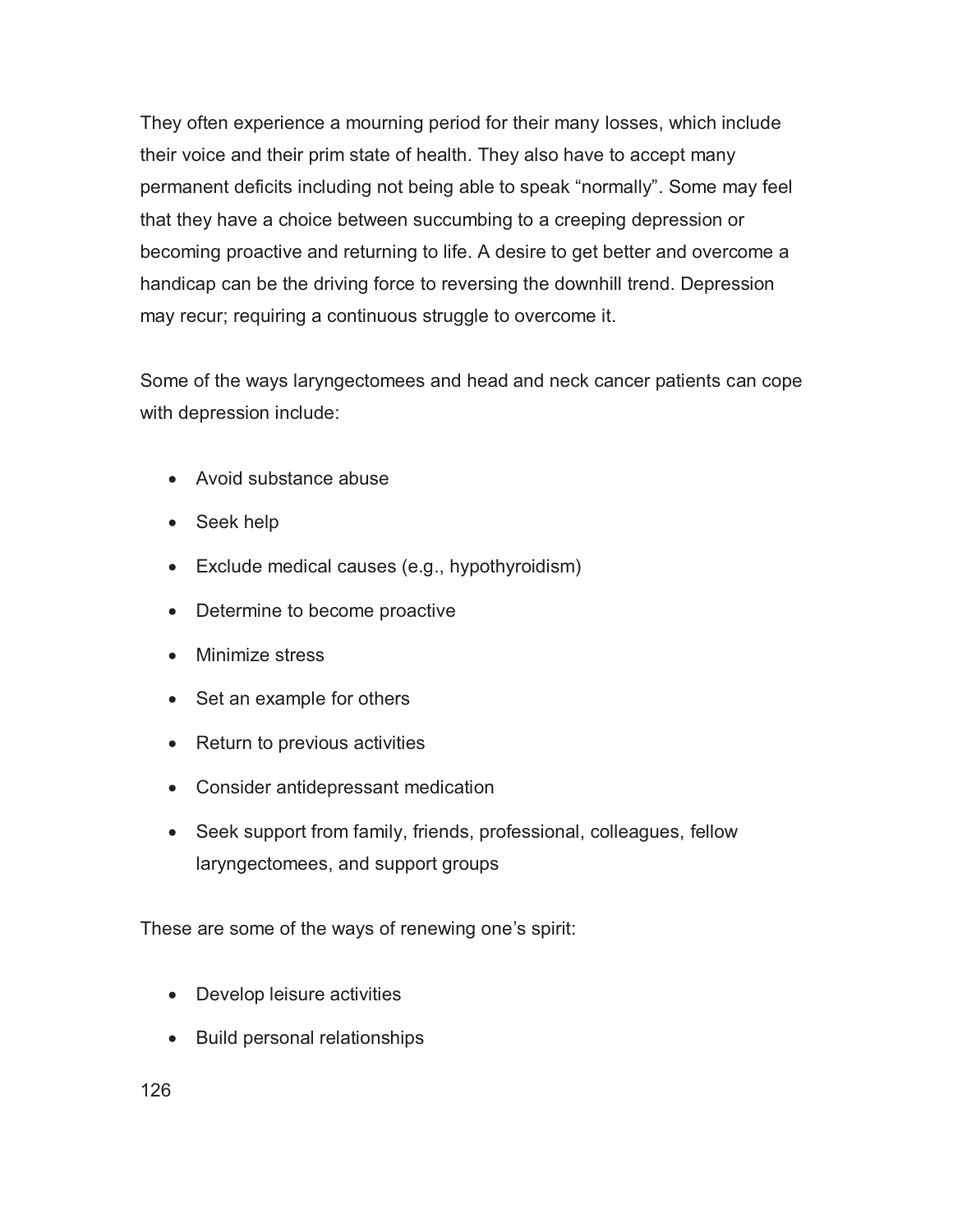They often experience a mourning period for their many losses, which include their voice and their prim state of health. They also have to accept many permanent deficits including not being able to speak "normally". Some may feel that they have a choice between succumbing to a creeping depression or becoming proactive and returning to life. A desire to get better and overcome a handicap can be the driving force to reversing the downhill trend. Depression may recur; requiring a continuous struggle to overcome it.

Some of the ways laryngectomees and head and neck cancer patients can cope with depression include:

- Avoid substance abuse
- Seek help
- Exclude medical causes (e.g., hypothyroidism)
- Determine to become proactive
- Minimize stress
- Set an example for others
- Return to previous activities
- Consider antidepressant medication
- Seek support from family, friends, professional, colleagues, fellow laryngectomees, and support groups

These are some of the ways of renewing one's spirit:

- Develop leisure activities
- Build personal relationships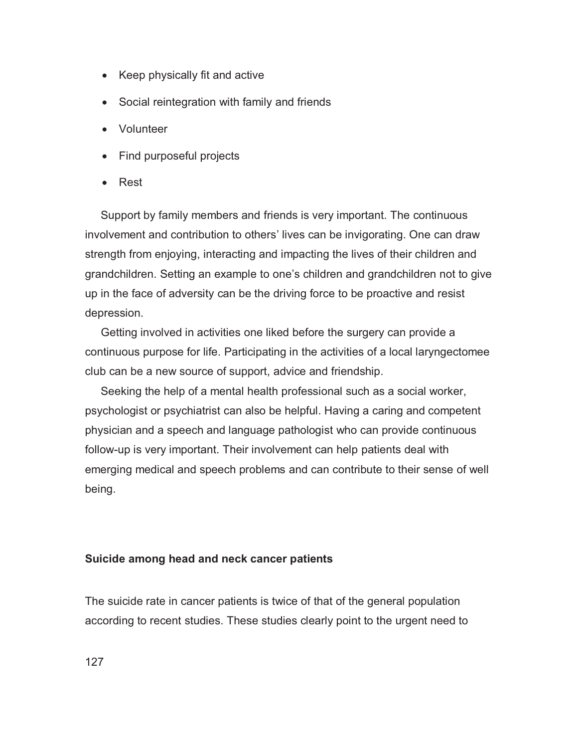- Keep physically fit and active
- Social reintegration with family and friends
- Volunteer
- Find purposeful projects
- Rest

Support by family members and friends is very important. The continuous involvement and contribution to others' lives can be invigorating. One can draw strength from enjoying, interacting and impacting the lives of their children and grandchildren. Setting an example to one's children and grandchildren not to give up in the face of adversity can be the driving force to be proactive and resist depression.

Getting involved in activities one liked before the surgery can provide a continuous purpose for life. Participating in the activities of a local laryngectomee club can be a new source of support, advice and friendship.

Seeking the help of a mental health professional such as a social worker, psychologist or psychiatrist can also be helpful. Having a caring and competent physician and a speech and language pathologist who can provide continuous follow-up is very important. Their involvement can help patients deal with emerging medical and speech problems and can contribute to their sense of well being.

### Suicide among head and neck cancer patients

The suicide rate in cancer patients is twice of that of the general population according to recent studies. These studies clearly point to the urgent need to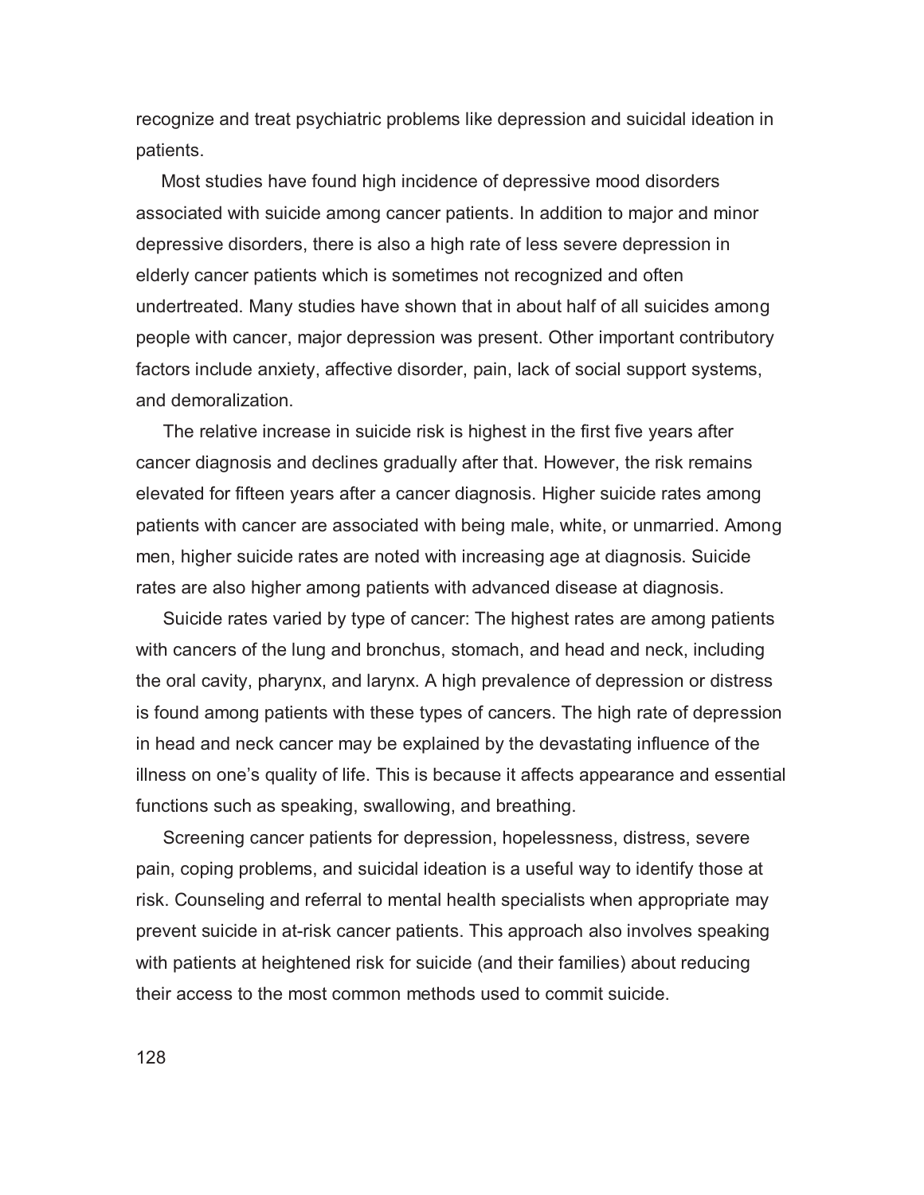recognize and treat psychiatric problems like depression and suicidal ideation in patients.

Most studies have found high incidence of depressive mood disorders associated with suicide among cancer patients. In addition to major and minor depressive disorders, there is also a high rate of less severe depression in elderly cancer patients which is sometimes not recognized and often undertreated. Many studies have shown that in about half of all suicides among people with cancer, major depression was present. Other important contributory factors include anxiety, affective disorder, pain, lack of social support systems, and demoralization.

The relative increase in suicide risk is highest in the first five years after cancer diagnosis and declines gradually after that. However, the risk remains elevated for fifteen years after a cancer diagnosis. Higher suicide rates among patients with cancer are associated with being male, white, or unmarried. Among men, higher suicide rates are noted with increasing age at diagnosis. Suicide rates are also higher among patients with advanced disease at diagnosis.

Suicide rates varied by type of cancer: The highest rates are among patients with cancers of the lung and bronchus, stomach, and head and neck, including the oral cavity, pharynx, and larynx. A high prevalence of depression or distress is found among patients with these types of cancers. The high rate of depression in head and neck cancer may be explained by the devastating influence of the illness on one's quality of life. This is because it affects appearance and essential functions such as speaking, swallowing, and breathing.

Screening cancer patients for depression, hopelessness, distress, severe pain, coping problems, and suicidal ideation is a useful way to identify those at risk. Counseling and referral to mental health specialists when appropriate may prevent suicide in at-risk cancer patients. This approach also involves speaking with patients at heightened risk for suicide (and their families) about reducing their access to the most common methods used to commit suicide.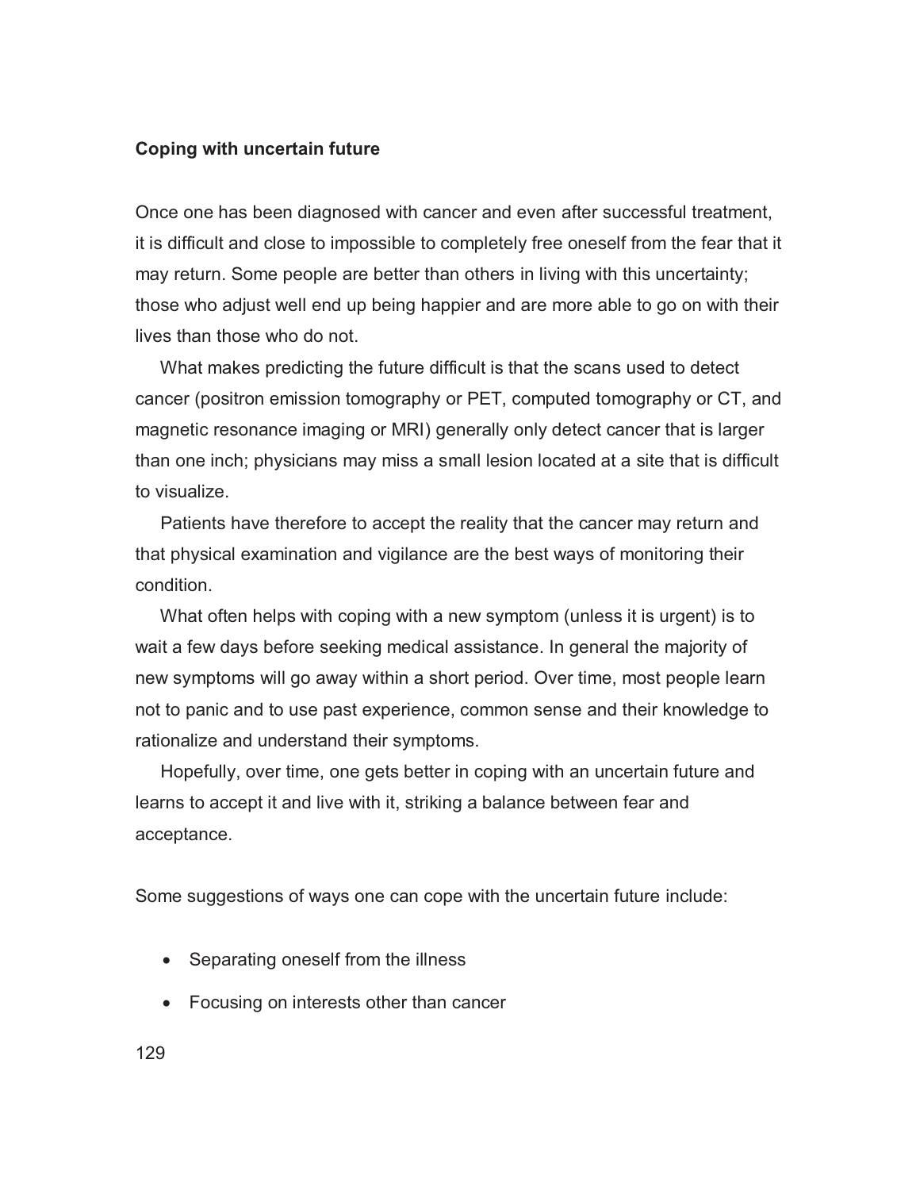**Coping with uncertain future**

Once one has been diagnosed with cancer and even after successful treatment, it is difficult and close to impossible to completely free oneself from the fear that it may return. Some people are better than others in living with this uncertainty; those who adjust well end up being happier and are more able to go on with their lives than those who do not.

What makes predicting the future difficult is that the scans used to detect cancer (positron emission tomography or PET, computed tomography or CT, and magnetic resonance imaging or MRI) generally only detect cancer that is larger than one inch; physicians may miss a small lesion located at a site that is difficult to visualize.

Patients have therefore to accept the reality that the cancer may return and that physical examination and vigilance are the best ways of monitoring their condition.

What often helps with coping with a new symptom (unless it is urgent) is to wait a few days before seeking medical assistance. In general the majority of new symptoms will go away within a short period. Over time, most people learn not to panic and to use past experience, common sense and their knowledge to rationalize and understand their symptoms.

Hopefully, over time, one gets better in coping with an uncertain future and learns to accept it and live with it, striking a balance between fear and acceptance.

Some suggestions of ways one can cope with the uncertain future include:

- Separating oneself from the illness
- Focusing on interests other than cancer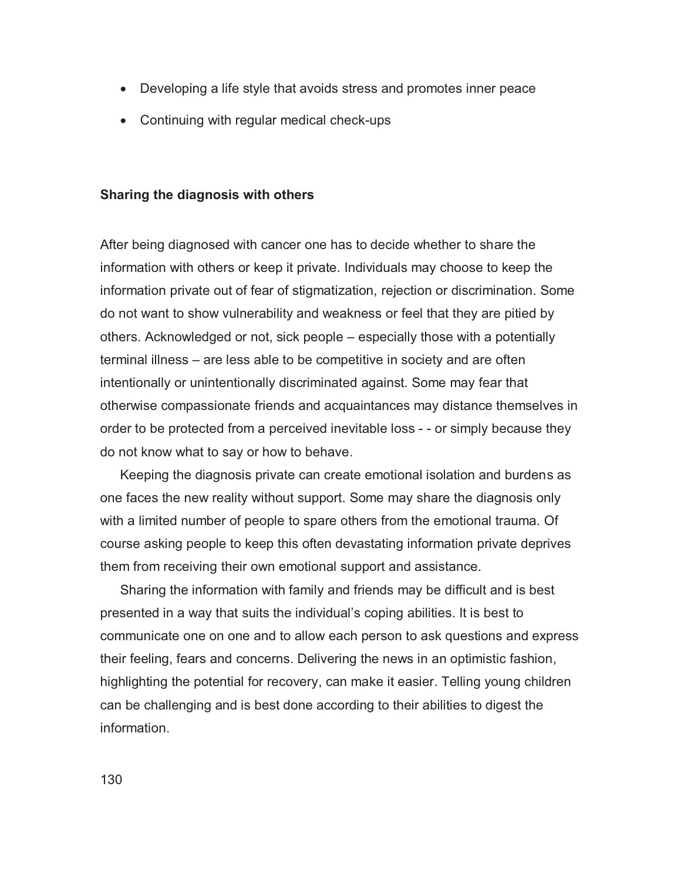- Developing a life style that avoids stress and promotes inner peace
- Continuing with regular medical check-ups

**Sharing the diagnosis with others**

After being diagnosed with cancer one has to decide whether to share the information with others or keep it private. Individuals may choose to keep the information private out of fear of stigmatization, rejection or discrimination. Some do not want to show vulnerability and weakness or feel that they are pitied by others. Acknowledged or not, sick people – especially those with a potentially terminal illness – are less able to be competitive in society and are often intentionally or unintentionally discriminated against. Some may fear that otherwise compassionate friends and acquaintances may distance themselves in order to be protected from a perceived inevitable loss - - or simply because they do not know what to say or how to behave.

Keeping the diagnosis private can create emotional isolation and burdens as one faces the new reality without support. Some may share the diagnosis only with a limited number of people to spare others from the emotional trauma. Of course asking people to keep this often devastating information private deprives them from receiving their own emotional support and assistance.

Sharing the information with family and friends may be difficult and is best presented in a way that suits the individual's coping abilities. It is best to communicate one on one and to allow each person to ask questions and express their feeling, fears and concerns. Delivering the news in an optimistic fashion, highlighting the potential for recovery, can make it easier. Telling young children can be challenging and is best done according to their abilities to digest the information.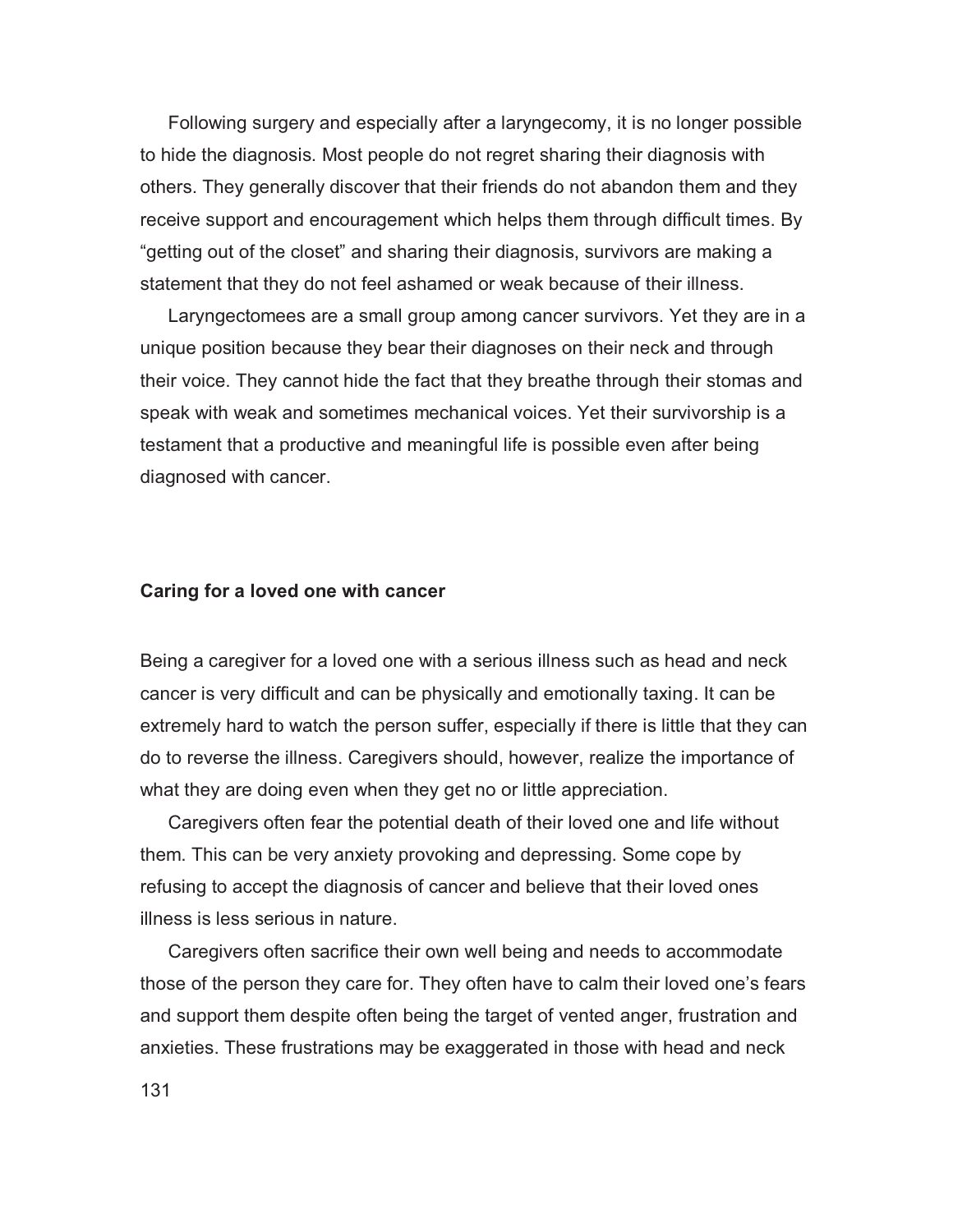Following surgery and especially after a laryngecomy, it is no longer possible to hide the diagnosis. Most people do not regret sharing their diagnosis with others. They generally discover that their friends do not abandon them and they receive support and encouragement which helps them through difficult times. By "getting out of the closet" and sharing their diagnosis, survivors are making a statement that they do not feel ashamed or weak because of their illness.

Laryngectomees are a small group among cancer survivors. Yet they are in a unique position because they bear their diagnoses on their neck and through their voice. They cannot hide the fact that they breathe through their stomas and speak with weak and sometimes mechanical voices. Yet their survivorship is a testament that a productive and meaningful life is possible even after being diagnosed with cancer.

### Caring for a loved one with cancer

Being a caregiver for a loved one with a serious illness such as head and neck cancer is very difficult and can be physically and emotionally taxing. It can be extremely hard to watch the person suffer, especially if there is little that they can do to reverse the illness. Caregivers should, however, realize the importance of what they are doing even when they get no or little appreciation.

Caregivers often fear the potential death of their loved one and life without them. This can be very anxiety provoking and depressing. Some cope by refusing to accept the diagnosis of cancer and believe that their loved ones illness is less serious in nature.

Caregivers often sacrifice their own well being and needs to accommodate those of the person they care for. They often have to calm their loved one's fears and support them despite often being the target of vented anger, frustration and anxieties. These frustrations may be exaggerated in those with head and neck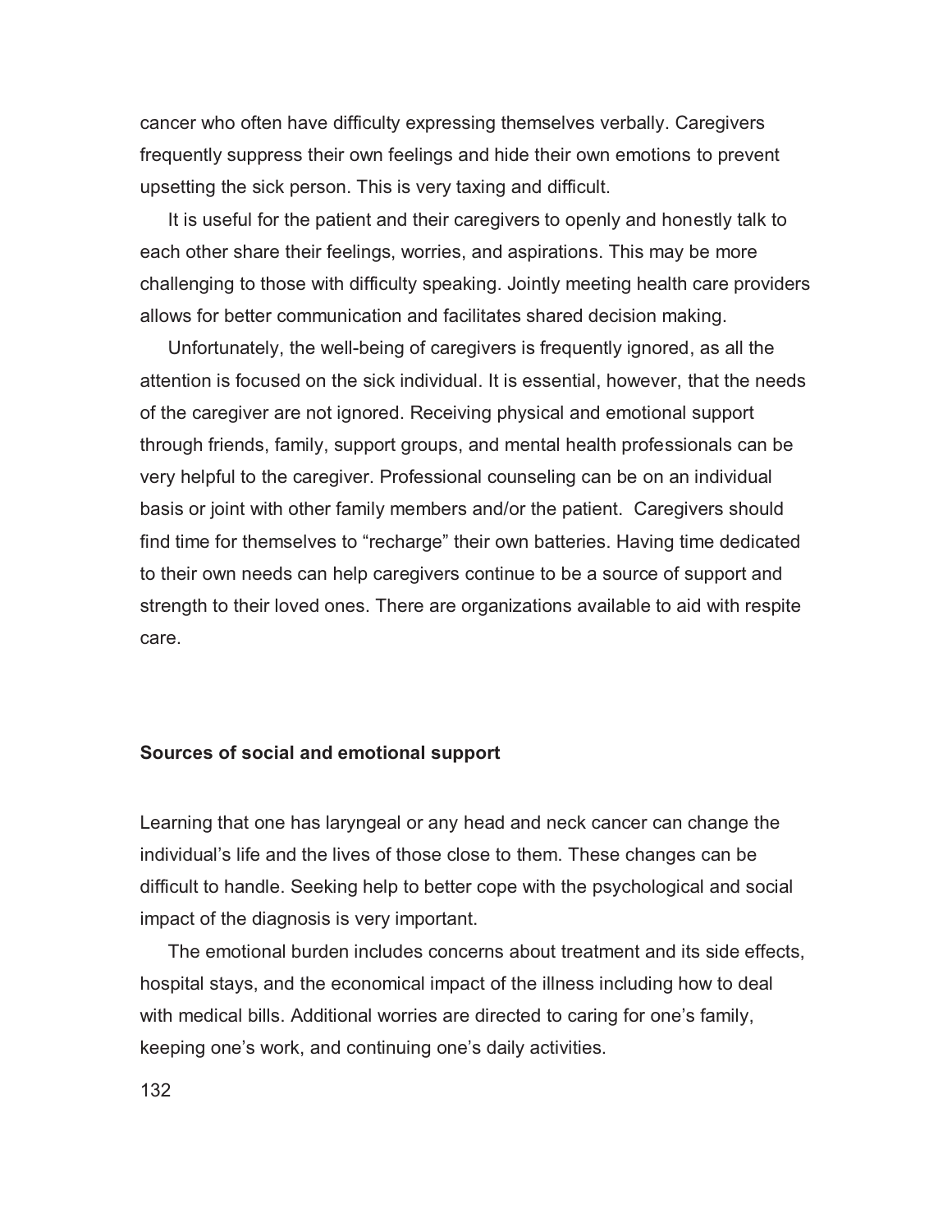cancer who often have difficulty expressing themselves verbally. Caregivers frequently suppress their own feelings and hide their own emotions to prevent upsetting the sick person. This is very taxing and difficult.

It is useful for the patient and their caregivers to openly and honestly talk to each other share their feelings, worries, and aspirations. This may be more challenging to those with difficulty speaking. Jointly meeting health care providers allows for better communication and facilitates shared decision making.

Unfortunately, the well-being of caregivers is frequently ignored, as all the attention is focused on the sick individual. It is essential, however, that the needs of the caregiver are not ignored. Receiving physical and emotional support through friends, family, support groups, and mental health professionals can be very helpful to the caregiver. Professional counseling can be on an individual basis or joint with other family members and/or the patient. Caregivers should find time for themselves to "recharge" their own batteries. Having time dedicated to their own needs can help caregivers continue to be a source of support and strength to their loved ones. There are organizations available to aid with respite care.

### Sources of social and emotional support

Learning that one has laryngeal or any head and neck cancer can change the individual's life and the lives of those close to them. These changes can be difficult to handle. Seeking help to better cope with the psychological and social impact of the diagnosis is very important.

The emotional burden includes concerns about treatment and its side effects, hospital stays, and the economical impact of the illness including how to deal with medical bills. Additional worries are directed to caring for one's family, keeping one's work, and continuing one's daily activities.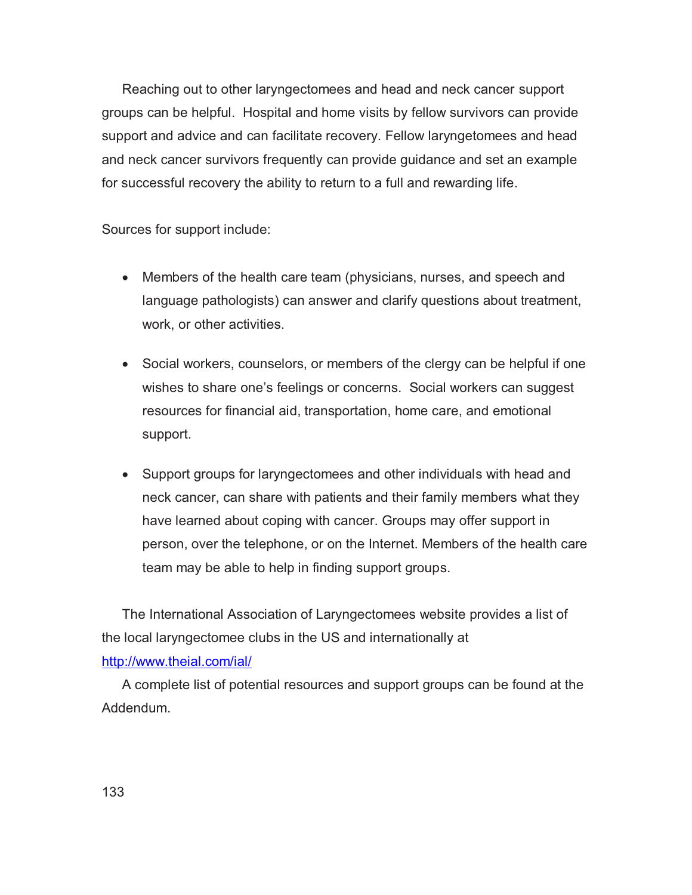Reaching out to other laryngectomees and head and neck cancer support groups can be helpful. Hospital and home visits by fellow survivors can provide support and advice and can facilitate recovery. Fellow laryngetomees and head and neck cancer survivors frequently can provide guidance and set an example for successful recovery the ability to return to a full and rewarding life.

Sources for support include:

- Members of the health care team (physicians, nurses, and speech and language pathologists) can answer and clarify questions about treatment, work, or other activities.

- Social workers, counselors, or members of the clergy can be helpful if one wishes to share one's feelings or concerns. Social workers can suggest resources for financial aid, transportation, home care, and emotional support.

- Support groups for laryngectomees and other individuals with head and neck cancer, can share with patients and their family members what they have learned about coping with cancer. Groups may offer support in person, over the telephone, or on the Internet. Members of the health care team may be able to help in finding support groups.

The International Association of Laryngectomees website provides a list of the local laryngectomee clubs in the US and internationally at http://www.theial.com/ial/

A complete list of potential resources and support groups can be found at the Addendum.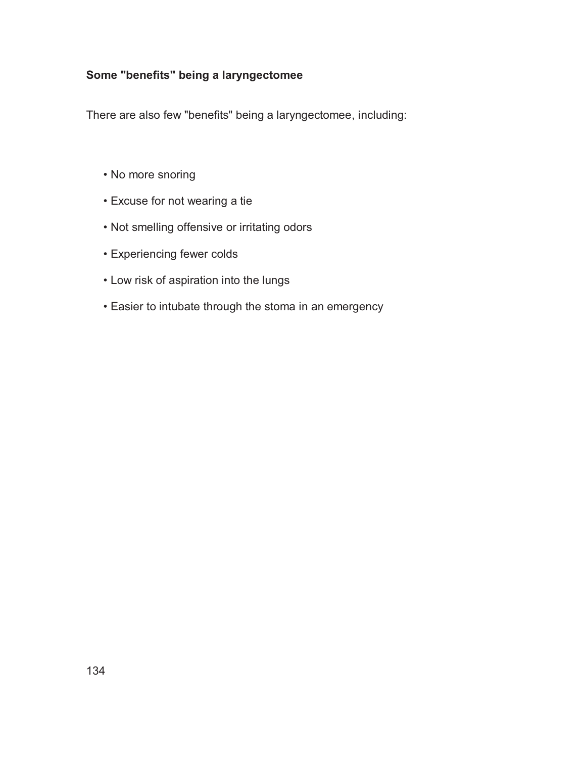### Some "benefits" being a laryngectomee

There are also few "benefits" being a laryngectomee, including:

- No more snoring
- Excuse for not wearing a tie
- Not smelling offensive or irritating odors
- Experiencing fewer colds
- Low risk of aspiration into the lungs
- Easier to intubate through the stoma in an emergency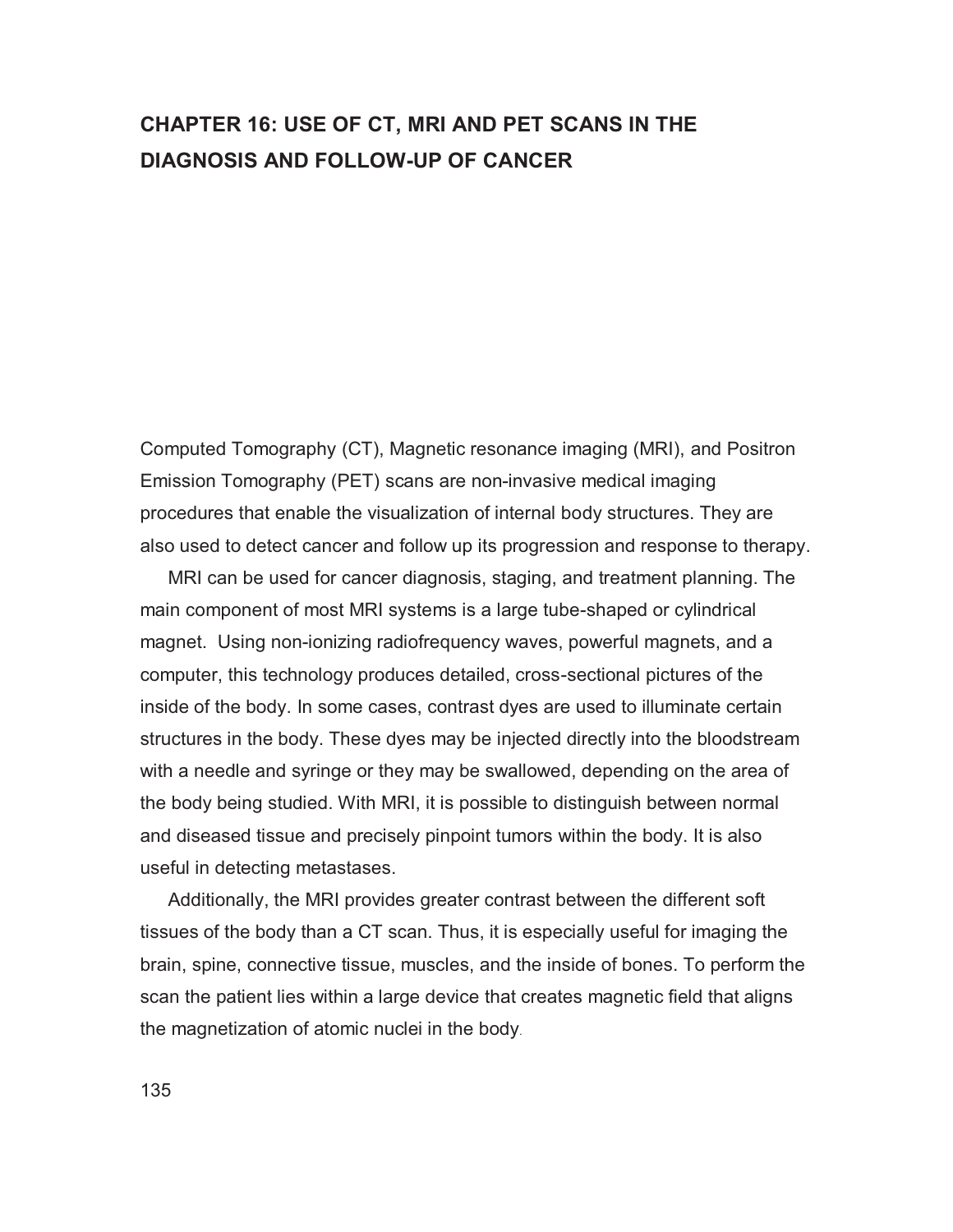# CHAPTER 16: USE OF CT, MRI AND PET SCANS IN THE DIAGNOSIS AND FOLLOW-UP OF CANCER

Computed Tomography (CT), Magnetic resonance imaging (MRI), and Positron Emission Tomography (PET) scans are non-invasive medical imaging procedures that enable the visualization of internal body structures. They are also used to detect cancer and follow up its progression and response to therapy.

MRI can be used for cancer diagnosis, staging, and treatment planning. The main component of most MRI systems is a large tube-shaped or cylindrical magnet. Using non-ionizing radiofrequency waves, powerful magnets, and a computer, this technology produces detailed, cross-sectional pictures of the inside of the body. In some cases, contrast dyes are used to illuminate certain structures in the body. These dyes may be injected directly into the bloodstream with a needle and syringe or they may be swallowed, depending on the area of the body being studied. With MRI, it is possible to distinguish between normal and diseased tissue and precisely pinpoint tumors within the body. It is also useful in detecting metastases.

Additionally, the MRI provides greater contrast between the different soft tissues of the body than a CT scan. Thus, it is especially useful for imaging the brain, spine, connective tissue, muscles, and the inside of bones. To perform the scan the patient lies within a large device that creates magnetic field that aligns the magnetization of atomic nuclei in the body.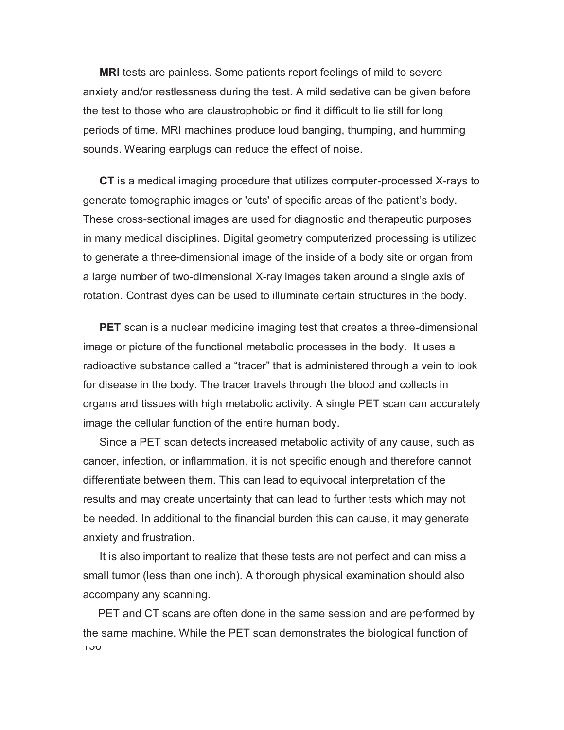**MRI** tests are painless. Some patients report feelings of mild to severe anxiety and/or restlessness during the test. A mild sedative can be given before the test to those who are claustrophobic or find it difficult to lie still for long periods of time. MRI machines produce loud banging, thumping, and humming sounds. Wearing earplugs can reduce the effect of noise.

**CT** is a medical imaging procedure that utilizes computer-processed X-rays to generate tomographic images or 'cuts' of specific areas of the patient's body. These cross-sectional images are used for diagnostic and therapeutic purposes in many medical disciplines. Digital geometry computerized processing is utilized to generate a three-dimensional image of the inside of a body site or organ from a large number of two-dimensional X-ray images taken around a single axis of rotation. Contrast dyes can be used to illuminate certain structures in the body.

**PET** scan is a nuclear medicine imaging test that creates a three-dimensional image or picture of the functional metabolic processes in the body. It uses a radioactive substance called a "tracer" that is administered through a vein to look for disease in the body. The tracer travels through the blood and collects in organs and tissues with high metabolic activity. A single PET scan can accurately image the cellular function of the entire human body.

Since a PET scan detects increased metabolic activity of any cause, such as cancer, infection, or inflammation, it is not specific enough and therefore cannot differentiate between them. This can lead to equivocal interpretation of the results and may create uncertainty that can lead to further tests which may not be needed. In additional to the financial burden this can cause, it may generate anxiety and frustration.

It is also important to realize that these tests are not perfect and can miss a small tumor (less than one inch). A thorough physical examination should also accompany any scanning.

PET and CT scans are often done in the same session and are performed by the same machine. While the PET scan demonstrates the biological function of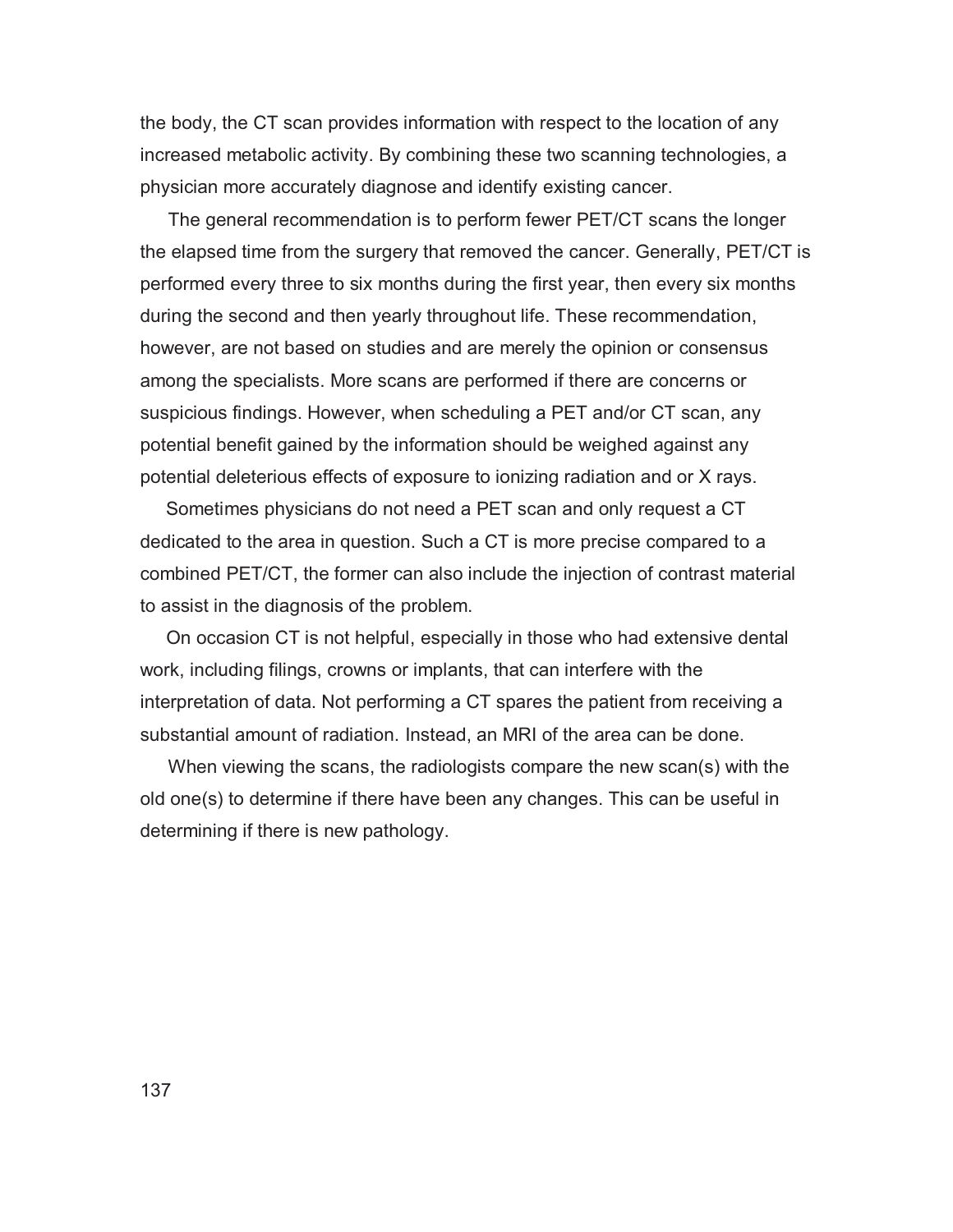the body, the CT scan provides information with respect to the location of any increased metabolic activity. By combining these two scanning technologies, a physician more accurately diagnose and identify existing cancer.

The general recommendation is to perform fewer PET/CT scans the longer the elapsed time from the surgery that removed the cancer. Generally, PET/CT is performed every three to six months during the first year, then every six months during the second and then yearly throughout life. These recommendation, however, are not based on studies and are merely the opinion or consensus among the specialists. More scans are performed if there are concerns or suspicious findings. However, when scheduling a PET and/or CT scan, any potential benefit gained by the information should be weighed against any potential deleterious effects of exposure to ionizing radiation and or X rays.

Sometimes physicians do not need a PET scan and only request a CT dedicated to the area in question. Such a CT is more precise compared to a combined PET/CT, the former can also include the injection of contrast material to assist in the diagnosis of the problem.

On occasion CT is not helpful, especially in those who had extensive dental work, including filings, crowns or implants, that can interfere with the interpretation of data. Not performing a CT spares the patient from receiving a substantial amount of radiation. Instead, an MRI of the area can be done.

When viewing the scans, the radiologists compare the new scan(s) with the old one(s) to determine if there have been any changes. This can be useful in determining if there is new pathology.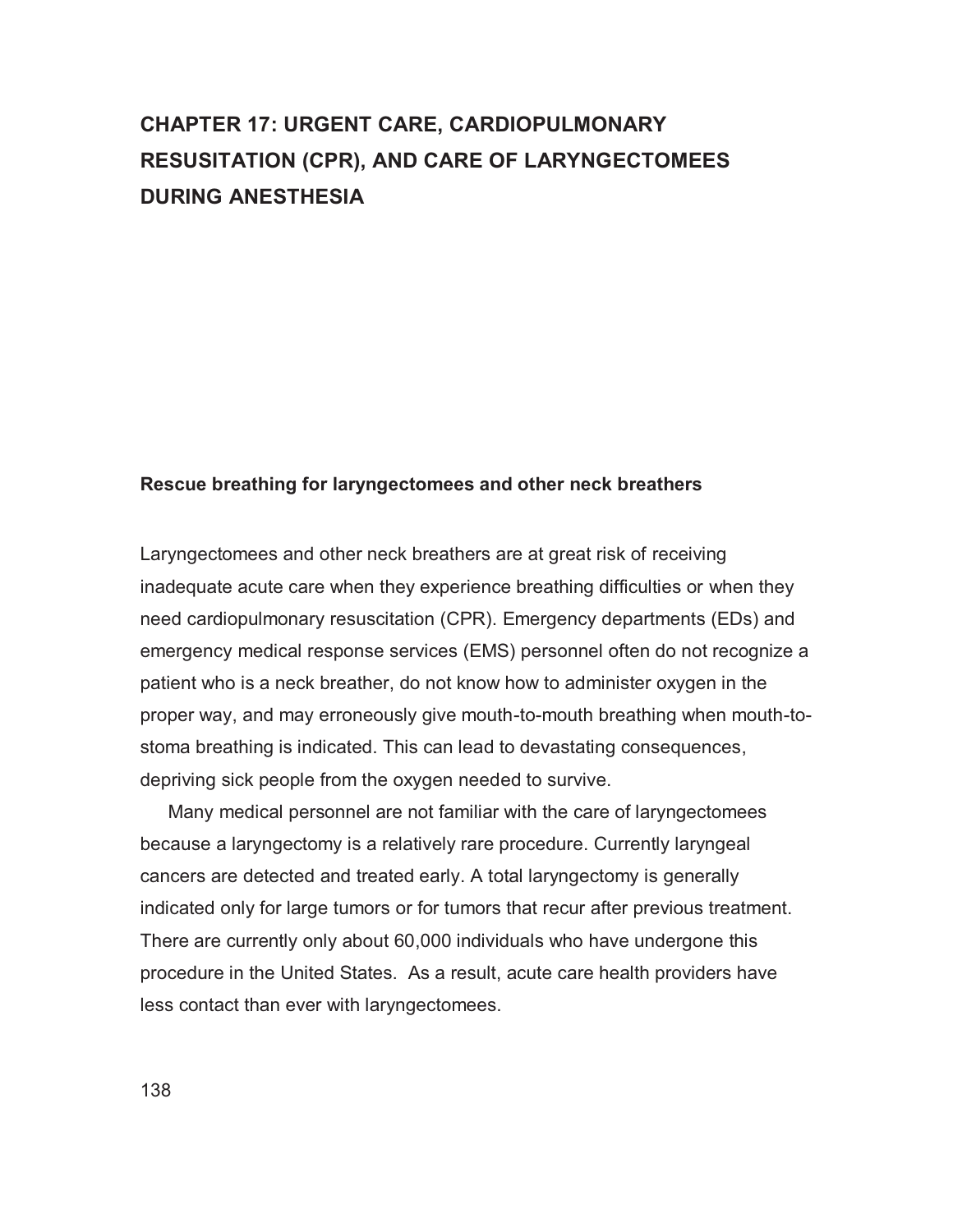# CHAPTER 17: URGENT CARE, CARDIOPULMONARY RESUSITATION (CPR), AND CARE OF LARYNGECTOMEES DURING ANESTHESIA

## Rescue breathing for laryngectomees and other neck breathers

Laryngectomees and other neck breathers are at great risk of receiving inadequate acute care when they experience breathing difficulties or when they need cardiopulmonary resuscitation (CPR). Emergency departments (EDs) and emergency medical response services (EMS) personnel often do not recognize a patient who is a neck breather, do not know how to administer oxygen in the proper way, and may erroneously give mouth-to-mouth breathing when mouth-to-stoma breathing is indicated. This can lead to devastating consequences, depriving sick people from the oxygen needed to survive.

Many medical personnel are not familiar with the care of laryngectomees because a laryngectomy is a relatively rare procedure. Currently laryngeal cancers are detected and treated early. A total laryngectomy is generally indicated only for large tumors or for tumors that recur after previous treatment. There are currently only about 60,000 individuals who have undergone this procedure in the United States. As a result, acute care health providers have less contact than ever with laryngectomees.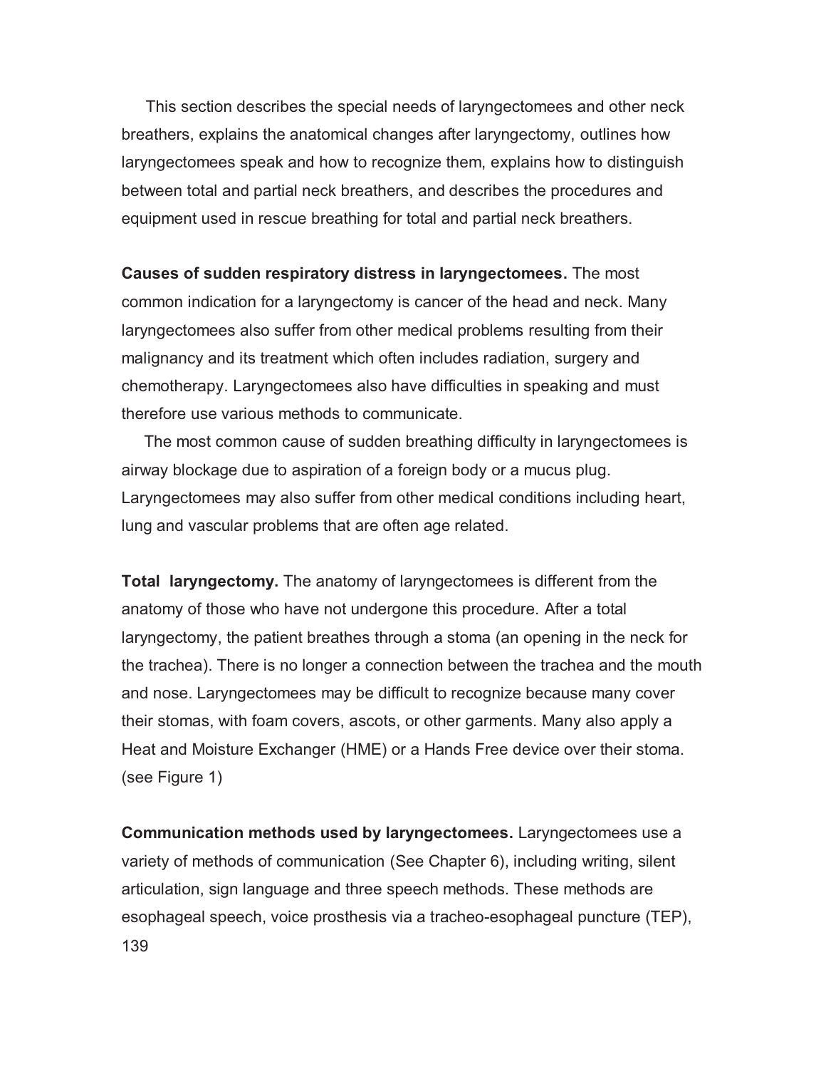This section describes the special needs of laryngectomees and other neck breathers, explains the anatomical changes after laryngectomy, outlines how laryngectomees speak and how to recognize them, explains how to distinguish between total and partial neck breathers, and describes the procedures and equipment used in rescue breathing for total and partial neck breathers.

**Causes of sudden respiratory distress in laryngectomees.** The most common indication for a laryngectomy is cancer of the head and neck. Many laryngectomees also suffer from other medical problems resulting from their malignancy and its treatment which often includes radiation, surgery and chemotherapy. Laryngectomees also have difficulties in speaking and must therefore use various methods to communicate.

The most common cause of sudden breathing difficulty in laryngectomees is airway blockage due to aspiration of a foreign body or a mucus plug. Laryngectomees may also suffer from other medical conditions including heart, lung and vascular problems that are often age related.

**Total laryngectomy.** The anatomy of laryngectomees is different from the anatomy of those who have not undergone this procedure. After a total laryngectomy, the patient breathes through a stoma (an opening in the neck for the trachea). There is no longer a connection between the trachea and the mouth and nose. Laryngectomees may be difficult to recognize because many cover their stomas, with foam covers, ascots, or other garments. Many also apply a Heat and Moisture Exchanger (HME) or a Hands Free device over their stoma. (see Figure 1)

**Communication methods used by laryngectomees.** Laryngectomees use a variety of methods of communication (See Chapter 6), including writing, silent articulation, sign language and three speech methods. These methods are esophageal speech, voice prosthesis via a tracheo-esophageal puncture (TEP),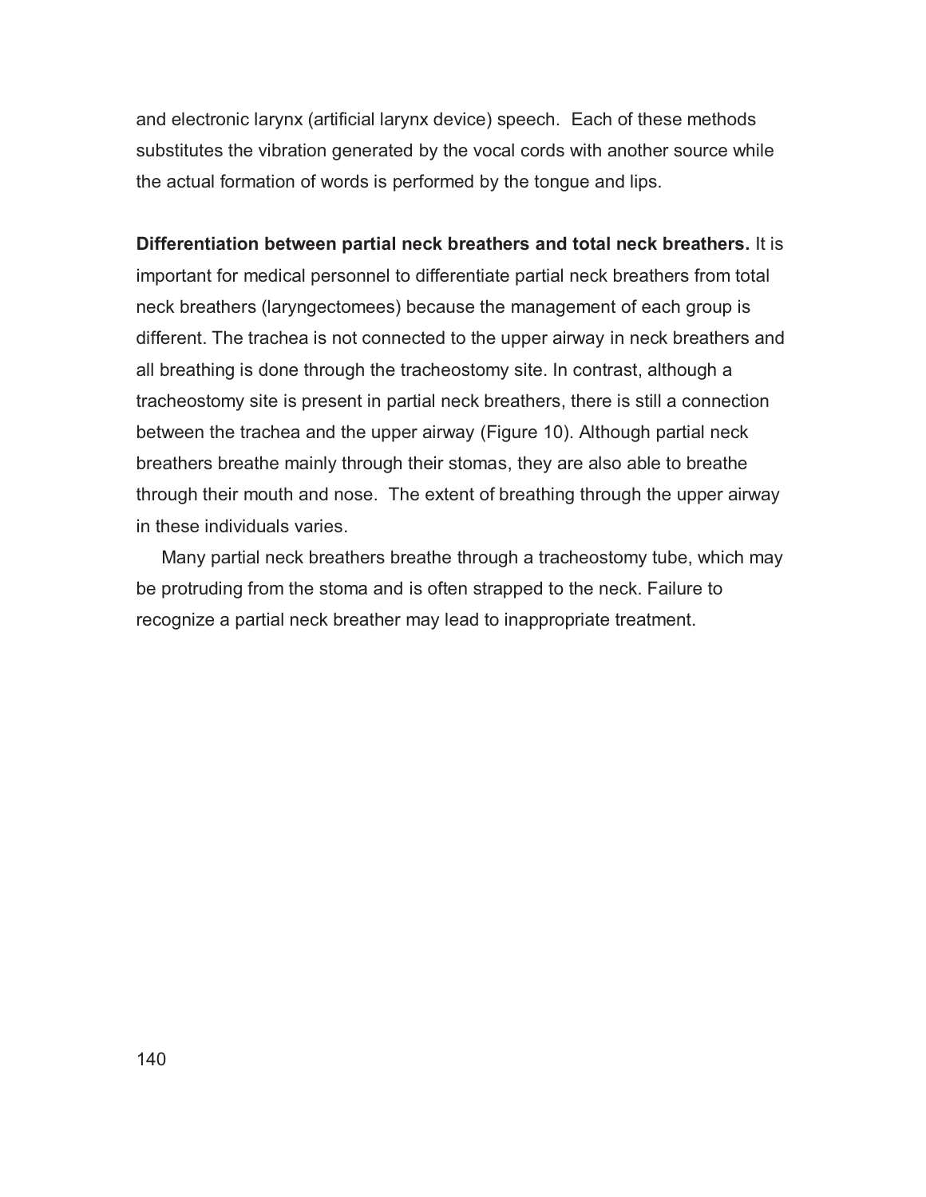and electronic larynx (artificial larynx device) speech. Each of these methods substitutes the vibration generated by the vocal cords with another source while the actual formation of words is performed by the tongue and lips.

**Differentiation between partial neck breathers and total neck breathers.** It is important for medical personnel to differentiate partial neck breathers from total neck breathers (laryngectomees) because the management of each group is different. The trachea is not connected to the upper airway in neck breathers and all breathing is done through the tracheostomy site. In contrast, although a tracheostomy site is present in partial neck breathers, there is still a connection between the trachea and the upper airway (Figure 10). Although partial neck breathers breathe mainly through their stomas, they are also able to breathe through their mouth and nose. The extent of breathing through the upper airway in these individuals varies.

Many partial neck breathers breathe through a tracheostomy tube, which may be protruding from the stoma and is often strapped to the neck. Failure to recognize a partial neck breather may lead to inappropriate treatment.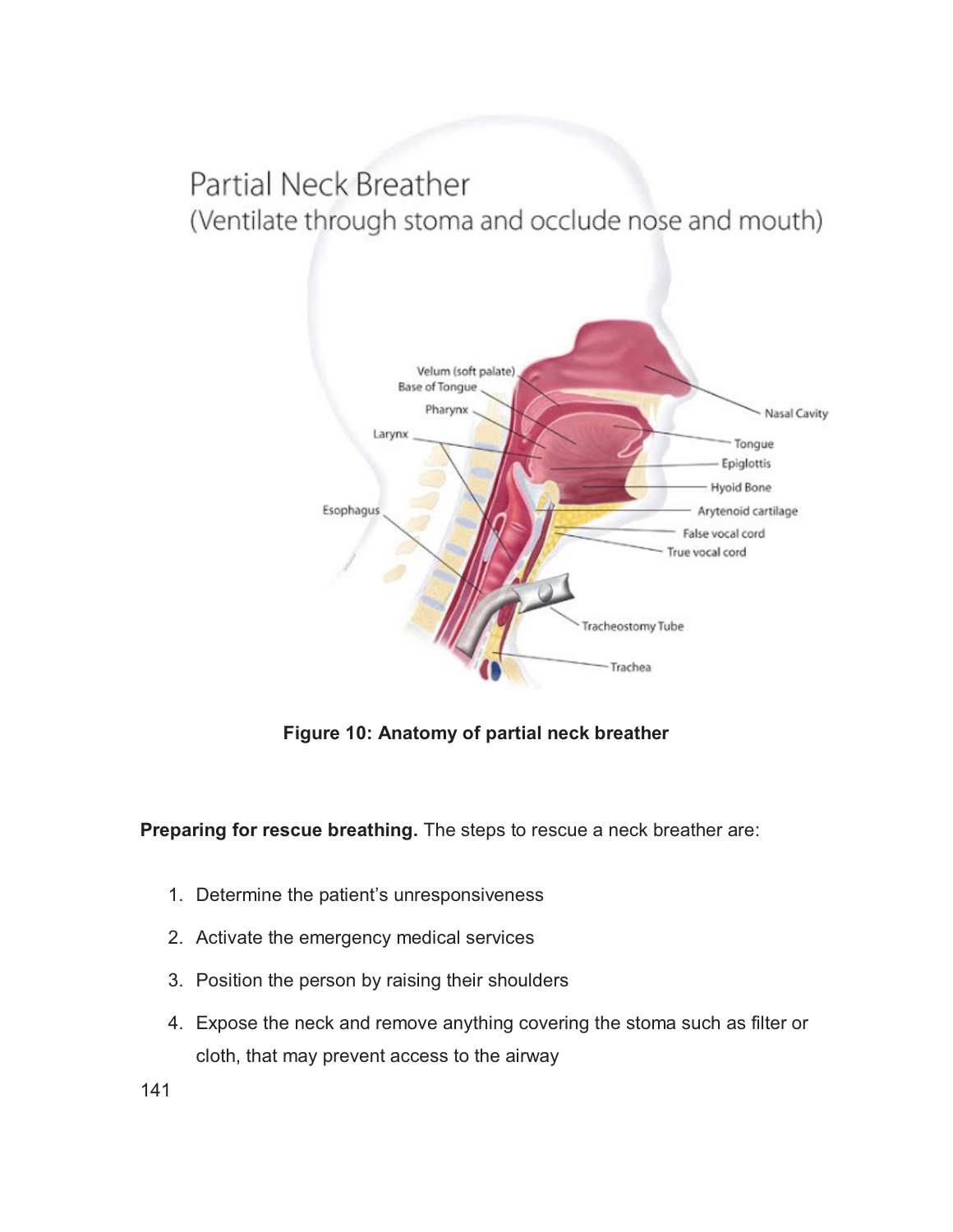Partial Neck Breather
(Ventilate through stoma and occlude nose and mouth)

Velum (soft palate)
Base of Tongue
Pharynx
Larynx
Esophagus
Nasal Cavity
Tongue
Epiglottis
Hyoid Bone
Arytenoid cartilage
False vocal cord
True vocal cord
Tracheostomy Tube
Trachea

**Figure 10: Anatomy of partial neck breather**

**Preparing for rescue breathing.** The steps to rescue a neck breather are:

1. Determine the patient's unresponsiveness
2. Activate the emergency medical services
3. Position the person by raising their shoulders
4. Expose the neck and remove anything covering the stoma such as filter or cloth, that may prevent access to the airway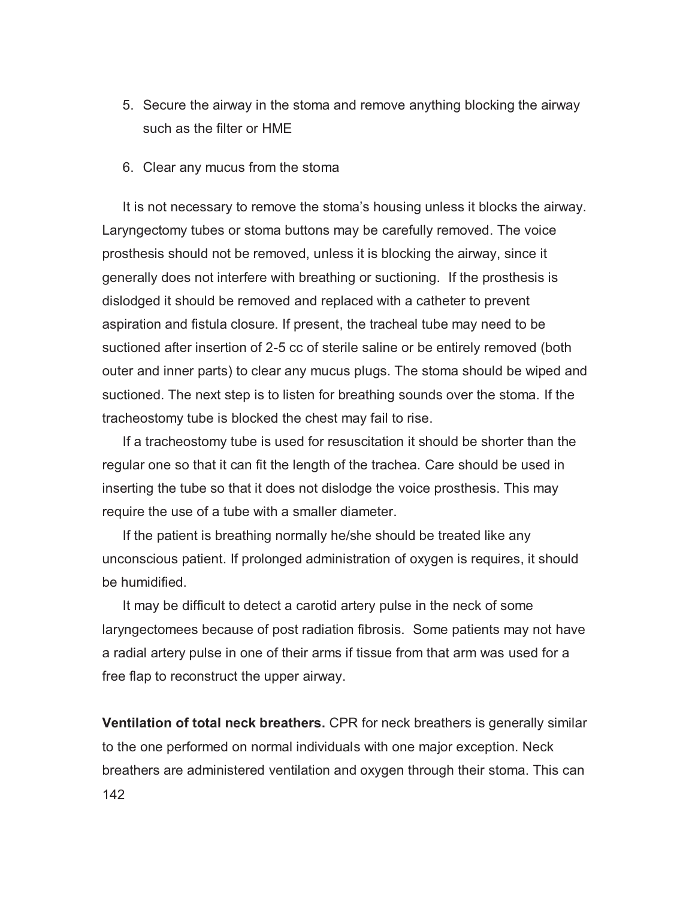5. Secure the airway in the stoma and remove anything blocking the airway such as the filter or HME

6. Clear any mucus from the stoma

It is not necessary to remove the stoma's housing unless it blocks the airway. Laryngectomy tubes or stoma buttons may be carefully removed. The voice prosthesis should not be removed, unless it is blocking the airway, since it generally does not interfere with breathing or suctioning. If the prosthesis is dislodged it should be removed and replaced with a catheter to prevent aspiration and fistula closure. If present, the tracheal tube may need to be suctioned after insertion of 2-5 cc of sterile saline or be entirely removed (both outer and inner parts) to clear any mucus plugs. The stoma should be wiped and suctioned. The next step is to listen for breathing sounds over the stoma. If the tracheostomy tube is blocked the chest may fail to rise.

If a tracheostomy tube is used for resuscitation it should be shorter than the regular one so that it can fit the length of the trachea. Care should be used in inserting the tube so that it does not dislodge the voice prosthesis. This may require the use of a tube with a smaller diameter.

If the patient is breathing normally he/she should be treated like any unconscious patient. If prolonged administration of oxygen is requires, it should be humidified.

It may be difficult to detect a carotid artery pulse in the neck of some laryngectomees because of post radiation fibrosis. Some patients may not have a radial artery pulse in one of their arms if tissue from that arm was used for a free flap to reconstruct the upper airway.

**Ventilation of total neck breathers.** CPR for neck breathers is generally similar to the one performed on normal individuals with one major exception. Neck breathers are administered ventilation and oxygen through their stoma. This can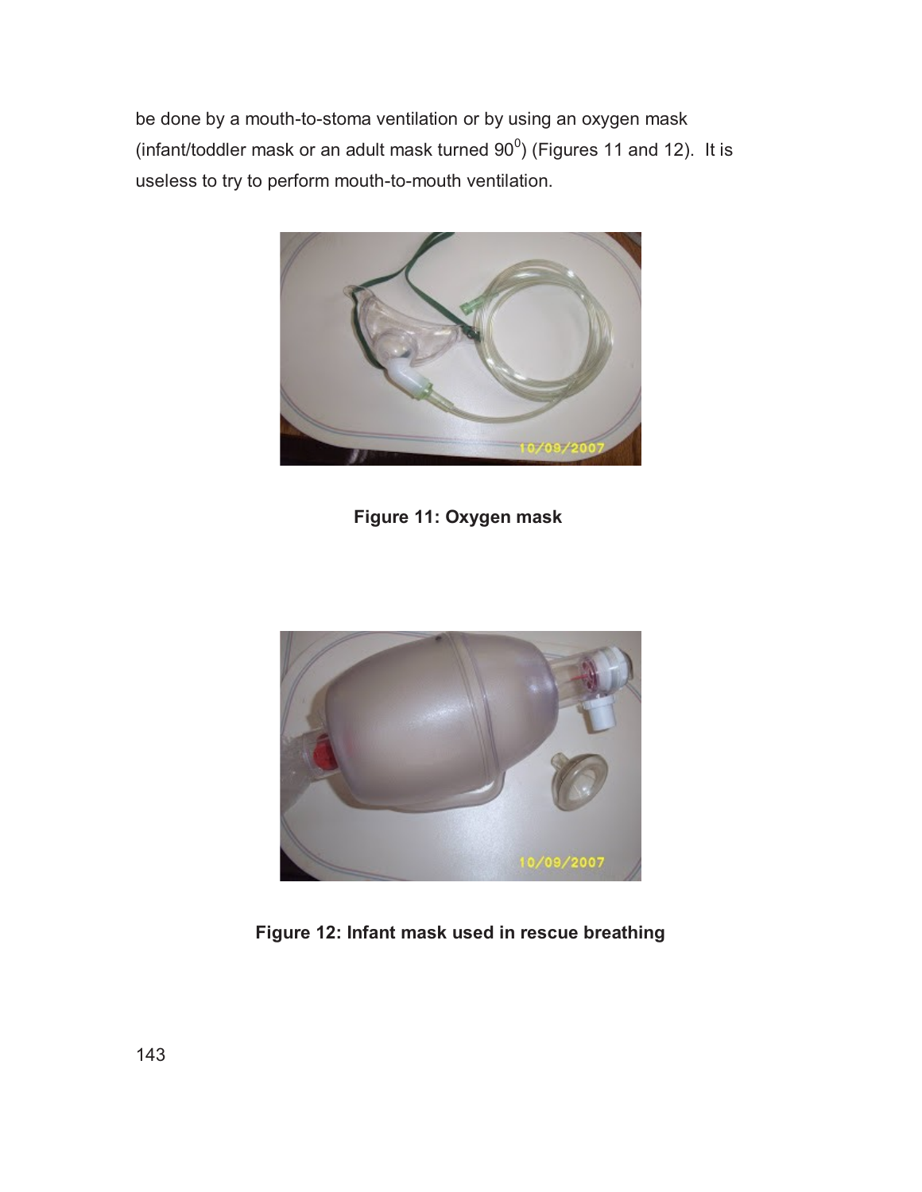be done by a mouth-to-stoma ventilation or by using an oxygen mask (infant/toddler mask or an adult mask turned $90^0$) (Figures 11 and 12). It is useless to try to perform mouth-to-mouth ventilation.

**Figure 11: Oxygen mask**

**Figure 12: Infant mask used in rescue breathing**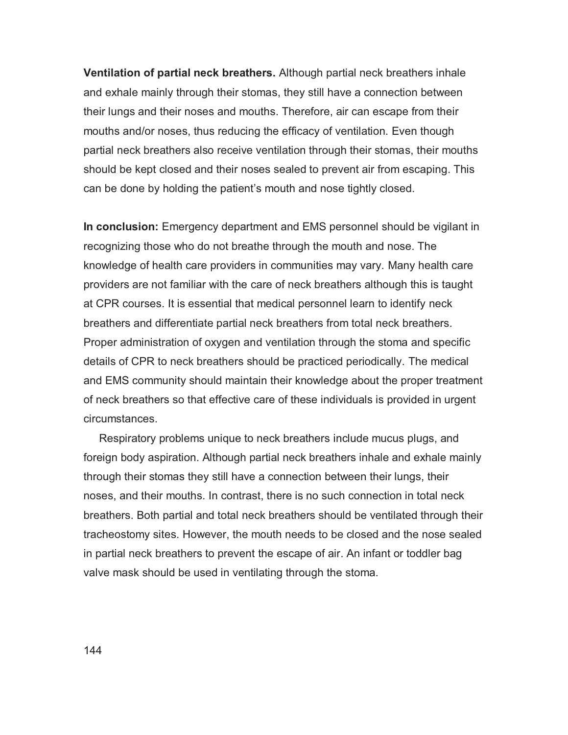**Ventilation of partial neck breathers.** Although partial neck breathers inhale and exhale mainly through their stomas, they still have a connection between their lungs and their noses and mouths. Therefore, air can escape from their mouths and/or noses, thus reducing the efficacy of ventilation. Even though partial neck breathers also receive ventilation through their stomas, their mouths should be kept closed and their noses sealed to prevent air from escaping. This can be done by holding the patient's mouth and nose tightly closed.

**In conclusion:** Emergency department and EMS personnel should be vigilant in recognizing those who do not breathe through the mouth and nose. The knowledge of health care providers in communities may vary. Many health care providers are not familiar with the care of neck breathers although this is taught at CPR courses. It is essential that medical personnel learn to identify neck breathers and differentiate partial neck breathers from total neck breathers. Proper administration of oxygen and ventilation through the stoma and specific details of CPR to neck breathers should be practiced periodically. The medical and EMS community should maintain their knowledge about the proper treatment of neck breathers so that effective care of these individuals is provided in urgent circumstances.

Respiratory problems unique to neck breathers include mucus plugs, and foreign body aspiration. Although partial neck breathers inhale and exhale mainly through their stomas they still have a connection between their lungs, their noses, and their mouths. In contrast, there is no such connection in total neck breathers. Both partial and total neck breathers should be ventilated through their tracheostomy sites. However, the mouth needs to be closed and the nose sealed in partial neck breathers to prevent the escape of air. An infant or toddler bag valve mask should be used in ventilating through the stoma.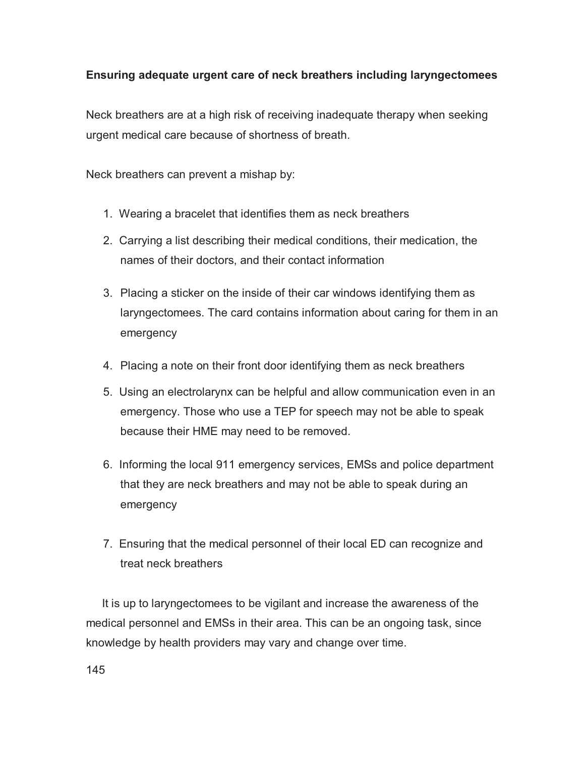**Ensuring adequate urgent care of neck breathers including laryngectomees**

Neck breathers are at a high risk of receiving inadequate therapy when seeking urgent medical care because of shortness of breath.

Neck breathers can prevent a mishap by:

1. Wearing a bracelet that identifies them as neck breathers
2. Carrying a list describing their medical conditions, their medication, the names of their doctors, and their contact information
3. Placing a sticker on the inside of their car windows identifying them as laryngectomees. The card contains information about caring for them in an emergency
4. Placing a note on their front door identifying them as neck breathers
5. Using an electrolarynx can be helpful and allow communication even in an emergency. Those who use a TEP for speech may not be able to speak because their HME may need to be removed.
6. Informing the local 911 emergency services, EMSs and police department that they are neck breathers and may not be able to speak during an emergency
7. Ensuring that the medical personnel of their local ED can recognize and treat neck breathers

It is up to laryngectomees to be vigilant and increase the awareness of the medical personnel and EMSs in their area. This can be an ongoing task, since knowledge by health providers may vary and change over time.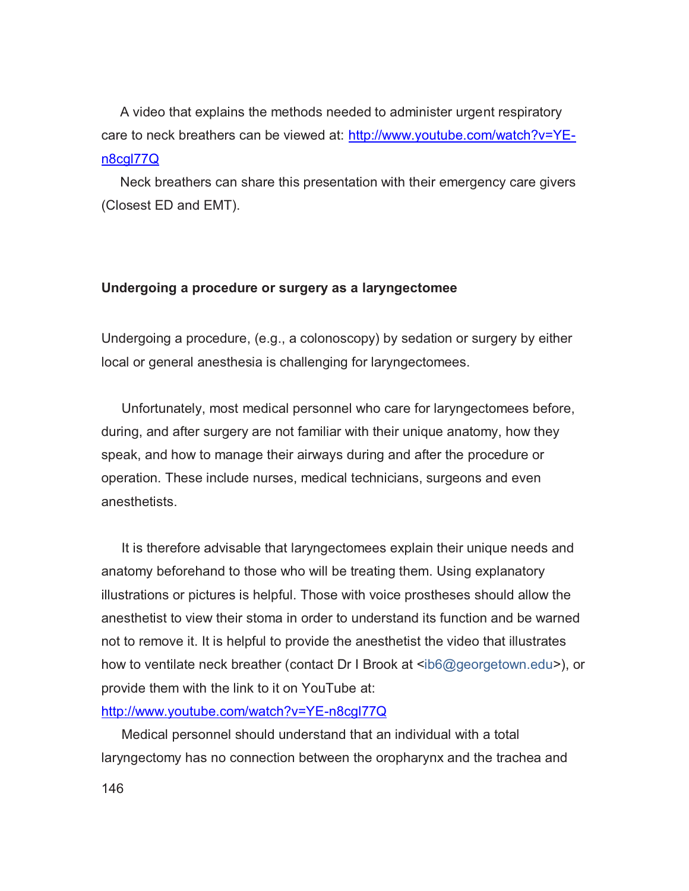A video that explains the methods needed to administer urgent respiratory care to neck breathers can be viewed at: [http://www.youtube.com/watch?v=YE-n8cgl77Q](http://www.youtube.com/watch?v=YE-n8cgl77Q)

Neck breathers can share this presentation with their emergency care givers (Closest ED and EMT).

**Undergoing a procedure or surgery as a laryngectomee**

Undergoing a procedure, (e.g., a colonoscopy) by sedation or surgery by either local or general anesthesia is challenging for laryngectomees.

Unfortunately, most medical personnel who care for laryngectomees before, during, and after surgery are not familiar with their unique anatomy, how they speak, and how to manage their airways during and after the procedure or operation. These include nurses, medical technicians, surgeons and even anesthetists.

It is therefore advisable that laryngectomees explain their unique needs and anatomy beforehand to those who will be treating them. Using explanatory illustrations or pictures is helpful. Those with voice prostheses should allow the anesthetist to view their stoma in order to understand its function and be warned not to remove it. It is helpful to provide the anesthetist the video that illustrates how to ventilate neck breather (contact Dr I Brook at <ib6@georgetown.edu>), or provide them with the link to it on YouTube at: [http://www.youtube.com/watch?v=YE-n8cgl77Q](http://www.youtube.com/watch?v=YE-n8cgl77Q)

Medical personnel should understand that an individual with a total laryngectomy has no connection between the oropharynx and the trachea and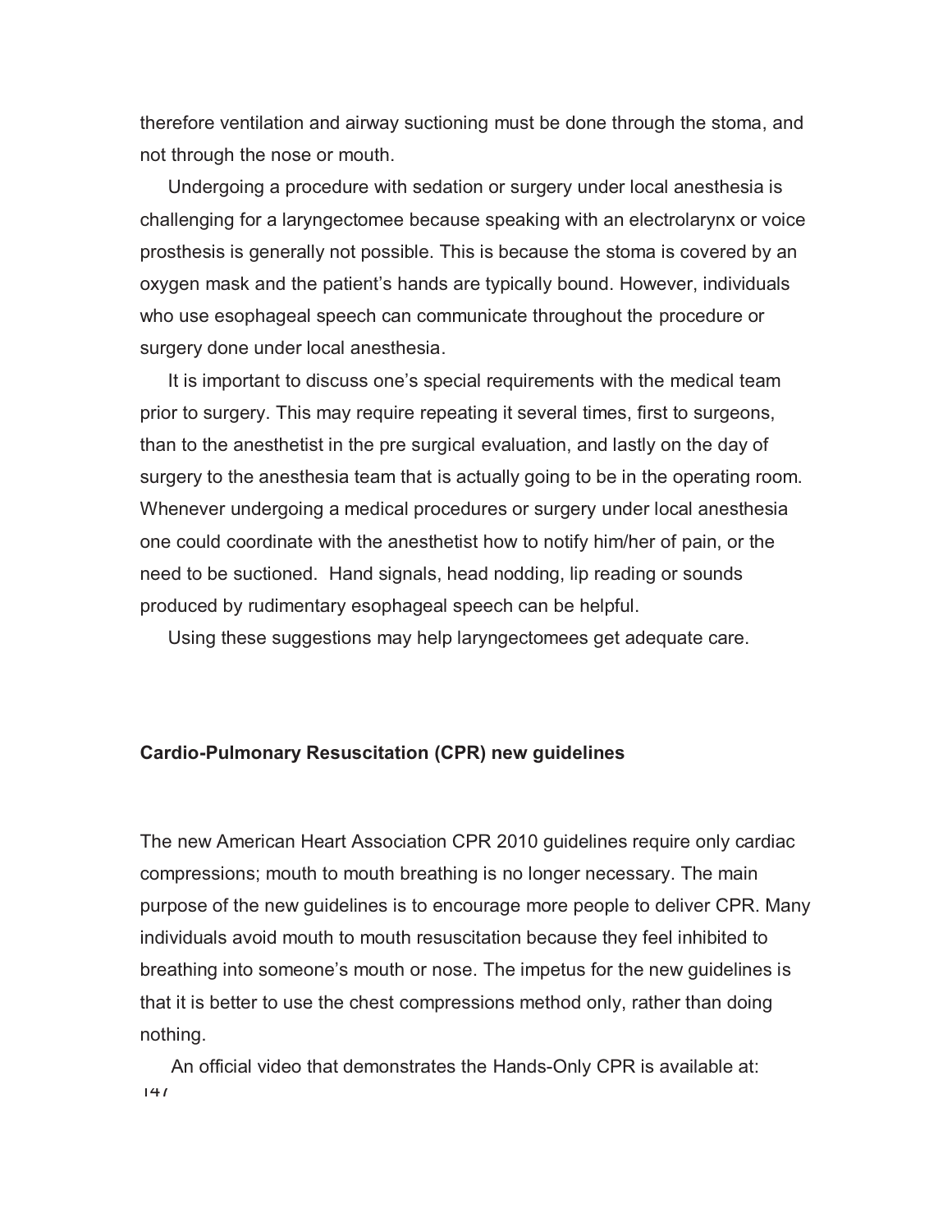therefore ventilation and airway suctioning must be done through the stoma, and not through the nose or mouth.

Undergoing a procedure with sedation or surgery under local anesthesia is challenging for a laryngectomee because speaking with an electrolarynx or voice prosthesis is generally not possible. This is because the stoma is covered by an oxygen mask and the patient's hands are typically bound. However, individuals who use esophageal speech can communicate throughout the procedure or surgery done under local anesthesia.

It is important to discuss one's special requirements with the medical team prior to surgery. This may require repeating it several times, first to surgeons, than to the anesthetist in the pre surgical evaluation, and lastly on the day of surgery to the anesthesia team that is actually going to be in the operating room. Whenever undergoing a medical procedures or surgery under local anesthesia one could coordinate with the anesthetist how to notify him/her of pain, or the need to be suctioned. Hand signals, head nodding, lip reading or sounds produced by rudimentary esophageal speech can be helpful.

Using these suggestions may help laryngectomees get adequate care.

**Cardio-Pulmonary Resuscitation (CPR) new guidelines**

The new American Heart Association CPR 2010 guidelines require only cardiac compressions; mouth to mouth breathing is no longer necessary. The main purpose of the new guidelines is to encourage more people to deliver CPR. Many individuals avoid mouth to mouth resuscitation because they feel inhibited to breathing into someone's mouth or nose. The impetus for the new guidelines is that it is better to use the chest compressions method only, rather than doing nothing.

An official video that demonstrates the Hands-Only CPR is available at: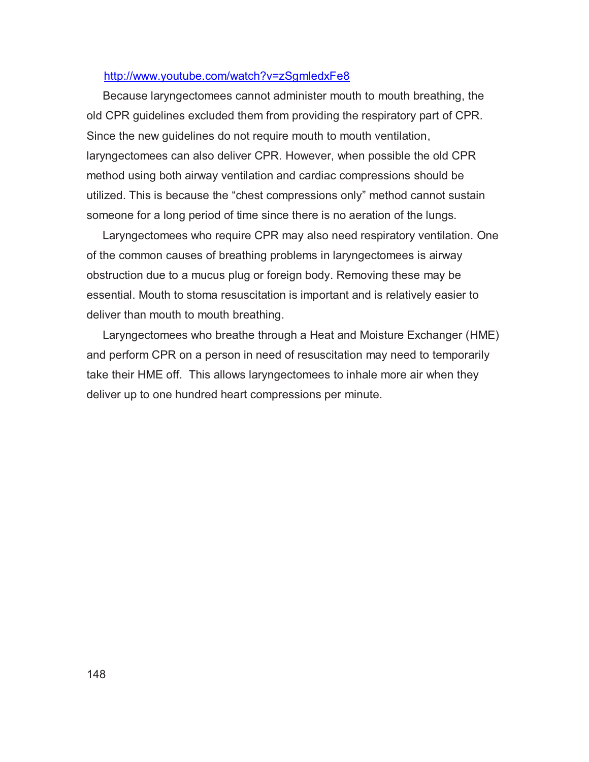[http://www.youtube.com/watch?v=zSgmledxFe8](http://www.youtube.com/watch?v=zSgmledxFe8)

Because laryngectomees cannot administer mouth to mouth breathing, the old CPR guidelines excluded them from providing the respiratory part of CPR. Since the new guidelines do not require mouth to mouth ventilation, laryngectomees can also deliver CPR. However, when possible the old CPR method using both airway ventilation and cardiac compressions should be utilized. This is because the “chest compressions only” method cannot sustain someone for a long period of time since there is no aeration of the lungs.

Laryngectomees who require CPR may also need respiratory ventilation. One of the common causes of breathing problems in laryngectomees is airway obstruction due to a mucus plug or foreign body. Removing these may be essential. Mouth to stoma resuscitation is important and is relatively easier to deliver than mouth to mouth breathing.

Laryngectomees who breathe through a Heat and Moisture Exchanger (HME) and perform CPR on a person in need of resuscitation may need to temporarily take their HME off. This allows laryngectomees to inhale more air when they deliver up to one hundred heart compressions per minute.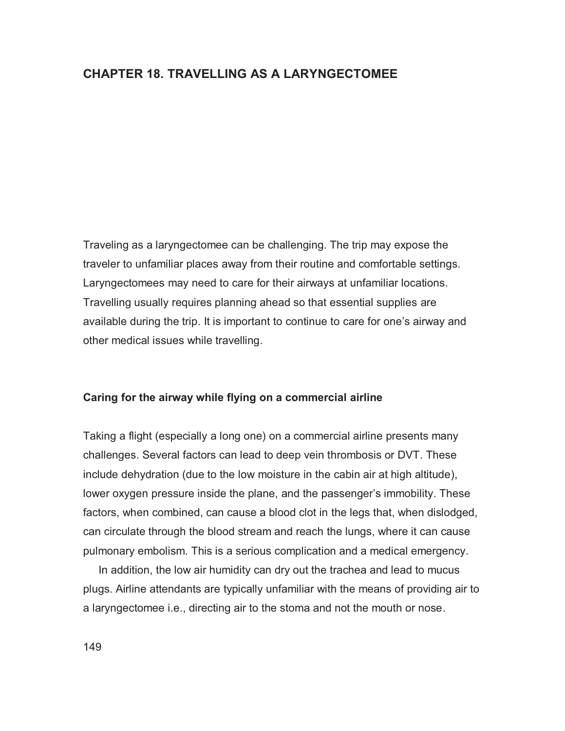# CHAPTER 18. TRAVELLING AS A LARYNGECTOMEE

Traveling as a laryngectomee can be challenging. The trip may expose the traveler to unfamiliar places away from their routine and comfortable settings. Laryngectomees may need to care for their airways at unfamiliar locations. Travelling usually requires planning ahead so that essential supplies are available during the trip. It is important to continue to care for one's airway and other medical issues while travelling.

## Caring for the airway while flying on a commercial airline

Taking a flight (especially a long one) on a commercial airline presents many challenges. Several factors can lead to deep vein thrombosis or DVT. These include dehydration (due to the low moisture in the cabin air at high altitude), lower oxygen pressure inside the plane, and the passenger's immobility. These factors, when combined, can cause a blood clot in the legs that, when dislodged, can circulate through the blood stream and reach the lungs, where it can cause pulmonary embolism. This is a serious complication and a medical emergency.

In addition, the low air humidity can dry out the trachea and lead to mucus plugs. Airline attendants are typically unfamiliar with the means of providing air to a laryngectomee i.e., directing air to the stoma and not the mouth or nose.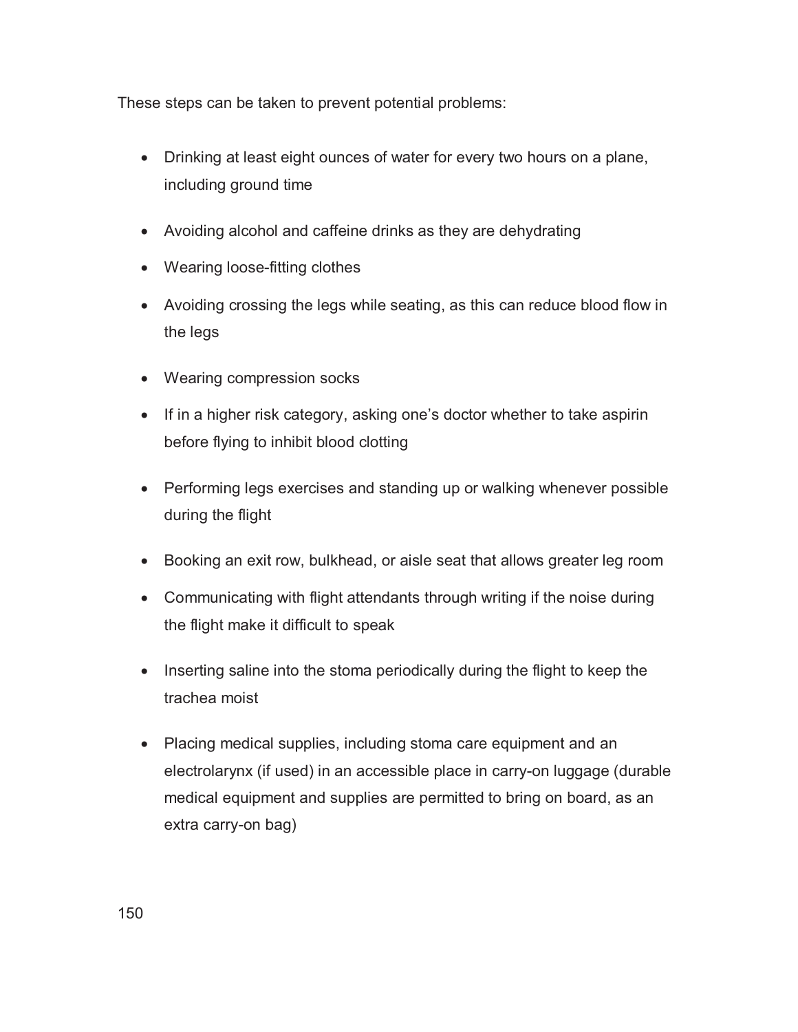These steps can be taken to prevent potential problems:

- Drinking at least eight ounces of water for every two hours on a plane, including ground time
- Avoiding alcohol and caffeine drinks as they are dehydrating
- Wearing loose-fitting clothes
- Avoiding crossing the legs while seating, as this can reduce blood flow in the legs
- Wearing compression socks
- If in a higher risk category, asking one's doctor whether to take aspirin before flying to inhibit blood clotting
- Performing legs exercises and standing up or walking whenever possible during the flight
- Booking an exit row, bulkhead, or aisle seat that allows greater leg room
- Communicating with flight attendants through writing if the noise during the flight make it difficult to speak
- Inserting saline into the stoma periodically during the flight to keep the trachea moist
- Placing medical supplies, including stoma care equipment and an electrolarynx (if used) in an accessible place in carry-on luggage (durable medical equipment and supplies are permitted to bring on board, as an extra carry-on bag)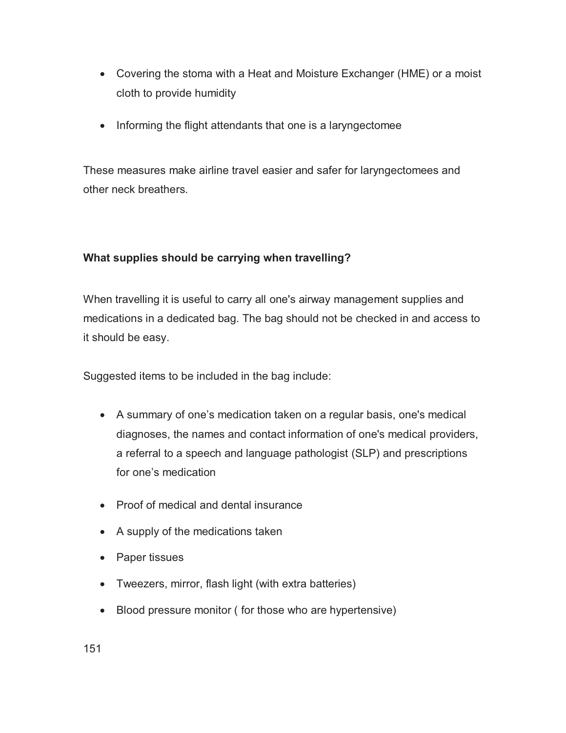- Covering the stoma with a Heat and Moisture Exchanger (HME) or a moist cloth to provide humidity
- Informing the flight attendants that one is a laryngectomee

These measures make airline travel easier and safer for laryngectomees and other neck breathers.

**What supplies should be carrying when travelling?**

When travelling it is useful to carry all one's airway management supplies and medications in a dedicated bag. The bag should not be checked in and access to it should be easy.

Suggested items to be included in the bag include:

- A summary of one's medication taken on a regular basis, one's medical diagnoses, the names and contact information of one's medical providers, a referral to a speech and language pathologist (SLP) and prescriptions for one's medication
- Proof of medical and dental insurance
- A supply of the medications taken
- Paper tissues
- Tweezers, mirror, flash light (with extra batteries)
- Blood pressure monitor ( for those who are hypertensive)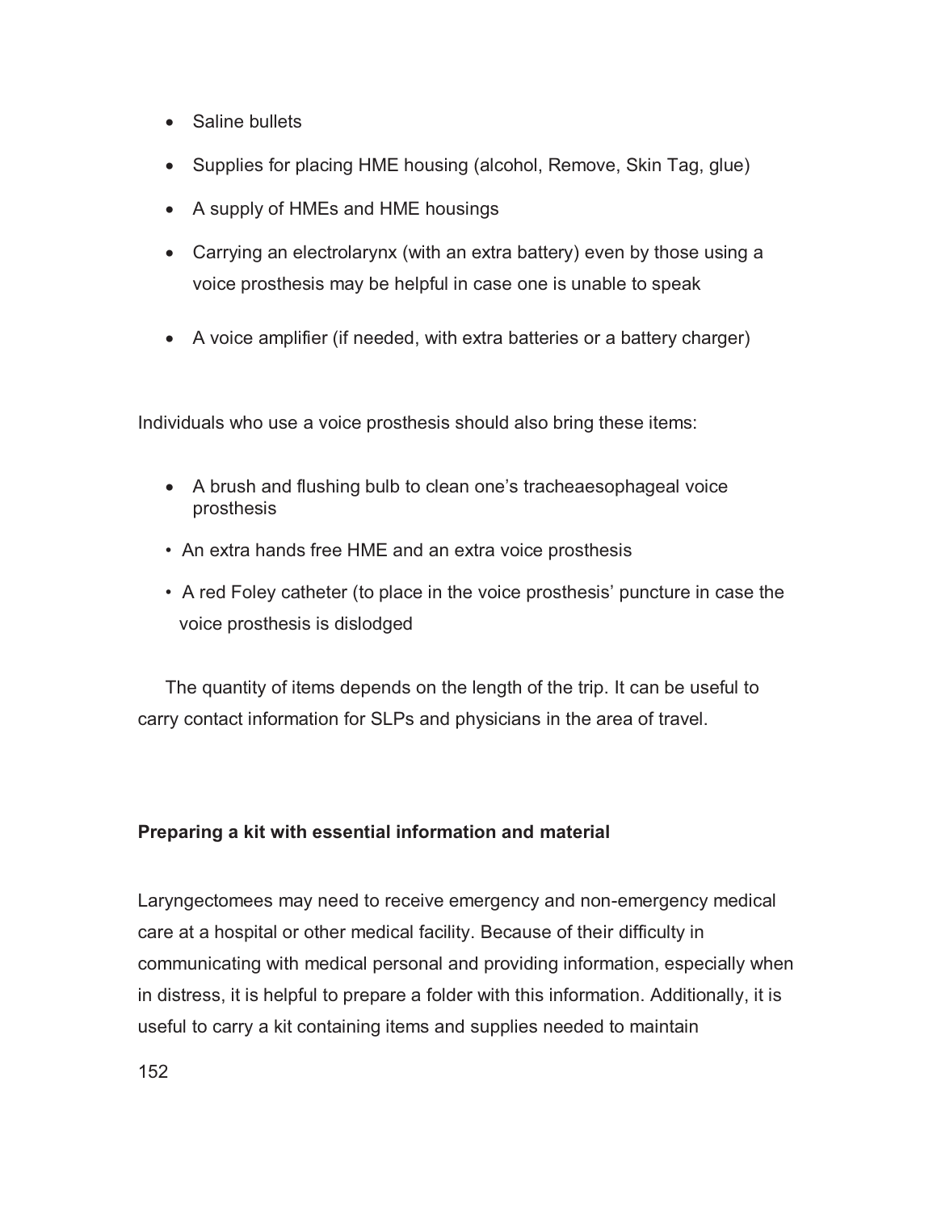- Saline bullets
- Supplies for placing HME housing (alcohol, Remove, Skin Tag, glue)
- A supply of HMEs and HME housings
- Carrying an electrolarynx (with an extra battery) even by those using a voice prosthesis may be helpful in case one is unable to speak
- A voice amplifier (if needed, with extra batteries or a battery charger)

Individuals who use a voice prosthesis should also bring these items:

- A brush and flushing bulb to clean one's tracheaesophageal voice prosthesis
- An extra hands free HME and an extra voice prosthesis
- A red Foley catheter (to place in the voice prosthesis' puncture in case the voice prosthesis is dislodged

The quantity of items depends on the length of the trip. It can be useful to carry contact information for SLPs and physicians in the area of travel.

**Preparing a kit with essential information and material**

Laryngectomees may need to receive emergency and non-emergency medical care at a hospital or other medical facility. Because of their difficulty in communicating with medical personal and providing information, especially when in distress, it is helpful to prepare a folder with this information. Additionally, it is useful to carry a kit containing items and supplies needed to maintain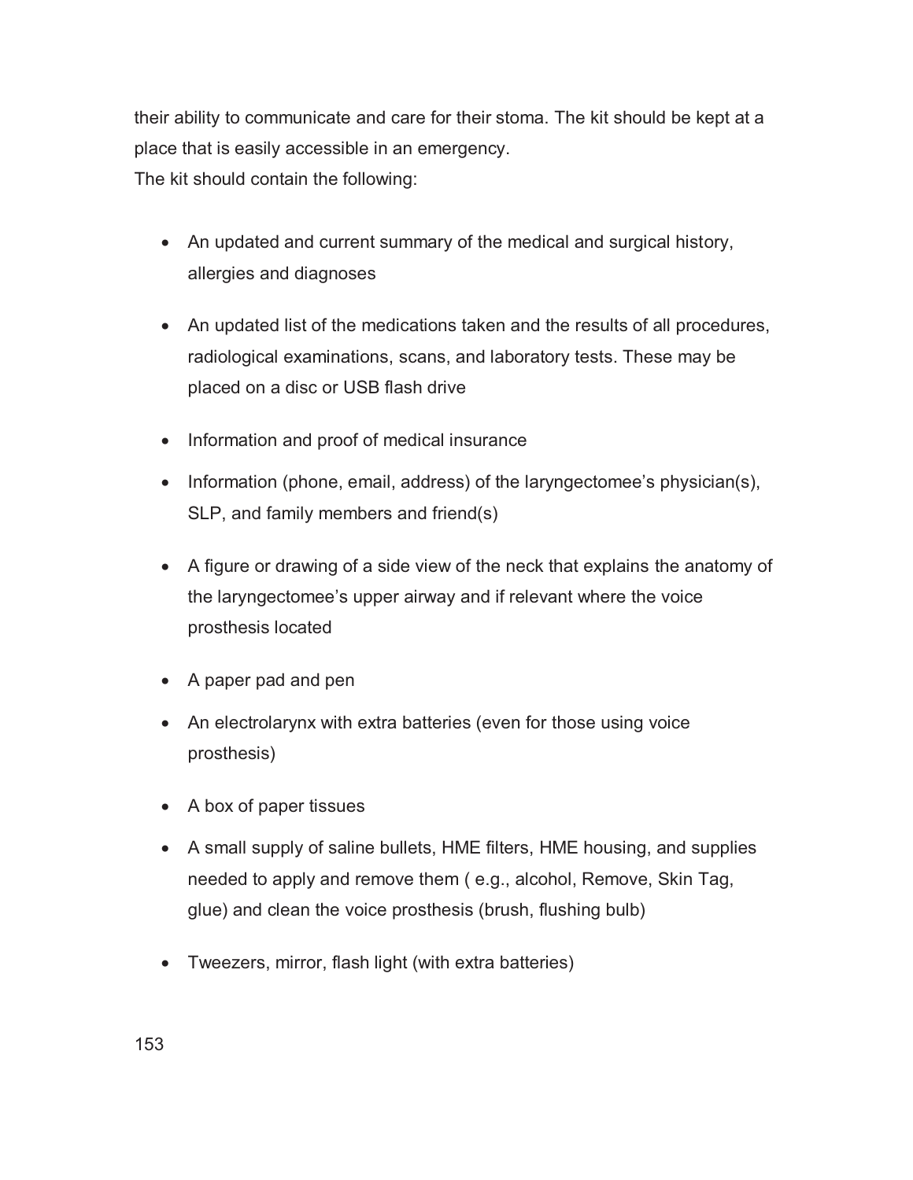their ability to communicate and care for their stoma. The kit should be kept at a place that is easily accessible in an emergency.
The kit should contain the following:

- An updated and current summary of the medical and surgical history, allergies and diagnoses
- An updated list of the medications taken and the results of all procedures, radiological examinations, scans, and laboratory tests. These may be placed on a disc or USB flash drive
- Information and proof of medical insurance
- Information (phone, email, address) of the laryngectomee's physician(s), SLP, and family members and friend(s)
- A figure or drawing of a side view of the neck that explains the anatomy of the laryngectomee's upper airway and if relevant where the voice prosthesis located
- A paper pad and pen
- An electrolarynx with extra batteries (even for those using voice prosthesis)
- A box of paper tissues
- A small supply of saline bullets, HME filters, HME housing, and supplies needed to apply and remove them ( e.g., alcohol, Remove, Skin Tag, glue) and clean the voice prosthesis (brush, flushing bulb)
- Tweezers, mirror, flash light (with extra batteries)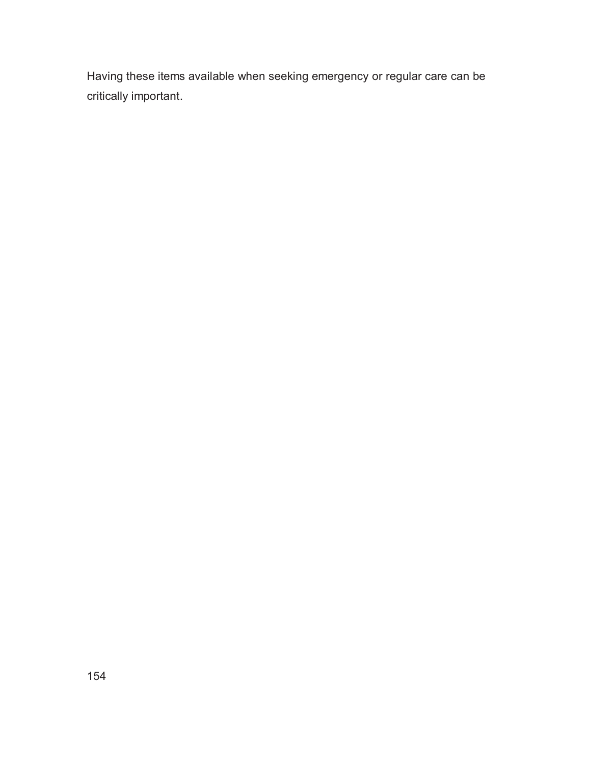Having these items available when seeking emergency or regular care can be critically important.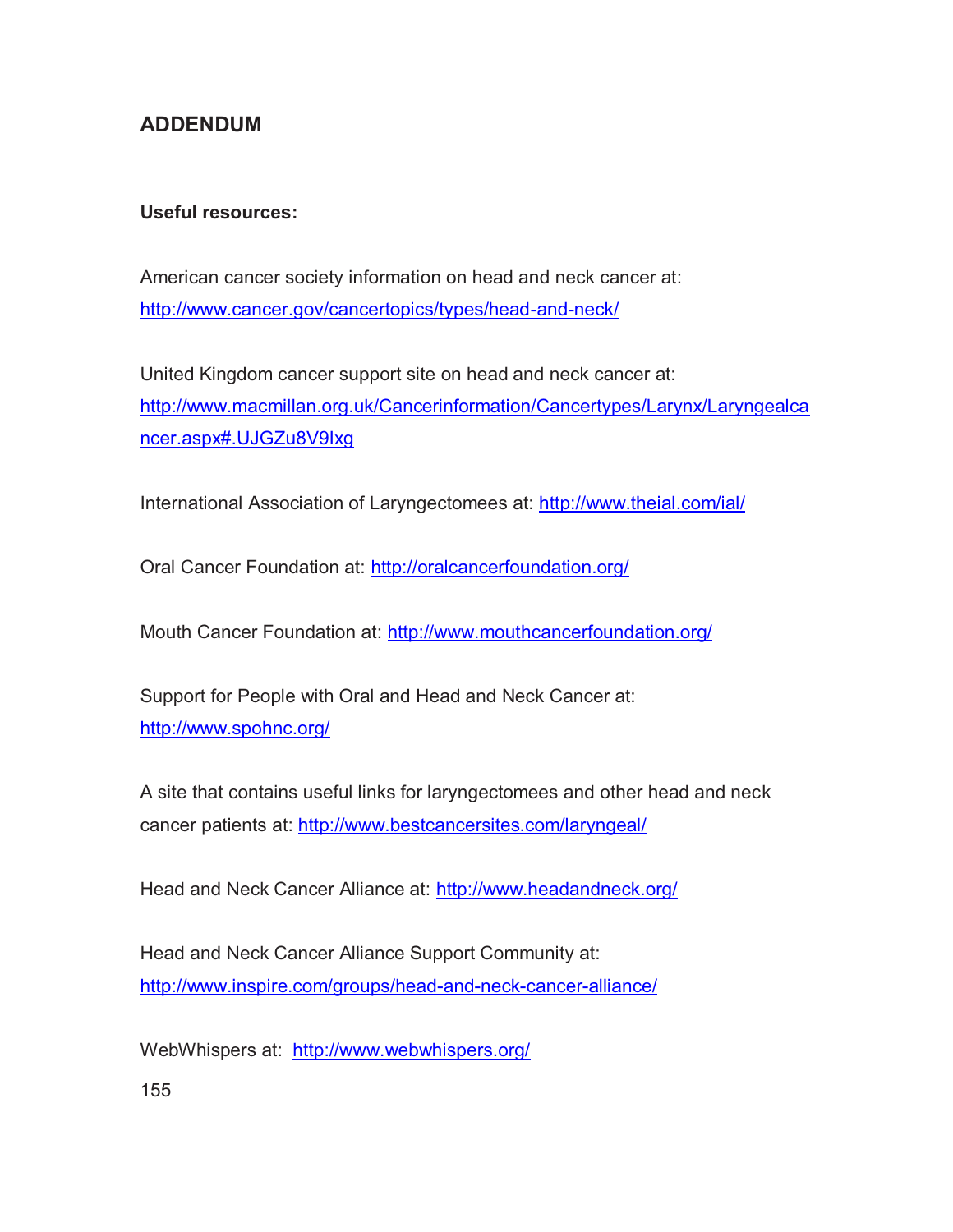## ADDENDUM

**Useful resources:**

American cancer society information on head and neck cancer at: http://www.cancer.gov/cancertopics/types/head-and-neck/

United Kingdom cancer support site on head and neck cancer at: http://www.macmillan.org.uk/Cancerinformation/Cancertypes/Larynx/Laryngealcancer.aspx#.UJGZu8V9Ixg

International Association of Laryngectomees at: http://www.theial.com/ial/

Oral Cancer Foundation at: http://oralcancerfoundation.org/

Mouth Cancer Foundation at: http://www.mouthcancerfoundation.org/

Support for People with Oral and Head and Neck Cancer at: http://www.spohnc.org/

A site that contains useful links for laryngectomees and other head and neck cancer patients at: http://www.bestcancersites.com/laryngeal/

Head and Neck Cancer Alliance at: http://www.headandneck.org/

Head and Neck Cancer Alliance Support Community at: http://www.inspire.com/groups/head-and-neck-cancer-alliance/

WebWhispers at: http://www.webwhispers.org/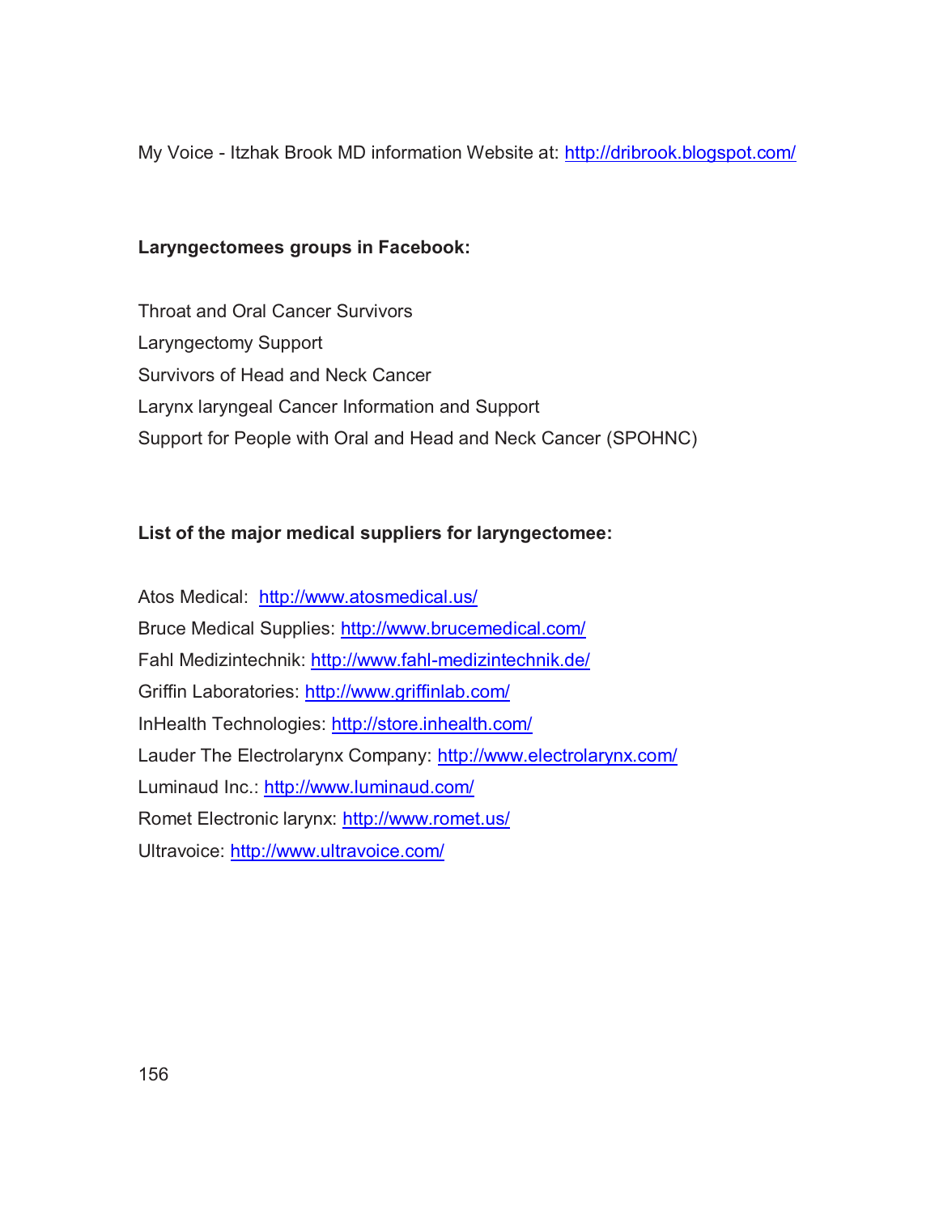My Voice - Itzhak Brook MD information Website at: http://dribrook.blogspot.com/

**Laryngectomees groups in Facebook:**

Throat and Oral Cancer Survivors
Laryngectomy Support
Survivors of Head and Neck Cancer
Larynx laryngeal Cancer Information and Support
Support for People with Oral and Head and Neck Cancer (SPOHNC)

**List of the major medical suppliers for laryngectomee:**

Atos Medical: http://www.atosmedical.us/
Bruce Medical Supplies: http://www.brucemedical.com/
Fahl Medizintechnik: http://www.fahl-medizintechnik.de/
Griffin Laboratories: http://www.griffinlab.com/
InHealth Technologies: http://store.inhealth.com/
Lauder The Electrolarynx Company: http://www.electrolarynx.com/
Luminaud Inc.: http://www.luminaud.com/
Romet Electronic larynx: http://www.romet.us/
Ultravoice: http://www.ultravoice.com/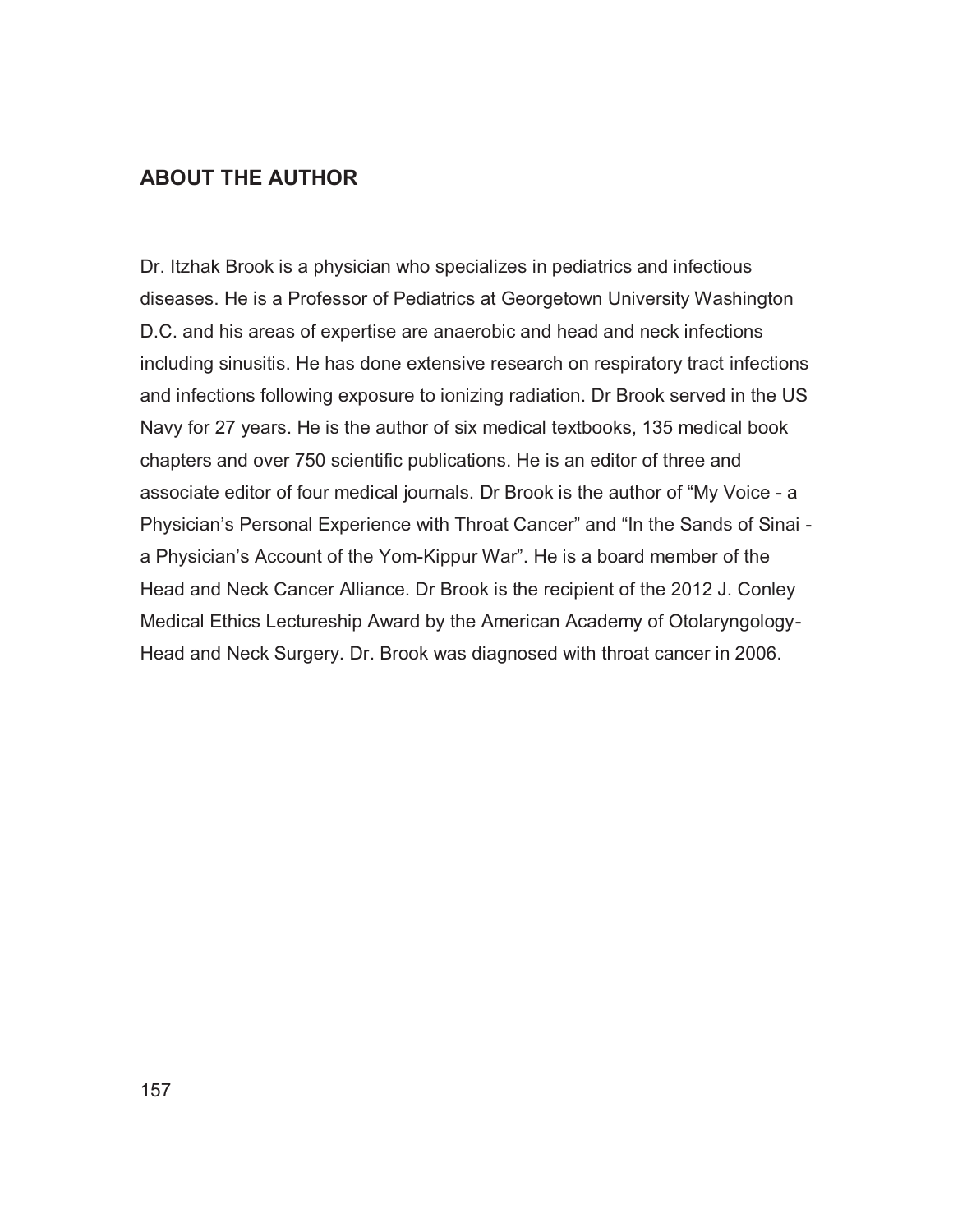## ABOUT THE AUTHOR

Dr. Itzhak Brook is a physician who specializes in pediatrics and infectious diseases. He is a Professor of Pediatrics at Georgetown University Washington D.C. and his areas of expertise are anaerobic and head and neck infections including sinusitis. He has done extensive research on respiratory tract infections and infections following exposure to ionizing radiation. Dr Brook served in the US Navy for 27 years. He is the author of six medical textbooks, 135 medical book chapters and over 750 scientific publications. He is an editor of three and associate editor of four medical journals. Dr Brook is the author of "My Voice - a Physician's Personal Experience with Throat Cancer" and "In the Sands of Sinai - a Physician's Account of the Yom-Kippur War". He is a board member of the Head and Neck Cancer Alliance. Dr Brook is the recipient of the 2012 J. Conley Medical Ethics Lectureship Award by the American Academy of Otolaryngology-Head and Neck Surgery. Dr. Brook was diagnosed with throat cancer in 2006.